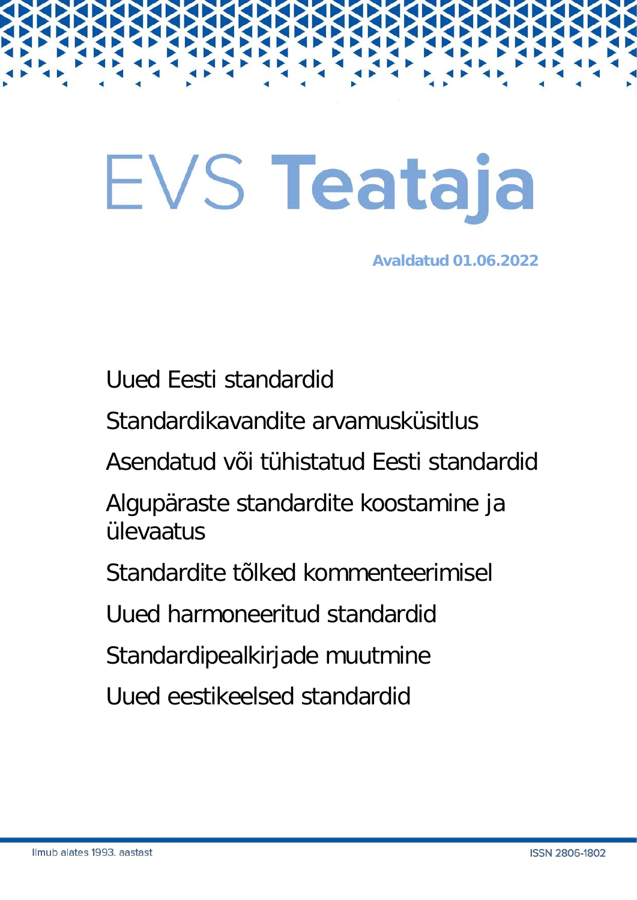# EVS Teataja

Avaldatud 01.06.2022

Uued Eesti standardid

Standardikavandite arvamusküsitlus

Asendatud või tühistatud Eesti standardid

Algupäraste standardite koostamine ja ülevaatus

Standardite tõlked kommenteerimisel

Uued harmoneeritud standardid

Standardipealkirjade muutmine

Uued eestikeelsed standardid

Ilmub alates 1993. aastast

ISSN 2806-1802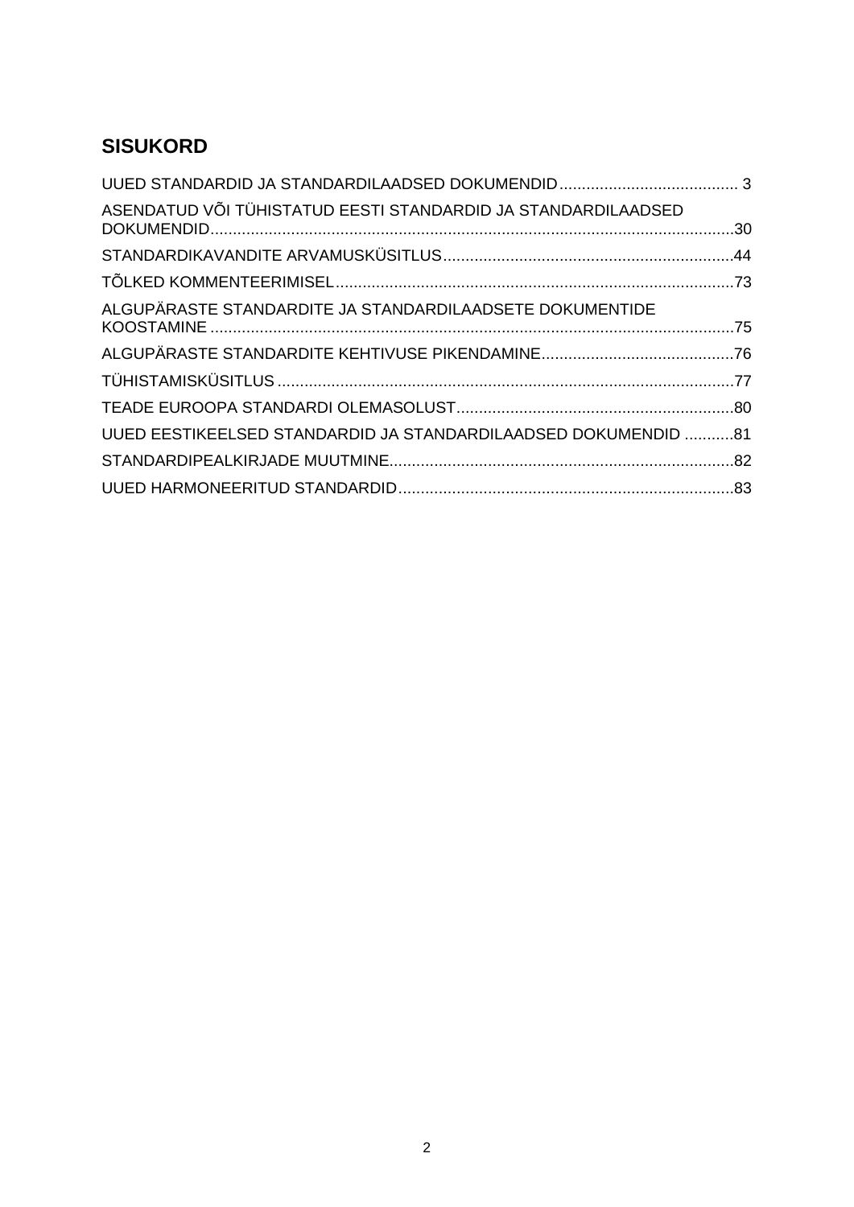# SISUKORD

UUED STANDARDID JA STANDARDILAADSED DOKUMENDID ........................................ 3

ASENDATUD VÕI TÜHISTATUD EESTI STANDARDID JA STANDARDILAADSED DOKUMENDID.....................................................................................................................30

STANDARDIKAVANDITE ARVAMUSKÜSITLUS.................................................................44

TÕLKED KOMMENTEERIMISEL.........................................................................................73

ALGUPÄRASTE STANDARDITE JA STANDARDILAADSETE DOKUMENTIDE KOOSTAMINE .....................................................................................................................75

ALGUPÄRASTE STANDARDITE KEHTIVUSE PIKENDAMINE...........................................76

TÜHISTAMISKÜSITLUS ......................................................................................................77

TEADE EUROOPA STANDARDI OLEMASOLUST..............................................................80

UUED EESTIKEELSED STANDARDID JA STANDARDILAADSED DOKUMENDID ...........81

STANDARDIPEALKIRJADE MUUTMINE.............................................................................82

UUED HARMONEERITUD STANDARDID...........................................................................83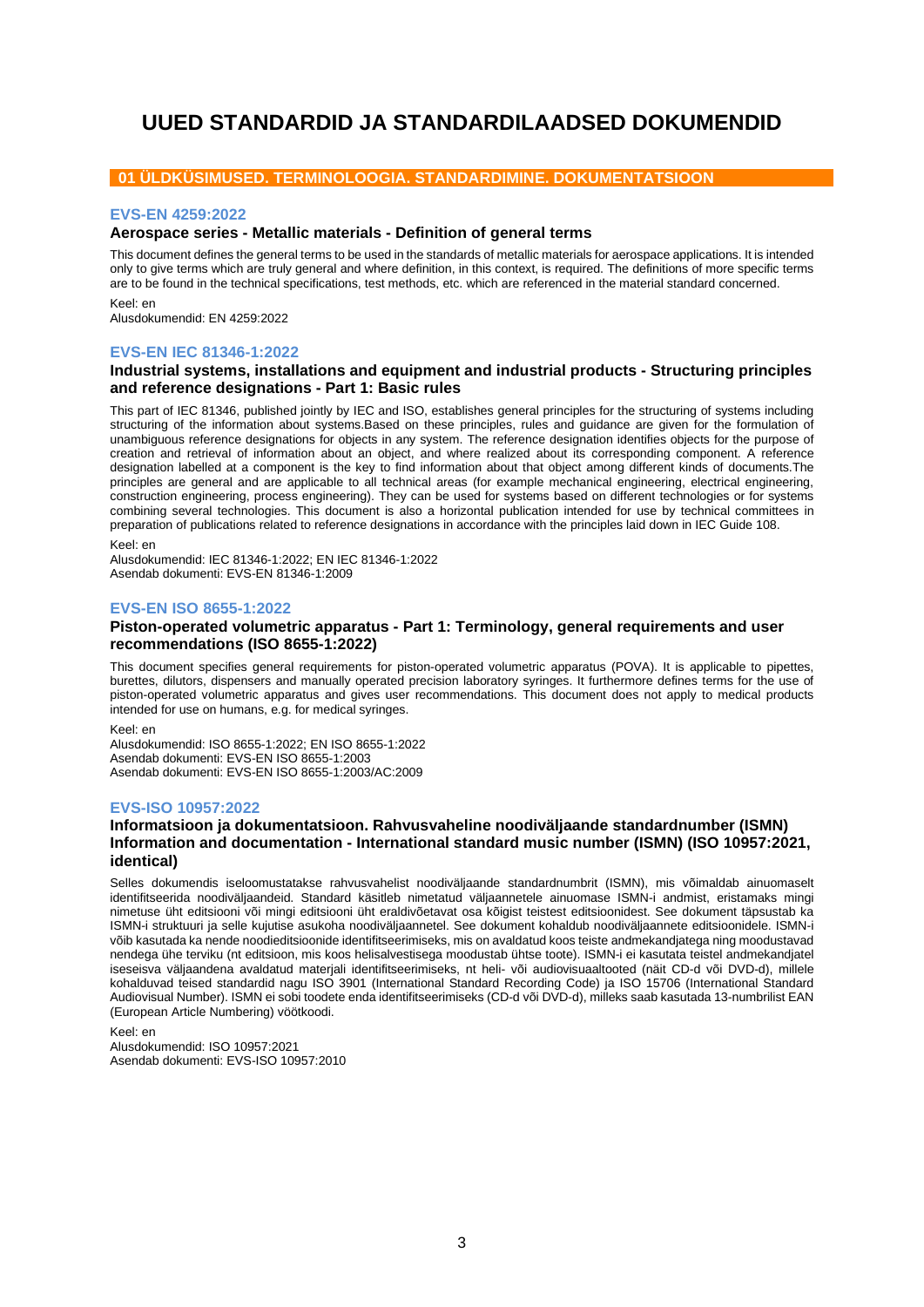# UUED STANDARDID JA STANDARDILAADSED DOKUMENDID

## 01 ÜLDKÜSIMUSED. TERMINOLOOGIA. STANDARDIMINE. DOKUMENTATSIOON

### EVS-EN 4259:2022

**Aerospace series - Metallic materials - Definition of general terms**

This document defines the general terms to be used in the standards of metallic materials for aerospace applications. It is intended only to give terms which are truly general and where definition, in this context, is required. The definitions of more specific terms are to be found in the technical specifications, test methods, etc. which are referenced in the material standard concerned.

Keel: en
Alusdokumendid: EN 4259:2022

### EVS-EN IEC 81346-1:2022

**Industrial systems, installations and equipment and industrial products - Structuring principles and reference designations - Part 1: Basic rules**

This part of IEC 81346, published jointly by IEC and ISO, establishes general principles for the structuring of systems including structuring of the information about systems.Based on these principles, rules and guidance are given for the formulation of unambiguous reference designations for objects in any system. The reference designation identifies objects for the purpose of creation and retrieval of information about an object, and where realized about its corresponding component. A reference designation labelled at a component is the key to find information about that object among different kinds of documents.The principles are general and are applicable to all technical areas (for example mechanical engineering, electrical engineering, construction engineering, process engineering). They can be used for systems based on different technologies or for systems combining several technologies. This document is also a horizontal publication intended for use by technical committees in preparation of publications related to reference designations in accordance with the principles laid down in IEC Guide 108.

Keel: en
Alusdokumendid: IEC 81346-1:2022; EN IEC 81346-1:2022
Asendab dokumenti: EVS-EN 81346-1:2009

### EVS-EN ISO 8655-1:2022

**Piston-operated volumetric apparatus - Part 1: Terminology, general requirements and user recommendations (ISO 8655-1:2022)**

This document specifies general requirements for piston-operated volumetric apparatus (POVA). It is applicable to pipettes, burettes, dilutors, dispensers and manually operated precision laboratory syringes. It furthermore defines terms for the use of piston-operated volumetric apparatus and gives user recommendations. This document does not apply to medical products intended for use on humans, e.g. for medical syringes.

Keel: en
Alusdokumendid: ISO 8655-1:2022; EN ISO 8655-1:2022
Asendab dokumenti: EVS-EN ISO 8655-1:2003
Asendab dokumenti: EVS-EN ISO 8655-1:2003/AC:2009

### EVS-ISO 10957:2022

**Informatsioon ja dokumentatsioon. Rahvusvaheline noodiväljaande standardnumber (ISMN) Information and documentation - International standard music number (ISMN) (ISO 10957:2021, identical)**

Selles dokumendis iseloomustatakse rahvusvahelist noodiväljaande standardnumbrit (ISMN), mis võimaldab ainuomaselt identifitseerida noodiväljaandeid. Standard käsitleb nimetatud väljaannetele ainuomase ISMN-i andmist, eristamaks mingi nimetuse üht editsiooni või mingi editsiooni üht eraldivõetavat osa kõigist teistest editsioonidest. See dokument täpsustab ka ISMN-i struktuuri ja selle kujutise asukoha noodiväljaannetel. See dokument kohaldub noodiväljaannete editsioonidele. ISMN-i võib kasutada ka nende noodieditsioonide identifitseerimiseks, mis on avaldatud koos teiste andmekandjatega ning moodustavad nendega ühe terviku (nt editsioon, mis koos helisalvestisega moodustab ühtse toote). ISMN-i ei kasutata teistel andmekandjatel iseseisva väljaandena avaldatud materjali identifitseerimiseks, nt heli- või audiovisuaaltooted (näit CD-d või DVD-d), millele kohalduvad teised standardid nagu ISO 3901 (International Standard Recording Code) ja ISO 15706 (International Standard Audiovisual Number). ISMN ei sobi toodete enda identifitseerimiseks (CD-d või DVD-d), milleks saab kasutada 13-numbrilist EAN (European Article Numbering) vöötkoodi.

Keel: en
Alusdokumendid: ISO 10957:2021
Asendab dokumenti: EVS-ISO 10957:2010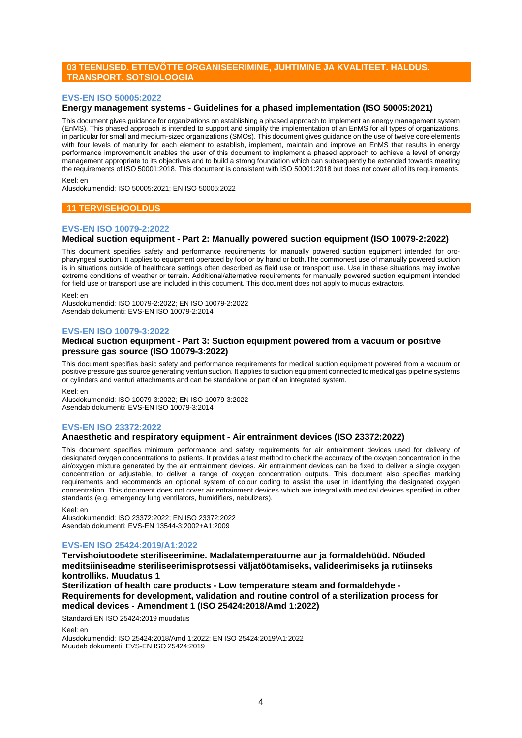## 03 TEENUSED. ETTEVÕTTE ORGANISEERIMINE, JUHTIMINE JA KVALITEET. HALDUS. TRANSPORT. SOTSIOLOOGIA

### EVS-EN ISO 50005:2022

**Energy management systems - Guidelines for a phased implementation (ISO 50005:2021)**

This document gives guidance for organizations on establishing a phased approach to implement an energy management system (EnMS). This phased approach is intended to support and simplify the implementation of an EnMS for all types of organizations, in particular for small and medium-sized organizations (SMOs). This document gives guidance on the use of twelve core elements with four levels of maturity for each element to establish, implement, maintain and improve an EnMS that results in energy performance improvement.It enables the user of this document to implement a phased approach to achieve a level of energy management appropriate to its objectives and to build a strong foundation which can subsequently be extended towards meeting the requirements of ISO 50001:2018. This document is consistent with ISO 50001:2018 but does not cover all of its requirements.

Keel: en
Alusdokumendid: ISO 50005:2021; EN ISO 50005:2022

## 11 TERVISEHOOLDUS

### EVS-EN ISO 10079-2:2022

**Medical suction equipment - Part 2: Manually powered suction equipment (ISO 10079-2:2022)**

This document specifies safety and performance requirements for manually powered suction equipment intended for oro-pharyngeal suction. It applies to equipment operated by foot or by hand or both.The commonest use of manually powered suction is in situations outside of healthcare settings often described as field use or transport use. Use in these situations may involve extreme conditions of weather or terrain. Additional/alternative requirements for manually powered suction equipment intended for field use or transport use are included in this document. This document does not apply to mucus extractors.

Keel: en
Alusdokumendid: ISO 10079-2:2022; EN ISO 10079-2:2022
Asendab dokumenti: EVS-EN ISO 10079-2:2014

### EVS-EN ISO 10079-3:2022

**Medical suction equipment - Part 3: Suction equipment powered from a vacuum or positive pressure gas source (ISO 10079-3:2022)**

This document specifies basic safety and performance requirements for medical suction equipment powered from a vacuum or positive pressure gas source generating venturi suction. It applies to suction equipment connected to medical gas pipeline systems or cylinders and venturi attachments and can be standalone or part of an integrated system.

Keel: en
Alusdokumendid: ISO 10079-3:2022; EN ISO 10079-3:2022
Asendab dokumenti: EVS-EN ISO 10079-3:2014

### EVS-EN ISO 23372:2022

**Anaesthetic and respiratory equipment - Air entrainment devices (ISO 23372:2022)**

This document specifies minimum performance and safety requirements for air entrainment devices used for delivery of designated oxygen concentrations to patients. It provides a test method to check the accuracy of the oxygen concentration in the air/oxygen mixture generated by the air entrainment devices. Air entrainment devices can be fixed to deliver a single oxygen concentration or adjustable, to deliver a range of oxygen concentration outputs. This document also specifies marking requirements and recommends an optional system of colour coding to assist the user in identifying the designated oxygen concentration. This document does not cover air entrainment devices which are integral with medical devices specified in other standards (e.g. emergency lung ventilators, humidifiers, nebulizers).

Keel: en
Alusdokumendid: ISO 23372:2022; EN ISO 23372:2022
Asendab dokumenti: EVS-EN 13544-3:2002+A1:2009

### EVS-EN ISO 25424:2019/A1:2022

**Tervishoiutoodete steriliseerimine. Madalatemperatuurne aur ja formaldehüüd. Nõuded meditsiiniseadme steriliseerimisprotsessi väljatöötamiseks, valideerimiseks ja rutiinseks kontrolliks. Muudatus 1**

**Sterilization of health care products - Low temperature steam and formaldehyde - Requirements for development, validation and routine control of a sterilization process for medical devices - Amendment 1 (ISO 25424:2018/Amd 1:2022)**

Standardi EN ISO 25424:2019 muudatus

Keel: en
Alusdokumendid: ISO 25424:2018/Amd 1:2022; EN ISO 25424:2019/A1:2022
Muudab dokumenti: EVS-EN ISO 25424:2019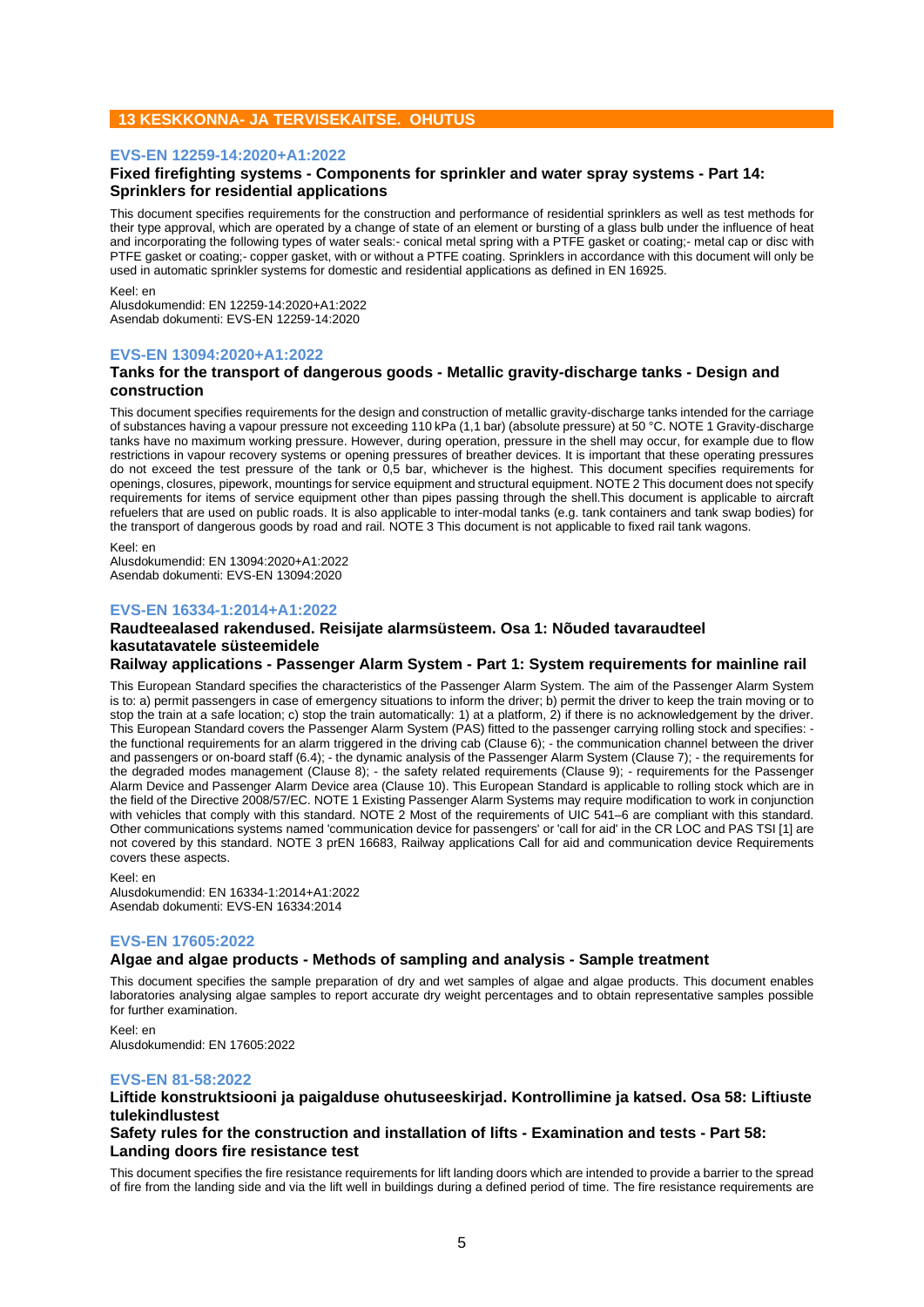## 13 KESKKONNA- JA TERVISEKAITSE. OHUTUS

### EVS-EN 12259-14:2020+A1:2022

**Fixed firefighting systems - Components for sprinkler and water spray systems - Part 14: Sprinklers for residential applications**

This document specifies requirements for the construction and performance of residential sprinklers as well as test methods for their type approval, which are operated by a change of state of an element or bursting of a glass bulb under the influence of heat and incorporating the following types of water seals:- conical metal spring with a PTFE gasket or coating;- metal cap or disc with PTFE gasket or coating;- copper gasket, with or without a PTFE coating. Sprinklers in accordance with this document will only be used in automatic sprinkler systems for domestic and residential applications as defined in EN 16925.

Keel: en
Alusdokumendid: EN 12259-14:2020+A1:2022
Asendab dokumenti: EVS-EN 12259-14:2020

### EVS-EN 13094:2020+A1:2022

**Tanks for the transport of dangerous goods - Metallic gravity-discharge tanks - Design and construction**

This document specifies requirements for the design and construction of metallic gravity-discharge tanks intended for the carriage of substances having a vapour pressure not exceeding 110 kPa (1,1 bar) (absolute pressure) at 50 °C. NOTE 1 Gravity-discharge tanks have no maximum working pressure. However, during operation, pressure in the shell may occur, for example due to flow restrictions in vapour recovery systems or opening pressures of breather devices. It is important that these operating pressures do not exceed the test pressure of the tank or 0,5 bar, whichever is the highest. This document specifies requirements for openings, closures, pipework, mountings for service equipment and structural equipment. NOTE 2 This document does not specify requirements for items of service equipment other than pipes passing through the shell.This document is applicable to aircraft refuelers that are used on public roads. It is also applicable to inter-modal tanks (e.g. tank containers and tank swap bodies) for the transport of dangerous goods by road and rail. NOTE 3 This document is not applicable to fixed rail tank wagons.

Keel: en
Alusdokumendid: EN 13094:2020+A1:2022
Asendab dokumenti: EVS-EN 13094:2020

### EVS-EN 16334-1:2014+A1:2022

**Raudteealased rakendused. Reisijate alarmsüsteem. Osa 1: Nõuded tavaraudteel kasutatavatele süsteemidele**

**Railway applications - Passenger Alarm System - Part 1: System requirements for mainline rail**

This European Standard specifies the characteristics of the Passenger Alarm System. The aim of the Passenger Alarm System is to: a) permit passengers in case of emergency situations to inform the driver; b) permit the driver to keep the train moving or to stop the train at a safe location; c) stop the train automatically: 1) at a platform, 2) if there is no acknowledgement by the driver. This European Standard covers the Passenger Alarm System (PAS) fitted to the passenger carrying rolling stock and specifies: - the functional requirements for an alarm triggered in the driving cab (Clause 6); - the communication channel between the driver and passengers or on-board staff (6.4); - the dynamic analysis of the Passenger Alarm System (Clause 7); - the requirements for the degraded modes management (Clause 8); - the safety related requirements (Clause 9); - requirements for the Passenger Alarm Device and Passenger Alarm Device area (Clause 10). This European Standard is applicable to rolling stock which are in the field of the Directive 2008/57/EC. NOTE 1 Existing Passenger Alarm Systems may require modification to work in conjunction with vehicles that comply with this standard. NOTE 2 Most of the requirements of UIC 541–6 are compliant with this standard. Other communications systems named 'communication device for passengers' or 'call for aid' in the CR LOC and PAS TSI [1] are not covered by this standard. NOTE 3 prEN 16683, Railway applications Call for aid and communication device Requirements covers these aspects.

Keel: en
Alusdokumendid: EN 16334-1:2014+A1:2022
Asendab dokumenti: EVS-EN 16334:2014

### EVS-EN 17605:2022

**Algae and algae products - Methods of sampling and analysis - Sample treatment**

This document specifies the sample preparation of dry and wet samples of algae and algae products. This document enables laboratories analysing algae samples to report accurate dry weight percentages and to obtain representative samples possible for further examination.

Keel: en
Alusdokumendid: EN 17605:2022

### EVS-EN 81-58:2022

**Liftide konstruktsiooni ja paigalduse ohutuseeskirjad. Kontrollimine ja katsed. Osa 58: Liftiuste tulekindlustest**

**Safety rules for the construction and installation of lifts - Examination and tests - Part 58: Landing doors fire resistance test**

This document specifies the fire resistance requirements for lift landing doors which are intended to provide a barrier to the spread of fire from the landing side and via the lift well in buildings during a defined period of time. The fire resistance requirements are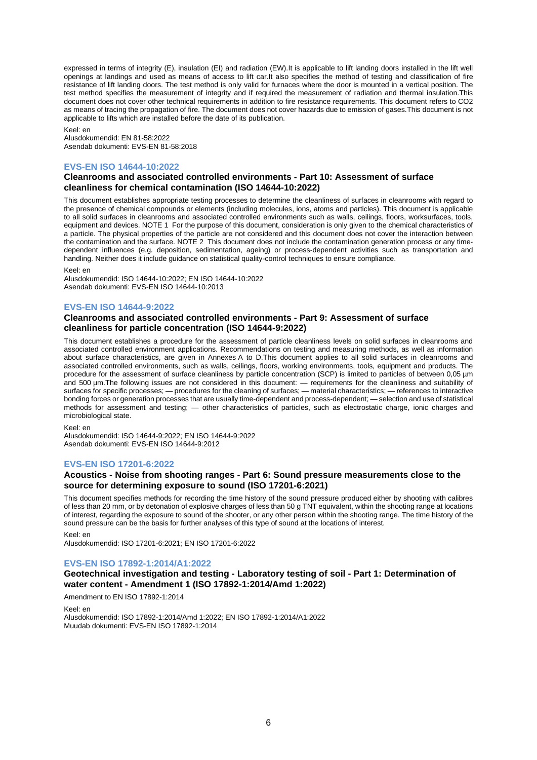expressed in terms of integrity (E), insulation (EI) and radiation (EW).It is applicable to lift landing doors installed in the lift well openings at landings and used as means of access to lift car.It also specifies the method of testing and classification of fire resistance of lift landing doors. The test method is only valid for furnaces where the door is mounted in a vertical position. The test method specifies the measurement of integrity and if required the measurement of radiation and thermal insulation.This document does not cover other technical requirements in addition to fire resistance requirements. This document refers to $CO_2$ as means of tracing the propagation of fire. The document does not cover hazards due to emission of gases.This document is not applicable to lifts which are installed before the date of its publication.

Keel: en
Alusdokumendid: EN 81-58:2022
Asendab dokumenti: EVS-EN 81-58:2018

### EVS-EN ISO 14644-10:2022

#### Cleanrooms and associated controlled environments - Part 10: Assessment of surface cleanliness for chemical contamination (ISO 14644-10:2022)

This document establishes appropriate testing processes to determine the cleanliness of surfaces in cleanrooms with regard to the presence of chemical compounds or elements (including molecules, ions, atoms and particles). This document is applicable to all solid surfaces in cleanrooms and associated controlled environments such as walls, ceilings, floors, worksurfaces, tools, equipment and devices. NOTE 1 For the purpose of this document, consideration is only given to the chemical characteristics of a particle. The physical properties of the particle are not considered and this document does not cover the interaction between the contamination and the surface. NOTE 2 This document does not include the contamination generation process or any time-dependent influences (e.g. deposition, sedimentation, ageing) or process-dependent activities such as transportation and handling. Neither does it include guidance on statistical quality-control techniques to ensure compliance.

Keel: en
Alusdokumendid: ISO 14644-10:2022; EN ISO 14644-10:2022
Asendab dokumenti: EVS-EN ISO 14644-10:2013

### EVS-EN ISO 14644-9:2022

#### Cleanrooms and associated controlled environments - Part 9: Assessment of surface cleanliness for particle concentration (ISO 14644-9:2022)

This document establishes a procedure for the assessment of particle cleanliness levels on solid surfaces in cleanrooms and associated controlled environment applications. Recommendations on testing and measuring methods, as well as information about surface characteristics, are given in Annexes A to D.This document applies to all solid surfaces in cleanrooms and associated controlled environments, such as walls, ceilings, floors, working environments, tools, equipment and products. The procedure for the assessment of surface cleanliness by particle concentration (SCP) is limited to particles of between 0,05 µm and 500 µm.The following issues are not considered in this document: — requirements for the cleanliness and suitability of surfaces for specific processes; — procedures for the cleaning of surfaces; — material characteristics; — references to interactive bonding forces or generation processes that are usually time-dependent and process-dependent; — selection and use of statistical methods for assessment and testing; — other characteristics of particles, such as electrostatic charge, ionic charges and microbiological state.

Keel: en
Alusdokumendid: ISO 14644-9:2022; EN ISO 14644-9:2022
Asendab dokumenti: EVS-EN ISO 14644-9:2012

### EVS-EN ISO 17201-6:2022

#### Acoustics - Noise from shooting ranges - Part 6: Sound pressure measurements close to the source for determining exposure to sound (ISO 17201-6:2021)

This document specifies methods for recording the time history of the sound pressure produced either by shooting with calibres of less than 20 mm, or by detonation of explosive charges of less than 50 g TNT equivalent, within the shooting range at locations of interest, regarding the exposure to sound of the shooter, or any other person within the shooting range. The time history of the sound pressure can be the basis for further analyses of this type of sound at the locations of interest.

Keel: en
Alusdokumendid: ISO 17201-6:2021; EN ISO 17201-6:2022

### EVS-EN ISO 17892-1:2014/A1:2022

#### Geotechnical investigation and testing - Laboratory testing of soil - Part 1: Determination of water content - Amendment 1 (ISO 17892-1:2014/Amd 1:2022)

Amendment to EN ISO 17892-1:2014

Keel: en
Alusdokumendid: ISO 17892-1:2014/Amd 1:2022; EN ISO 17892-1:2014/A1:2022
Muudab dokumenti: EVS-EN ISO 17892-1:2014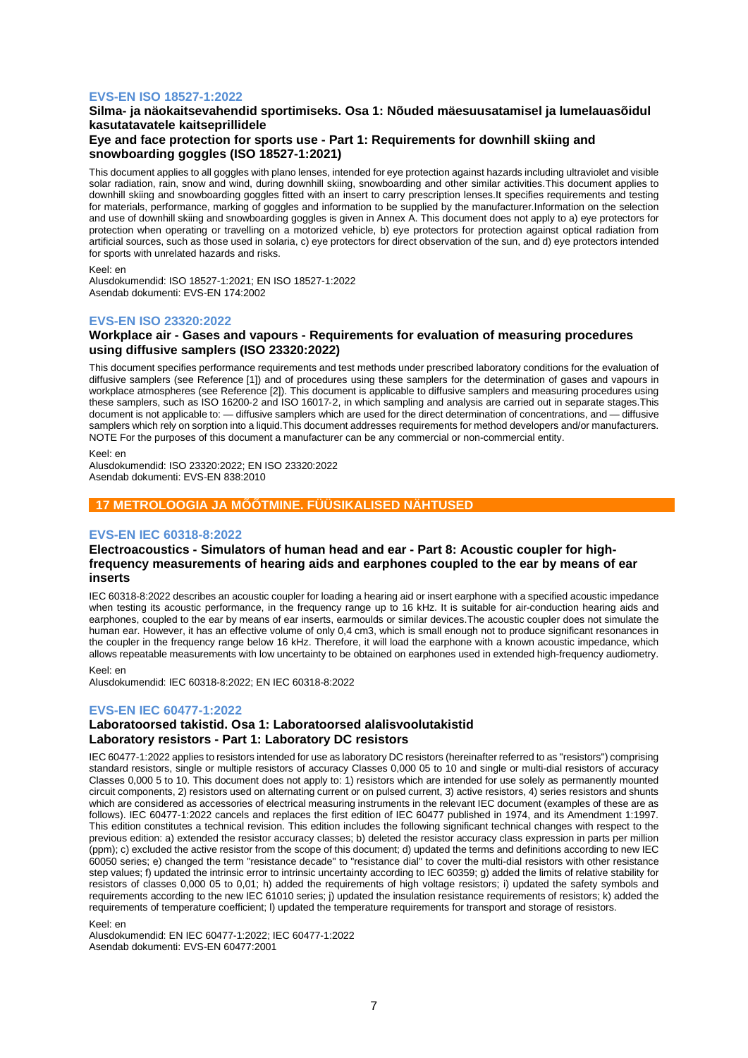### EVS-EN ISO 18527-1:2022

**Silma- ja näokaitsevahendid sportimiseks. Osa 1: Nõuded mäesuusatamisel ja lumelauasõidul kasutatavatele kaitseprillidele**

**Eye and face protection for sports use - Part 1: Requirements for downhill skiing and snowboarding goggles (ISO 18527-1:2021)**

This document applies to all goggles with plano lenses, intended for eye protection against hazards including ultraviolet and visible solar radiation, rain, snow and wind, during downhill skiing, snowboarding and other similar activities.This document applies to downhill skiing and snowboarding goggles fitted with an insert to carry prescription lenses.It specifies requirements and testing for materials, performance, marking of goggles and information to be supplied by the manufacturer.Information on the selection and use of downhill skiing and snowboarding goggles is given in Annex A. This document does not apply to a) eye protectors for protection when operating or travelling on a motorized vehicle, b) eye protectors for protection against optical radiation from artificial sources, such as those used in solaria, c) eye protectors for direct observation of the sun, and d) eye protectors intended for sports with unrelated hazards and risks.

Keel: en
Alusdokumendid: ISO 18527-1:2021; EN ISO 18527-1:2022
Asendab dokumenti: EVS-EN 174:2002

### EVS-EN ISO 23320:2022

**Workplace air - Gases and vapours - Requirements for evaluation of measuring procedures using diffusive samplers (ISO 23320:2022)**

This document specifies performance requirements and test methods under prescribed laboratory conditions for the evaluation of diffusive samplers (see Reference [1]) and of procedures using these samplers for the determination of gases and vapours in workplace atmospheres (see Reference [2]). This document is applicable to diffusive samplers and measuring procedures using these samplers, such as ISO 16200-2 and ISO 16017-2, in which sampling and analysis are carried out in separate stages.This document is not applicable to: — diffusive samplers which are used for the direct determination of concentrations, and — diffusive samplers which rely on sorption into a liquid.This document addresses requirements for method developers and/or manufacturers. NOTE For the purposes of this document a manufacturer can be any commercial or non-commercial entity.

Keel: en
Alusdokumendid: ISO 23320:2022; EN ISO 23320:2022
Asendab dokumenti: EVS-EN 838:2010

## 17 METROLOOGIA JA MÕÕTMINE. FÜÜSIKALISED NÄHTUSED

### EVS-EN IEC 60318-8:2022

**Electroacoustics - Simulators of human head and ear - Part 8: Acoustic coupler for high-frequency measurements of hearing aids and earphones coupled to the ear by means of ear inserts**

IEC 60318-8:2022 describes an acoustic coupler for loading a hearing aid or insert earphone with a specified acoustic impedance when testing its acoustic performance, in the frequency range up to 16 kHz. It is suitable for air-conduction hearing aids and earphones, coupled to the ear by means of ear inserts, earmoulds or similar devices.The acoustic coupler does not simulate the human ear. However, it has an effective volume of only 0,4 cm3, which is small enough not to produce significant resonances in the coupler in the frequency range below 16 kHz. Therefore, it will load the earphone with a known acoustic impedance, which allows repeatable measurements with low uncertainty to be obtained on earphones used in extended high-frequency audiometry.

Keel: en
Alusdokumendid: IEC 60318-8:2022; EN IEC 60318-8:2022

### EVS-EN IEC 60477-1:2022

**Laboratoorsed takistid. Osa 1: Laboratoorsed alalisvoolutakistid**
**Laboratory resistors - Part 1: Laboratory DC resistors**

IEC 60477-1:2022 applies to resistors intended for use as laboratory DC resistors (hereinafter referred to as "resistors") comprising standard resistors, single or multiple resistors of accuracy Classes 0,000 05 to 10 and single or multi-dial resistors of accuracy Classes 0,000 5 to 10. This document does not apply to: 1) resistors which are intended for use solely as permanently mounted circuit components, 2) resistors used on alternating current or on pulsed current, 3) active resistors, 4) series resistors and shunts which are considered as accessories of electrical measuring instruments in the relevant IEC document (examples of these are as follows). IEC 60477-1:2022 cancels and replaces the first edition of IEC 60477 published in 1974, and its Amendment 1:1997. This edition constitutes a technical revision. This edition includes the following significant technical changes with respect to the previous edition: a) extended the resistor accuracy classes; b) deleted the resistor accuracy class expression in parts per million (ppm); c) excluded the active resistor from the scope of this document; d) updated the terms and definitions according to new IEC 60050 series; e) changed the term "resistance decade" to "resistance dial" to cover the multi-dial resistors with other resistance step values; f) updated the intrinsic error to intrinsic uncertainty according to IEC 60359; g) added the limits of relative stability for resistors of classes 0,000 05 to 0,01; h) added the requirements of high voltage resistors; i) updated the safety symbols and requirements according to the new IEC 61010 series; j) updated the insulation resistance requirements of resistors; k) added the requirements of temperature coefficient; l) updated the temperature requirements for transport and storage of resistors.

Keel: en
Alusdokumendid: EN IEC 60477-1:2022; IEC 60477-1:2022
Asendab dokumenti: EVS-EN 60477:2001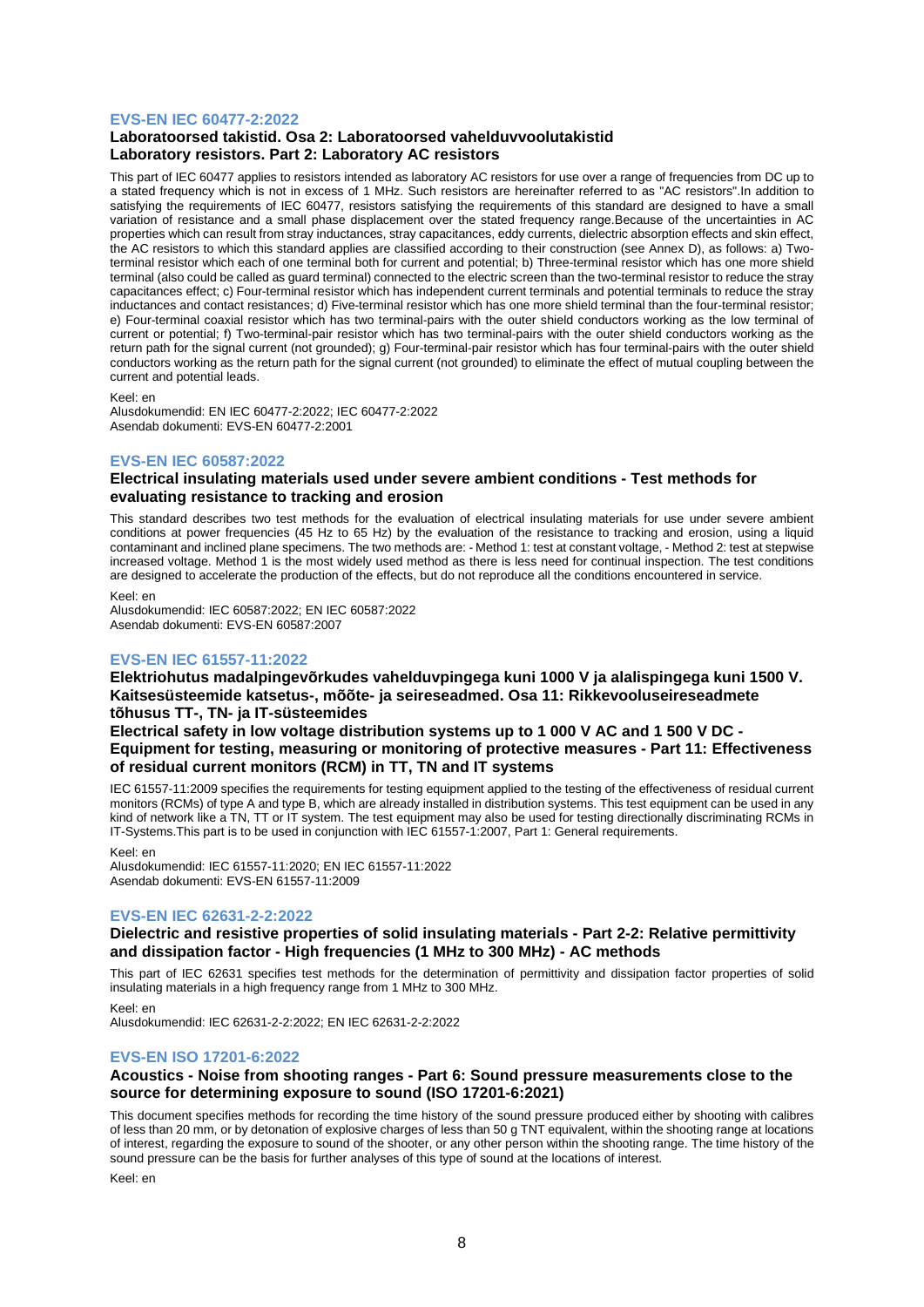### EVS-EN IEC 60477-2:2022

**Laboratoorsed takistid. Osa 2: Laboratoorsed vahelduvvoolutakistid**
**Laboratory resistors. Part 2: Laboratory AC resistors**

This part of IEC 60477 applies to resistors intended as laboratory AC resistors for use over a range of frequencies from DC up to a stated frequency which is not in excess of 1 MHz. Such resistors are hereinafter referred to as "AC resistors".In addition to satisfying the requirements of IEC 60477, resistors satisfying the requirements of this standard are designed to have a small variation of resistance and a small phase displacement over the stated frequency range.Because of the uncertainties in AC properties which can result from stray inductances, stray capacitances, eddy currents, dielectric absorption effects and skin effect, the AC resistors to which this standard applies are classified according to their construction (see Annex D), as follows: a) Two-terminal resistor which each of one terminal both for current and potential; b) Three-terminal resistor which has one more shield terminal (also could be called as guard terminal) connected to the electric screen than the two-terminal resistor to reduce the stray capacitances effect; c) Four-terminal resistor which has independent current terminals and potential terminals to reduce the stray inductances and contact resistances; d) Five-terminal resistor which has one more shield terminal than the four-terminal resistor; e) Four-terminal coaxial resistor which has two terminal-pairs with the outer shield conductors working as the low terminal of current or potential; f) Two-terminal-pair resistor which has two terminal-pairs with the outer shield conductors working as the return path for the signal current (not grounded); g) Four-terminal-pair resistor which has four terminal-pairs with the outer shield conductors working as the return path for the signal current (not grounded) to eliminate the effect of mutual coupling between the current and potential leads.

Keel: en
Alusdokumendid: EN IEC 60477-2:2022; IEC 60477-2:2022
Asendab dokumenti: EVS-EN 60477-2:2001

### EVS-EN IEC 60587:2022

**Electrical insulating materials used under severe ambient conditions - Test methods for evaluating resistance to tracking and erosion**

This standard describes two test methods for the evaluation of electrical insulating materials for use under severe ambient conditions at power frequencies (45 Hz to 65 Hz) by the evaluation of the resistance to tracking and erosion, using a liquid contaminant and inclined plane specimens. The two methods are: - Method 1: test at constant voltage, - Method 2: test at stepwise increased voltage. Method 1 is the most widely used method as there is less need for continual inspection. The test conditions are designed to accelerate the production of the effects, but do not reproduce all the conditions encountered in service.

Keel: en
Alusdokumendid: IEC 60587:2022; EN IEC 60587:2022
Asendab dokumenti: EVS-EN 60587:2007

### EVS-EN IEC 61557-11:2022

**Elektriohutus madalpingevõrkudes vahelduvpingega kuni 1000 V ja alalispingega kuni 1500 V. Kaitsesüsteemide katsetus-, mõõte- ja seireseadmed. Osa 11: Rikkevooluseireseadmete tõhusus TT-, TN- ja IT-süsteemides**
**Electrical safety in low voltage distribution systems up to 1 000 V AC and 1 500 V DC - Equipment for testing, measuring or monitoring of protective measures - Part 11: Effectiveness of residual current monitors (RCM) in TT, TN and IT systems**

IEC 61557-11:2009 specifies the requirements for testing equipment applied to the testing of the effectiveness of residual current monitors (RCMs) of type A and type B, which are already installed in distribution systems. This test equipment can be used in any kind of network like a TN, TT or IT system. The test equipment may also be used for testing directionally discriminating RCMs in IT-Systems.This part is to be used in conjunction with IEC 61557-1:2007, Part 1: General requirements.

Keel: en
Alusdokumendid: IEC 61557-11:2020; EN IEC 61557-11:2022
Asendab dokumenti: EVS-EN 61557-11:2009

### EVS-EN IEC 62631-2-2:2022

**Dielectric and resistive properties of solid insulating materials - Part 2-2: Relative permittivity and dissipation factor - High frequencies (1 MHz to 300 MHz) - AC methods**

This part of IEC 62631 specifies test methods for the determination of permittivity and dissipation factor properties of solid insulating materials in a high frequency range from 1 MHz to 300 MHz.

Keel: en
Alusdokumendid: IEC 62631-2-2:2022; EN IEC 62631-2-2:2022

### EVS-EN ISO 17201-6:2022

**Acoustics - Noise from shooting ranges - Part 6: Sound pressure measurements close to the source for determining exposure to sound (ISO 17201-6:2021)**

This document specifies methods for recording the time history of the sound pressure produced either by shooting with calibres of less than 20 mm, or by detonation of explosive charges of less than 50 g TNT equivalent, within the shooting range at locations of interest, regarding the exposure to sound of the shooter, or any other person within the shooting range. The time history of the sound pressure can be the basis for further analyses of this type of sound at the locations of interest.

Keel: en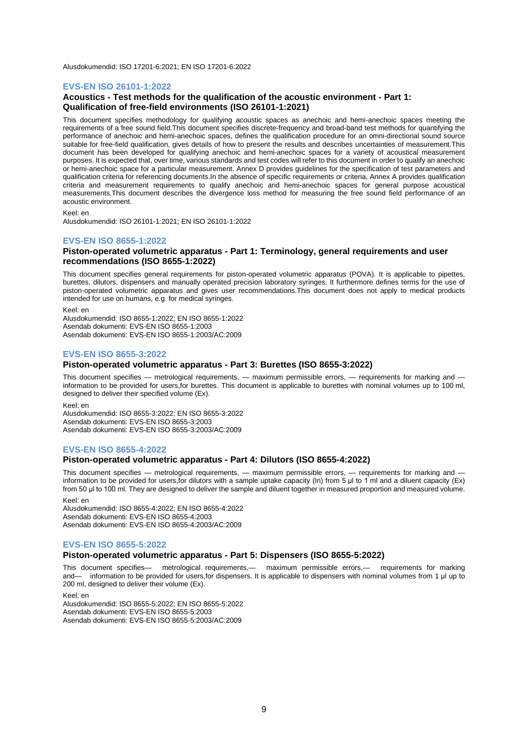Alusdokumendid: ISO 17201-6:2021; EN ISO 17201-6:2022

### EVS-EN ISO 26101-1:2022

**Acoustics - Test methods for the qualification of the acoustic environment - Part 1: Qualification of free-field environments (ISO 26101-1:2021)**

This document specifies methodology for qualifying acoustic spaces as anechoic and hemi-anechoic spaces meeting the requirements of a free sound field.This document specifies discrete-frequency and broad-band test methods for quantifying the performance of anechoic and hemi-anechoic spaces, defines the qualification procedure for an omni-directional sound source suitable for free-field qualification, gives details of how to present the results and describes uncertainties of measurement.This document has been developed for qualifying anechoic and hemi-anechoic spaces for a variety of acoustical measurement purposes. It is expected that, over time, various standards and test codes will refer to this document in order to qualify an anechoic or hemi-anechoic space for a particular measurement. Annex D provides guidelines for the specification of test parameters and qualification criteria for referencing documents.In the absence of specific requirements or criteria, Annex A provides qualification criteria and measurement requirements to qualify anechoic and hemi-anechoic spaces for general purpose acoustical measurements.This document describes the divergence loss method for measuring the free sound field performance of an acoustic environment.

Keel: en
Alusdokumendid: ISO 26101-1:2021; EN ISO 26101-1:2022

### EVS-EN ISO 8655-1:2022

**Piston-operated volumetric apparatus - Part 1: Terminology, general requirements and user recommendations (ISO 8655-1:2022)**

This document specifies general requirements for piston-operated volumetric apparatus (POVA). It is applicable to pipettes, burettes, dilutors, dispensers and manually operated precision laboratory syringes. It furthermore defines terms for the use of piston-operated volumetric apparatus and gives user recommendations.This document does not apply to medical products intended for use on humans, e.g. for medical syringes.

Keel: en
Alusdokumendid: ISO 8655-1:2022; EN ISO 8655-1:2022
Asendab dokumenti: EVS-EN ISO 8655-1:2003
Asendab dokumenti: EVS-EN ISO 8655-1:2003/AC:2009

### EVS-EN ISO 8655-3:2022

**Piston-operated volumetric apparatus - Part 3: Burettes (ISO 8655-3:2022)**

This document specifies — metrological requirements, — maximum permissible errors, — requirements for marking and — information to be provided for users,for burettes. This document is applicable to burettes with nominal volumes up to 100 ml, designed to deliver their specified volume (Ex).

Keel: en
Alusdokumendid: ISO 8655-3:2022; EN ISO 8655-3:2022
Asendab dokumenti: EVS-EN ISO 8655-3:2003
Asendab dokumenti: EVS-EN ISO 8655-3:2003/AC:2009

### EVS-EN ISO 8655-4:2022

**Piston-operated volumetric apparatus - Part 4: Dilutors (ISO 8655-4:2022)**

This document specifies — metrological requirements, — maximum permissible errors, — requirements for marking and — information to be provided for users,for dilutors with a sample uptake capacity (In) from 5 µl to 1 ml and a diluent capacity (Ex) from 50 µl to 100 ml. They are designed to deliver the sample and diluent together in measured proportion and measured volume.

Keel: en
Alusdokumendid: ISO 8655-4:2022; EN ISO 8655-4:2022
Asendab dokumenti: EVS-EN ISO 8655-4:2003
Asendab dokumenti: EVS-EN ISO 8655-4:2003/AC:2009

### EVS-EN ISO 8655-5:2022

**Piston-operated volumetric apparatus - Part 5: Dispensers (ISO 8655-5:2022)**

This document specifies— metrological requirements,— maximum permissible errors,— requirements for marking and— information to be provided for users,for dispensers. It is applicable to dispensers with nominal volumes from 1 µl up to 200 ml, designed to deliver their volume (Ex).

Keel: en
Alusdokumendid: ISO 8655-5:2022; EN ISO 8655-5:2022
Asendab dokumenti: EVS-EN ISO 8655-5:2003
Asendab dokumenti: EVS-EN ISO 8655-5:2003/AC:2009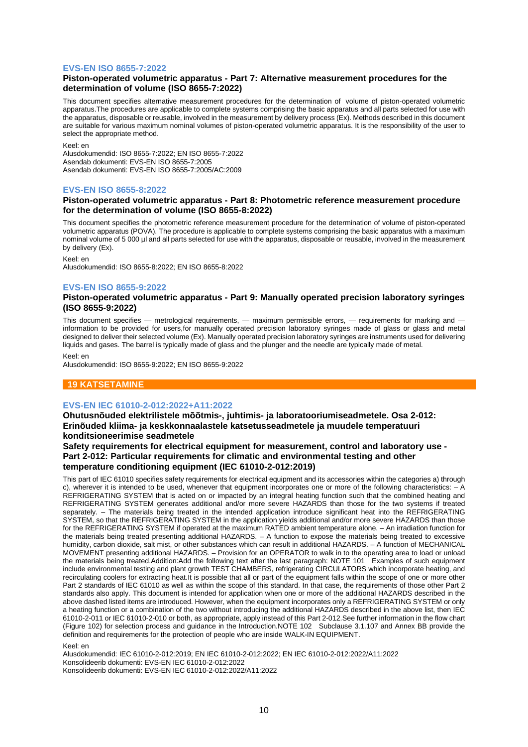### EVS-EN ISO 8655-7:2022

**Piston-operated volumetric apparatus - Part 7: Alternative measurement procedures for the determination of volume (ISO 8655-7:2022)**

This document specifies alternative measurement procedures for the determination of volume of piston-operated volumetric apparatus.The procedures are applicable to complete systems comprising the basic apparatus and all parts selected for use with the apparatus, disposable or reusable, involved in the measurement by delivery process (Ex). Methods described in this document are suitable for various maximum nominal volumes of piston-operated volumetric apparatus. It is the responsibility of the user to select the appropriate method.

Keel: en
Alusdokumendid: ISO 8655-7:2022; EN ISO 8655-7:2022
Asendab dokumenti: EVS-EN ISO 8655-7:2005
Asendab dokumenti: EVS-EN ISO 8655-7:2005/AC:2009

### EVS-EN ISO 8655-8:2022

**Piston-operated volumetric apparatus - Part 8: Photometric reference measurement procedure for the determination of volume (ISO 8655-8:2022)**

This document specifies the photometric reference measurement procedure for the determination of volume of piston-operated volumetric apparatus (POVA). The procedure is applicable to complete systems comprising the basic apparatus with a maximum nominal volume of 5 000 µl and all parts selected for use with the apparatus, disposable or reusable, involved in the measurement by delivery (Ex).

Keel: en
Alusdokumendid: ISO 8655-8:2022; EN ISO 8655-8:2022

### EVS-EN ISO 8655-9:2022

**Piston-operated volumetric apparatus - Part 9: Manually operated precision laboratory syringes (ISO 8655-9:2022)**

This document specifies — metrological requirements, — maximum permissible errors, — requirements for marking and — information to be provided for users,for manually operated precision laboratory syringes made of glass or glass and metal designed to deliver their selected volume (Ex). Manually operated precision laboratory syringes are instruments used for delivering liquids and gases. The barrel is typically made of glass and the plunger and the needle are typically made of metal.

Keel: en
Alusdokumendid: ISO 8655-9:2022; EN ISO 8655-9:2022

## 19 KATSETAMINE

### EVS-EN IEC 61010-2-012:2022+A11:2022

**Ohutusnõuded elektrilistele mõõtmis-, juhtimis- ja laboratooriumiseadmetele. Osa 2-012: Erinõuded kliima- ja keskkonnaalastele katsetusseadmetele ja muudele temperatuuri konditsioneerimise seadmetele**

**Safety requirements for electrical equipment for measurement, control and laboratory use - Part 2-012: Particular requirements for climatic and environmental testing and other temperature conditioning equipment (IEC 61010-2-012:2019)**

This part of IEC 61010 specifies safety requirements for electrical equipment and its accessories within the categories a) through c), wherever it is intended to be used, whenever that equipment incorporates one or more of the following characteristics: – A REFRIGERATING SYSTEM that is acted on or impacted by an integral heating function such that the combined heating and REFRIGERATING SYSTEM generates additional and/or more severe HAZARDS than those for the two systems if treated separately. – The materials being treated in the intended application introduce significant heat into the REFRIGERATING SYSTEM, so that the REFRIGERATING SYSTEM in the application yields additional and/or more severe HAZARDS than those for the REFRIGERATING SYSTEM if operated at the maximum RATED ambient temperature alone. – An irradiation function for the materials being treated presenting additional HAZARDS. – A function to expose the materials being treated to excessive humidity, carbon dioxide, salt mist, or other substances which can result in additional HAZARDS. – A function of MECHANICAL MOVEMENT presenting additional HAZARDS. – Provision for an OPERATOR to walk in to the operating area to load or unload the materials being treated.Addition:Add the following text after the last paragraph: NOTE 101 Examples of such equipment include environmental testing and plant growth TEST CHAMBERS, refrigerating CIRCULATORS which incorporate heating, and recirculating coolers for extracting heat.It is possible that all or part of the equipment falls within the scope of one or more other Part 2 standards of IEC 61010 as well as within the scope of this standard. In that case, the requirements of those other Part 2 standards also apply. This document is intended for application when one or more of the additional HAZARDS described in the above dashed listed items are introduced. However, when the equipment incorporates only a REFRIGERATING SYSTEM or only a heating function or a combination of the two without introducing the additional HAZARDS described in the above list, then IEC 61010-2-011 or IEC 61010-2-010 or both, as appropriate, apply instead of this Part 2-012.See further information in the flow chart (Figure 102) for selection process and guidance in the Introduction.NOTE 102 Subclause 3.1.107 and Annex BB provide the definition and requirements for the protection of people who are inside WALK-IN EQUIPMENT.

Keel: en
Alusdokumendid: IEC 61010-2-012:2019; EN IEC 61010-2-012:2022; EN IEC 61010-2-012:2022/A11:2022
Konsolideerib dokumenti: EVS-EN IEC 61010-2-012:2022
Konsolideerib dokumenti: EVS-EN IEC 61010-2-012:2022/A11:2022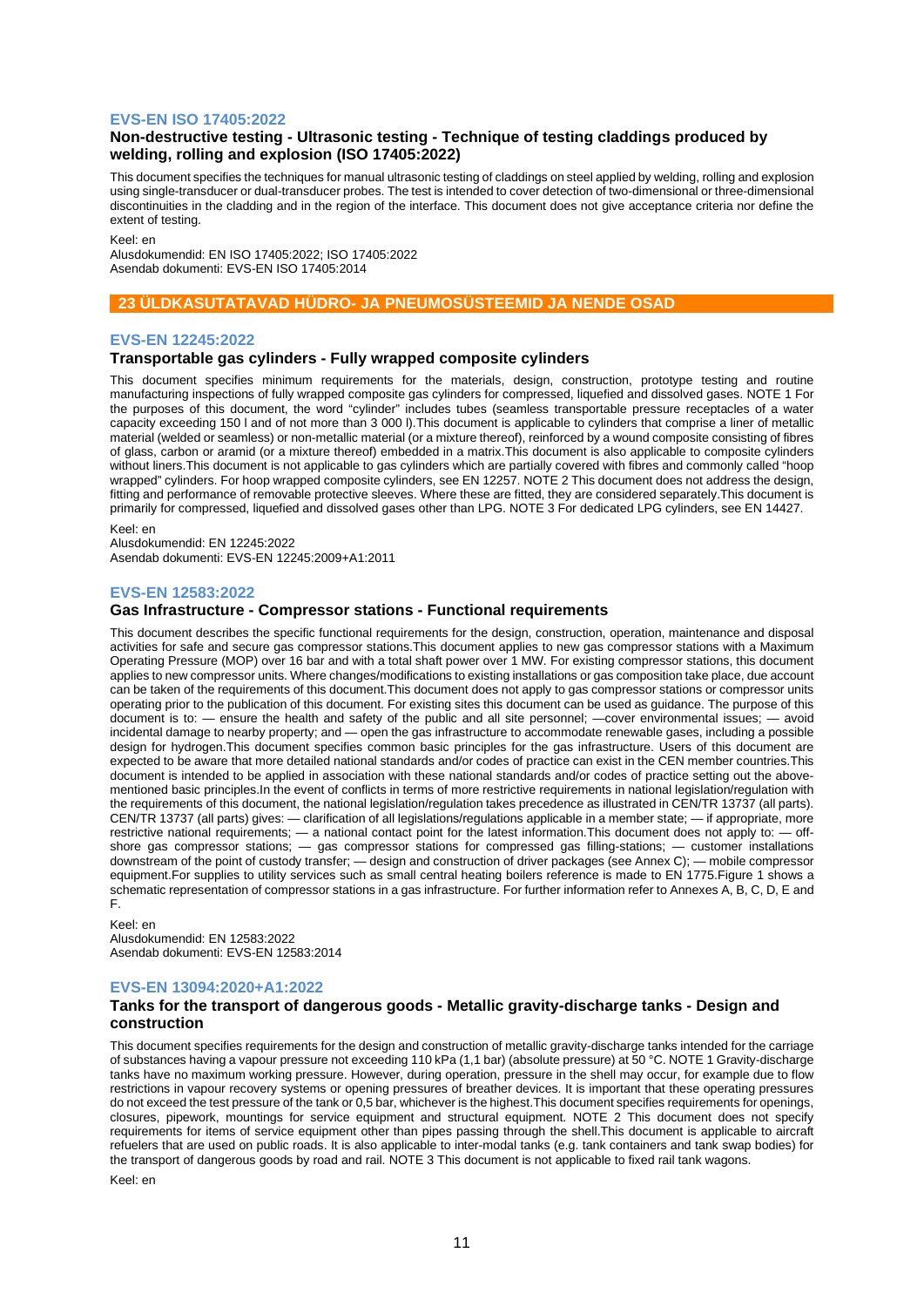### EVS-EN ISO 17405:2022

**Non-destructive testing - Ultrasonic testing - Technique of testing claddings produced by welding, rolling and explosion (ISO 17405:2022)**

This document specifies the techniques for manual ultrasonic testing of claddings on steel applied by welding, rolling and explosion using single-transducer or dual-transducer probes. The test is intended to cover detection of two-dimensional or three-dimensional discontinuities in the cladding and in the region of the interface. This document does not give acceptance criteria nor define the extent of testing.

Keel: en
Alusdokumendid: EN ISO 17405:2022; ISO 17405:2022
Asendab dokumenti: EVS-EN ISO 17405:2014

## 23 ÜLDKASUTATAVAD HÜDRO- JA PNEUMOSÜSTEEMID JA NENDE OSAD

### EVS-EN 12245:2022

**Transportable gas cylinders - Fully wrapped composite cylinders**

This document specifies minimum requirements for the materials, design, construction, prototype testing and routine manufacturing inspections of fully wrapped composite gas cylinders for compressed, liquefied and dissolved gases. NOTE 1 For the purposes of this document, the word "cylinder" includes tubes (seamless transportable pressure receptacles of a water capacity exceeding 150 l and of not more than 3 000 l).This document is applicable to cylinders that comprise a liner of metallic material (welded or seamless) or non-metallic material (or a mixture thereof), reinforced by a wound composite consisting of fibres of glass, carbon or aramid (or a mixture thereof) embedded in a matrix.This document is also applicable to composite cylinders without liners.This document is not applicable to gas cylinders which are partially covered with fibres and commonly called "hoop wrapped" cylinders. For hoop wrapped composite cylinders, see EN 12257. NOTE 2 This document does not address the design, fitting and performance of removable protective sleeves. Where these are fitted, they are considered separately.This document is primarily for compressed, liquefied and dissolved gases other than LPG. NOTE 3 For dedicated LPG cylinders, see EN 14427.

Keel: en
Alusdokumendid: EN 12245:2022
Asendab dokumenti: EVS-EN 12245:2009+A1:2011

### EVS-EN 12583:2022

**Gas Infrastructure - Compressor stations - Functional requirements**

This document describes the specific functional requirements for the design, construction, operation, maintenance and disposal activities for safe and secure gas compressor stations.This document applies to new gas compressor stations with a Maximum Operating Pressure (MOP) over 16 bar and with a total shaft power over 1 MW. For existing compressor stations, this document applies to new compressor units. Where changes/modifications to existing installations or gas composition take place, due account can be taken of the requirements of this document.This document does not apply to gas compressor stations or compressor units operating prior to the publication of this document. For existing sites this document can be used as guidance. The purpose of this document is to: — ensure the health and safety of the public and all site personnel; —cover environmental issues; — avoid incidental damage to nearby property; and — open the gas infrastructure to accommodate renewable gases, including a possible design for hydrogen.This document specifies common basic principles for the gas infrastructure. Users of this document are expected to be aware that more detailed national standards and/or codes of practice can exist in the CEN member countries.This document is intended to be applied in association with these national standards and/or codes of practice setting out the above-mentioned basic principles.In the event of conflicts in terms of more restrictive requirements in national legislation/regulation with the requirements of this document, the national legislation/regulation takes precedence as illustrated in CEN/TR 13737 (all parts). CEN/TR 13737 (all parts) gives: — clarification of all legislations/regulations applicable in a member state; — if appropriate, more restrictive national requirements; — a national contact point for the latest information.This document does not apply to: — off-shore gas compressor stations; — gas compressor stations for compressed gas filling-stations; — customer installations downstream of the point of custody transfer; — design and construction of driver packages (see Annex C); — mobile compressor equipment.For supplies to utility services such as small central heating boilers reference is made to EN 1775.Figure 1 shows a schematic representation of compressor stations in a gas infrastructure. For further information refer to Annexes A, B, C, D, E and F.

Keel: en
Alusdokumendid: EN 12583:2022
Asendab dokumenti: EVS-EN 12583:2014

### EVS-EN 13094:2020+A1:2022

**Tanks for the transport of dangerous goods - Metallic gravity-discharge tanks - Design and construction**

This document specifies requirements for the design and construction of metallic gravity-discharge tanks intended for the carriage of substances having a vapour pressure not exceeding 110 kPa (1,1 bar) (absolute pressure) at 50 °C. NOTE 1 Gravity-discharge tanks have no maximum working pressure. However, during operation, pressure in the shell may occur, for example due to flow restrictions in vapour recovery systems or opening pressures of breather devices. It is important that these operating pressures do not exceed the test pressure of the tank or 0,5 bar, whichever is the highest.This document specifies requirements for openings, closures, pipework, mountings for service equipment and structural equipment. NOTE 2 This document does not specify requirements for items of service equipment other than pipes passing through the shell.This document is applicable to aircraft refuelers that are used on public roads. It is also applicable to inter-modal tanks (e.g. tank containers and tank swap bodies) for the transport of dangerous goods by road and rail. NOTE 3 This document is not applicable to fixed rail tank wagons.

Keel: en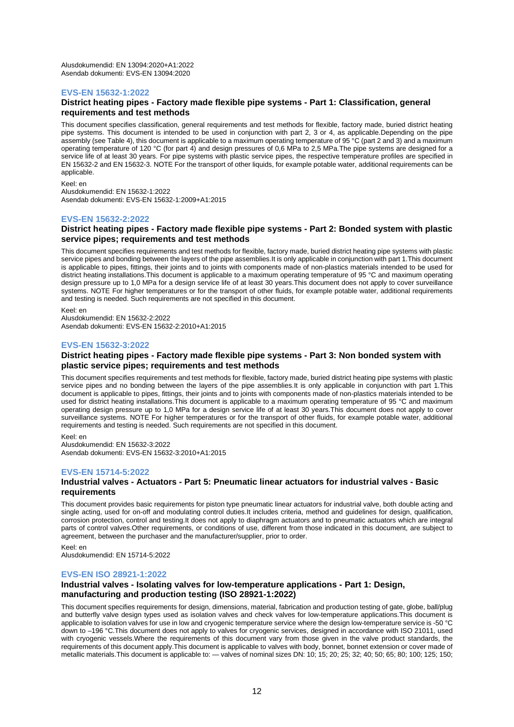Alusdokumendid: EN 13094:2020+A1:2022
Asendab dokumenti: EVS-EN 13094:2020

### EVS-EN 15632-1:2022

#### District heating pipes - Factory made flexible pipe systems - Part 1: Classification, general requirements and test methods

This document specifies classification, general requirements and test methods for flexible, factory made, buried district heating pipe systems. This document is intended to be used in conjunction with part 2, 3 or 4, as applicable.Depending on the pipe assembly (see Table 4), this document is applicable to a maximum operating temperature of 95 °C (part 2 and 3) and a maximum operating temperature of 120 °C (for part 4) and design pressures of 0,6 MPa to 2,5 MPa.The pipe systems are designed for a service life of at least 30 years. For pipe systems with plastic service pipes, the respective temperature profiles are specified in EN 15632-2 and EN 15632-3. NOTE For the transport of other liquids, for example potable water, additional requirements can be applicable.

Keel: en
Alusdokumendid: EN 15632-1:2022
Asendab dokumenti: EVS-EN 15632-1:2009+A1:2015

### EVS-EN 15632-2:2022

#### District heating pipes - Factory made flexible pipe systems - Part 2: Bonded system with plastic service pipes; requirements and test methods

This document specifies requirements and test methods for flexible, factory made, buried district heating pipe systems with plastic service pipes and bonding between the layers of the pipe assemblies.It is only applicable in conjunction with part 1.This document is applicable to pipes, fittings, their joints and to joints with components made of non-plastics materials intended to be used for district heating installations.This document is applicable to a maximum operating temperature of 95 °C and maximum operating design pressure up to 1,0 MPa for a design service life of at least 30 years.This document does not apply to cover surveillance systems. NOTE For higher temperatures or for the transport of other fluids, for example potable water, additional requirements and testing is needed. Such requirements are not specified in this document.

Keel: en
Alusdokumendid: EN 15632-2:2022
Asendab dokumenti: EVS-EN 15632-2:2010+A1:2015

### EVS-EN 15632-3:2022

#### District heating pipes - Factory made flexible pipe systems - Part 3: Non bonded system with plastic service pipes; requirements and test methods

This document specifies requirements and test methods for flexible, factory made, buried district heating pipe systems with plastic service pipes and no bonding between the layers of the pipe assemblies.It is only applicable in conjunction with part 1.This document is applicable to pipes, fittings, their joints and to joints with components made of non-plastics materials intended to be used for district heating installations.This document is applicable to a maximum operating temperature of 95 °C and maximum operating design pressure up to 1,0 MPa for a design service life of at least 30 years.This document does not apply to cover surveillance systems. NOTE For higher temperatures or for the transport of other fluids, for example potable water, additional requirements and testing is needed. Such requirements are not specified in this document.

Keel: en
Alusdokumendid: EN 15632-3:2022
Asendab dokumenti: EVS-EN 15632-3:2010+A1:2015

### EVS-EN 15714-5:2022

#### Industrial valves - Actuators - Part 5: Pneumatic linear actuators for industrial valves - Basic requirements

This document provides basic requirements for piston type pneumatic linear actuators for industrial valve, both double acting and single acting, used for on-off and modulating control duties.It includes criteria, method and guidelines for design, qualification, corrosion protection, control and testing.It does not apply to diaphragm actuators and to pneumatic actuators which are integral parts of control valves.Other requirements, or conditions of use, different from those indicated in this document, are subject to agreement, between the purchaser and the manufacturer/supplier, prior to order.

Keel: en
Alusdokumendid: EN 15714-5:2022

### EVS-EN ISO 28921-1:2022

#### Industrial valves - Isolating valves for low-temperature applications - Part 1: Design, manufacturing and production testing (ISO 28921-1:2022)

This document specifies requirements for design, dimensions, material, fabrication and production testing of gate, globe, ball/plug and butterfly valve design types used as isolation valves and check valves for low-temperature applications.This document is applicable to isolation valves for use in low and cryogenic temperature service where the design low-temperature service is -50 °C down to –196 °C.This document does not apply to valves for cryogenic services, designed in accordance with ISO 21011, used with cryogenic vessels.Where the requirements of this document vary from those given in the valve product standards, the requirements of this document apply.This document is applicable to valves with body, bonnet, bonnet extension or cover made of metallic materials.This document is applicable to: — valves of nominal sizes DN: 10; 15; 20; 25; 32; 40; 50; 65; 80; 100; 125; 150;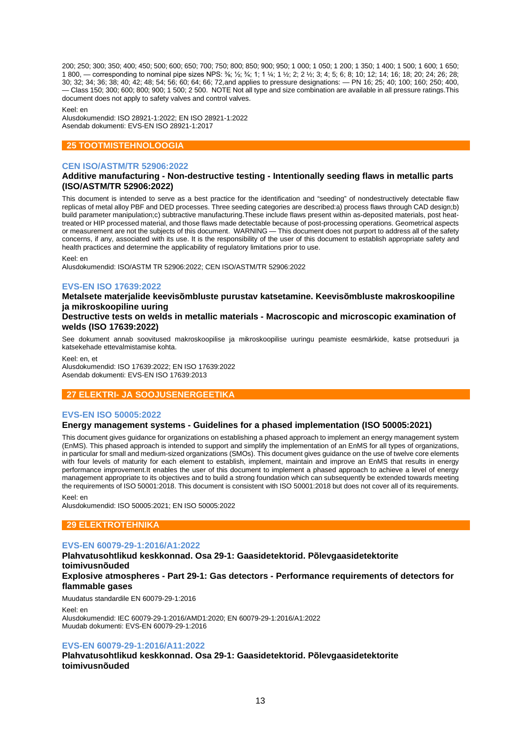200; 250; 300; 350; 400; 450; 500; 600; 650; 700; 750; 800; 850; 900; 950; 1 000; 1 050; 1 200; 1 350; 1 400; 1 500; 1 600; 1 650; 1 800, — corresponding to nominal pipe sizes NPS: ⅜; ½; ¾; 1; 1 ¼; 1 ½; 2; 2 ½; 3; 4; 5; 6; 8; 10; 12; 14; 16; 18; 20; 24; 26; 28; 30; 32; 34; 36; 38; 40; 42; 48; 54; 56; 60; 64; 66; 72,and applies to pressure designations: — PN 16; 25; 40; 100; 160; 250; 400, — Class 150; 300; 600; 800; 900; 1 500; 2 500. NOTE Not all type and size combination are available in all pressure ratings.This document does not apply to safety valves and control valves.

Keel: en
Alusdokumendid: ISO 28921-1:2022; EN ISO 28921-1:2022
Asendab dokumenti: EVS-EN ISO 28921-1:2017

## 25 TOOTMISTEHNOLOOGIA

### CEN ISO/ASTM/TR 52906:2022

**Additive manufacturing - Non-destructive testing - Intentionally seeding flaws in metallic parts (ISO/ASTM/TR 52906:2022)**

This document is intended to serve as a best practice for the identification and "seeding" of nondestructively detectable flaw replicas of metal alloy PBF and DED processes. Three seeding categories are described:a) process flaws through CAD design;b) build parameter manipulation;c) subtractive manufacturing.These include flaws present within as-deposited materials, post heat-treated or HIP processed material, and those flaws made detectable because of post-processing operations. Geometrical aspects or measurement are not the subjects of this document. WARNING — This document does not purport to address all of the safety concerns, if any, associated with its use. It is the responsibility of the user of this document to establish appropriate safety and health practices and determine the applicability of regulatory limitations prior to use.

Keel: en
Alusdokumendid: ISO/ASTM TR 52906:2022; CEN ISO/ASTM/TR 52906:2022

### EVS-EN ISO 17639:2022

**Metalsete materjalide keevisõmbluste purustav katsetamine. Keevisõmbluste makroskoopiline ja mikroskoopiline uuring**

**Destructive tests on welds in metallic materials - Macroscopic and microscopic examination of welds (ISO 17639:2022)**

See dokument annab soovitused makroskoopilise ja mikroskoopilise uuringu peamiste eesmärkide, katse protseduuri ja katsekehade ettevalmistamise kohta.

Keel: en, et
Alusdokumendid: ISO 17639:2022; EN ISO 17639:2022
Asendab dokumenti: EVS-EN ISO 17639:2013

## 27 ELEKTRI- JA SOOJUSENERGEETIKA

### EVS-EN ISO 50005:2022

**Energy management systems - Guidelines for a phased implementation (ISO 50005:2021)**

This document gives guidance for organizations on establishing a phased approach to implement an energy management system (EnMS). This phased approach is intended to support and simplify the implementation of an EnMS for all types of organizations, in particular for small and medium-sized organizations (SMOs). This document gives guidance on the use of twelve core elements with four levels of maturity for each element to establish, implement, maintain and improve an EnMS that results in energy performance improvement.It enables the user of this document to implement a phased approach to achieve a level of energy management appropriate to its objectives and to build a strong foundation which can subsequently be extended towards meeting the requirements of ISO 50001:2018. This document is consistent with ISO 50001:2018 but does not cover all of its requirements.

Keel: en
Alusdokumendid: ISO 50005:2021; EN ISO 50005:2022

## 29 ELEKTROTEHNIKA

### EVS-EN 60079-29-1:2016/A1:2022

**Plahvatusohtlikud keskkonnad. Osa 29-1: Gaasidetektorid. Põlevgaasidetektorite toimivusnõuded**

**Explosive atmospheres - Part 29-1: Gas detectors - Performance requirements of detectors for flammable gases**

Muudatus standardile EN 60079-29-1:2016

Keel: en
Alusdokumendid: IEC 60079-29-1:2016/AMD1:2020; EN 60079-29-1:2016/A1:2022
Muudab dokumenti: EVS-EN 60079-29-1:2016

### EVS-EN 60079-29-1:2016/A11:2022

**Plahvatusohtlikud keskkonnad. Osa 29-1: Gaasidetektorid. Põlevgaasidetektorite toimivusnõuded**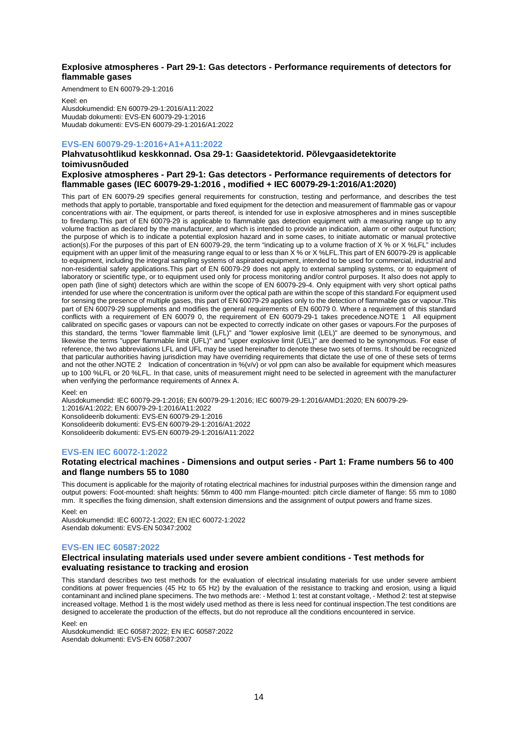**Explosive atmospheres - Part 29-1: Gas detectors - Performance requirements of detectors for flammable gases**

Amendment to EN 60079-29-1:2016

Keel: en
Alusdokumendid: EN 60079-29-1:2016/A11:2022
Muudab dokumenti: EVS-EN 60079-29-1:2016
Muudab dokumenti: EVS-EN 60079-29-1:2016/A1:2022

### EVS-EN 60079-29-1:2016+A1+A11:2022

**Plahvatusohtlikud keskkonnad. Osa 29-1: Gaasidetektorid. Põlevgaasidetektorite toimivusnõuded**

**Explosive atmospheres - Part 29-1: Gas detectors - Performance requirements of detectors for flammable gases (IEC 60079-29-1:2016 , modified + IEC 60079-29-1:2016/A1:2020)**

This part of EN 60079-29 specifies general requirements for construction, testing and performance, and describes the test methods that apply to portable, transportable and fixed equipment for the detection and measurement of flammable gas or vapour concentrations with air. The equipment, or parts thereof, is intended for use in explosive atmospheres and in mines susceptible to firedamp.This part of EN 60079-29 is applicable to flammable gas detection equipment with a measuring range up to any volume fraction as declared by the manufacturer, and which is intended to provide an indication, alarm or other output function; the purpose of which is to indicate a potential explosion hazard and in some cases, to initiate automatic or manual protective action(s).For the purposes of this part of EN 60079-29, the term "indicating up to a volume fraction of X % or X %LFL" includes equipment with an upper limit of the measuring range equal to or less than X % or X %LFL.This part of EN 60079-29 is applicable to equipment, including the integral sampling systems of aspirated equipment, intended to be used for commercial, industrial and non-residential safety applications.This part of EN 60079-29 does not apply to external sampling systems, or to equipment of laboratory or scientific type, or to equipment used only for process monitoring and/or control purposes. It also does not apply to open path (line of sight) detectors which are within the scope of EN 60079-29-4. Only equipment with very short optical paths intended for use where the concentration is uniform over the optical path are within the scope of this standard.For equipment used for sensing the presence of multiple gases, this part of EN 60079-29 applies only to the detection of flammable gas or vapour.This part of EN 60079-29 supplements and modifies the general requirements of EN 60079 0. Where a requirement of this standard conflicts with a requirement of EN 60079 0, the requirement of EN 60079-29-1 takes precedence.NOTE 1 All equipment calibrated on specific gases or vapours can not be expected to correctly indicate on other gases or vapours.For the purposes of this standard, the terms "lower flammable limit (LFL)" and "lower explosive limit (LEL)" are deemed to be synonymous, and likewise the terms "upper flammable limit (UFL)" and "upper explosive limit (UEL)" are deemed to be synonymous. For ease of reference, the two abbreviations LFL and UFL may be used hereinafter to denote these two sets of terms. It should be recognized that particular authorities having jurisdiction may have overriding requirements that dictate the use of one of these sets of terms and not the other.NOTE 2 Indication of concentration in %(v/v) or vol ppm can also be available for equipment which measures up to 100 %LFL or 20 %LFL. In that case, units of measurement might need to be selected in agreement with the manufacturer when verifying the performance requirements of Annex A.

Keel: en
Alusdokumendid: IEC 60079-29-1:2016; EN 60079-29-1:2016; IEC 60079-29-1:2016/AMD1:2020; EN 60079-29-1:2016/A1:2022; EN 60079-29-1:2016/A11:2022
Konsolideerib dokumenti: EVS-EN 60079-29-1:2016
Konsolideerib dokumenti: EVS-EN 60079-29-1:2016/A1:2022
Konsolideerib dokumenti: EVS-EN 60079-29-1:2016/A11:2022

### EVS-EN IEC 60072-1:2022

**Rotating electrical machines - Dimensions and output series - Part 1: Frame numbers 56 to 400 and flange numbers 55 to 1080**

This document is applicable for the majority of rotating electrical machines for industrial purposes within the dimension range and output powers: Foot-mounted: shaft heights: 56mm to 400 mm Flange-mounted: pitch circle diameter of flange: 55 mm to 1080 mm. It specifies the fixing dimension, shaft extension dimensions and the assignment of output powers and frame sizes.

Keel: en
Alusdokumendid: IEC 60072-1:2022; EN IEC 60072-1:2022
Asendab dokumenti: EVS-EN 50347:2002

### EVS-EN IEC 60587:2022

**Electrical insulating materials used under severe ambient conditions - Test methods for evaluating resistance to tracking and erosion**

This standard describes two test methods for the evaluation of electrical insulating materials for use under severe ambient conditions at power frequencies (45 Hz to 65 Hz) by the evaluation of the resistance to tracking and erosion, using a liquid contaminant and inclined plane specimens. The two methods are: - Method 1: test at constant voltage, - Method 2: test at stepwise increased voltage. Method 1 is the most widely used method as there is less need for continual inspection.The test conditions are designed to accelerate the production of the effects, but do not reproduce all the conditions encountered in service.

Keel: en
Alusdokumendid: IEC 60587:2022; EN IEC 60587:2022
Asendab dokumenti: EVS-EN 60587:2007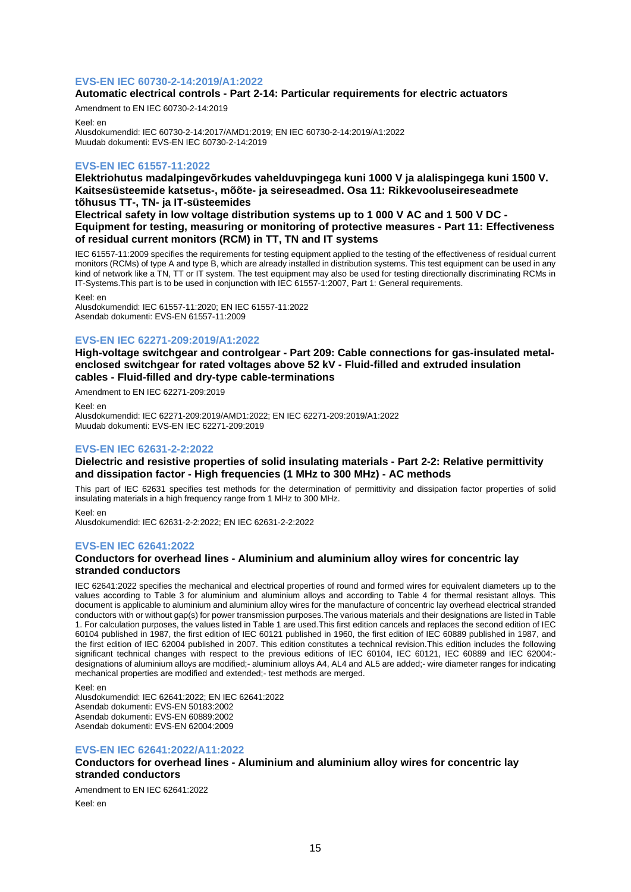### EVS-EN IEC 60730-2-14:2019/A1:2022

**Automatic electrical controls - Part 2-14: Particular requirements for electric actuators**

Amendment to EN IEC 60730-2-14:2019

Keel: en
Alusdokumendid: IEC 60730-2-14:2017/AMD1:2019; EN IEC 60730-2-14:2019/A1:2022
Muudab dokumenti: EVS-EN IEC 60730-2-14:2019

### EVS-EN IEC 61557-11:2022

**Elektriohutus madalpingevõrkudes vahelduvpingega kuni 1000 V ja alalispingega kuni 1500 V. Kaitsesüsteemide katsetus-, mõõte- ja seireseadmed. Osa 11: Rikkevooluseireseadmete tõhusus TT-, TN- ja IT-süsteemides**

**Electrical safety in low voltage distribution systems up to 1 000 V AC and 1 500 V DC - Equipment for testing, measuring or monitoring of protective measures - Part 11: Effectiveness of residual current monitors (RCM) in TT, TN and IT systems**

IEC 61557-11:2009 specifies the requirements for testing equipment applied to the testing of the effectiveness of residual current monitors (RCMs) of type A and type B, which are already installed in distribution systems. This test equipment can be used in any kind of network like a TN, TT or IT system. The test equipment may also be used for testing directionally discriminating RCMs in IT-Systems.This part is to be used in conjunction with IEC 61557-1:2007, Part 1: General requirements.

Keel: en
Alusdokumendid: IEC 61557-11:2020; EN IEC 61557-11:2022
Asendab dokumenti: EVS-EN 61557-11:2009

### EVS-EN IEC 62271-209:2019/A1:2022

**High-voltage switchgear and controlgear - Part 209: Cable connections for gas-insulated metal-enclosed switchgear for rated voltages above 52 kV - Fluid-filled and extruded insulation cables - Fluid-filled and dry-type cable-terminations**

Amendment to EN IEC 62271-209:2019

Keel: en
Alusdokumendid: IEC 62271-209:2019/AMD1:2022; EN IEC 62271-209:2019/A1:2022
Muudab dokumenti: EVS-EN IEC 62271-209:2019

### EVS-EN IEC 62631-2-2:2022

**Dielectric and resistive properties of solid insulating materials - Part 2-2: Relative permittivity and dissipation factor - High frequencies (1 MHz to 300 MHz) - AC methods**

This part of IEC 62631 specifies test methods for the determination of permittivity and dissipation factor properties of solid insulating materials in a high frequency range from 1 MHz to 300 MHz.

Keel: en
Alusdokumendid: IEC 62631-2-2:2022; EN IEC 62631-2-2:2022

### EVS-EN IEC 62641:2022

**Conductors for overhead lines - Aluminium and aluminium alloy wires for concentric lay stranded conductors**

IEC 62641:2022 specifies the mechanical and electrical properties of round and formed wires for equivalent diameters up to the values according to Table 3 for aluminium and aluminium alloys and according to Table 4 for thermal resistant alloys. This document is applicable to aluminium and aluminium alloy wires for the manufacture of concentric lay overhead electrical stranded conductors with or without gap(s) for power transmission purposes.The various materials and their designations are listed in Table 1. For calculation purposes, the values listed in Table 1 are used.This first edition cancels and replaces the second edition of IEC 60104 published in 1987, the first edition of IEC 60121 published in 1960, the first edition of IEC 60889 published in 1987, and the first edition of IEC 62004 published in 2007. This edition constitutes a technical revision.This edition includes the following significant technical changes with respect to the previous editions of IEC 60104, IEC 60121, IEC 60889 and IEC 62004:- designations of aluminium alloys are modified;- aluminium alloys A4, AL4 and AL5 are added;- wire diameter ranges for indicating mechanical properties are modified and extended;- test methods are merged.

Keel: en
Alusdokumendid: IEC 62641:2022; EN IEC 62641:2022
Asendab dokumenti: EVS-EN 50183:2002
Asendab dokumenti: EVS-EN 60889:2002
Asendab dokumenti: EVS-EN 62004:2009

### EVS-EN IEC 62641:2022/A11:2022

**Conductors for overhead lines - Aluminium and aluminium alloy wires for concentric lay stranded conductors**

Amendment to EN IEC 62641:2022

Keel: en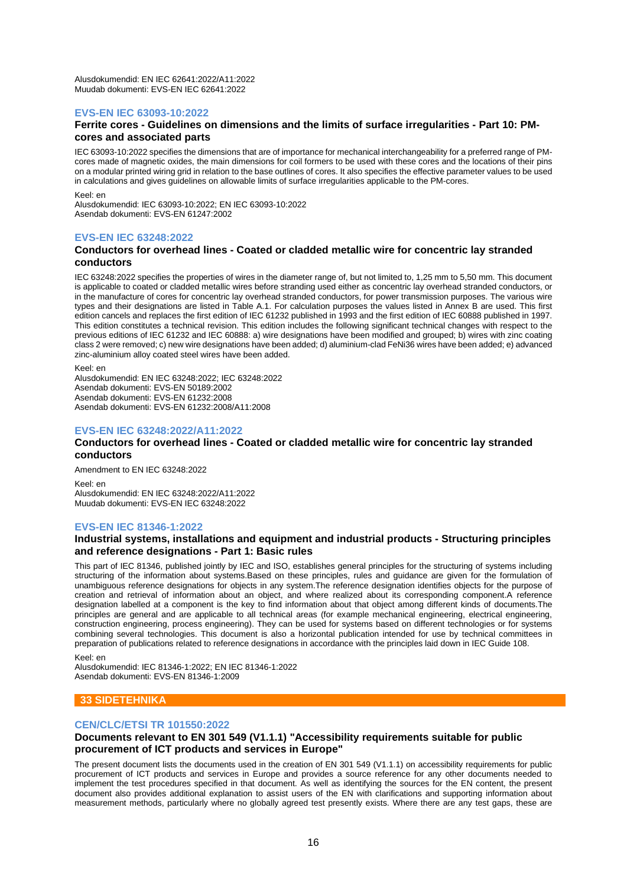Alusdokumendid: EN IEC 62641:2022/A11:2022
Muudab dokumenti: EVS-EN IEC 62641:2022

### EVS-EN IEC 63093-10:2022

**Ferrite cores - Guidelines on dimensions and the limits of surface irregularities - Part 10: PM-cores and associated parts**

IEC 63093-10:2022 specifies the dimensions that are of importance for mechanical interchangeability for a preferred range of PM-cores made of magnetic oxides, the main dimensions for coil formers to be used with these cores and the locations of their pins on a modular printed wiring grid in relation to the base outlines of cores. It also specifies the effective parameter values to be used in calculations and gives guidelines on allowable limits of surface irregularities applicable to the PM-cores.

Keel: en
Alusdokumendid: IEC 63093-10:2022; EN IEC 63093-10:2022
Asendab dokumenti: EVS-EN 61247:2002

### EVS-EN IEC 63248:2022

**Conductors for overhead lines - Coated or cladded metallic wire for concentric lay stranded conductors**

IEC 63248:2022 specifies the properties of wires in the diameter range of, but not limited to, 1,25 mm to 5,50 mm. This document is applicable to coated or cladded metallic wires before stranding used either as concentric lay overhead stranded conductors, or in the manufacture of cores for concentric lay overhead stranded conductors, for power transmission purposes. The various wire types and their designations are listed in Table A.1. For calculation purposes the values listed in Annex B are used. This first edition cancels and replaces the first edition of IEC 61232 published in 1993 and the first edition of IEC 60888 published in 1997. This edition constitutes a technical revision. This edition includes the following significant technical changes with respect to the previous editions of IEC 61232 and IEC 60888: a) wire designations have been modified and grouped; b) wires with zinc coating class 2 were removed; c) new wire designations have been added; d) aluminium-clad FeNi36 wires have been added; e) advanced zinc-aluminium alloy coated steel wires have been added.

Keel: en
Alusdokumendid: EN IEC 63248:2022; IEC 63248:2022
Asendab dokumenti: EVS-EN 50189:2002
Asendab dokumenti: EVS-EN 61232:2008
Asendab dokumenti: EVS-EN 61232:2008/A11:2008

### EVS-EN IEC 63248:2022/A11:2022

**Conductors for overhead lines - Coated or cladded metallic wire for concentric lay stranded conductors**

Amendment to EN IEC 63248:2022

Keel: en
Alusdokumendid: EN IEC 63248:2022/A11:2022
Muudab dokumenti: EVS-EN IEC 63248:2022

### EVS-EN IEC 81346-1:2022

**Industrial systems, installations and equipment and industrial products - Structuring principles and reference designations - Part 1: Basic rules**

This part of IEC 81346, published jointly by IEC and ISO, establishes general principles for the structuring of systems including structuring of the information about systems.Based on these principles, rules and guidance are given for the formulation of unambiguous reference designations for objects in any system.The reference designation identifies objects for the purpose of creation and retrieval of information about an object, and where realized about its corresponding component.A reference designation labelled at a component is the key to find information about that object among different kinds of documents.The principles are general and are applicable to all technical areas (for example mechanical engineering, electrical engineering, construction engineering, process engineering). They can be used for systems based on different technologies or for systems combining several technologies. This document is also a horizontal publication intended for use by technical committees in preparation of publications related to reference designations in accordance with the principles laid down in IEC Guide 108.

Keel: en
Alusdokumendid: IEC 81346-1:2022; EN IEC 81346-1:2022
Asendab dokumenti: EVS-EN 81346-1:2009

## 33 SIDETEHNIKA

### CEN/CLC/ETSI TR 101550:2022

**Documents relevant to EN 301 549 (V1.1.1) "Accessibility requirements suitable for public procurement of ICT products and services in Europe"**

The present document lists the documents used in the creation of EN 301 549 (V1.1.1) on accessibility requirements for public procurement of ICT products and services in Europe and provides a source reference for any other documents needed to implement the test procedures specified in that document. As well as identifying the sources for the EN content, the present document also provides additional explanation to assist users of the EN with clarifications and supporting information about measurement methods, particularly where no globally agreed test presently exists. Where there are any test gaps, these are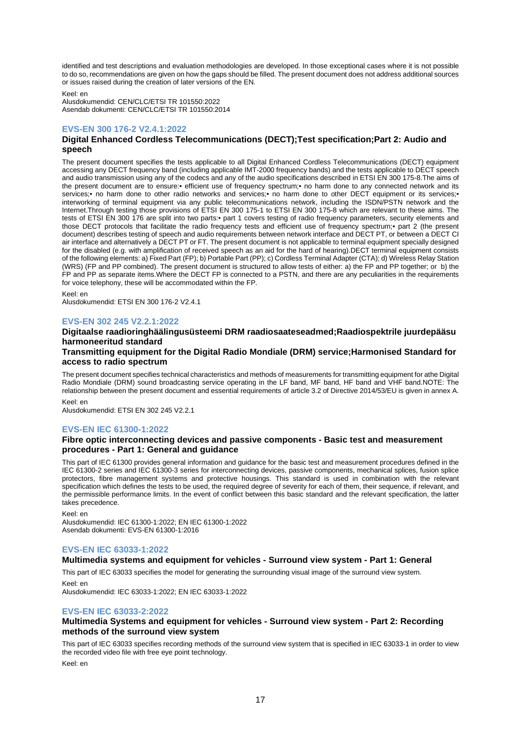identified and test descriptions and evaluation methodologies are developed. In those exceptional cases where it is not possible to do so, recommendations are given on how the gaps should be filled. The present document does not address additional sources or issues raised during the creation of later versions of the EN.

Keel: en
Alusdokumendid: CEN/CLC/ETSI TR 101550:2022
Asendab dokumenti: CEN/CLC/ETSI TR 101550:2014

### EVS-EN 300 176-2 V2.4.1:2022

**Digital Enhanced Cordless Telecommunications (DECT);Test specification;Part 2: Audio and speech**

The present document specifies the tests applicable to all Digital Enhanced Cordless Telecommunications (DECT) equipment accessing any DECT frequency band (including applicable IMT-2000 frequency bands) and the tests applicable to DECT speech and audio transmission using any of the codecs and any of the audio specifications described in ETSI EN 300 175-8.The aims of the present document are to ensure:• efficient use of frequency spectrum;• no harm done to any connected network and its services;• no harm done to other radio networks and services;• no harm done to other DECT equipment or its services;• interworking of terminal equipment via any public telecommunications network, including the ISDN/PSTN network and the Internet.Through testing those provisions of ETSI EN 300 175-1 to ETSI EN 300 175-8 which are relevant to these aims. The tests of ETSI EN 300 176 are split into two parts:• part 1 covers testing of radio frequency parameters, security elements and those DECT protocols that facilitate the radio frequency tests and efficient use of frequency spectrum;• part 2 (the present document) describes testing of speech and audio requirements between network interface and DECT PT, or between a DECT CI air interface and alternatively a DECT PT or FT. The present document is not applicable to terminal equipment specially designed for the disabled (e.g. with amplification of received speech as an aid for the hard of hearing).DECT terminal equipment consists of the following elements: a) Fixed Part (FP); b) Portable Part (PP); c) Cordless Terminal Adapter (CTA); d) Wireless Relay Station (WRS) (FP and PP combined). The present document is structured to allow tests of either: a) the FP and PP together; or b) the FP and PP as separate items.Where the DECT FP is connected to a PSTN, and there are any peculiarities in the requirements for voice telephony, these will be accommodated within the FP.

Keel: en
Alusdokumendid: ETSI EN 300 176-2 V2.4.1

### EVS-EN 302 245 V2.2.1:2022

**Digitaalse raadioringhäälingusüsteemi DRM raadiosaateseadmed;Raadiospektrile juurdepääsu harmoneeritud standard**

**Transmitting equipment for the Digital Radio Mondiale (DRM) service;Harmonised Standard for access to radio spectrum**

The present document specifies technical characteristics and methods of measurements for transmitting equipment for athe Digital Radio Mondiale (DRM) sound broadcasting service operating in the LF band, MF band, HF band and VHF band.NOTE: The relationship between the present document and essential requirements of article 3.2 of Directive 2014/53/EU is given in annex A.

Keel: en
Alusdokumendid: ETSI EN 302 245 V2.2.1

### EVS-EN IEC 61300-1:2022

**Fibre optic interconnecting devices and passive components - Basic test and measurement procedures - Part 1: General and guidance**

This part of IEC 61300 provides general information and guidance for the basic test and measurement procedures defined in the IEC 61300-2 series and IEC 61300-3 series for interconnecting devices, passive components, mechanical splices, fusion splice protectors, fibre management systems and protective housings. This standard is used in combination with the relevant specification which defines the tests to be used, the required degree of severity for each of them, their sequence, if relevant, and the permissible performance limits. In the event of conflict between this basic standard and the relevant specification, the latter takes precedence.

Keel: en
Alusdokumendid: IEC 61300-1:2022; EN IEC 61300-1:2022
Asendab dokumenti: EVS-EN 61300-1:2016

### EVS-EN IEC 63033-1:2022

**Multimedia systems and equipment for vehicles - Surround view system - Part 1: General**

This part of IEC 63033 specifies the model for generating the surrounding visual image of the surround view system.

Keel: en
Alusdokumendid: IEC 63033-1:2022; EN IEC 63033-1:2022

### EVS-EN IEC 63033-2:2022

**Multimedia Systems and equipment for vehicles - Surround view system - Part 2: Recording methods of the surround view system**

This part of IEC 63033 specifies recording methods of the surround view system that is specified in IEC 63033-1 in order to view the recorded video file with free eye point technology.

Keel: en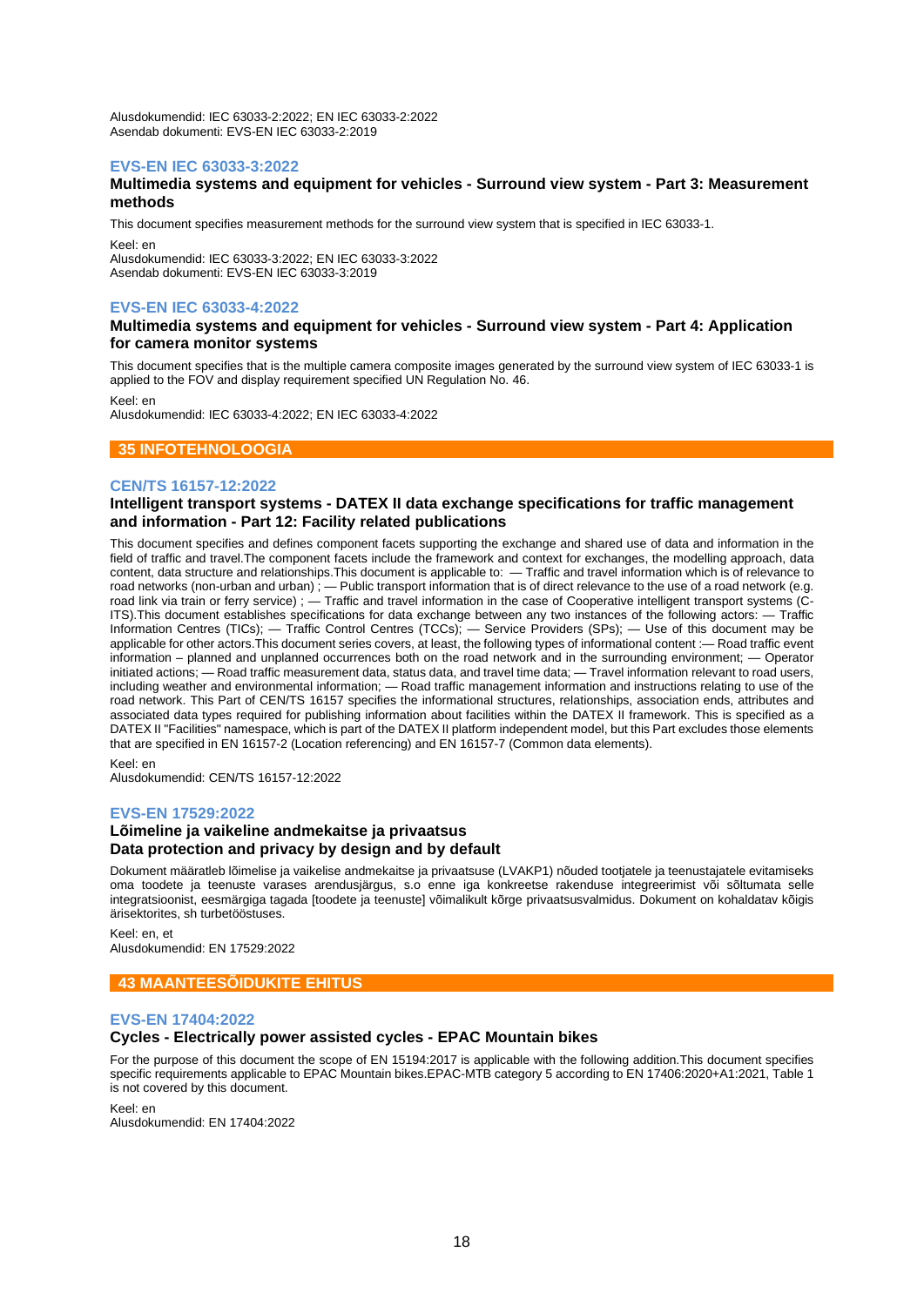Alusdokumendid: IEC 63033-2:2022; EN IEC 63033-2:2022
Asendab dokumenti: EVS-EN IEC 63033-2:2019

### EVS-EN IEC 63033-3:2022

**Multimedia systems and equipment for vehicles - Surround view system - Part 3: Measurement methods**

This document specifies measurement methods for the surround view system that is specified in IEC 63033-1.

Keel: en
Alusdokumendid: IEC 63033-3:2022; EN IEC 63033-3:2022
Asendab dokumenti: EVS-EN IEC 63033-3:2019

### EVS-EN IEC 63033-4:2022

**Multimedia systems and equipment for vehicles - Surround view system - Part 4: Application for camera monitor systems**

This document specifies that is the multiple camera composite images generated by the surround view system of IEC 63033-1 is applied to the FOV and display requirement specified UN Regulation No. 46.

Keel: en
Alusdokumendid: IEC 63033-4:2022; EN IEC 63033-4:2022

## 35 INFOTEHNOLOOGIA

### CEN/TS 16157-12:2022

**Intelligent transport systems - DATEX II data exchange specifications for traffic management and information - Part 12: Facility related publications**

This document specifies and defines component facets supporting the exchange and shared use of data and information in the field of traffic and travel.The component facets include the framework and context for exchanges, the modelling approach, data content, data structure and relationships.This document is applicable to: — Traffic and travel information which is of relevance to road networks (non-urban and urban) ; — Public transport information that is of direct relevance to the use of a road network (e.g. road link via train or ferry service) ; — Traffic and travel information in the case of Cooperative intelligent transport systems (C-ITS).This document establishes specifications for data exchange between any two instances of the following actors: — Traffic Information Centres (TICs); — Traffic Control Centres (TCCs); — Service Providers (SPs); — Use of this document may be applicable for other actors.This document series covers, at least, the following types of informational content :— Road traffic event information – planned and unplanned occurrences both on the road network and in the surrounding environment; — Operator initiated actions; — Road traffic measurement data, status data, and travel time data; — Travel information relevant to road users, including weather and environmental information; — Road traffic management information and instructions relating to use of the road network. This Part of CEN/TS 16157 specifies the informational structures, relationships, association ends, attributes and associated data types required for publishing information about facilities within the DATEX II framework. This is specified as a DATEX II "Facilities" namespace, which is part of the DATEX II platform independent model, but this Part excludes those elements that are specified in EN 16157-2 (Location referencing) and EN 16157-7 (Common data elements).

Keel: en
Alusdokumendid: CEN/TS 16157-12:2022

### EVS-EN 17529:2022

**Lõimeline ja vaikeline andmekaitse ja privaatsus**
**Data protection and privacy by design and by default**

Dokument määratleb lõimelise ja vaikelise andmekaitse ja privaatsuse (LVAKP1) nõuded tootjatele ja teenustajatele evitamiseks oma toodete ja teenuste varases arendusjärgus, s.o enne iga konkreetse rakenduse integreerimist või sõltumata selle integratsioonist, eesmärgiga tagada [toodete ja teenuste] võimalikult kõrge privaatsusvalmidus. Dokument on kohaldatav kõigis ärisektorites, sh turbetööstuses.

Keel: en, et
Alusdokumendid: EN 17529:2022

## 43 MAANTEESÕIDUKITE EHITUS

### EVS-EN 17404:2022

**Cycles - Electrically power assisted cycles - EPAC Mountain bikes**

For the purpose of this document the scope of EN 15194:2017 is applicable with the following addition.This document specifies specific requirements applicable to EPAC Mountain bikes.EPAC-MTB category 5 according to EN 17406:2020+A1:2021, Table 1 is not covered by this document.

Keel: en
Alusdokumendid: EN 17404:2022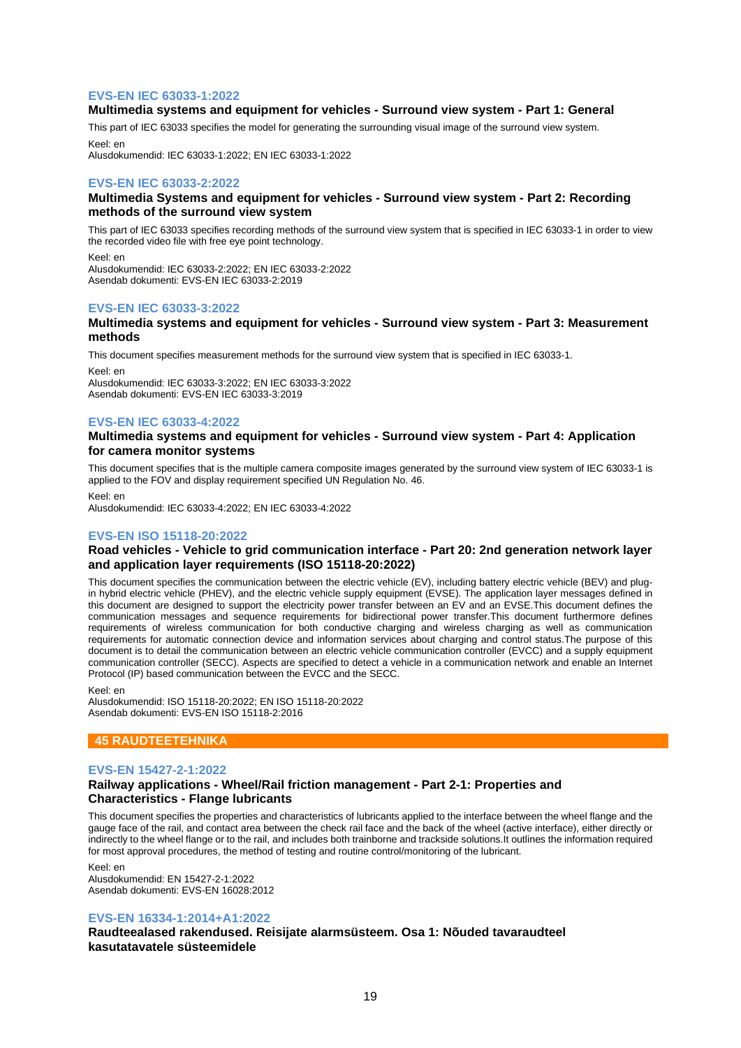### EVS-EN IEC 63033-1:2022

**Multimedia systems and equipment for vehicles - Surround view system - Part 1: General**

This part of IEC 63033 specifies the model for generating the surrounding visual image of the surround view system.

Keel: en
Alusdokumendid: IEC 63033-1:2022; EN IEC 63033-1:2022

### EVS-EN IEC 63033-2:2022

**Multimedia Systems and equipment for vehicles - Surround view system - Part 2: Recording methods of the surround view system**

This part of IEC 63033 specifies recording methods of the surround view system that is specified in IEC 63033-1 in order to view the recorded video file with free eye point technology.

Keel: en
Alusdokumendid: IEC 63033-2:2022; EN IEC 63033-2:2022
Asendab dokumenti: EVS-EN IEC 63033-2:2019

### EVS-EN IEC 63033-3:2022

**Multimedia systems and equipment for vehicles - Surround view system - Part 3: Measurement methods**

This document specifies measurement methods for the surround view system that is specified in IEC 63033-1.

Keel: en
Alusdokumendid: IEC 63033-3:2022; EN IEC 63033-3:2022
Asendab dokumenti: EVS-EN IEC 63033-3:2019

### EVS-EN IEC 63033-4:2022

**Multimedia systems and equipment for vehicles - Surround view system - Part 4: Application for camera monitor systems**

This document specifies that is the multiple camera composite images generated by the surround view system of IEC 63033-1 is applied to the FOV and display requirement specified UN Regulation No. 46.

Keel: en
Alusdokumendid: IEC 63033-4:2022; EN IEC 63033-4:2022

### EVS-EN ISO 15118-20:2022

**Road vehicles - Vehicle to grid communication interface - Part 20: 2nd generation network layer and application layer requirements (ISO 15118-20:2022)**

This document specifies the communication between the electric vehicle (EV), including battery electric vehicle (BEV) and plug-in hybrid electric vehicle (PHEV), and the electric vehicle supply equipment (EVSE). The application layer messages defined in this document are designed to support the electricity power transfer between an EV and an EVSE.This document defines the communication messages and sequence requirements for bidirectional power transfer.This document furthermore defines requirements of wireless communication for both conductive charging and wireless charging as well as communication requirements for automatic connection device and information services about charging and control status.The purpose of this document is to detail the communication between an electric vehicle communication controller (EVCC) and a supply equipment communication controller (SECC). Aspects are specified to detect a vehicle in a communication network and enable an Internet Protocol (IP) based communication between the EVCC and the SECC.

Keel: en
Alusdokumendid: ISO 15118-20:2022; EN ISO 15118-20:2022
Asendab dokumenti: EVS-EN ISO 15118-2:2016

## 45 RAUDTEETEHNIKA

### EVS-EN 15427-2-1:2022

**Railway applications - Wheel/Rail friction management - Part 2-1: Properties and Characteristics - Flange lubricants**

This document specifies the properties and characteristics of lubricants applied to the interface between the wheel flange and the gauge face of the rail, and contact area between the check rail face and the back of the wheel (active interface), either directly or indirectly to the wheel flange or to the rail, and includes both trainborne and trackside solutions.It outlines the information required for most approval procedures, the method of testing and routine control/monitoring of the lubricant.

Keel: en
Alusdokumendid: EN 15427-2-1:2022
Asendab dokumenti: EVS-EN 16028:2012

### EVS-EN 16334-1:2014+A1:2022

**Raudteealased rakendused. Reisijate alarmsüsteem. Osa 1: Nõuded tavaraudteel kasutatavatele süsteemidele**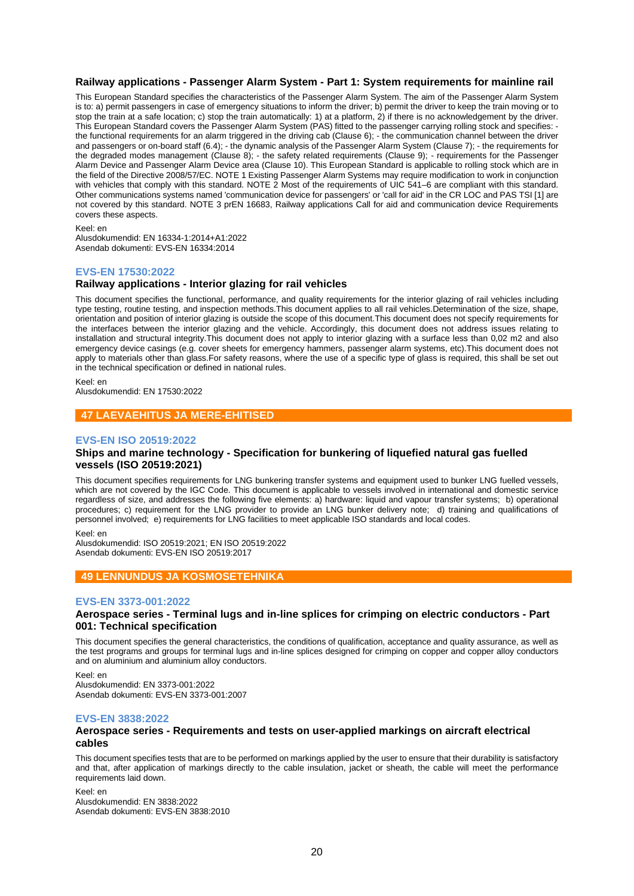### Railway applications - Passenger Alarm System - Part 1: System requirements for mainline rail

This European Standard specifies the characteristics of the Passenger Alarm System. The aim of the Passenger Alarm System is to: a) permit passengers in case of emergency situations to inform the driver; b) permit the driver to keep the train moving or to stop the train at a safe location; c) stop the train automatically: 1) at a platform, 2) if there is no acknowledgement by the driver. This European Standard covers the Passenger Alarm System (PAS) fitted to the passenger carrying rolling stock and specifies: - the functional requirements for an alarm triggered in the driving cab (Clause 6); - the communication channel between the driver and passengers or on-board staff (6.4); - the dynamic analysis of the Passenger Alarm System (Clause 7); - the requirements for the degraded modes management (Clause 8); - the safety related requirements (Clause 9); - requirements for the Passenger Alarm Device and Passenger Alarm Device area (Clause 10). This European Standard is applicable to rolling stock which are in the field of the Directive 2008/57/EC. NOTE 1 Existing Passenger Alarm Systems may require modification to work in conjunction with vehicles that comply with this standard. NOTE 2 Most of the requirements of UIC 541–6 are compliant with this standard. Other communications systems named 'communication device for passengers' or 'call for aid' in the CR LOC and PAS TSI [1] are not covered by this standard. NOTE 3 prEN 16683, Railway applications Call for aid and communication device Requirements covers these aspects.

Keel: en
Alusdokumendid: EN 16334-1:2014+A1:2022
Asendab dokumenti: EVS-EN 16334:2014

**EVS-EN 17530:2022**

### Railway applications - Interior glazing for rail vehicles

This document specifies the functional, performance, and quality requirements for the interior glazing of rail vehicles including type testing, routine testing, and inspection methods.This document applies to all rail vehicles.Determination of the size, shape, orientation and position of interior glazing is outside the scope of this document.This document does not specify requirements for the interfaces between the interior glazing and the vehicle. Accordingly, this document does not address issues relating to installation and structural integrity.This document does not apply to interior glazing with a surface less than 0,02 m2 and also emergency device casings (e.g. cover sheets for emergency hammers, passenger alarm systems, etc).This document does not apply to materials other than glass.For safety reasons, where the use of a specific type of glass is required, this shall be set out in the technical specification or defined in national rules.

Keel: en
Alusdokumendid: EN 17530:2022

## 47 LAEVAEHITUS JA MERE-EHITISED

**EVS-EN ISO 20519:2022**

### Ships and marine technology - Specification for bunkering of liquefied natural gas fuelled vessels (ISO 20519:2021)

This document specifies requirements for LNG bunkering transfer systems and equipment used to bunker LNG fuelled vessels, which are not covered by the IGC Code. This document is applicable to vessels involved in international and domestic service regardless of size, and addresses the following five elements: a) hardware: liquid and vapour transfer systems; b) operational procedures; c) requirement for the LNG provider to provide an LNG bunker delivery note; d) training and qualifications of personnel involved; e) requirements for LNG facilities to meet applicable ISO standards and local codes.

Keel: en
Alusdokumendid: ISO 20519:2021; EN ISO 20519:2022
Asendab dokumenti: EVS-EN ISO 20519:2017

## 49 LENNUNDUS JA KOSMOSETEHNIKA

**EVS-EN 3373-001:2022**

### Aerospace series - Terminal lugs and in-line splices for crimping on electric conductors - Part 001: Technical specification

This document specifies the general characteristics, the conditions of qualification, acceptance and quality assurance, as well as the test programs and groups for terminal lugs and in-line splices designed for crimping on copper and copper alloy conductors and on aluminium and aluminium alloy conductors.

Keel: en
Alusdokumendid: EN 3373-001:2022
Asendab dokumenti: EVS-EN 3373-001:2007

**EVS-EN 3838:2022**

### Aerospace series - Requirements and tests on user-applied markings on aircraft electrical cables

This document specifies tests that are to be performed on markings applied by the user to ensure that their durability is satisfactory and that, after application of markings directly to the cable insulation, jacket or sheath, the cable will meet the performance requirements laid down.

Keel: en
Alusdokumendid: EN 3838:2022
Asendab dokumenti: EVS-EN 3838:2010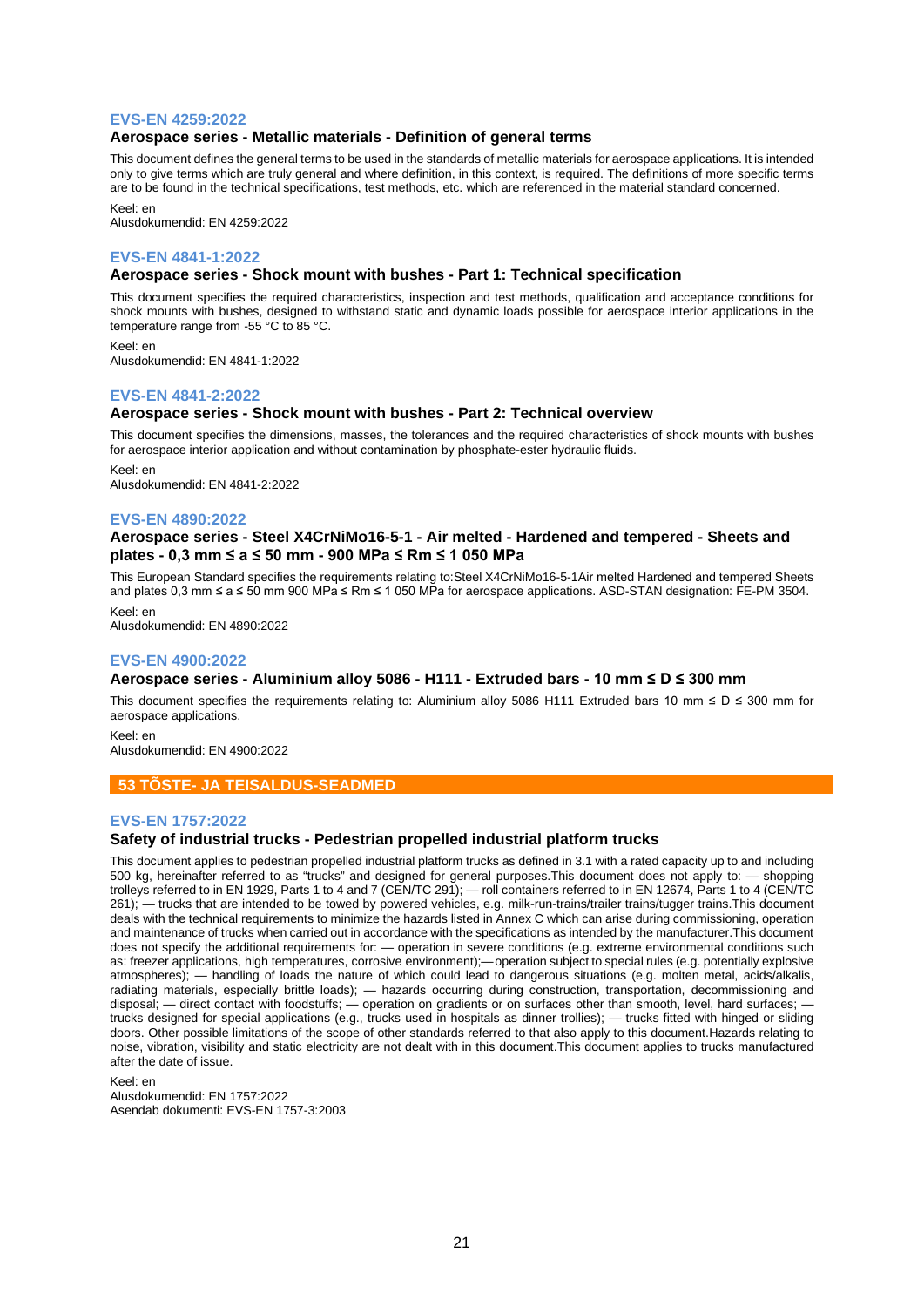### EVS-EN 4259:2022

**Aerospace series - Metallic materials - Definition of general terms**

This document defines the general terms to be used in the standards of metallic materials for aerospace applications. It is intended only to give terms which are truly general and where definition, in this context, is required. The definitions of more specific terms are to be found in the technical specifications, test methods, etc. which are referenced in the material standard concerned.

Keel: en
Alusdokumendid: EN 4259:2022

### EVS-EN 4841-1:2022

**Aerospace series - Shock mount with bushes - Part 1: Technical specification**

This document specifies the required characteristics, inspection and test methods, qualification and acceptance conditions for shock mounts with bushes, designed to withstand static and dynamic loads possible for aerospace interior applications in the temperature range from -55 °C to 85 °C.

Keel: en
Alusdokumendid: EN 4841-1:2022

### EVS-EN 4841-2:2022

**Aerospace series - Shock mount with bushes - Part 2: Technical overview**

This document specifies the dimensions, masses, the tolerances and the required characteristics of shock mounts with bushes for aerospace interior application and without contamination by phosphate-ester hydraulic fluids.

Keel: en
Alusdokumendid: EN 4841-2:2022

### EVS-EN 4890:2022

**Aerospace series - Steel X4CrNiMo16-5-1 - Air melted - Hardened and tempered - Sheets and plates - 0,3 mm ≤ a ≤ 50 mm - 900 MPa ≤ Rm ≤ 1 050 MPa**

This European Standard specifies the requirements relating to:Steel X4CrNiMo16-5-1Air melted Hardened and tempered Sheets and plates 0,3 mm ≤ a ≤ 50 mm 900 MPa ≤ Rm ≤ 1 050 MPa for aerospace applications. ASD-STAN designation: FE-PM 3504.

Keel: en
Alusdokumendid: EN 4890:2022

### EVS-EN 4900:2022

**Aerospace series - Aluminium alloy 5086 - H111 - Extruded bars - 10 mm ≤ D ≤ 300 mm**

This document specifies the requirements relating to: Aluminium alloy 5086 H111 Extruded bars 10 mm ≤ D ≤ 300 mm for aerospace applications.

Keel: en
Alusdokumendid: EN 4900:2022

## 53 TÕSTE- JA TEISALDUS-SEADMED

### EVS-EN 1757:2022

**Safety of industrial trucks - Pedestrian propelled industrial platform trucks**

This document applies to pedestrian propelled industrial platform trucks as defined in 3.1 with a rated capacity up to and including 500 kg, hereinafter referred to as "trucks" and designed for general purposes.This document does not apply to: — shopping trolleys referred to in EN 1929, Parts 1 to 4 and 7 (CEN/TC 291); — roll containers referred to in EN 12674, Parts 1 to 4 (CEN/TC 261); — trucks that are intended to be towed by powered vehicles, e.g. milk-run-trains/trailer trains/tugger trains.This document deals with the technical requirements to minimize the hazards listed in Annex C which can arise during commissioning, operation and maintenance of trucks when carried out in accordance with the specifications as intended by the manufacturer.This document does not specify the additional requirements for: — operation in severe conditions (e.g. extreme environmental conditions such as: freezer applications, high temperatures, corrosive environment);— operation subject to special rules (e.g. potentially explosive atmospheres); — handling of loads the nature of which could lead to dangerous situations (e.g. molten metal, acids/alkalis, radiating materials, especially brittle loads); — hazards occurring during construction, transportation, decommissioning and disposal; — direct contact with foodstuffs; — operation on gradients or on surfaces other than smooth, level, hard surfaces; — trucks designed for special applications (e.g., trucks used in hospitals as dinner trollies); — trucks fitted with hinged or sliding doors. Other possible limitations of the scope of other standards referred to that also apply to this document.Hazards relating to noise, vibration, visibility and static electricity are not dealt with in this document.This document applies to trucks manufactured after the date of issue.

Keel: en
Alusdokumendid: EN 1757:2022
Asendab dokumenti: EVS-EN 1757-3:2003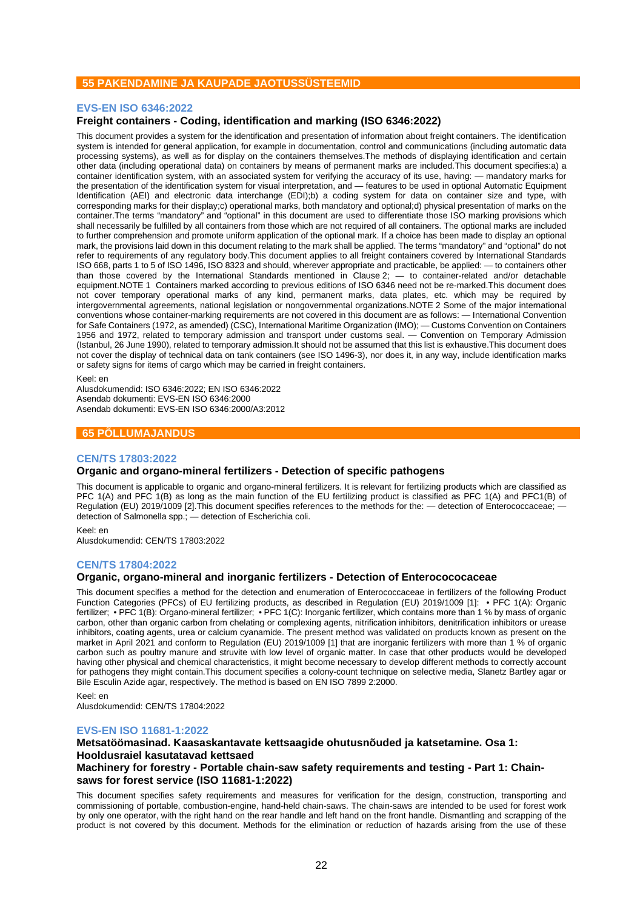## 55 PAKENDAMINE JA KAUPADE JAOTUSSÜSTEEMID

### EVS-EN ISO 6346:2022

**Freight containers - Coding, identification and marking (ISO 6346:2022)**

This document provides a system for the identification and presentation of information about freight containers. The identification system is intended for general application, for example in documentation, control and communications (including automatic data processing systems), as well as for display on the containers themselves.The methods of displaying identification and certain other data (including operational data) on containers by means of permanent marks are included.This document specifies:a) a container identification system, with an associated system for verifying the accuracy of its use, having: — mandatory marks for the presentation of the identification system for visual interpretation, and — features to be used in optional Automatic Equipment Identification (AEI) and electronic data interchange (EDI);b) a coding system for data on container size and type, with corresponding marks for their display;c) operational marks, both mandatory and optional;d) physical presentation of marks on the container.The terms “mandatory” and “optional” in this document are used to differentiate those ISO marking provisions which shall necessarily be fulfilled by all containers from those which are not required of all containers. The optional marks are included to further comprehension and promote uniform application of the optional mark. If a choice has been made to display an optional mark, the provisions laid down in this document relating to the mark shall be applied. The terms “mandatory” and “optional” do not refer to requirements of any regulatory body.This document applies to all freight containers covered by International Standards ISO 668, parts 1 to 5 of ISO 1496, ISO 8323 and should, wherever appropriate and practicable, be applied: — to containers other than those covered by the International Standards mentioned in Clause 2; — to container-related and/or detachable equipment.NOTE 1 Containers marked according to previous editions of ISO 6346 need not be re-marked.This document does not cover temporary operational marks of any kind, permanent marks, data plates, etc. which may be required by intergovernmental agreements, national legislation or nongovernmental organizations.NOTE 2 Some of the major international conventions whose container-marking requirements are not covered in this document are as follows: — International Convention for Safe Containers (1972, as amended) (CSC), International Maritime Organization (IMO); — Customs Convention on Containers 1956 and 1972, related to temporary admission and transport under customs seal. — Convention on Temporary Admission (Istanbul, 26 June 1990), related to temporary admission.It should not be assumed that this list is exhaustive.This document does not cover the display of technical data on tank containers (see ISO 1496-3), nor does it, in any way, include identification marks or safety signs for items of cargo which may be carried in freight containers.

Keel: en
Alusdokumendid: ISO 6346:2022; EN ISO 6346:2022
Asendab dokumenti: EVS-EN ISO 6346:2000
Asendab dokumenti: EVS-EN ISO 6346:2000/A3:2012

## 65 PÕLLUMAJANDUS

### CEN/TS 17803:2022

**Organic and organo-mineral fertilizers - Detection of specific pathogens**

This document is applicable to organic and organo-mineral fertilizers. It is relevant for fertilizing products which are classified as PFC 1(A) and PFC 1(B) as long as the main function of the EU fertilizing product is classified as PFC 1(A) and PFC1(B) of Regulation (EU) 2019/1009 [2].This document specifies references to the methods for the: — detection of Enterococcaceae; — detection of Salmonella spp.; — detection of Escherichia coli.

Keel: en
Alusdokumendid: CEN/TS 17803:2022

### CEN/TS 17804:2022

**Organic, organo-mineral and inorganic fertilizers - Detection of Enterocococaceae**

This document specifies a method for the detection and enumeration of Enterococcaceae in fertilizers of the following Product Function Categories (PFCs) of EU fertilizing products, as described in Regulation (EU) 2019/1009 [1]: • PFC 1(A): Organic fertilizer; • PFC 1(B): Organo-mineral fertilizer; • PFC 1(C): Inorganic fertilizer, which contains more than 1 % by mass of organic carbon, other than organic carbon from chelating or complexing agents, nitrification inhibitors, denitrification inhibitors or urease inhibitors, coating agents, urea or calcium cyanamide. The present method was validated on products known as present on the market in April 2021 and conform to Regulation (EU) 2019/1009 [1] that are inorganic fertilizers with more than 1 % of organic carbon such as poultry manure and struvite with low level of organic matter. In case that other products would be developed having other physical and chemical characteristics, it might become necessary to develop different methods to correctly account for pathogens they might contain.This document specifies a colony-count technique on selective media, Slanetz Bartley agar or Bile Esculin Azide agar, respectively. The method is based on EN ISO 7899 2:2000.

Keel: en
Alusdokumendid: CEN/TS 17804:2022

### EVS-EN ISO 11681-1:2022

**Metsatöömasinad. Kaasaskantavate kettsaagide ohutusnõuded ja katsetamine. Osa 1: Hooldusraiel kasutatavad kettsaed**

**Machinery for forestry - Portable chain-saw safety requirements and testing - Part 1: Chain-saws for forest service (ISO 11681-1:2022)**

This document specifies safety requirements and measures for verification for the design, construction, transporting and commissioning of portable, combustion-engine, hand-held chain-saws. The chain-saws are intended to be used for forest work by only one operator, with the right hand on the rear handle and left hand on the front handle. Dismantling and scrapping of the product is not covered by this document. Methods for the elimination or reduction of hazards arising from the use of these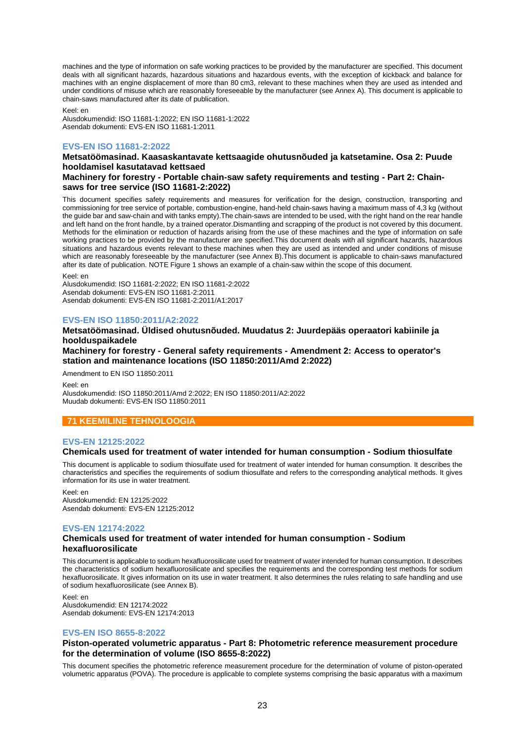machines and the type of information on safe working practices to be provided by the manufacturer are specified. This document deals with all significant hazards, hazardous situations and hazardous events, with the exception of kickback and balance for machines with an engine displacement of more than 80 cm3, relevant to these machines when they are used as intended and under conditions of misuse which are reasonably foreseeable by the manufacturer (see Annex A). This document is applicable to chain-saws manufactured after its date of publication.

Keel: en
Alusdokumendid: ISO 11681-1:2022; EN ISO 11681-1:2022
Asendab dokumenti: EVS-EN ISO 11681-1:2011

### EVS-EN ISO 11681-2:2022

**Metsatöömasinad. Kaasaskantavate kettsaagide ohutusnõuded ja katsetamine. Osa 2: Puude hooldamisel kasutatavad kettsaed**

**Machinery for forestry - Portable chain-saw safety requirements and testing - Part 2: Chain-saws for tree service (ISO 11681-2:2022)**

This document specifies safety requirements and measures for verification for the design, construction, transporting and commissioning for tree service of portable, combustion-engine, hand-held chain-saws having a maximum mass of 4,3 kg (without the guide bar and saw-chain and with tanks empty).The chain-saws are intended to be used, with the right hand on the rear handle and left hand on the front handle, by a trained operator.Dismantling and scrapping of the product is not covered by this document. Methods for the elimination or reduction of hazards arising from the use of these machines and the type of information on safe working practices to be provided by the manufacturer are specified.This document deals with all significant hazards, hazardous situations and hazardous events relevant to these machines when they are used as intended and under conditions of misuse which are reasonably foreseeable by the manufacturer (see Annex B).This document is applicable to chain-saws manufactured after its date of publication. NOTE Figure 1 shows an example of a chain-saw within the scope of this document.

Keel: en
Alusdokumendid: ISO 11681-2:2022; EN ISO 11681-2:2022
Asendab dokumenti: EVS-EN ISO 11681-2:2011
Asendab dokumenti: EVS-EN ISO 11681-2:2011/A1:2017

### EVS-EN ISO 11850:2011/A2:2022

**Metsatöömasinad. Üldised ohutusnõuded. Muudatus 2: Juurdepääs operaatori kabiinile ja hoolduspaikadele**

**Machinery for forestry - General safety requirements - Amendment 2: Access to operator's station and maintenance locations (ISO 11850:2011/Amd 2:2022)**

Amendment to EN ISO 11850:2011

Keel: en
Alusdokumendid: ISO 11850:2011/Amd 2:2022; EN ISO 11850:2011/A2:2022
Muudab dokumenti: EVS-EN ISO 11850:2011

## 71 KEEMILINE TEHNOLOOGIA

### EVS-EN 12125:2022

**Chemicals used for treatment of water intended for human consumption - Sodium thiosulfate**

This document is applicable to sodium thiosulfate used for treatment of water intended for human consumption. It describes the characteristics and specifies the requirements of sodium thiosulfate and refers to the corresponding analytical methods. It gives information for its use in water treatment.

Keel: en
Alusdokumendid: EN 12125:2022
Asendab dokumenti: EVS-EN 12125:2012

### EVS-EN 12174:2022

**Chemicals used for treatment of water intended for human consumption - Sodium hexafluorosilicate**

This document is applicable to sodium hexafluorosilicate used for treatment of water intended for human consumption. It describes the characteristics of sodium hexafluorosilicate and specifies the requirements and the corresponding test methods for sodium hexafluorosilicate. It gives information on its use in water treatment. It also determines the rules relating to safe handling and use of sodium hexafluorosilicate (see Annex B).

Keel: en
Alusdokumendid: EN 12174:2022
Asendab dokumenti: EVS-EN 12174:2013

### EVS-EN ISO 8655-8:2022

**Piston-operated volumetric apparatus - Part 8: Photometric reference measurement procedure for the determination of volume (ISO 8655-8:2022)**

This document specifies the photometric reference measurement procedure for the determination of volume of piston-operated volumetric apparatus (POVA). The procedure is applicable to complete systems comprising the basic apparatus with a maximum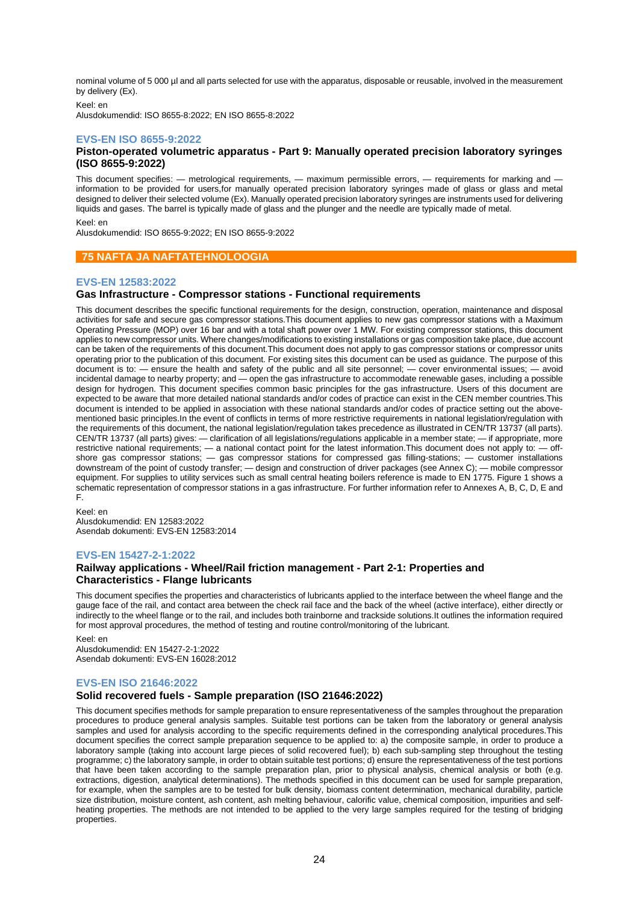nominal volume of 5 000 µl and all parts selected for use with the apparatus, disposable or reusable, involved in the measurement by delivery (Ex).

Keel: en

Alusdokumendid: ISO 8655-8:2022; EN ISO 8655-8:2022

### EVS-EN ISO 8655-9:2022

**Piston-operated volumetric apparatus - Part 9: Manually operated precision laboratory syringes (ISO 8655-9:2022)**

This document specifies: — metrological requirements, — maximum permissible errors, — requirements for marking and — information to be provided for users,for manually operated precision laboratory syringes made of glass or glass and metal designed to deliver their selected volume (Ex). Manually operated precision laboratory syringes are instruments used for delivering liquids and gases. The barrel is typically made of glass and the plunger and the needle are typically made of metal.

Keel: en

Alusdokumendid: ISO 8655-9:2022; EN ISO 8655-9:2022

## 75 NAFTA JA NAFTATEHNOLOOGIA

### EVS-EN 12583:2022

**Gas Infrastructure - Compressor stations - Functional requirements**

This document describes the specific functional requirements for the design, construction, operation, maintenance and disposal activities for safe and secure gas compressor stations.This document applies to new gas compressor stations with a Maximum Operating Pressure (MOP) over 16 bar and with a total shaft power over 1 MW. For existing compressor stations, this document applies to new compressor units. Where changes/modifications to existing installations or gas composition take place, due account can be taken of the requirements of this document.This document does not apply to gas compressor stations or compressor units operating prior to the publication of this document. For existing sites this document can be used as guidance. The purpose of this document is to: — ensure the health and safety of the public and all site personnel; — cover environmental issues; — avoid incidental damage to nearby property; and — open the gas infrastructure to accommodate renewable gases, including a possible design for hydrogen. This document specifies common basic principles for the gas infrastructure. Users of this document are expected to be aware that more detailed national standards and/or codes of practice can exist in the CEN member countries.This document is intended to be applied in association with these national standards and/or codes of practice setting out the above-mentioned basic principles.In the event of conflicts in terms of more restrictive requirements in national legislation/regulation with the requirements of this document, the national legislation/regulation takes precedence as illustrated in CEN/TR 13737 (all parts). CEN/TR 13737 (all parts) gives: — clarification of all legislations/regulations applicable in a member state; — if appropriate, more restrictive national requirements; — a national contact point for the latest information.This document does not apply to: — off-shore gas compressor stations; — gas compressor stations for compressed gas filling-stations; — customer installations downstream of the point of custody transfer; — design and construction of driver packages (see Annex C); — mobile compressor equipment. For supplies to utility services such as small central heating boilers reference is made to EN 1775. Figure 1 shows a schematic representation of compressor stations in a gas infrastructure. For further information refer to Annexes A, B, C, D, E and F.

Keel: en

Alusdokumendid: EN 12583:2022

Asendab dokumenti: EVS-EN 12583:2014

### EVS-EN 15427-2-1:2022

**Railway applications - Wheel/Rail friction management - Part 2-1: Properties and Characteristics - Flange lubricants**

This document specifies the properties and characteristics of lubricants applied to the interface between the wheel flange and the gauge face of the rail, and contact area between the check rail face and the back of the wheel (active interface), either directly or indirectly to the wheel flange or to the rail, and includes both trainborne and trackside solutions.It outlines the information required for most approval procedures, the method of testing and routine control/monitoring of the lubricant.

Keel: en

Alusdokumendid: EN 15427-2-1:2022

Asendab dokumenti: EVS-EN 16028:2012

### EVS-EN ISO 21646:2022

**Solid recovered fuels - Sample preparation (ISO 21646:2022)**

This document specifies methods for sample preparation to ensure representativeness of the samples throughout the preparation procedures to produce general analysis samples. Suitable test portions can be taken from the laboratory or general analysis samples and used for analysis according to the specific requirements defined in the corresponding analytical procedures.This document specifies the correct sample preparation sequence to be applied to: a) the composite sample, in order to produce a laboratory sample (taking into account large pieces of solid recovered fuel); b) each sub-sampling step throughout the testing programme; c) the laboratory sample, in order to obtain suitable test portions; d) ensure the representativeness of the test portions that have been taken according to the sample preparation plan, prior to physical analysis, chemical analysis or both (e.g. extractions, digestion, analytical determinations). The methods specified in this document can be used for sample preparation, for example, when the samples are to be tested for bulk density, biomass content determination, mechanical durability, particle size distribution, moisture content, ash content, ash melting behaviour, calorific value, chemical composition, impurities and self-heating properties. The methods are not intended to be applied to the very large samples required for the testing of bridging properties.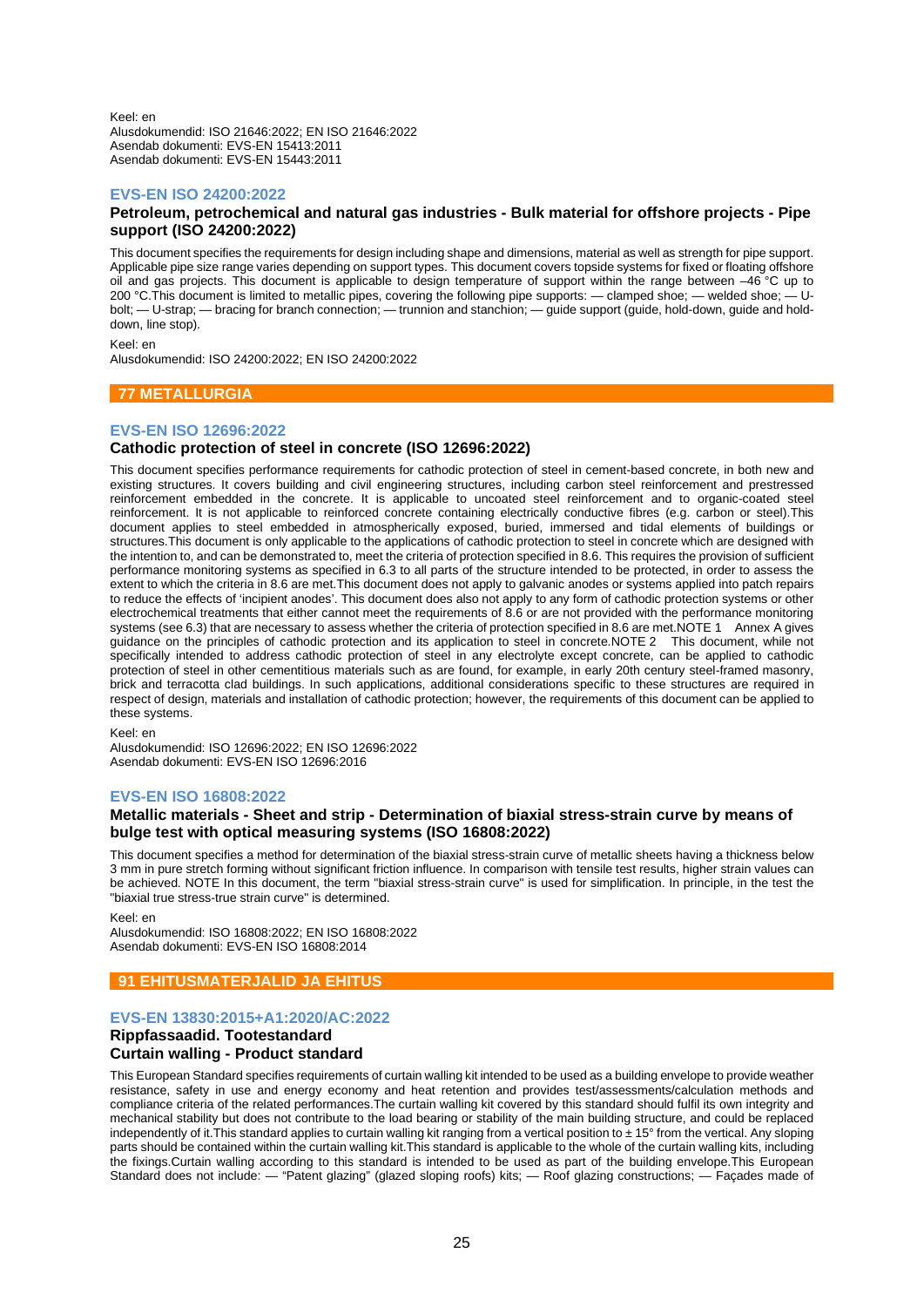Keel: en
Alusdokumendid: ISO 21646:2022; EN ISO 21646:2022
Asendab dokumenti: EVS-EN 15413:2011
Asendab dokumenti: EVS-EN 15443:2011

### EVS-EN ISO 24200:2022

**Petroleum, petrochemical and natural gas industries - Bulk material for offshore projects - Pipe support (ISO 24200:2022)**

This document specifies the requirements for design including shape and dimensions, material as well as strength for pipe support. Applicable pipe size range varies depending on support types. This document covers topside systems for fixed or floating offshore oil and gas projects. This document is applicable to design temperature of support within the range between –46 °C up to 200 °C.This document is limited to metallic pipes, covering the following pipe supports: — clamped shoe; — welded shoe; — U-bolt; — U-strap; — bracing for branch connection; — trunnion and stanchion; — guide support (guide, hold-down, guide and hold-down, line stop).

Keel: en
Alusdokumendid: ISO 24200:2022; EN ISO 24200:2022

## 77 METALLURGIA

### EVS-EN ISO 12696:2022

**Cathodic protection of steel in concrete (ISO 12696:2022)**

This document specifies performance requirements for cathodic protection of steel in cement-based concrete, in both new and existing structures. It covers building and civil engineering structures, including carbon steel reinforcement and prestressed reinforcement embedded in the concrete. It is applicable to uncoated steel reinforcement and to organic-coated steel reinforcement. It is not applicable to reinforced concrete containing electrically conductive fibres (e.g. carbon or steel).This document applies to steel embedded in atmospherically exposed, buried, immersed and tidal elements of buildings or structures.This document is only applicable to the applications of cathodic protection to steel in concrete which are designed with the intention to, and can be demonstrated to, meet the criteria of protection specified in 8.6. This requires the provision of sufficient performance monitoring systems as specified in 6.3 to all parts of the structure intended to be protected, in order to assess the extent to which the criteria in 8.6 are met.This document does not apply to galvanic anodes or systems applied into patch repairs to reduce the effects of 'incipient anodes'. This document does also not apply to any form of cathodic protection systems or other electrochemical treatments that either cannot meet the requirements of 8.6 or are not provided with the performance monitoring systems (see 6.3) that are necessary to assess whether the criteria of protection specified in 8.6 are met.NOTE 1 Annex A gives guidance on the principles of cathodic protection and its application to steel in concrete.NOTE 2 This document, while not specifically intended to address cathodic protection of steel in any electrolyte except concrete, can be applied to cathodic protection of steel in other cementitious materials such as are found, for example, in early 20th century steel-framed masonry, brick and terracotta clad buildings. In such applications, additional considerations specific to these structures are required in respect of design, materials and installation of cathodic protection; however, the requirements of this document can be applied to these systems.

Keel: en
Alusdokumendid: ISO 12696:2022; EN ISO 12696:2022
Asendab dokumenti: EVS-EN ISO 12696:2016

### EVS-EN ISO 16808:2022

**Metallic materials - Sheet and strip - Determination of biaxial stress-strain curve by means of bulge test with optical measuring systems (ISO 16808:2022)**

This document specifies a method for determination of the biaxial stress-strain curve of metallic sheets having a thickness below 3 mm in pure stretch forming without significant friction influence. In comparison with tensile test results, higher strain values can be achieved. NOTE In this document, the term "biaxial stress-strain curve" is used for simplification. In principle, in the test the "biaxial true stress-true strain curve" is determined.

Keel: en
Alusdokumendid: ISO 16808:2022; EN ISO 16808:2022
Asendab dokumenti: EVS-EN ISO 16808:2014

## 91 EHITUSMATERJALID JA EHITUS

### EVS-EN 13830:2015+A1:2020/AC:2022

**Rippfassaadid. Tootestandard**
**Curtain walling - Product standard**

This European Standard specifies requirements of curtain walling kit intended to be used as a building envelope to provide weather resistance, safety in use and energy economy and heat retention and provides test/assessments/calculation methods and compliance criteria of the related performances.The curtain walling kit covered by this standard should fulfil its own integrity and mechanical stability but does not contribute to the load bearing or stability of the main building structure, and could be replaced independently of it.This standard applies to curtain walling kit ranging from a vertical position to ± 15° from the vertical. Any sloping parts should be contained within the curtain walling kit.This standard is applicable to the whole of the curtain walling kits, including the fixings.Curtain walling according to this standard is intended to be used as part of the building envelope.This European Standard does not include: — "Patent glazing" (glazed sloping roofs) kits; — Roof glazing constructions; — Façades made of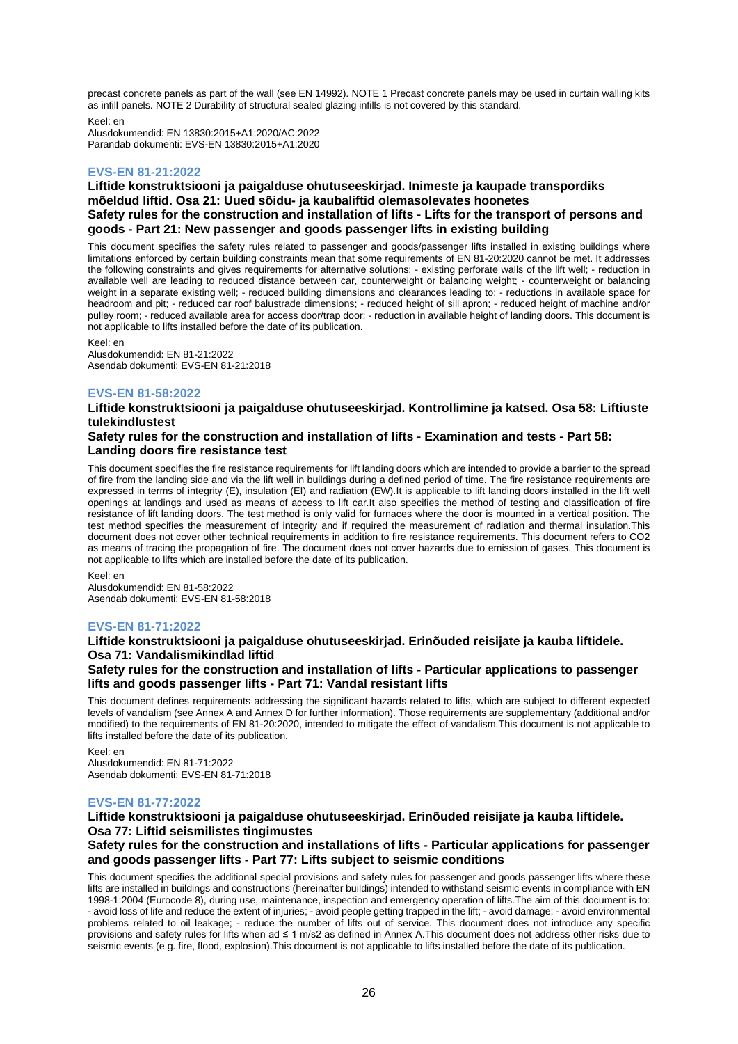precast concrete panels as part of the wall (see EN 14992). NOTE 1 Precast concrete panels may be used in curtain walling kits as infill panels. NOTE 2 Durability of structural sealed glazing infills is not covered by this standard.

Keel: en
Alusdokumendid: EN 13830:2015+A1:2020/AC:2022
Parandab dokumenti: EVS-EN 13830:2015+A1:2020

### EVS-EN 81-21:2022

**Liftide konstruktsiooni ja paigalduse ohutuseeskirjad. Inimeste ja kaupade transpordiks mõeldud liftid. Osa 21: Uued sõidu- ja kaubaliftid olemasolevates hoonetes**
**Safety rules for the construction and installation of lifts - Lifts for the transport of persons and goods - Part 21: New passenger and goods passenger lifts in existing building**

This document specifies the safety rules related to passenger and goods/passenger lifts installed in existing buildings where limitations enforced by certain building constraints mean that some requirements of EN 81-20:2020 cannot be met. It addresses the following constraints and gives requirements for alternative solutions: - existing perforate walls of the lift well; - reduction in available well are leading to reduced distance between car, counterweight or balancing weight; - counterweight or balancing weight in a separate existing well; - reduced building dimensions and clearances leading to: - reductions in available space for headroom and pit; - reduced car roof balustrade dimensions; - reduced height of sill apron; - reduced height of machine and/or pulley room; - reduced available area for access door/trap door; - reduction in available height of landing doors. This document is not applicable to lifts installed before the date of its publication.

Keel: en
Alusdokumendid: EN 81-21:2022
Asendab dokumenti: EVS-EN 81-21:2018

### EVS-EN 81-58:2022

**Liftide konstruktsiooni ja paigalduse ohutuseeskirjad. Kontrollimine ja katsed. Osa 58: Liftiuste tulekindlustest**
**Safety rules for the construction and installation of lifts - Examination and tests - Part 58: Landing doors fire resistance test**

This document specifies the fire resistance requirements for lift landing doors which are intended to provide a barrier to the spread of fire from the landing side and via the lift well in buildings during a defined period of time. The fire resistance requirements are expressed in terms of integrity (E), insulation (EI) and radiation (EW).It is applicable to lift landing doors installed in the lift well openings at landings and used as means of access to lift car.It also specifies the method of testing and classification of fire resistance of lift landing doors. The test method is only valid for furnaces where the door is mounted in a vertical position. The test method specifies the measurement of integrity and if required the measurement of radiation and thermal insulation.This document does not cover other technical requirements in addition to fire resistance requirements. This document refers to CO2 as means of tracing the propagation of fire. The document does not cover hazards due to emission of gases. This document is not applicable to lifts which are installed before the date of its publication.

Keel: en
Alusdokumendid: EN 81-58:2022
Asendab dokumenti: EVS-EN 81-58:2018

### EVS-EN 81-71:2022

**Liftide konstruktsiooni ja paigalduse ohutuseeskirjad. Erinõuded reisijate ja kauba liftidele. Osa 71: Vandalismikindlad liftid**
**Safety rules for the construction and installation of lifts - Particular applications to passenger lifts and goods passenger lifts - Part 71: Vandal resistant lifts**

This document defines requirements addressing the significant hazards related to lifts, which are subject to different expected levels of vandalism (see Annex A and Annex D for further information). Those requirements are supplementary (additional and/or modified) to the requirements of EN 81-20:2020, intended to mitigate the effect of vandalism.This document is not applicable to lifts installed before the date of its publication.

Keel: en
Alusdokumendid: EN 81-71:2022
Asendab dokumenti: EVS-EN 81-71:2018

### EVS-EN 81-77:2022

**Liftide konstruktsiooni ja paigalduse ohutuseeskirjad. Erinõuded reisijate ja kauba liftidele. Osa 77: Liftid seismilistes tingimustes**
**Safety rules for the construction and installations of lifts - Particular applications for passenger and goods passenger lifts - Part 77: Lifts subject to seismic conditions**

This document specifies the additional special provisions and safety rules for passenger and goods passenger lifts where these lifts are installed in buildings and constructions (hereinafter buildings) intended to withstand seismic events in compliance with EN 1998-1:2004 (Eurocode 8), during use, maintenance, inspection and emergency operation of lifts.The aim of this document is to: - avoid loss of life and reduce the extent of injuries; - avoid people getting trapped in the lift; - avoid damage; - avoid environmental problems related to oil leakage; - reduce the number of lifts out of service. This document does not introduce any specific provisions and safety rules for lifts when ad ≤ 1 m/s2 as defined in Annex A.This document does not address other risks due to seismic events (e.g. fire, flood, explosion).This document is not applicable to lifts installed before the date of its publication.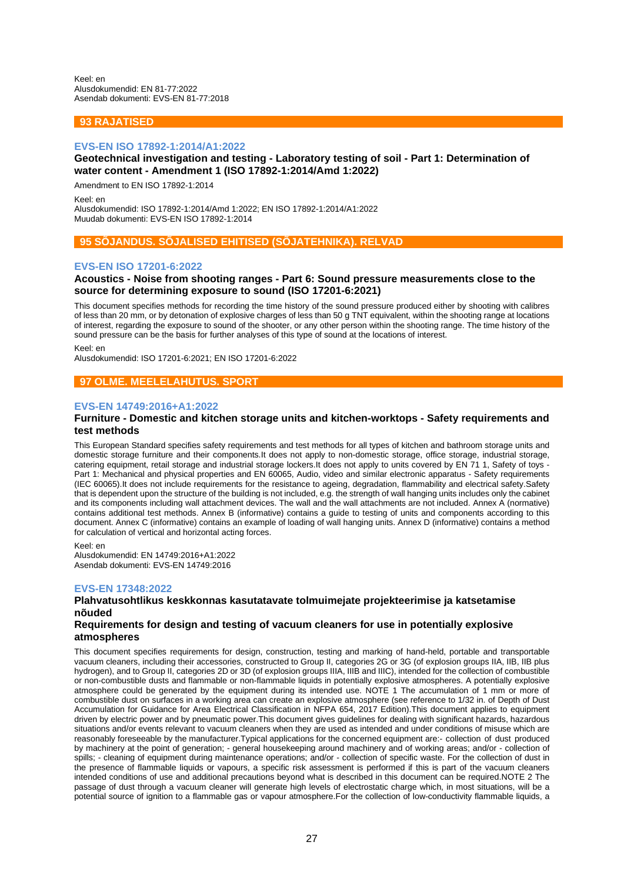Keel: en
Alusdokumendid: EN 81-77:2022
Asendab dokumenti: EVS-EN 81-77:2018

## 93 RAJATISED

### EVS-EN ISO 17892-1:2014/A1:2022

**Geotechnical investigation and testing - Laboratory testing of soil - Part 1: Determination of water content - Amendment 1 (ISO 17892-1:2014/Amd 1:2022)**

Amendment to EN ISO 17892-1:2014

Keel: en
Alusdokumendid: ISO 17892-1:2014/Amd 1:2022; EN ISO 17892-1:2014/A1:2022
Muudab dokumenti: EVS-EN ISO 17892-1:2014

## 95 SÕJANDUS. SÕJALISED EHITISED (SÕJATEHNIKA). RELVAD

### EVS-EN ISO 17201-6:2022

**Acoustics - Noise from shooting ranges - Part 6: Sound pressure measurements close to the source for determining exposure to sound (ISO 17201-6:2021)**

This document specifies methods for recording the time history of the sound pressure produced either by shooting with calibres of less than 20 mm, or by detonation of explosive charges of less than 50 g TNT equivalent, within the shooting range at locations of interest, regarding the exposure to sound of the shooter, or any other person within the shooting range. The time history of the sound pressure can be the basis for further analyses of this type of sound at the locations of interest.

Keel: en
Alusdokumendid: ISO 17201-6:2021; EN ISO 17201-6:2022

## 97 OLME. MEELELAHUTUS. SPORT

### EVS-EN 14749:2016+A1:2022

**Furniture - Domestic and kitchen storage units and kitchen-worktops - Safety requirements and test methods**

This European Standard specifies safety requirements and test methods for all types of kitchen and bathroom storage units and domestic storage furniture and their components.It does not apply to non-domestic storage, office storage, industrial storage, catering equipment, retail storage and industrial storage lockers.It does not apply to units covered by EN 71 1, Safety of toys - Part 1: Mechanical and physical properties and EN 60065, Audio, video and similar electronic apparatus - Safety requirements (IEC 60065).It does not include requirements for the resistance to ageing, degradation, flammability and electrical safety.Safety that is dependent upon the structure of the building is not included, e.g. the strength of wall hanging units includes only the cabinet and its components including wall attachment devices. The wall and the wall attachments are not included. Annex A (normative) contains additional test methods. Annex B (informative) contains a guide to testing of units and components according to this document. Annex C (informative) contains an example of loading of wall hanging units. Annex D (informative) contains a method for calculation of vertical and horizontal acting forces.

Keel: en
Alusdokumendid: EN 14749:2016+A1:2022
Asendab dokumenti: EVS-EN 14749:2016

### EVS-EN 17348:2022

**Plahvatusohtlikus keskkonnas kasutatavate tolmuimejate projekteerimise ja katsetamise nõuded**

**Requirements for design and testing of vacuum cleaners for use in potentially explosive atmospheres**

This document specifies requirements for design, construction, testing and marking of hand-held, portable and transportable vacuum cleaners, including their accessories, constructed to Group II, categories 2G or 3G (of explosion groups IIA, IIB, IIB plus hydrogen), and to Group II, categories 2D or 3D (of explosion groups IIIA, IIIB and IIIC), intended for the collection of combustible or non-combustible dusts and flammable or non-flammable liquids in potentially explosive atmospheres. A potentially explosive atmosphere could be generated by the equipment during its intended use. NOTE 1 The accumulation of 1 mm or more of combustible dust on surfaces in a working area can create an explosive atmosphere (see reference to 1/32 in. of Depth of Dust Accumulation for Guidance for Area Electrical Classification in NFPA 654, 2017 Edition).This document applies to equipment driven by electric power and by pneumatic power.This document gives guidelines for dealing with significant hazards, hazardous situations and/or events relevant to vacuum cleaners when they are used as intended and under conditions of misuse which are reasonably foreseeable by the manufacturer.Typical applications for the concerned equipment are:- collection of dust produced by machinery at the point of generation; - general housekeeping around machinery and of working areas; and/or - collection of spills; - cleaning of equipment during maintenance operations; and/or - collection of specific waste. For the collection of dust in the presence of flammable liquids or vapours, a specific risk assessment is performed if this is part of the vacuum cleaners intended conditions of use and additional precautions beyond what is described in this document can be required.NOTE 2 The passage of dust through a vacuum cleaner will generate high levels of electrostatic charge which, in most situations, will be a potential source of ignition to a flammable gas or vapour atmosphere.For the collection of low-conductivity flammable liquids, a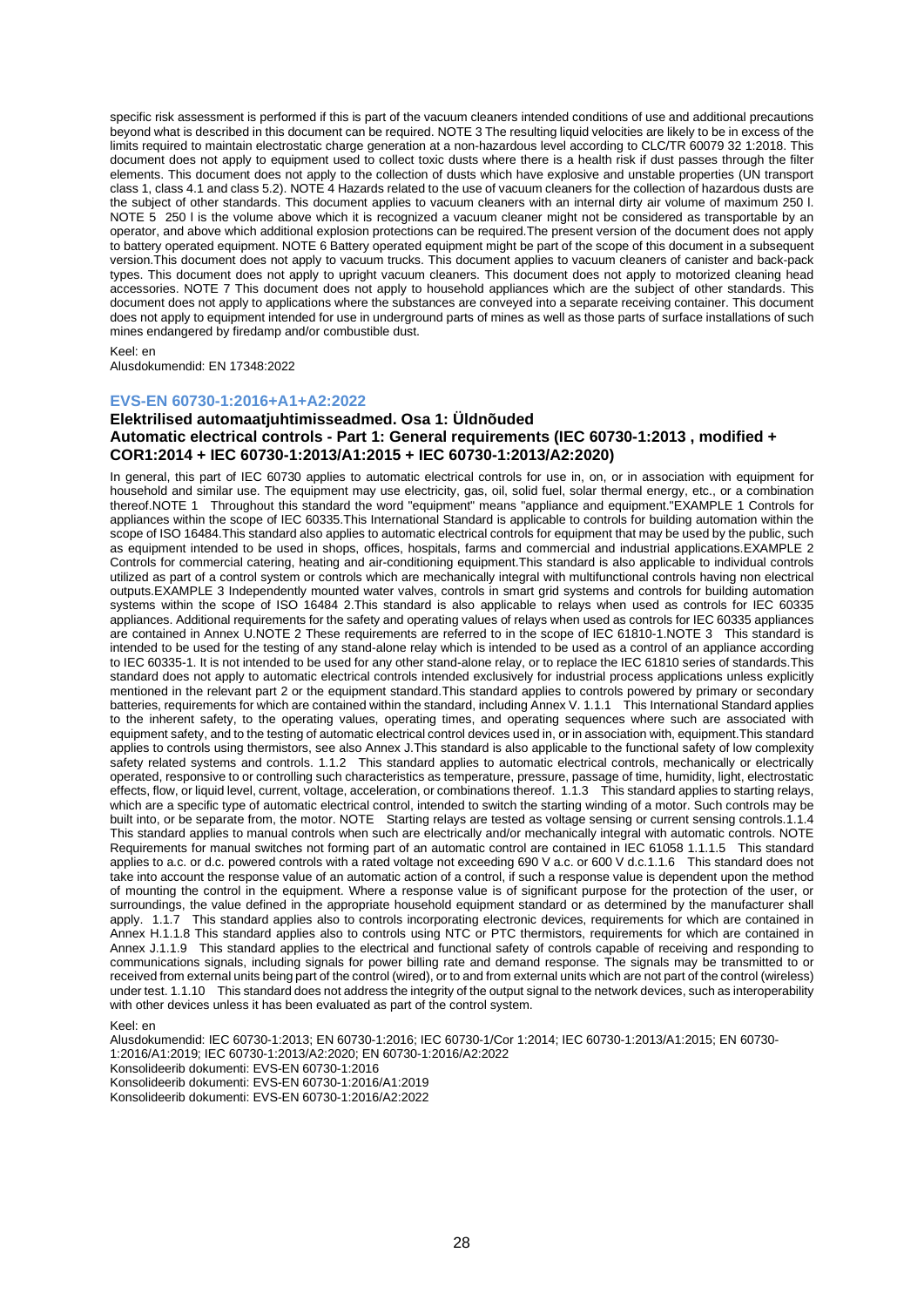specific risk assessment is performed if this is part of the vacuum cleaners intended conditions of use and additional precautions beyond what is described in this document can be required. NOTE 3 The resulting liquid velocities are likely to be in excess of the limits required to maintain electrostatic charge generation at a non-hazardous level according to CLC/TR 60079 32 1:2018. This document does not apply to equipment used to collect toxic dusts where there is a health risk if dust passes through the filter elements. This document does not apply to the collection of dusts which have explosive and unstable properties (UN transport class 1, class 4.1 and class 5.2). NOTE 4 Hazards related to the use of vacuum cleaners for the collection of hazardous dusts are the subject of other standards. This document applies to vacuum cleaners with an internal dirty air volume of maximum 250 l. NOTE 5 250 l is the volume above which it is recognized a vacuum cleaner might not be considered as transportable by an operator, and above which additional explosion protections can be required.The present version of the document does not apply to battery operated equipment. NOTE 6 Battery operated equipment might be part of the scope of this document in a subsequent version.This document does not apply to vacuum trucks. This document applies to vacuum cleaners of canister and back-pack types. This document does not apply to upright vacuum cleaners. This document does not apply to motorized cleaning head accessories. NOTE 7 This document does not apply to household appliances which are the subject of other standards. This document does not apply to applications where the substances are conveyed into a separate receiving container. This document does not apply to equipment intended for use in underground parts of mines as well as those parts of surface installations of such mines endangered by firedamp and/or combustible dust.

Keel: en

Alusdokumendid: EN 17348:2022

### EVS-EN 60730-1:2016+A1+A2:2022

**Elektrilised automaatjuhtimisseadmed. Osa 1: Üldnõuded**

**Automatic electrical controls - Part 1: General requirements (IEC 60730-1:2013 , modified + COR1:2014 + IEC 60730-1:2013/A1:2015 + IEC 60730-1:2013/A2:2020)**

In general, this part of IEC 60730 applies to automatic electrical controls for use in, on, or in association with equipment for household and similar use. The equipment may use electricity, gas, oil, solid fuel, solar thermal energy, etc., or a combination thereof.NOTE 1 Throughout this standard the word "equipment" means "appliance and equipment."EXAMPLE 1 Controls for appliances within the scope of IEC 60335.This International Standard is applicable to controls for building automation within the scope of ISO 16484.This standard also applies to automatic electrical controls for equipment that may be used by the public, such as equipment intended to be used in shops, offices, hospitals, farms and commercial and industrial applications.EXAMPLE 2 Controls for commercial catering, heating and air-conditioning equipment.This standard is also applicable to individual controls utilized as part of a control system or controls which are mechanically integral with multifunctional controls having non electrical outputs.EXAMPLE 3 Independently mounted water valves, controls in smart grid systems and controls for building automation systems within the scope of ISO 16484 2.This standard is also applicable to relays when used as controls for IEC 60335 appliances. Additional requirements for the safety and operating values of relays when used as controls for IEC 60335 appliances are contained in Annex U.NOTE 2 These requirements are referred to in the scope of IEC 61810-1.NOTE 3 This standard is intended to be used for the testing of any stand-alone relay which is intended to be used as a control of an appliance according to IEC 60335-1. It is not intended to be used for any other stand-alone relay, or to replace the IEC 61810 series of standards.This standard does not apply to automatic electrical controls intended exclusively for industrial process applications unless explicitly mentioned in the relevant part 2 or the equipment standard.This standard applies to controls powered by primary or secondary batteries, requirements for which are contained within the standard, including Annex V. 1.1.1 This International Standard applies to the inherent safety, to the operating values, operating times, and operating sequences where such are associated with equipment safety, and to the testing of automatic electrical control devices used in, or in association with, equipment.This standard applies to controls using thermistors, see also Annex J.This standard is also applicable to the functional safety of low complexity safety related systems and controls. 1.1.2 This standard applies to automatic electrical controls, mechanically or electrically operated, responsive to or controlling such characteristics as temperature, pressure, passage of time, humidity, light, electrostatic effects, flow, or liquid level, current, voltage, acceleration, or combinations thereof. 1.1.3 This standard applies to starting relays, which are a specific type of automatic electrical control, intended to switch the starting winding of a motor. Such controls may be built into, or be separate from, the motor. NOTE Starting relays are tested as voltage sensing or current sensing controls.1.1.4 This standard applies to manual controls when such are electrically and/or mechanically integral with automatic controls. NOTE Requirements for manual switches not forming part of an automatic control are contained in IEC 61058 1.1.1.5 This standard applies to a.c. or d.c. powered controls with a rated voltage not exceeding 690 V a.c. or 600 V d.c.1.1.6 This standard does not take into account the response value of an automatic action of a control, if such a response value is dependent upon the method of mounting the control in the equipment. Where a response value is of significant purpose for the protection of the user, or surroundings, the value defined in the appropriate household equipment standard or as determined by the manufacturer shall apply. 1.1.7 This standard applies also to controls incorporating electronic devices, requirements for which are contained in Annex H.1.1.8 This standard applies also to controls using NTC or PTC thermistors, requirements for which are contained in Annex J.1.1.9 This standard applies to the electrical and functional safety of controls capable of receiving and responding to communications signals, including signals for power billing rate and demand response. The signals may be transmitted to or received from external units being part of the control (wired), or to and from external units which are not part of the control (wireless) under test. 1.1.10 This standard does not address the integrity of the output signal to the network devices, such as interoperability with other devices unless it has been evaluated as part of the control system.

Keel: en

Alusdokumendid: IEC 60730-1:2013; EN 60730-1:2016; IEC 60730-1/Cor 1:2014; IEC 60730-1:2013/A1:2015; EN 60730-1:2016/A1:2019; IEC 60730-1:2013/A2:2020; EN 60730-1:2016/A2:2022

Konsolideerib dokumenti: EVS-EN 60730-1:2016

Konsolideerib dokumenti: EVS-EN 60730-1:2016/A1:2019

Konsolideerib dokumenti: EVS-EN 60730-1:2016/A2:2022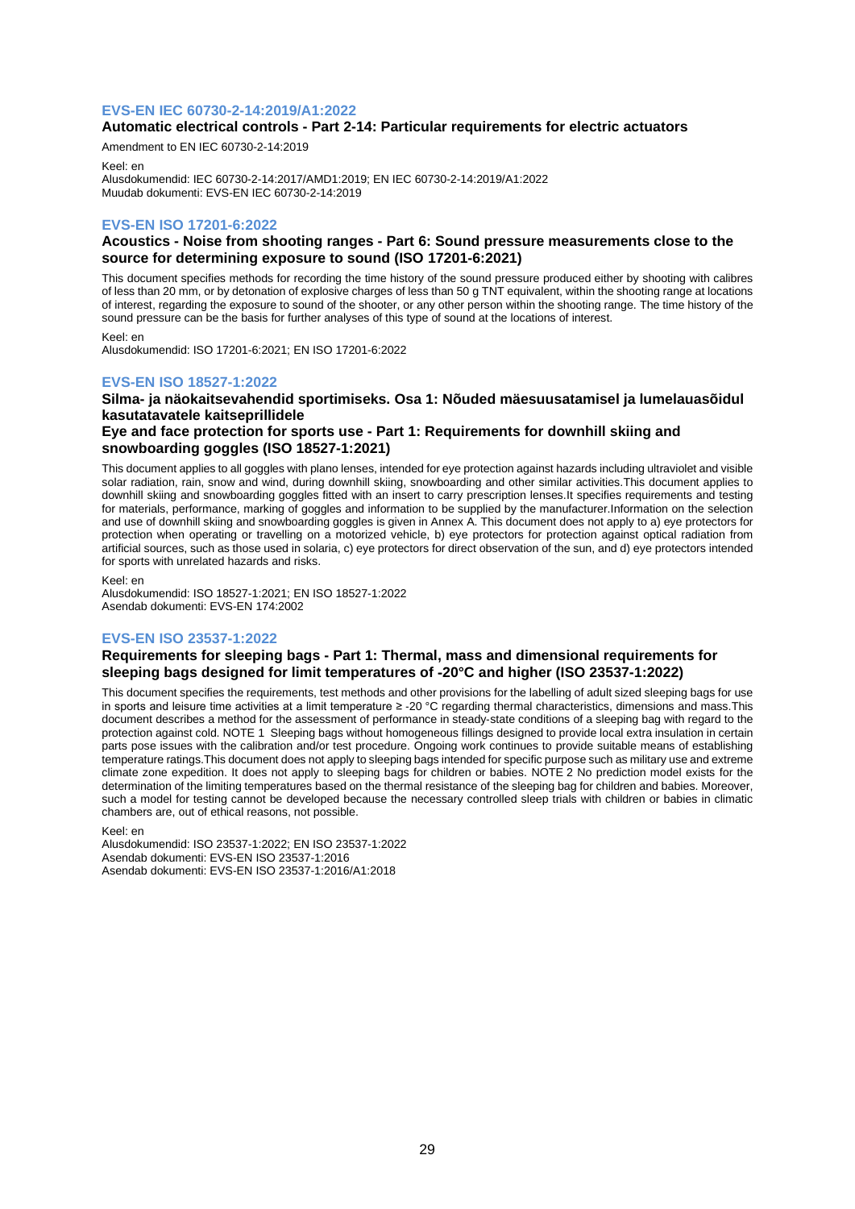### EVS-EN IEC 60730-2-14:2019/A1:2022

**Automatic electrical controls - Part 2-14: Particular requirements for electric actuators**

Amendment to EN IEC 60730-2-14:2019

Keel: en
Alusdokumendid: IEC 60730-2-14:2017/AMD1:2019; EN IEC 60730-2-14:2019/A1:2022
Muudab dokumenti: EVS-EN IEC 60730-2-14:2019

### EVS-EN ISO 17201-6:2022

**Acoustics - Noise from shooting ranges - Part 6: Sound pressure measurements close to the source for determining exposure to sound (ISO 17201-6:2021)**

This document specifies methods for recording the time history of the sound pressure produced either by shooting with calibres of less than 20 mm, or by detonation of explosive charges of less than 50 g TNT equivalent, within the shooting range at locations of interest, regarding the exposure to sound of the shooter, or any other person within the shooting range. The time history of the sound pressure can be the basis for further analyses of this type of sound at the locations of interest.

Keel: en
Alusdokumendid: ISO 17201-6:2021; EN ISO 17201-6:2022

### EVS-EN ISO 18527-1:2022

**Silma- ja näokaitsevahendid sportimiseks. Osa 1: Nõuded mäesuusatamisel ja lumelauasõidul kasutatavatele kaitseprillidele**

**Eye and face protection for sports use - Part 1: Requirements for downhill skiing and snowboarding goggles (ISO 18527-1:2021)**

This document applies to all goggles with plano lenses, intended for eye protection against hazards including ultraviolet and visible solar radiation, rain, snow and wind, during downhill skiing, snowboarding and other similar activities.This document applies to downhill skiing and snowboarding goggles fitted with an insert to carry prescription lenses.It specifies requirements and testing for materials, performance, marking of goggles and information to be supplied by the manufacturer.Information on the selection and use of downhill skiing and snowboarding goggles is given in Annex A. This document does not apply to a) eye protectors for protection when operating or travelling on a motorized vehicle, b) eye protectors for protection against optical radiation from artificial sources, such as those used in solaria, c) eye protectors for direct observation of the sun, and d) eye protectors intended for sports with unrelated hazards and risks.

Keel: en
Alusdokumendid: ISO 18527-1:2021; EN ISO 18527-1:2022
Asendab dokumenti: EVS-EN 174:2002

### EVS-EN ISO 23537-1:2022

**Requirements for sleeping bags - Part 1: Thermal, mass and dimensional requirements for sleeping bags designed for limit temperatures of -20°C and higher (ISO 23537-1:2022)**

This document specifies the requirements, test methods and other provisions for the labelling of adult sized sleeping bags for use in sports and leisure time activities at a limit temperature ≥ -20 °C regarding thermal characteristics, dimensions and mass.This document describes a method for the assessment of performance in steady-state conditions of a sleeping bag with regard to the protection against cold. NOTE 1 Sleeping bags without homogeneous fillings designed to provide local extra insulation in certain parts pose issues with the calibration and/or test procedure. Ongoing work continues to provide suitable means of establishing temperature ratings.This document does not apply to sleeping bags intended for specific purpose such as military use and extreme climate zone expedition. It does not apply to sleeping bags for children or babies. NOTE 2 No prediction model exists for the determination of the limiting temperatures based on the thermal resistance of the sleeping bag for children and babies. Moreover, such a model for testing cannot be developed because the necessary controlled sleep trials with children or babies in climatic chambers are, out of ethical reasons, not possible.

Keel: en
Alusdokumendid: ISO 23537-1:2022; EN ISO 23537-1:2022
Asendab dokumenti: EVS-EN ISO 23537-1:2016
Asendab dokumenti: EVS-EN ISO 23537-1:2016/A1:2018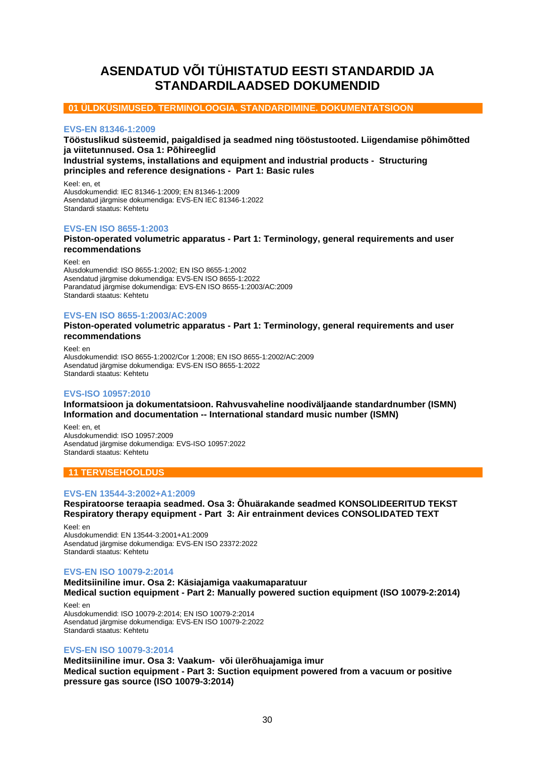# ASENDATUD VÕI TÜHISTATUD EESTI STANDARDID JA STANDARDILAADSED DOKUMENDID

## 01 ÜLDKÜSIMUSED. TERMINOLOOGIA. STANDARDIMINE. DOKUMENTATSIOON

### EVS-EN 81346-1:2009

**Tööstuslikud süsteemid, paigaldised ja seadmed ning tööstustooted. Liigendamise põhimõtted ja viitetunnused. Osa 1: Põhireeglid**
**Industrial systems, installations and equipment and industrial products - Structuring principles and reference designations - Part 1: Basic rules**

Keel: en, et
Alusdokumendid: IEC 81346-1:2009; EN 81346-1:2009
Asendatud järgmise dokumendiga: EVS-EN IEC 81346-1:2022
Standardi staatus: Kehtetu

### EVS-EN ISO 8655-1:2003

**Piston-operated volumetric apparatus - Part 1: Terminology, general requirements and user recommendations**

Keel: en
Alusdokumendid: ISO 8655-1:2002; EN ISO 8655-1:2002
Asendatud järgmise dokumendiga: EVS-EN ISO 8655-1:2022
Parandatud järgmise dokumendiga: EVS-EN ISO 8655-1:2003/AC:2009
Standardi staatus: Kehtetu

### EVS-EN ISO 8655-1:2003/AC:2009

**Piston-operated volumetric apparatus - Part 1: Terminology, general requirements and user recommendations**

Keel: en
Alusdokumendid: ISO 8655-1:2002/Cor 1:2008; EN ISO 8655-1:2002/AC:2009
Asendatud järgmise dokumendiga: EVS-EN ISO 8655-1:2022
Standardi staatus: Kehtetu

### EVS-ISO 10957:2010

**Informatsioon ja dokumentatsioon. Rahvusvaheline noodiväljaande standardnumber (ISMN)**
**Information and documentation -- International standard music number (ISMN)**

Keel: en, et
Alusdokumendid: ISO 10957:2009
Asendatud järgmise dokumendiga: EVS-ISO 10957:2022
Standardi staatus: Kehtetu

## 11 TERVISEHOOLDUS

### EVS-EN 13544-3:2002+A1:2009

**Respiratoorse teraapia seadmed. Osa 3: Õhuärakande seadmed KONSOLIDEERITUD TEKST**
**Respiratory therapy equipment - Part 3: Air entrainment devices CONSOLIDATED TEXT**

Keel: en
Alusdokumendid: EN 13544-3:2001+A1:2009
Asendatud järgmise dokumendiga: EVS-EN ISO 23372:2022
Standardi staatus: Kehtetu

### EVS-EN ISO 10079-2:2014

**Meditsiiniline imur. Osa 2: Käsiajamiga vaakumaparatuur**
**Medical suction equipment - Part 2: Manually powered suction equipment (ISO 10079-2:2014)**

Keel: en
Alusdokumendid: ISO 10079-2:2014; EN ISO 10079-2:2014
Asendatud järgmise dokumendiga: EVS-EN ISO 10079-2:2022
Standardi staatus: Kehtetu

### EVS-EN ISO 10079-3:2014

**Meditsiiniline imur. Osa 3: Vaakum- või ülerõhuajamiga imur**
**Medical suction equipment - Part 3: Suction equipment powered from a vacuum or positive pressure gas source (ISO 10079-3:2014)**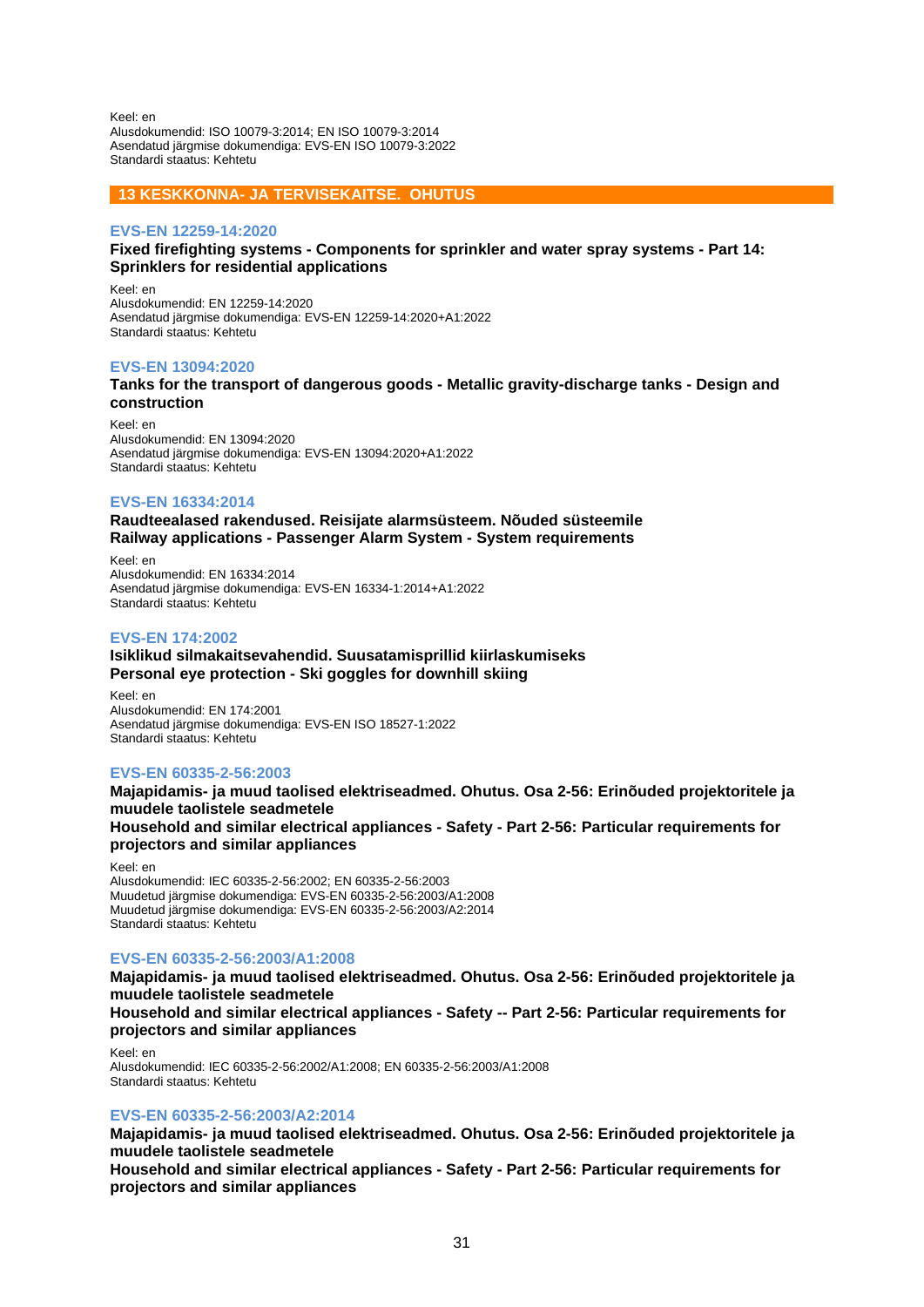Keel: en
Alusdokumendid: ISO 10079-3:2014; EN ISO 10079-3:2014
Asendatud järgmise dokumendiga: EVS-EN ISO 10079-3:2022
Standardi staatus: Kehtetu

## 13 KESKKONNA- JA TERVISEKAITSE. OHUTUS

### EVS-EN 12259-14:2020

**Fixed firefighting systems - Components for sprinkler and water spray systems - Part 14: Sprinklers for residential applications**

Keel: en
Alusdokumendid: EN 12259-14:2020
Asendatud järgmise dokumendiga: EVS-EN 12259-14:2020+A1:2022
Standardi staatus: Kehtetu

### EVS-EN 13094:2020

**Tanks for the transport of dangerous goods - Metallic gravity-discharge tanks - Design and construction**

Keel: en
Alusdokumendid: EN 13094:2020
Asendatud järgmise dokumendiga: EVS-EN 13094:2020+A1:2022
Standardi staatus: Kehtetu

### EVS-EN 16334:2014

**Raudteealased rakendused. Reisijate alarmsüsteem. Nõuded süsteemile**
**Railway applications - Passenger Alarm System - System requirements**

Keel: en
Alusdokumendid: EN 16334:2014
Asendatud järgmise dokumendiga: EVS-EN 16334-1:2014+A1:2022
Standardi staatus: Kehtetu

### EVS-EN 174:2002

**Isiklikud silmakaitsevahendid. Suusatamisprillid kiirlaskumiseks**
**Personal eye protection - Ski goggles for downhill skiing**

Keel: en
Alusdokumendid: EN 174:2001
Asendatud järgmise dokumendiga: EVS-EN ISO 18527-1:2022
Standardi staatus: Kehtetu

### EVS-EN 60335-2-56:2003

**Majapidamis- ja muud taolised elektriseadmed. Ohutus. Osa 2-56: Erinõuded projektoritele ja muudele taolistele seadmetele**
**Household and similar electrical appliances - Safety - Part 2-56: Particular requirements for projectors and similar appliances**

Keel: en
Alusdokumendid: IEC 60335-2-56:2002; EN 60335-2-56:2003
Muudetud järgmise dokumendiga: EVS-EN 60335-2-56:2003/A1:2008
Muudetud järgmise dokumendiga: EVS-EN 60335-2-56:2003/A2:2014
Standardi staatus: Kehtetu

### EVS-EN 60335-2-56:2003/A1:2008

**Majapidamis- ja muud taolised elektriseadmed. Ohutus. Osa 2-56: Erinõuded projektoritele ja muudele taolistele seadmetele**
**Household and similar electrical appliances - Safety -- Part 2-56: Particular requirements for projectors and similar appliances**

Keel: en
Alusdokumendid: IEC 60335-2-56:2002/A1:2008; EN 60335-2-56:2003/A1:2008
Standardi staatus: Kehtetu

### EVS-EN 60335-2-56:2003/A2:2014

**Majapidamis- ja muud taolised elektriseadmed. Ohutus. Osa 2-56: Erinõuded projektoritele ja muudele taolistele seadmetele**
**Household and similar electrical appliances - Safety - Part 2-56: Particular requirements for projectors and similar appliances**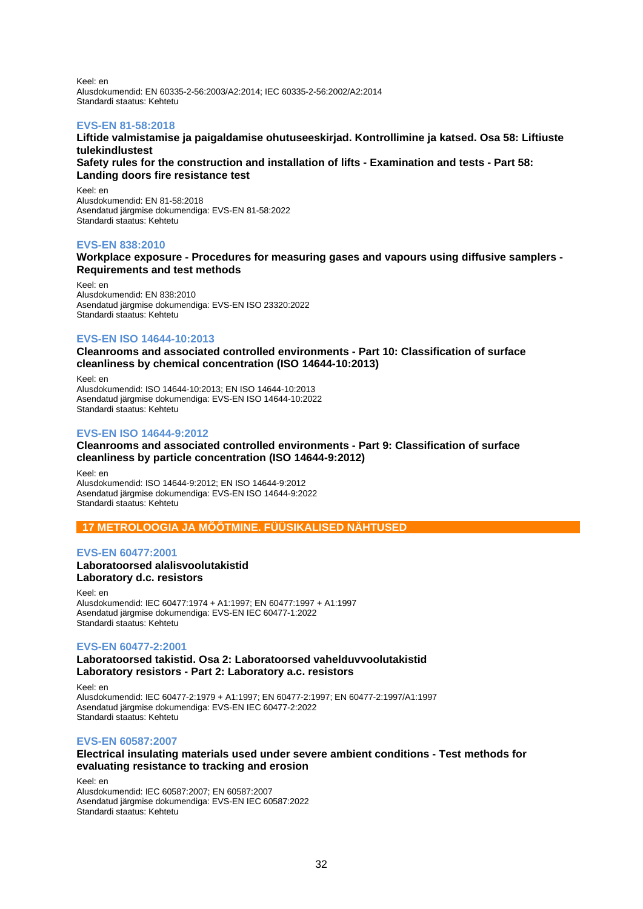Keel: en
Alusdokumendid: EN 60335-2-56:2003/A2:2014; IEC 60335-2-56:2002/A2:2014
Standardi staatus: Kehtetu

### EVS-EN 81-58:2018

**Liftide valmistamise ja paigaldamise ohutuseeskirjad. Kontrollimine ja katsed. Osa 58: Liftiuste tulekindlustest**
**Safety rules for the construction and installation of lifts - Examination and tests - Part 58: Landing doors fire resistance test**

Keel: en
Alusdokumendid: EN 81-58:2018
Asendatud järgmise dokumendiga: EVS-EN 81-58:2022
Standardi staatus: Kehtetu

### EVS-EN 838:2010

**Workplace exposure - Procedures for measuring gases and vapours using diffusive samplers - Requirements and test methods**

Keel: en
Alusdokumendid: EN 838:2010
Asendatud järgmise dokumendiga: EVS-EN ISO 23320:2022
Standardi staatus: Kehtetu

### EVS-EN ISO 14644-10:2013

**Cleanrooms and associated controlled environments - Part 10: Classification of surface cleanliness by chemical concentration (ISO 14644-10:2013)**

Keel: en
Alusdokumendid: ISO 14644-10:2013; EN ISO 14644-10:2013
Asendatud järgmise dokumendiga: EVS-EN ISO 14644-10:2022
Standardi staatus: Kehtetu

### EVS-EN ISO 14644-9:2012

**Cleanrooms and associated controlled environments - Part 9: Classification of surface cleanliness by particle concentration (ISO 14644-9:2012)**

Keel: en
Alusdokumendid: ISO 14644-9:2012; EN ISO 14644-9:2012
Asendatud järgmise dokumendiga: EVS-EN ISO 14644-9:2022
Standardi staatus: Kehtetu

## 17 METROLOOGIA JA MÕÕTMINE. FÜÜSIKALISED NÄHTUSED

### EVS-EN 60477:2001

**Laboratoorsed alalisvoolutakistid**
**Laboratory d.c. resistors**

Keel: en
Alusdokumendid: IEC 60477:1974 + A1:1997; EN 60477:1997 + A1:1997
Asendatud järgmise dokumendiga: EVS-EN IEC 60477-1:2022
Standardi staatus: Kehtetu

### EVS-EN 60477-2:2001

**Laboratoorsed takistid. Osa 2: Laboratoorsed vahelduvvoolutakistid**
**Laboratory resistors - Part 2: Laboratory a.c. resistors**

Keel: en
Alusdokumendid: IEC 60477-2:1979 + A1:1997; EN 60477-2:1997; EN 60477-2:1997/A1:1997
Asendatud järgmise dokumendiga: EVS-EN IEC 60477-2:2022
Standardi staatus: Kehtetu

### EVS-EN 60587:2007

**Electrical insulating materials used under severe ambient conditions - Test methods for evaluating resistance to tracking and erosion**

Keel: en
Alusdokumendid: IEC 60587:2007; EN 60587:2007
Asendatud järgmise dokumendiga: EVS-EN IEC 60587:2022
Standardi staatus: Kehtetu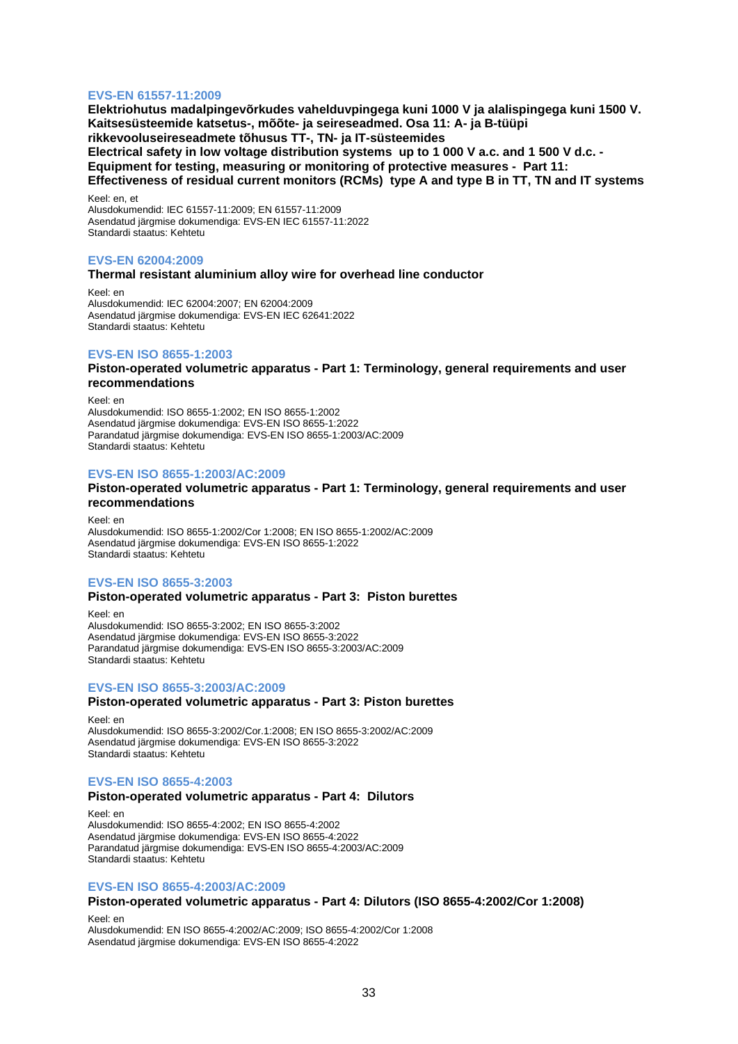### EVS-EN 61557-11:2009

**Elektriohutus madalpingevõrkudes vahelduvpingega kuni 1000 V ja alalispingega kuni 1500 V. Kaitsesüsteemide katsetus-, mõõte- ja seireseadmed. Osa 11: A- ja B-tüüpi rikkevooluseireseadmete tõhusus TT-, TN- ja IT-süsteemides**
**Electrical safety in low voltage distribution systems up to 1 000 V a.c. and 1 500 V d.c. - Equipment for testing, measuring or monitoring of protective measures - Part 11: Effectiveness of residual current monitors (RCMs) type A and type B in TT, TN and IT systems**

Keel: en, et
Alusdokumendid: IEC 61557-11:2009; EN 61557-11:2009
Asendatud järgmise dokumendiga: EVS-EN IEC 61557-11:2022
Standardi staatus: Kehtetu

### EVS-EN 62004:2009

**Thermal resistant aluminium alloy wire for overhead line conductor**

Keel: en
Alusdokumendid: IEC 62004:2007; EN 62004:2009
Asendatud järgmise dokumendiga: EVS-EN IEC 62641:2022
Standardi staatus: Kehtetu

### EVS-EN ISO 8655-1:2003

**Piston-operated volumetric apparatus - Part 1: Terminology, general requirements and user recommendations**

Keel: en
Alusdokumendid: ISO 8655-1:2002; EN ISO 8655-1:2002
Asendatud järgmise dokumendiga: EVS-EN ISO 8655-1:2022
Parandatud järgmise dokumendiga: EVS-EN ISO 8655-1:2003/AC:2009
Standardi staatus: Kehtetu

### EVS-EN ISO 8655-1:2003/AC:2009

**Piston-operated volumetric apparatus - Part 1: Terminology, general requirements and user recommendations**

Keel: en
Alusdokumendid: ISO 8655-1:2002/Cor 1:2008; EN ISO 8655-1:2002/AC:2009
Asendatud järgmise dokumendiga: EVS-EN ISO 8655-1:2022
Standardi staatus: Kehtetu

### EVS-EN ISO 8655-3:2003

**Piston-operated volumetric apparatus - Part 3: Piston burettes**

Keel: en
Alusdokumendid: ISO 8655-3:2002; EN ISO 8655-3:2002
Asendatud järgmise dokumendiga: EVS-EN ISO 8655-3:2022
Parandatud järgmise dokumendiga: EVS-EN ISO 8655-3:2003/AC:2009
Standardi staatus: Kehtetu

### EVS-EN ISO 8655-3:2003/AC:2009

**Piston-operated volumetric apparatus - Part 3: Piston burettes**

Keel: en
Alusdokumendid: ISO 8655-3:2002/Cor.1:2008; EN ISO 8655-3:2002/AC:2009
Asendatud järgmise dokumendiga: EVS-EN ISO 8655-3:2022
Standardi staatus: Kehtetu

### EVS-EN ISO 8655-4:2003

**Piston-operated volumetric apparatus - Part 4: Dilutors**

Keel: en
Alusdokumendid: ISO 8655-4:2002; EN ISO 8655-4:2002
Asendatud järgmise dokumendiga: EVS-EN ISO 8655-4:2022
Parandatud järgmise dokumendiga: EVS-EN ISO 8655-4:2003/AC:2009
Standardi staatus: Kehtetu

### EVS-EN ISO 8655-4:2003/AC:2009

**Piston-operated volumetric apparatus - Part 4: Dilutors (ISO 8655-4:2002/Cor 1:2008)**

Keel: en
Alusdokumendid: EN ISO 8655-4:2002/AC:2009; ISO 8655-4:2002/Cor 1:2008
Asendatud järgmise dokumendiga: EVS-EN ISO 8655-4:2022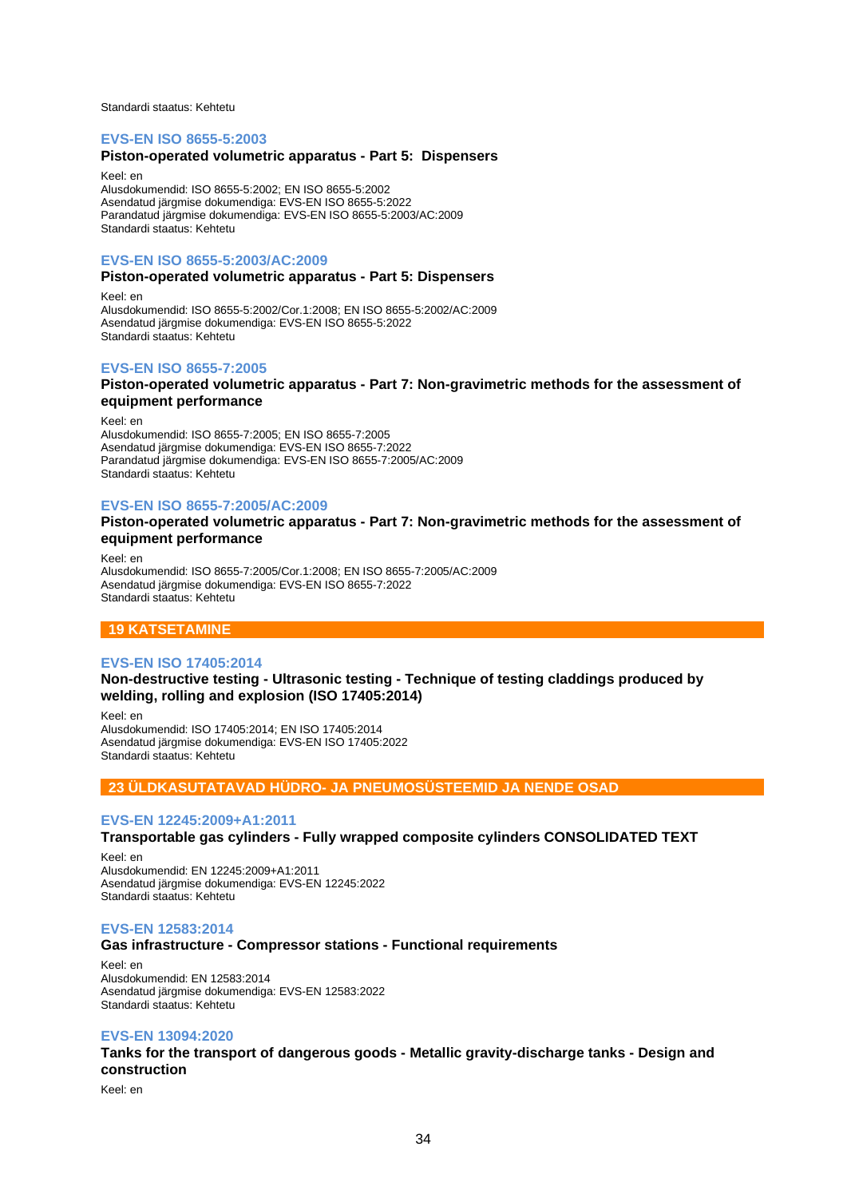Standardi staatus: Kehtetu

### EVS-EN ISO 8655-5:2003

**Piston-operated volumetric apparatus - Part 5: Dispensers**

Keel: en
Alusdokumendid: ISO 8655-5:2002; EN ISO 8655-5:2002
Asendatud järgmise dokumendiga: EVS-EN ISO 8655-5:2022
Parandatud järgmise dokumendiga: EVS-EN ISO 8655-5:2003/AC:2009
Standardi staatus: Kehtetu

### EVS-EN ISO 8655-5:2003/AC:2009

**Piston-operated volumetric apparatus - Part 5: Dispensers**

Keel: en
Alusdokumendid: ISO 8655-5:2002/Cor.1:2008; EN ISO 8655-5:2002/AC:2009
Asendatud järgmise dokumendiga: EVS-EN ISO 8655-5:2022
Standardi staatus: Kehtetu

### EVS-EN ISO 8655-7:2005

**Piston-operated volumetric apparatus - Part 7: Non-gravimetric methods for the assessment of equipment performance**

Keel: en
Alusdokumendid: ISO 8655-7:2005; EN ISO 8655-7:2005
Asendatud järgmise dokumendiga: EVS-EN ISO 8655-7:2022
Parandatud järgmise dokumendiga: EVS-EN ISO 8655-7:2005/AC:2009
Standardi staatus: Kehtetu

### EVS-EN ISO 8655-7:2005/AC:2009

**Piston-operated volumetric apparatus - Part 7: Non-gravimetric methods for the assessment of equipment performance**

Keel: en
Alusdokumendid: ISO 8655-7:2005/Cor.1:2008; EN ISO 8655-7:2005/AC:2009
Asendatud järgmise dokumendiga: EVS-EN ISO 8655-7:2022
Standardi staatus: Kehtetu

## 19 KATSETAMINE

### EVS-EN ISO 17405:2014

**Non-destructive testing - Ultrasonic testing - Technique of testing claddings produced by welding, rolling and explosion (ISO 17405:2014)**

Keel: en
Alusdokumendid: ISO 17405:2014; EN ISO 17405:2014
Asendatud järgmise dokumendiga: EVS-EN ISO 17405:2022
Standardi staatus: Kehtetu

## 23 ÜLDKASUTATAVAD HÜDRO- JA PNEUMOSÜSTEEMID JA NENDE OSAD

### EVS-EN 12245:2009+A1:2011

**Transportable gas cylinders - Fully wrapped composite cylinders CONSOLIDATED TEXT**

Keel: en
Alusdokumendid: EN 12245:2009+A1:2011
Asendatud järgmise dokumendiga: EVS-EN 12245:2022
Standardi staatus: Kehtetu

### EVS-EN 12583:2014

**Gas infrastructure - Compressor stations - Functional requirements**

Keel: en
Alusdokumendid: EN 12583:2014
Asendatud järgmise dokumendiga: EVS-EN 12583:2022
Standardi staatus: Kehtetu

### EVS-EN 13094:2020

**Tanks for the transport of dangerous goods - Metallic gravity-discharge tanks - Design and construction**

Keel: en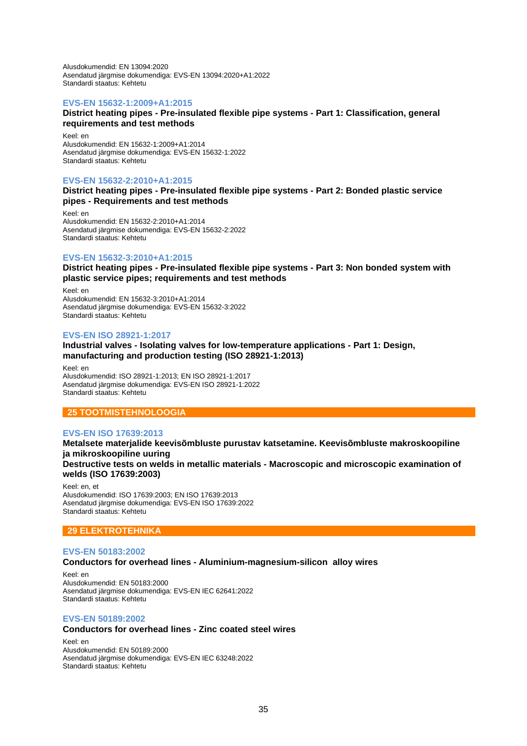Alusdokumendid: EN 13094:2020
Asendatud järgmise dokumendiga: EVS-EN 13094:2020+A1:2022
Standardi staatus: Kehtetu

### EVS-EN 15632-1:2009+A1:2015

**District heating pipes - Pre-insulated flexible pipe systems - Part 1: Classification, general requirements and test methods**

Keel: en
Alusdokumendid: EN 15632-1:2009+A1:2014
Asendatud järgmise dokumendiga: EVS-EN 15632-1:2022
Standardi staatus: Kehtetu

### EVS-EN 15632-2:2010+A1:2015

**District heating pipes - Pre-insulated flexible pipe systems - Part 2: Bonded plastic service pipes - Requirements and test methods**

Keel: en
Alusdokumendid: EN 15632-2:2010+A1:2014
Asendatud järgmise dokumendiga: EVS-EN 15632-2:2022
Standardi staatus: Kehtetu

### EVS-EN 15632-3:2010+A1:2015

**District heating pipes - Pre-insulated flexible pipe systems - Part 3: Non bonded system with plastic service pipes; requirements and test methods**

Keel: en
Alusdokumendid: EN 15632-3:2010+A1:2014
Asendatud järgmise dokumendiga: EVS-EN 15632-3:2022
Standardi staatus: Kehtetu

### EVS-EN ISO 28921-1:2017

**Industrial valves - Isolating valves for low-temperature applications - Part 1: Design, manufacturing and production testing (ISO 28921-1:2013)**

Keel: en
Alusdokumendid: ISO 28921-1:2013; EN ISO 28921-1:2017
Asendatud järgmise dokumendiga: EVS-EN ISO 28921-1:2022
Standardi staatus: Kehtetu

## 25 TOOTMISTEHNOLOOGIA

### EVS-EN ISO 17639:2013

**Metalsete materjalide keevisõmbluste purustav katsetamine. Keevisõmbluste makroskoopiline ja mikroskoopiline uuring**

**Destructive tests on welds in metallic materials - Macroscopic and microscopic examination of welds (ISO 17639:2003)**

Keel: en, et
Alusdokumendid: ISO 17639:2003; EN ISO 17639:2013
Asendatud järgmise dokumendiga: EVS-EN ISO 17639:2022
Standardi staatus: Kehtetu

## 29 ELEKTROTEHNIKA

### EVS-EN 50183:2002

**Conductors for overhead lines - Aluminium-magnesium-silicon alloy wires**

Keel: en
Alusdokumendid: EN 50183:2000
Asendatud järgmise dokumendiga: EVS-EN IEC 62641:2022
Standardi staatus: Kehtetu

### EVS-EN 50189:2002

**Conductors for overhead lines - Zinc coated steel wires**

Keel: en
Alusdokumendid: EN 50189:2000
Asendatud järgmise dokumendiga: EVS-EN IEC 63248:2022
Standardi staatus: Kehtetu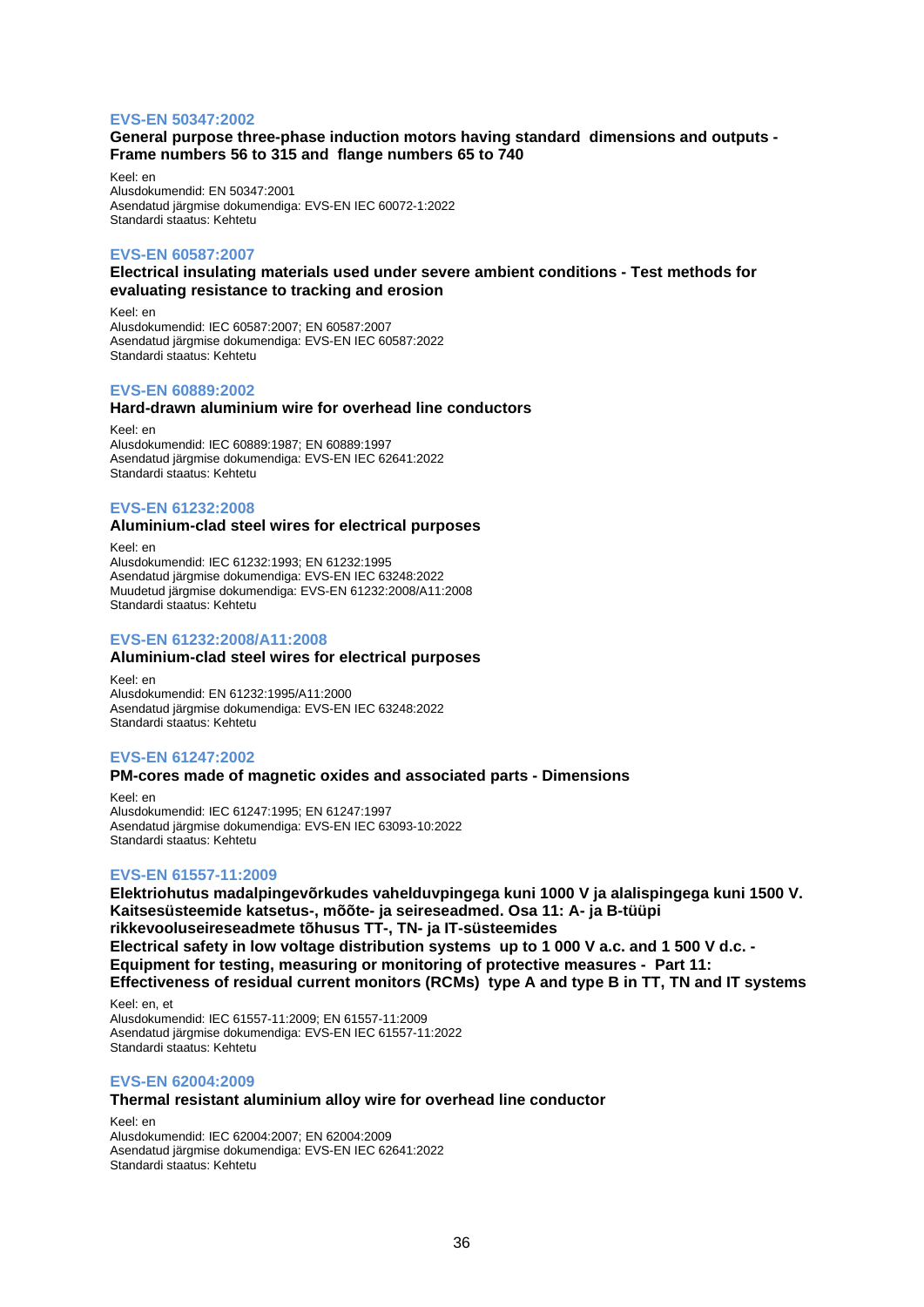### EVS-EN 50347:2002

**General purpose three-phase induction motors having standard dimensions and outputs - Frame numbers 56 to 315 and flange numbers 65 to 740**

Keel: en
Alusdokumendid: EN 50347:2001
Asendatud järgmise dokumendiga: EVS-EN IEC 60072-1:2022
Standardi staatus: Kehtetu

### EVS-EN 60587:2007

**Electrical insulating materials used under severe ambient conditions - Test methods for evaluating resistance to tracking and erosion**

Keel: en
Alusdokumendid: IEC 60587:2007; EN 60587:2007
Asendatud järgmise dokumendiga: EVS-EN IEC 60587:2022
Standardi staatus: Kehtetu

### EVS-EN 60889:2002

**Hard-drawn aluminium wire for overhead line conductors**

Keel: en
Alusdokumendid: IEC 60889:1987; EN 60889:1997
Asendatud järgmise dokumendiga: EVS-EN IEC 62641:2022
Standardi staatus: Kehtetu

### EVS-EN 61232:2008

**Aluminium-clad steel wires for electrical purposes**

Keel: en
Alusdokumendid: IEC 61232:1993; EN 61232:1995
Asendatud järgmise dokumendiga: EVS-EN IEC 63248:2022
Muudetud järgmise dokumendiga: EVS-EN 61232:2008/A11:2008
Standardi staatus: Kehtetu

### EVS-EN 61232:2008/A11:2008

**Aluminium-clad steel wires for electrical purposes**

Keel: en
Alusdokumendid: EN 61232:1995/A11:2000
Asendatud järgmise dokumendiga: EVS-EN IEC 63248:2022
Standardi staatus: Kehtetu

### EVS-EN 61247:2002

**PM-cores made of magnetic oxides and associated parts - Dimensions**

Keel: en
Alusdokumendid: IEC 61247:1995; EN 61247:1997
Asendatud järgmise dokumendiga: EVS-EN IEC 63093-10:2022
Standardi staatus: Kehtetu

### EVS-EN 61557-11:2009

**Elektriohutus madalpingevõrkudes vahelduvpingega kuni 1000 V ja alalispingega kuni 1500 V. Kaitsesüsteemide katsetus-, mõõte- ja seireseadmed. Osa 11: A- ja B-tüüpi rikkevooluseireseadmete tõhusus TT-, TN- ja IT-süsteemides**
**Electrical safety in low voltage distribution systems up to 1 000 V a.c. and 1 500 V d.c. - Equipment for testing, measuring or monitoring of protective measures - Part 11: Effectiveness of residual current monitors (RCMs) type A and type B in TT, TN and IT systems**

Keel: en, et
Alusdokumendid: IEC 61557-11:2009; EN 61557-11:2009
Asendatud järgmise dokumendiga: EVS-EN IEC 61557-11:2022
Standardi staatus: Kehtetu

### EVS-EN 62004:2009

**Thermal resistant aluminium alloy wire for overhead line conductor**

Keel: en
Alusdokumendid: IEC 62004:2007; EN 62004:2009
Asendatud järgmise dokumendiga: EVS-EN IEC 62641:2022
Standardi staatus: Kehtetu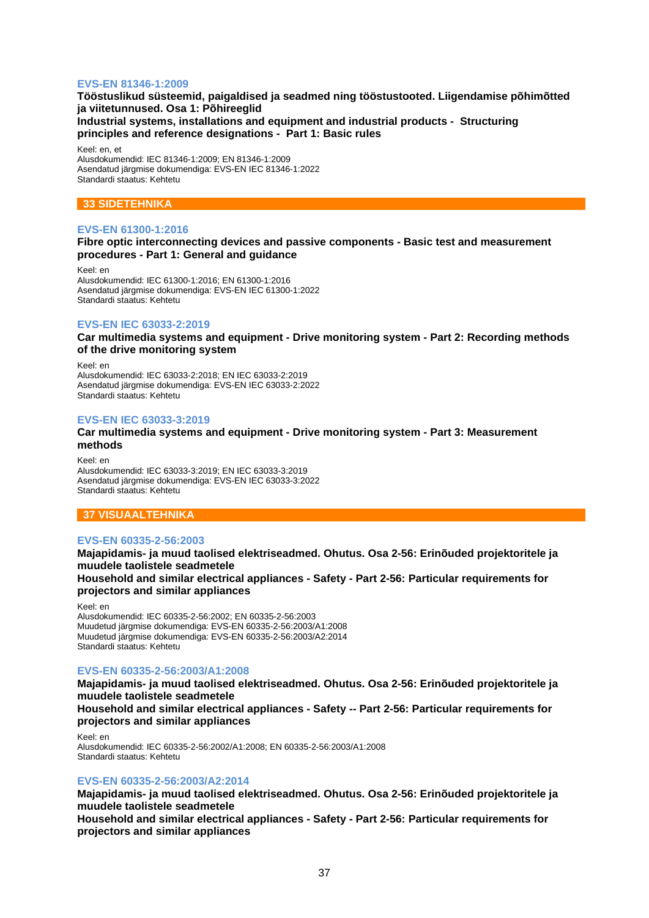### EVS-EN 81346-1:2009

**Tööstuslikud süsteemid, paigaldised ja seadmed ning tööstustooted. Liigendamise põhimõtted ja viitetunnused. Osa 1: Põhireeglid**
**Industrial systems, installations and equipment and industrial products - Structuring principles and reference designations - Part 1: Basic rules**

Keel: en, et
Alusdokumendid: IEC 81346-1:2009; EN 81346-1:2009
Asendatud järgmise dokumendiga: EVS-EN IEC 81346-1:2022
Standardi staatus: Kehtetu

## 33 SIDETEHNIKA

### EVS-EN 61300-1:2016

**Fibre optic interconnecting devices and passive components - Basic test and measurement procedures - Part 1: General and guidance**

Keel: en
Alusdokumendid: IEC 61300-1:2016; EN 61300-1:2016
Asendatud järgmise dokumendiga: EVS-EN IEC 61300-1:2022
Standardi staatus: Kehtetu

### EVS-EN IEC 63033-2:2019

**Car multimedia systems and equipment - Drive monitoring system - Part 2: Recording methods of the drive monitoring system**

Keel: en
Alusdokumendid: IEC 63033-2:2018; EN IEC 63033-2:2019
Asendatud järgmise dokumendiga: EVS-EN IEC 63033-2:2022
Standardi staatus: Kehtetu

### EVS-EN IEC 63033-3:2019

**Car multimedia systems and equipment - Drive monitoring system - Part 3: Measurement methods**

Keel: en
Alusdokumendid: IEC 63033-3:2019; EN IEC 63033-3:2019
Asendatud järgmise dokumendiga: EVS-EN IEC 63033-3:2022
Standardi staatus: Kehtetu

## 37 VISUAALTEHNIKA

### EVS-EN 60335-2-56:2003

**Majapidamis- ja muud taolised elektriseadmed. Ohutus. Osa 2-56: Erinõuded projektoritele ja muudele taolistele seadmetele**
**Household and similar electrical appliances - Safety - Part 2-56: Particular requirements for projectors and similar appliances**

Keel: en
Alusdokumendid: IEC 60335-2-56:2002; EN 60335-2-56:2003
Muudetud järgmise dokumendiga: EVS-EN 60335-2-56:2003/A1:2008
Muudetud järgmise dokumendiga: EVS-EN 60335-2-56:2003/A2:2014
Standardi staatus: Kehtetu

### EVS-EN 60335-2-56:2003/A1:2008

**Majapidamis- ja muud taolised elektriseadmed. Ohutus. Osa 2-56: Erinõuded projektoritele ja muudele taolistele seadmetele**
**Household and similar electrical appliances - Safety -- Part 2-56: Particular requirements for projectors and similar appliances**

Keel: en
Alusdokumendid: IEC 60335-2-56:2002/A1:2008; EN 60335-2-56:2003/A1:2008
Standardi staatus: Kehtetu

### EVS-EN 60335-2-56:2003/A2:2014

**Majapidamis- ja muud taolised elektriseadmed. Ohutus. Osa 2-56: Erinõuded projektoritele ja muudele taolistele seadmetele**
**Household and similar electrical appliances - Safety - Part 2-56: Particular requirements for projectors and similar appliances**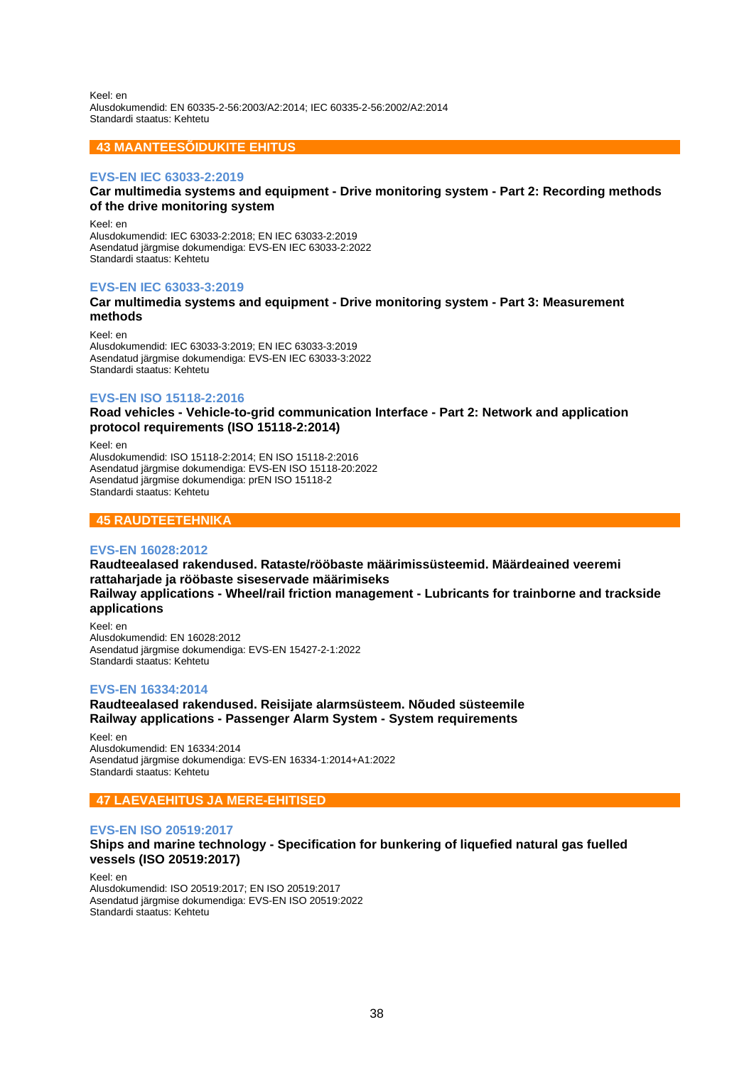Keel: en
Alusdokumendid: EN 60335-2-56:2003/A2:2014; IEC 60335-2-56:2002/A2:2014
Standardi staatus: Kehtetu

## 43 MAANTEESÕIDUKITE EHITUS

### EVS-EN IEC 63033-2:2019

**Car multimedia systems and equipment - Drive monitoring system - Part 2: Recording methods of the drive monitoring system**

Keel: en
Alusdokumendid: IEC 63033-2:2018; EN IEC 63033-2:2019
Asendatud järgmise dokumendiga: EVS-EN IEC 63033-2:2022
Standardi staatus: Kehtetu

### EVS-EN IEC 63033-3:2019

**Car multimedia systems and equipment - Drive monitoring system - Part 3: Measurement methods**

Keel: en
Alusdokumendid: IEC 63033-3:2019; EN IEC 63033-3:2019
Asendatud järgmise dokumendiga: EVS-EN IEC 63033-3:2022
Standardi staatus: Kehtetu

### EVS-EN ISO 15118-2:2016

**Road vehicles - Vehicle-to-grid communication Interface - Part 2: Network and application protocol requirements (ISO 15118-2:2014)**

Keel: en
Alusdokumendid: ISO 15118-2:2014; EN ISO 15118-2:2016
Asendatud järgmise dokumendiga: EVS-EN ISO 15118-20:2022
Asendatud järgmise dokumendiga: prEN ISO 15118-2
Standardi staatus: Kehtetu

## 45 RAUDTEETEHNIKA

### EVS-EN 16028:2012

**Raudteealased rakendused. Rataste/rööbaste määrimissüsteemid. Määrdeained veeremi rattaharjade ja rööbaste siseservade määrimiseks**
**Railway applications - Wheel/rail friction management - Lubricants for trainborne and trackside applications**

Keel: en
Alusdokumendid: EN 16028:2012
Asendatud järgmise dokumendiga: EVS-EN 15427-2-1:2022
Standardi staatus: Kehtetu

### EVS-EN 16334:2014

**Raudteealased rakendused. Reisijate alarmsüsteem. Nõuded süsteemile**
**Railway applications - Passenger Alarm System - System requirements**

Keel: en
Alusdokumendid: EN 16334:2014
Asendatud järgmise dokumendiga: EVS-EN 16334-1:2014+A1:2022
Standardi staatus: Kehtetu

## 47 LAEVAEHITUS JA MERE-EHITISED

### EVS-EN ISO 20519:2017

**Ships and marine technology - Specification for bunkering of liquefied natural gas fuelled vessels (ISO 20519:2017)**

Keel: en
Alusdokumendid: ISO 20519:2017; EN ISO 20519:2017
Asendatud järgmise dokumendiga: EVS-EN ISO 20519:2022
Standardi staatus: Kehtetu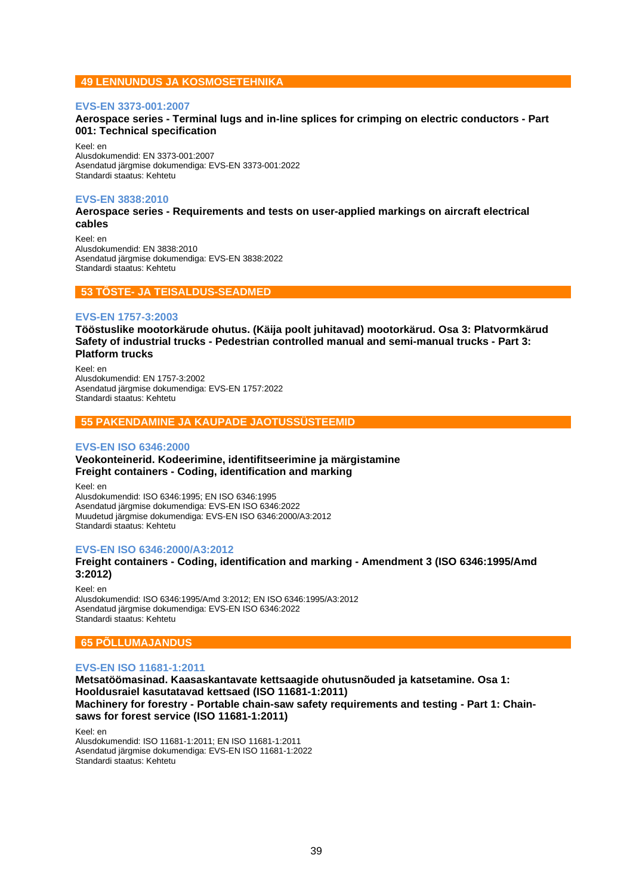## 49 LENNUNDUS JA KOSMOSETEHNIKA

### EVS-EN 3373-001:2007

**Aerospace series - Terminal lugs and in-line splices for crimping on electric conductors - Part 001: Technical specification**

Keel: en
Alusdokumendid: EN 3373-001:2007
Asendatud järgmise dokumendiga: EVS-EN 3373-001:2022
Standardi staatus: Kehtetu

### EVS-EN 3838:2010

**Aerospace series - Requirements and tests on user-applied markings on aircraft electrical cables**

Keel: en
Alusdokumendid: EN 3838:2010
Asendatud järgmise dokumendiga: EVS-EN 3838:2022
Standardi staatus: Kehtetu

## 53 TÕSTE- JA TEISALDUS-SEADMED

### EVS-EN 1757-3:2003

**Tööstuslike mootorkärude ohutus. (Käija poolt juhitavad) mootorkärud. Osa 3: Platvormkärud**
**Safety of industrial trucks - Pedestrian controlled manual and semi-manual trucks - Part 3: Platform trucks**

Keel: en
Alusdokumendid: EN 1757-3:2002
Asendatud järgmise dokumendiga: EVS-EN 1757:2022
Standardi staatus: Kehtetu

## 55 PAKENDAMINE JA KAUPADE JAOTUSSÜSTEEMID

### EVS-EN ISO 6346:2000

**Veokonteinerid. Kodeerimine, identifitseerimine ja märgistamine**
**Freight containers - Coding, identification and marking**

Keel: en
Alusdokumendid: ISO 6346:1995; EN ISO 6346:1995
Asendatud järgmise dokumendiga: EVS-EN ISO 6346:2022
Muudetud järgmise dokumendiga: EVS-EN ISO 6346:2000/A3:2012
Standardi staatus: Kehtetu

### EVS-EN ISO 6346:2000/A3:2012

**Freight containers - Coding, identification and marking - Amendment 3 (ISO 6346:1995/Amd 3:2012)**

Keel: en
Alusdokumendid: ISO 6346:1995/Amd 3:2012; EN ISO 6346:1995/A3:2012
Asendatud järgmise dokumendiga: EVS-EN ISO 6346:2022
Standardi staatus: Kehtetu

## 65 PÕLLUMAJANDUS

### EVS-EN ISO 11681-1:2011

**Metsatöömasinad. Kaasaskantavate kettsaagide ohutusnõuded ja katsetamine. Osa 1: Hooldusraiel kasutatavad kettsaed (ISO 11681-1:2011)**
**Machinery for forestry - Portable chain-saw safety requirements and testing - Part 1: Chain-saws for forest service (ISO 11681-1:2011)**

Keel: en
Alusdokumendid: ISO 11681-1:2011; EN ISO 11681-1:2011
Asendatud järgmise dokumendiga: EVS-EN ISO 11681-1:2022
Standardi staatus: Kehtetu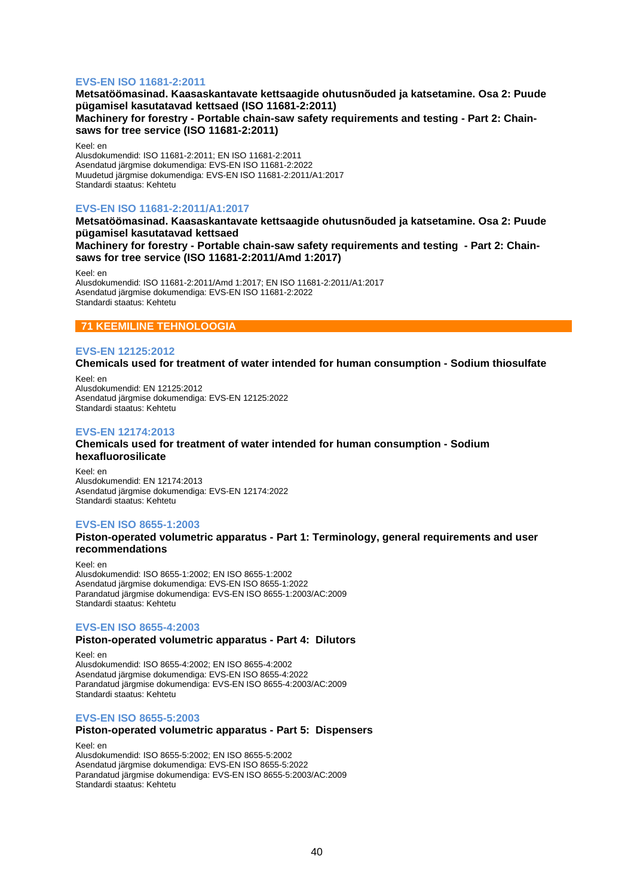### EVS-EN ISO 11681-2:2011

**Metsatöömasinad. Kaasaskantavate kettsaagide ohutusnõuded ja katsetamine. Osa 2: Puude pügamisel kasutatavad kettsaed (ISO 11681-2:2011)**
**Machinery for forestry - Portable chain-saw safety requirements and testing - Part 2: Chain-saws for tree service (ISO 11681-2:2011)**

Keel: en
Alusdokumendid: ISO 11681-2:2011; EN ISO 11681-2:2011
Asendatud järgmise dokumendiga: EVS-EN ISO 11681-2:2022
Muudetud järgmise dokumendiga: EVS-EN ISO 11681-2:2011/A1:2017
Standardi staatus: Kehtetu

### EVS-EN ISO 11681-2:2011/A1:2017

**Metsatöömasinad. Kaasaskantavate kettsaagide ohutusnõuded ja katsetamine. Osa 2: Puude pügamisel kasutatavad kettsaed**
**Machinery for forestry - Portable chain-saw safety requirements and testing - Part 2: Chain-saws for tree service (ISO 11681-2:2011/Amd 1:2017)**

Keel: en
Alusdokumendid: ISO 11681-2:2011/Amd 1:2017; EN ISO 11681-2:2011/A1:2017
Asendatud järgmise dokumendiga: EVS-EN ISO 11681-2:2022
Standardi staatus: Kehtetu

## 71 KEEMILINE TEHNOLOOGIA

### EVS-EN 12125:2012

**Chemicals used for treatment of water intended for human consumption - Sodium thiosulfate**

Keel: en
Alusdokumendid: EN 12125:2012
Asendatud järgmise dokumendiga: EVS-EN 12125:2022
Standardi staatus: Kehtetu

### EVS-EN 12174:2013

**Chemicals used for treatment of water intended for human consumption - Sodium hexafluorosilicate**

Keel: en
Alusdokumendid: EN 12174:2013
Asendatud järgmise dokumendiga: EVS-EN 12174:2022
Standardi staatus: Kehtetu

### EVS-EN ISO 8655-1:2003

**Piston-operated volumetric apparatus - Part 1: Terminology, general requirements and user recommendations**

Keel: en
Alusdokumendid: ISO 8655-1:2002; EN ISO 8655-1:2002
Asendatud järgmise dokumendiga: EVS-EN ISO 8655-1:2022
Parandatud järgmise dokumendiga: EVS-EN ISO 8655-1:2003/AC:2009
Standardi staatus: Kehtetu

### EVS-EN ISO 8655-4:2003

**Piston-operated volumetric apparatus - Part 4: Dilutors**

Keel: en
Alusdokumendid: ISO 8655-4:2002; EN ISO 8655-4:2002
Asendatud järgmise dokumendiga: EVS-EN ISO 8655-4:2022
Parandatud järgmise dokumendiga: EVS-EN ISO 8655-4:2003/AC:2009
Standardi staatus: Kehtetu

### EVS-EN ISO 8655-5:2003

**Piston-operated volumetric apparatus - Part 5: Dispensers**

Keel: en
Alusdokumendid: ISO 8655-5:2002; EN ISO 8655-5:2002
Asendatud järgmise dokumendiga: EVS-EN ISO 8655-5:2022
Parandatud järgmise dokumendiga: EVS-EN ISO 8655-5:2003/AC:2009
Standardi staatus: Kehtetu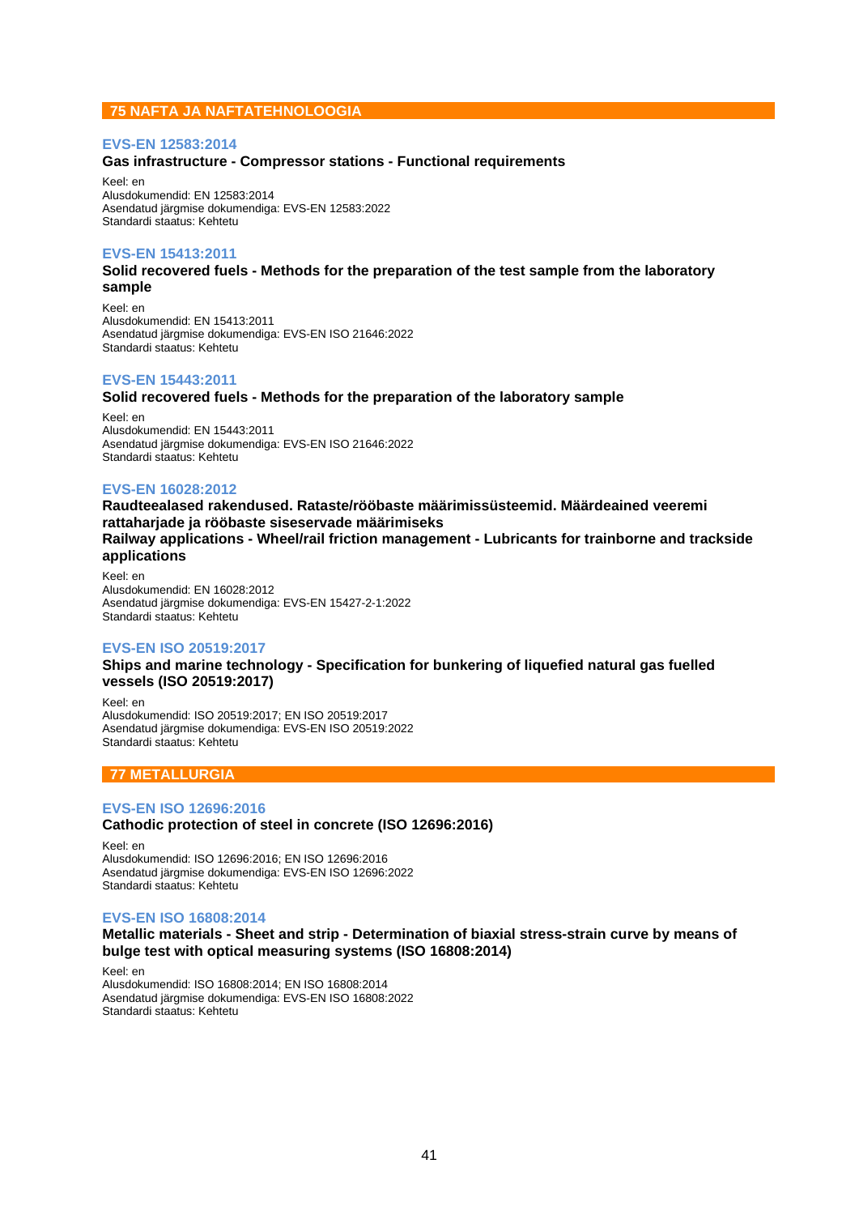## 75 NAFTA JA NAFTATEHNOLOOGIA

### EVS-EN 12583:2014

**Gas infrastructure - Compressor stations - Functional requirements**

Keel: en
Alusdokumendid: EN 12583:2014
Asendatud järgmise dokumendiga: EVS-EN 12583:2022
Standardi staatus: Kehtetu

### EVS-EN 15413:2011

**Solid recovered fuels - Methods for the preparation of the test sample from the laboratory sample**

Keel: en
Alusdokumendid: EN 15413:2011
Asendatud järgmise dokumendiga: EVS-EN ISO 21646:2022
Standardi staatus: Kehtetu

### EVS-EN 15443:2011

**Solid recovered fuels - Methods for the preparation of the laboratory sample**

Keel: en
Alusdokumendid: EN 15443:2011
Asendatud järgmise dokumendiga: EVS-EN ISO 21646:2022
Standardi staatus: Kehtetu

### EVS-EN 16028:2012

**Raudteealased rakendused. Rataste/rööbaste määrimissüsteemid. Määrdeained veeremi rattaharjade ja rööbaste siseservade määrimiseks**
**Railway applications - Wheel/rail friction management - Lubricants for trainborne and trackside applications**

Keel: en
Alusdokumendid: EN 16028:2012
Asendatud järgmise dokumendiga: EVS-EN 15427-2-1:2022
Standardi staatus: Kehtetu

### EVS-EN ISO 20519:2017

**Ships and marine technology - Specification for bunkering of liquefied natural gas fuelled vessels (ISO 20519:2017)**

Keel: en
Alusdokumendid: ISO 20519:2017; EN ISO 20519:2017
Asendatud järgmise dokumendiga: EVS-EN ISO 20519:2022
Standardi staatus: Kehtetu

## 77 METALLURGIA

### EVS-EN ISO 12696:2016

**Cathodic protection of steel in concrete (ISO 12696:2016)**

Keel: en
Alusdokumendid: ISO 12696:2016; EN ISO 12696:2016
Asendatud järgmise dokumendiga: EVS-EN ISO 12696:2022
Standardi staatus: Kehtetu

### EVS-EN ISO 16808:2014

**Metallic materials - Sheet and strip - Determination of biaxial stress-strain curve by means of bulge test with optical measuring systems (ISO 16808:2014)**

Keel: en
Alusdokumendid: ISO 16808:2014; EN ISO 16808:2014
Asendatud järgmise dokumendiga: EVS-EN ISO 16808:2022
Standardi staatus: Kehtetu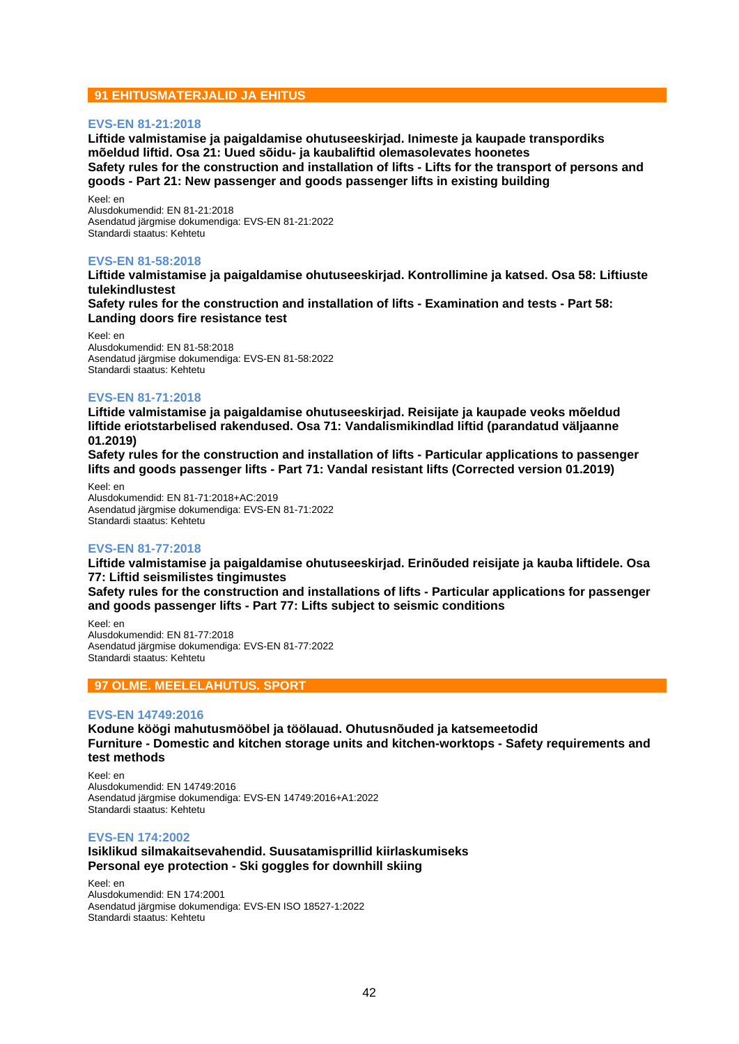## 91 EHITUSMATERJALID JA EHITUS

### EVS-EN 81-21:2018

**Liftide valmistamise ja paigaldamise ohutuseeskirjad. Inimeste ja kaupade transpordiks mõeldud liftid. Osa 21: Uued sõidu- ja kaubaliftid olemasolevates hoonetes**
**Safety rules for the construction and installation of lifts - Lifts for the transport of persons and goods - Part 21: New passenger and goods passenger lifts in existing building**

Keel: en
Alusdokumendid: EN 81-21:2018
Asendatud järgmise dokumendiga: EVS-EN 81-21:2022
Standardi staatus: Kehtetu

### EVS-EN 81-58:2018

**Liftide valmistamise ja paigaldamise ohutuseeskirjad. Kontrollimine ja katsed. Osa 58: Liftiuste tulekindlustest**
**Safety rules for the construction and installation of lifts - Examination and tests - Part 58: Landing doors fire resistance test**

Keel: en
Alusdokumendid: EN 81-58:2018
Asendatud järgmise dokumendiga: EVS-EN 81-58:2022
Standardi staatus: Kehtetu

### EVS-EN 81-71:2018

**Liftide valmistamise ja paigaldamise ohutuseeskirjad. Reisijate ja kaupade veoks mõeldud liftide eriotstarbelised rakendused. Osa 71: Vandalismikindlad liftid (parandatud väljaanne 01.2019)**
**Safety rules for the construction and installation of lifts - Particular applications to passenger lifts and goods passenger lifts - Part 71: Vandal resistant lifts (Corrected version 01.2019)**

Keel: en
Alusdokumendid: EN 81-71:2018+AC:2019
Asendatud järgmise dokumendiga: EVS-EN 81-71:2022
Standardi staatus: Kehtetu

### EVS-EN 81-77:2018

**Liftide valmistamise ja paigaldamise ohutuseeskirjad. Erinõuded reisijate ja kauba liftidele. Osa 77: Liftid seismilistes tingimustes**
**Safety rules for the construction and installations of lifts - Particular applications for passenger and goods passenger lifts - Part 77: Lifts subject to seismic conditions**

Keel: en
Alusdokumendid: EN 81-77:2018
Asendatud järgmise dokumendiga: EVS-EN 81-77:2022
Standardi staatus: Kehtetu

## 97 OLME. MEELELAHUTUS. SPORT

### EVS-EN 14749:2016

**Kodune köögi mahutusmööbel ja töölauad. Ohutusnõuded ja katsemeetodid**
**Furniture - Domestic and kitchen storage units and kitchen-worktops - Safety requirements and test methods**

Keel: en
Alusdokumendid: EN 14749:2016
Asendatud järgmise dokumendiga: EVS-EN 14749:2016+A1:2022
Standardi staatus: Kehtetu

### EVS-EN 174:2002

**Isiklikud silmakaitsevahendid. Suusatamisprillid kiirlaskumiseks**
**Personal eye protection - Ski goggles for downhill skiing**

Keel: en
Alusdokumendid: EN 174:2001
Asendatud järgmise dokumendiga: EVS-EN ISO 18527-1:2022
Standardi staatus: Kehtetu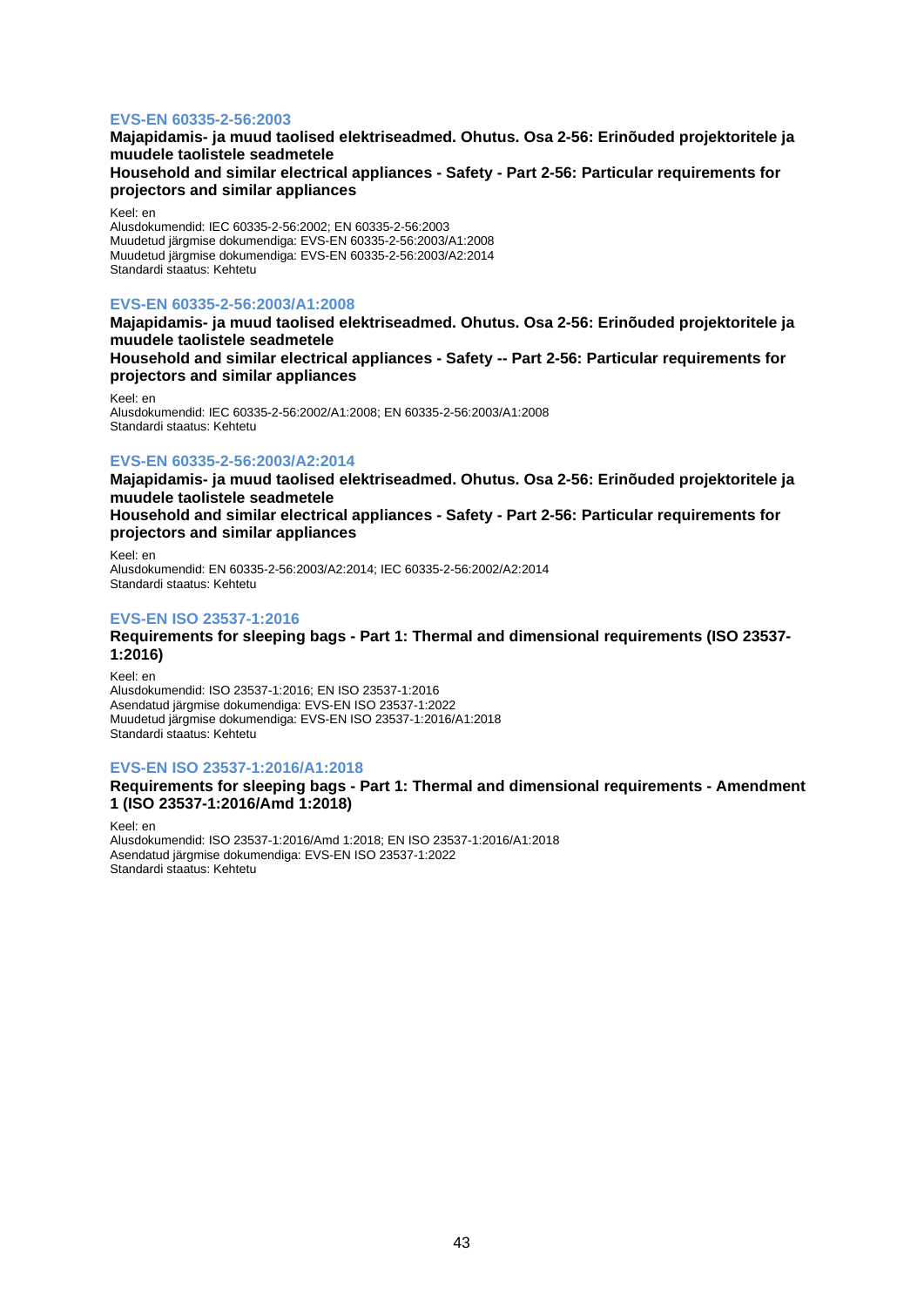### EVS-EN 60335-2-56:2003

**Majapidamis- ja muud taolised elektriseadmed. Ohutus. Osa 2-56: Erinõuded projektoritele ja muudele taolistele seadmetele**

**Household and similar electrical appliances - Safety - Part 2-56: Particular requirements for projectors and similar appliances**

Keel: en
Alusdokumendid: IEC 60335-2-56:2002; EN 60335-2-56:2003
Muudetud järgmise dokumendiga: EVS-EN 60335-2-56:2003/A1:2008
Muudetud järgmise dokumendiga: EVS-EN 60335-2-56:2003/A2:2014
Standardi staatus: Kehtetu

### EVS-EN 60335-2-56:2003/A1:2008

**Majapidamis- ja muud taolised elektriseadmed. Ohutus. Osa 2-56: Erinõuded projektoritele ja muudele taolistele seadmetele**

**Household and similar electrical appliances - Safety -- Part 2-56: Particular requirements for projectors and similar appliances**

Keel: en
Alusdokumendid: IEC 60335-2-56:2002/A1:2008; EN 60335-2-56:2003/A1:2008
Standardi staatus: Kehtetu

### EVS-EN 60335-2-56:2003/A2:2014

**Majapidamis- ja muud taolised elektriseadmed. Ohutus. Osa 2-56: Erinõuded projektoritele ja muudele taolistele seadmetele**

**Household and similar electrical appliances - Safety - Part 2-56: Particular requirements for projectors and similar appliances**

Keel: en
Alusdokumendid: EN 60335-2-56:2003/A2:2014; IEC 60335-2-56:2002/A2:2014
Standardi staatus: Kehtetu

### EVS-EN ISO 23537-1:2016

**Requirements for sleeping bags - Part 1: Thermal and dimensional requirements (ISO 23537-1:2016)**

Keel: en
Alusdokumendid: ISO 23537-1:2016; EN ISO 23537-1:2016
Asendatud järgmise dokumendiga: EVS-EN ISO 23537-1:2022
Muudetud järgmise dokumendiga: EVS-EN ISO 23537-1:2016/A1:2018
Standardi staatus: Kehtetu

### EVS-EN ISO 23537-1:2016/A1:2018

**Requirements for sleeping bags - Part 1: Thermal and dimensional requirements - Amendment 1 (ISO 23537-1:2016/Amd 1:2018)**

Keel: en
Alusdokumendid: ISO 23537-1:2016/Amd 1:2018; EN ISO 23537-1:2016/A1:2018
Asendatud järgmise dokumendiga: EVS-EN ISO 23537-1:2022
Standardi staatus: Kehtetu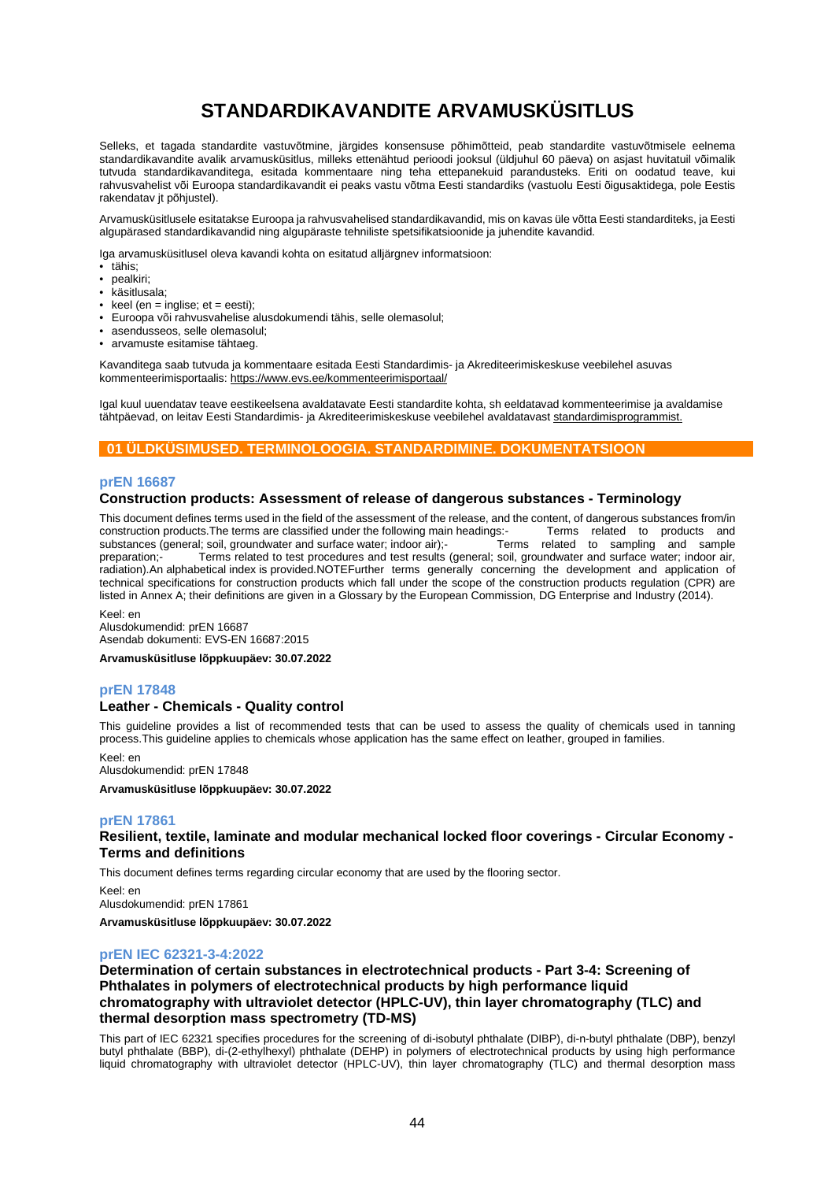# STANDARDIKAVANDITE ARVAMUSKÜSITLUS

Selleks, et tagada standardite vastuvõtmine, järgides konsensuse põhimõtteid, peab standardite vastuvõtmisele eelnema standardikavandite avalik arvamusküsitlus, milleks ettenähtud perioodi jooksul (üldjuhul 60 päeva) on asjast huvitatul võimalik tutvuda standardikavanditega, esitada kommentaare ning teha ettepanekuid parandusteks. Eriti on oodatud teave, kui rahvusvahelist või Euroopa standardikavandit ei peaks vastu võtma Eesti standardiks (vastuolu Eesti õigusaktidega, pole Eestis rakendatav jt põhjustel).

Arvamusküsitlusele esitatakse Euroopa ja rahvusvahelised standardikavandid, mis on kavas üle võtta Eesti standarditeks, ja Eesti algupärased standardikavandid ning algupäraste tehniliste spetsifikatsioonide ja juhendite kavandid.

Iga arvamusküsitlusel oleva kavandi kohta on esitatud alljärgnev informatsioon:

- tähis;
- pealkiri;
- käsitlusala;
- keel (en = inglise; et = eesti);
- Euroopa või rahvusvahelise alusdokumendi tähis, selle olemasolul;
- asendusseos, selle olemasolul;
- arvamuste esitamise tähtaeg.

Kavanditega saab tutvuda ja kommentaare esitada Eesti Standardimis- ja Akrediteerimiskeskuse veebilehel asuvas kommenteerimisportaalis: https://www.evs.ee/kommenteerimisportaal/

Igal kuul uuendatav teave eestikeelsena avaldatavate Eesti standardite kohta, sh eeldatavad kommenteerimise ja avaldamise tähtpäevad, on leitav Eesti Standardimis- ja Akrediteerimiskeskuse veebilehel avaldatavast standardimisprogrammist.

## 01 ÜLDKÜSIMUSED. TERMINOLOOGIA. STANDARDIMINE. DOKUMENTATSIOON

### prEN 16687

**Construction products: Assessment of release of dangerous substances - Terminology**

This document defines terms used in the field of the assessment of the release, and the content, of dangerous substances from/in construction products.The terms are classified under the following main headings:- Terms related to products and substances (general; soil, groundwater and surface water; indoor air);- Terms related to sampling and sample preparation;- Terms related to test procedures and test results (general; soil, groundwater and surface water; indoor air, radiation).An alphabetical index is provided.NOTEFurther terms generally concerning the development and application of technical specifications for construction products which fall under the scope of the construction products regulation (CPR) are listed in Annex A; their definitions are given in a Glossary by the European Commission, DG Enterprise and Industry (2014).

Keel: en
Alusdokumendid: prEN 16687
Asendab dokumenti: EVS-EN 16687:2015

**Arvamusküsitluse lõppkuupäev: 30.07.2022**

### prEN 17848

**Leather - Chemicals - Quality control**

This guideline provides a list of recommended tests that can be used to assess the quality of chemicals used in tanning process.This guideline applies to chemicals whose application has the same effect on leather, grouped in families.

Keel: en
Alusdokumendid: prEN 17848

**Arvamusküsitluse lõppkuupäev: 30.07.2022**

### prEN 17861

**Resilient, textile, laminate and modular mechanical locked floor coverings - Circular Economy - Terms and definitions**

This document defines terms regarding circular economy that are used by the flooring sector.

Keel: en
Alusdokumendid: prEN 17861

**Arvamusküsitluse lõppkuupäev: 30.07.2022**

### prEN IEC 62321-3-4:2022

**Determination of certain substances in electrotechnical products - Part 3-4: Screening of Phthalates in polymers of electrotechnical products by high performance liquid chromatography with ultraviolet detector (HPLC-UV), thin layer chromatography (TLC) and thermal desorption mass spectrometry (TD-MS)**

This part of IEC 62321 specifies procedures for the screening of di-isobutyl phthalate (DIBP), di-n-butyl phthalate (DBP), benzyl butyl phthalate (BBP), di-(2-ethylhexyl) phthalate (DEHP) in polymers of electrotechnical products by using high performance liquid chromatography with ultraviolet detector (HPLC-UV), thin layer chromatography (TLC) and thermal desorption mass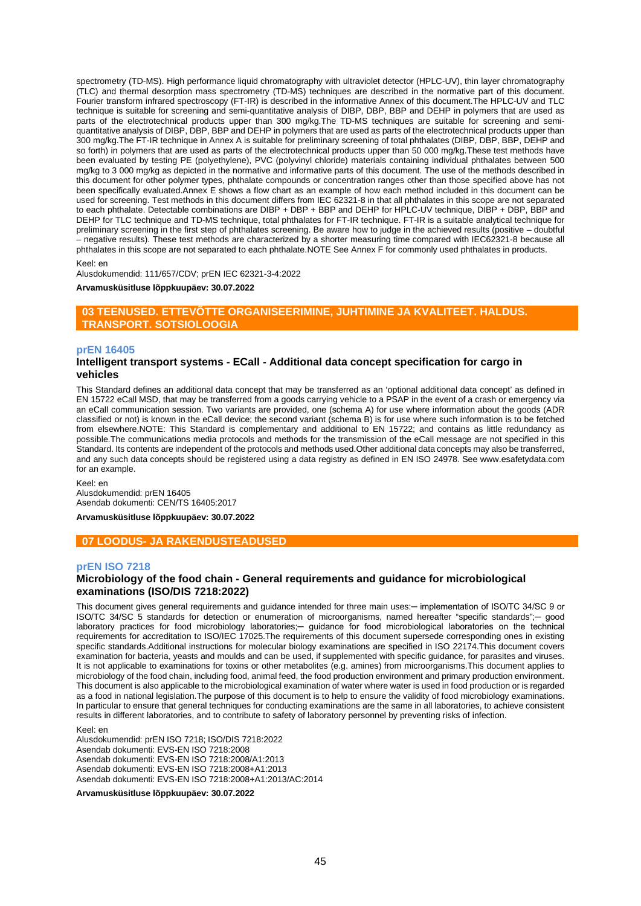spectrometry (TD-MS). High performance liquid chromatography with ultraviolet detector (HPLC-UV), thin layer chromatography (TLC) and thermal desorption mass spectrometry (TD-MS) techniques are described in the normative part of this document. Fourier transform infrared spectroscopy (FT-IR) is described in the informative Annex of this document.The HPLC-UV and TLC technique is suitable for screening and semi-quantitative analysis of DIBP, DBP, BBP and DEHP in polymers that are used as parts of the electrotechnical products upper than 300 mg/kg.The TD-MS techniques are suitable for screening and semi-quantitative analysis of DIBP, DBP, BBP and DEHP in polymers that are used as parts of the electrotechnical products upper than 300 mg/kg.The FT-IR technique in Annex A is suitable for preliminary screening of total phthalates (DIBP, DBP, BBP, DEHP and so forth) in polymers that are used as parts of the electrotechnical products upper than 50 000 mg/kg.These test methods have been evaluated by testing PE (polyethylene), PVC (polyvinyl chloride) materials containing individual phthalates between 500 mg/kg to 3 000 mg/kg as depicted in the normative and informative parts of this document. The use of the methods described in this document for other polymer types, phthalate compounds or concentration ranges other than those specified above has not been specifically evaluated.Annex E shows a flow chart as an example of how each method included in this document can be used for screening. Test methods in this document differs from IEC 62321-8 in that all phthalates in this scope are not separated to each phthalate. Detectable combinations are DIBP + DBP + BBP and DEHP for HPLC-UV technique, DIBP + DBP, BBP and DEHP for TLC technique and TD-MS technique, total phthalates for FT-IR technique. FT-IR is a suitable analytical technique for preliminary screening in the first step of phthalates screening. Be aware how to judge in the achieved results (positive – doubtful – negative results). These test methods are characterized by a shorter measuring time compared with IEC62321-8 because all phthalates in this scope are not separated to each phthalate.NOTE See Annex F for commonly used phthalates in products.

Keel: en

Alusdokumendid: 111/657/CDV; prEN IEC 62321-3-4:2022

**Arvamusküsitluse lõppkuupäev: 30.07.2022**

## 03 TEENUSED. ETTEVÕTTE ORGANISEERIMINE, JUHTIMINE JA KVALITEET. HALDUS. TRANSPORT. SOTSIOLOOGIA

### prEN 16405

### Intelligent transport systems - ECall - Additional data concept specification for cargo in vehicles

This Standard defines an additional data concept that may be transferred as an 'optional additional data concept' as defined in EN 15722 eCall MSD, that may be transferred from a goods carrying vehicle to a PSAP in the event of a crash or emergency via an eCall communication session. Two variants are provided, one (schema A) for use where information about the goods (ADR classified or not) is known in the eCall device; the second variant (schema B) is for use where such information is to be fetched from elsewhere.NOTE: This Standard is complementary and additional to EN 15722; and contains as little redundancy as possible.The communications media protocols and methods for the transmission of the eCall message are not specified in this Standard. Its contents are independent of the protocols and methods used.Other additional data concepts may also be transferred, and any such data concepts should be registered using a data registry as defined in EN ISO 24978. See www.esafetydata.com for an example.

Keel: en

Alusdokumendid: prEN 16405

Asendab dokumenti: CEN/TS 16405:2017

**Arvamusküsitluse lõppkuupäev: 30.07.2022**

## 07 LOODUS- JA RAKENDUSTEADUSED

### prEN ISO 7218

### Microbiology of the food chain - General requirements and guidance for microbiological examinations (ISO/DIS 7218:2022)

This document gives general requirements and guidance intended for three main uses:— implementation of ISO/TC 34/SC 9 or ISO/TC 34/SC 5 standards for detection or enumeration of microorganisms, named hereafter "specific standards";— good laboratory practices for food microbiology laboratories;— guidance for food microbiological laboratories on the technical requirements for accreditation to ISO/IEC 17025.The requirements of this document supersede corresponding ones in existing specific standards.Additional instructions for molecular biology examinations are specified in ISO 22174.This document covers examination for bacteria, yeasts and moulds and can be used, if supplemented with specific guidance, for parasites and viruses. It is not applicable to examinations for toxins or other metabolites (e.g. amines) from microorganisms.This document applies to microbiology of the food chain, including food, animal feed, the food production environment and primary production environment. This document is also applicable to the microbiological examination of water where water is used in food production or is regarded as a food in national legislation.The purpose of this document is to help to ensure the validity of food microbiology examinations. In particular to ensure that general techniques for conducting examinations are the same in all laboratories, to achieve consistent results in different laboratories, and to contribute to safety of laboratory personnel by preventing risks of infection.

Keel: en

Alusdokumendid: prEN ISO 7218; ISO/DIS 7218:2022

Asendab dokumenti: EVS-EN ISO 7218:2008

Asendab dokumenti: EVS-EN ISO 7218:2008/A1:2013

Asendab dokumenti: EVS-EN ISO 7218:2008+A1:2013

Asendab dokumenti: EVS-EN ISO 7218:2008+A1:2013/AC:2014

**Arvamusküsitluse lõppkuupäev: 30.07.2022**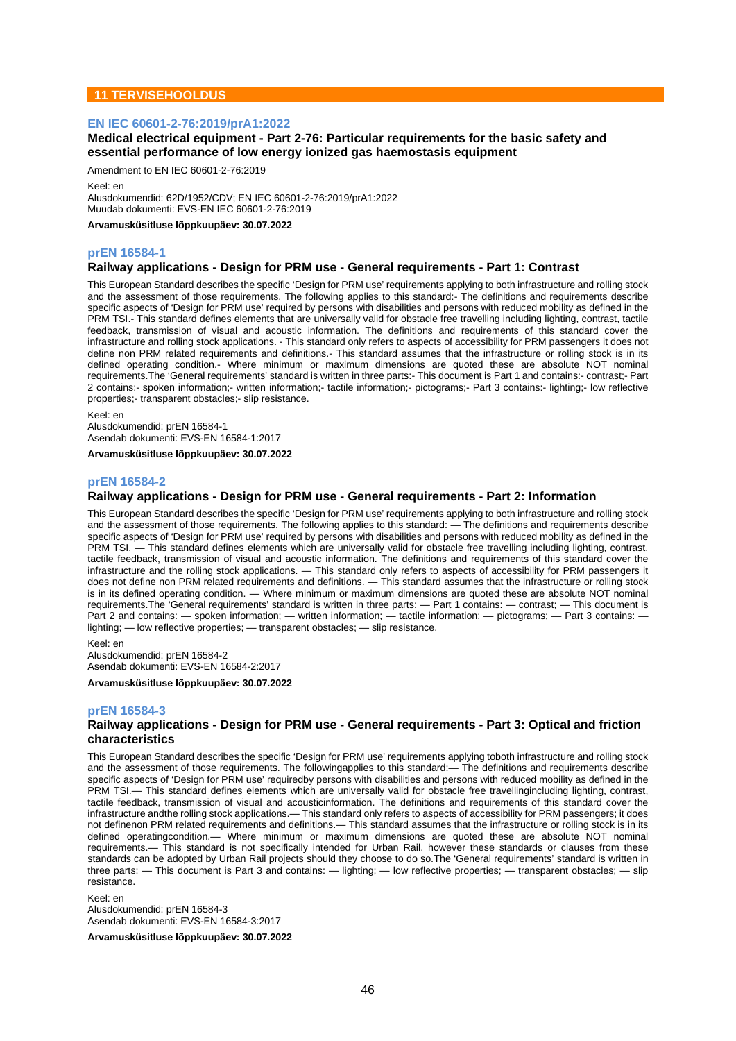## 11 TERVISEHOOLDUS

### EN IEC 60601-2-76:2019/prA1:2022

**Medical electrical equipment - Part 2-76: Particular requirements for the basic safety and essential performance of low energy ionized gas haemostasis equipment**

Amendment to EN IEC 60601-2-76:2019

Keel: en
Alusdokumendid: 62D/1952/CDV; EN IEC 60601-2-76:2019/prA1:2022
Muudab dokumenti: EVS-EN IEC 60601-2-76:2019

**Arvamusküsitluse lõppkuupäev: 30.07.2022**

### prEN 16584-1

**Railway applications - Design for PRM use - General requirements - Part 1: Contrast**

This European Standard describes the specific 'Design for PRM use' requirements applying to both infrastructure and rolling stock and the assessment of those requirements. The following applies to this standard:- The definitions and requirements describe specific aspects of 'Design for PRM use' required by persons with disabilities and persons with reduced mobility as defined in the PRM TSI.- This standard defines elements that are universally valid for obstacle free travelling including lighting, contrast, tactile feedback, transmission of visual and acoustic information. The definitions and requirements of this standard cover the infrastructure and rolling stock applications. - This standard only refers to aspects of accessibility for PRM passengers it does not define non PRM related requirements and definitions.- This standard assumes that the infrastructure or rolling stock is in its defined operating condition.- Where minimum or maximum dimensions are quoted these are absolute NOT nominal requirements.The 'General requirements' standard is written in three parts:- This document is Part 1 and contains:- contrast;- Part 2 contains:- spoken information;- written information;- tactile information;- pictograms;- Part 3 contains:- lighting;- low reflective properties;- transparent obstacles;- slip resistance.

Keel: en
Alusdokumendid: prEN 16584-1
Asendab dokumenti: EVS-EN 16584-1:2017

**Arvamusküsitluse lõppkuupäev: 30.07.2022**

### prEN 16584-2

**Railway applications - Design for PRM use - General requirements - Part 2: Information**

This European Standard describes the specific 'Design for PRM use' requirements applying to both infrastructure and rolling stock and the assessment of those requirements. The following applies to this standard: — The definitions and requirements describe specific aspects of 'Design for PRM use' required by persons with disabilities and persons with reduced mobility as defined in the PRM TSI. — This standard defines elements which are universally valid for obstacle free travelling including lighting, contrast, tactile feedback, transmission of visual and acoustic information. The definitions and requirements of this standard cover the infrastructure and the rolling stock applications. — This standard only refers to aspects of accessibility for PRM passengers it does not define non PRM related requirements and definitions. — This standard assumes that the infrastructure or rolling stock is in its defined operating condition. — Where minimum or maximum dimensions are quoted these are absolute NOT nominal requirements.The 'General requirements' standard is written in three parts: — Part 1 contains: — contrast; — This document is Part 2 and contains: — spoken information; — written information; — tactile information; — pictograms; — Part 3 contains: — lighting; — low reflective properties; — transparent obstacles; — slip resistance.

Keel: en
Alusdokumendid: prEN 16584-2
Asendab dokumenti: EVS-EN 16584-2:2017

**Arvamusküsitluse lõppkuupäev: 30.07.2022**

### prEN 16584-3

**Railway applications - Design for PRM use - General requirements - Part 3: Optical and friction characteristics**

This European Standard describes the specific 'Design for PRM use' requirements applying toboth infrastructure and rolling stock and the assessment of those requirements. The followingapplies to this standard:— The definitions and requirements describe specific aspects of 'Design for PRM use' requiredby persons with disabilities and persons with reduced mobility as defined in the PRM TSI.— This standard defines elements which are universally valid for obstacle free travellingincluding lighting, contrast, tactile feedback, transmission of visual and acousticinformation. The definitions and requirements of this standard cover the infrastructure andthe rolling stock applications.— This standard only refers to aspects of accessibility for PRM passengers; it does not definenon PRM related requirements and definitions.— This standard assumes that the infrastructure or rolling stock is in its defined operatingcondition.— Where minimum or maximum dimensions are quoted these are absolute NOT nominal requirements.— This standard is not specifically intended for Urban Rail, however these standards or clauses from these standards can be adopted by Urban Rail projects should they choose to do so.The 'General requirements' standard is written in three parts: — This document is Part 3 and contains: — lighting; — low reflective properties; — transparent obstacles; — slip resistance.

Keel: en
Alusdokumendid: prEN 16584-3
Asendab dokumenti: EVS-EN 16584-3:2017

**Arvamusküsitluse lõppkuupäev: 30.07.2022**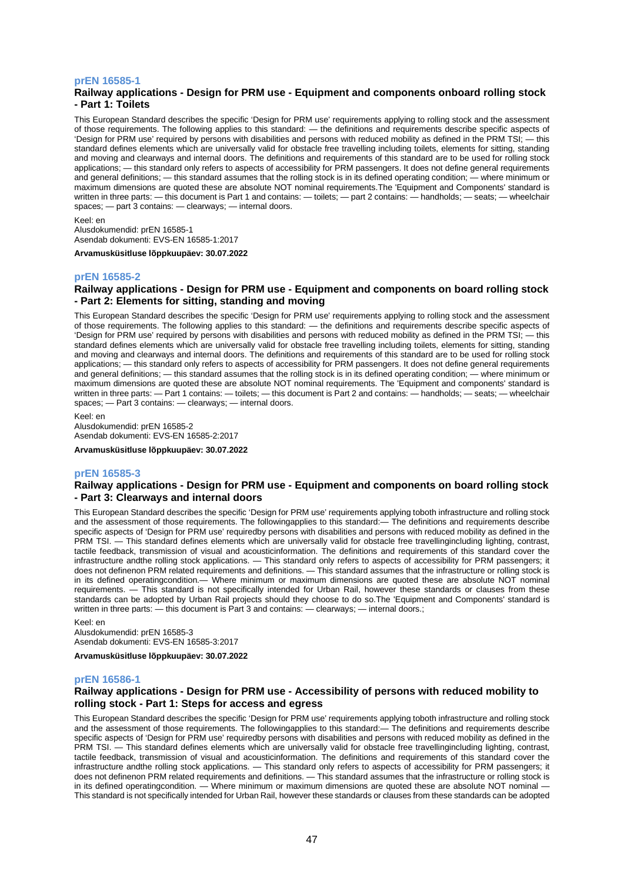### prEN 16585-1

**Railway applications - Design for PRM use - Equipment and components onboard rolling stock - Part 1: Toilets**

This European Standard describes the specific 'Design for PRM use' requirements applying to rolling stock and the assessment of those requirements. The following applies to this standard: — the definitions and requirements describe specific aspects of 'Design for PRM use' required by persons with disabilities and persons with reduced mobility as defined in the PRM TSI; — this standard defines elements which are universally valid for obstacle free travelling including toilets, elements for sitting, standing and moving and clearways and internal doors. The definitions and requirements of this standard are to be used for rolling stock applications; — this standard only refers to aspects of accessibility for PRM passengers. It does not define general requirements and general definitions; — this standard assumes that the rolling stock is in its defined operating condition; — where minimum or maximum dimensions are quoted these are absolute NOT nominal requirements.The 'Equipment and Components' standard is written in three parts: — this document is Part 1 and contains: — toilets; — part 2 contains: — handholds; — seats; — wheelchair spaces; — part 3 contains: — clearways; — internal doors.

Keel: en
Alusdokumendid: prEN 16585-1
Asendab dokumenti: EVS-EN 16585-1:2017

**Arvamusküsitluse lõppkuupäev: 30.07.2022**

### prEN 16585-2

**Railway applications - Design for PRM use - Equipment and components on board rolling stock - Part 2: Elements for sitting, standing and moving**

This European Standard describes the specific 'Design for PRM use' requirements applying to rolling stock and the assessment of those requirements. The following applies to this standard: — the definitions and requirements describe specific aspects of 'Design for PRM use' required by persons with disabilities and persons with reduced mobility as defined in the PRM TSI; — this standard defines elements which are universally valid for obstacle free travelling including toilets, elements for sitting, standing and moving and clearways and internal doors. The definitions and requirements of this standard are to be used for rolling stock applications; — this standard only refers to aspects of accessibility for PRM passengers. It does not define general requirements and general definitions; — this standard assumes that the rolling stock is in its defined operating condition; — where minimum or maximum dimensions are quoted these are absolute NOT nominal requirements. The 'Equipment and components' standard is written in three parts: — Part 1 contains: — toilets; — this document is Part 2 and contains: — handholds; — seats; — wheelchair spaces; — Part 3 contains: — clearways; — internal doors.

Keel: en
Alusdokumendid: prEN 16585-2
Asendab dokumenti: EVS-EN 16585-2:2017

**Arvamusküsitluse lõppkuupäev: 30.07.2022**

### prEN 16585-3

**Railway applications - Design for PRM use - Equipment and components on board rolling stock - Part 3: Clearways and internal doors**

This European Standard describes the specific 'Design for PRM use' requirements applying toboth infrastructure and rolling stock and the assessment of those requirements. The followingapplies to this standard:— The definitions and requirements describe specific aspects of 'Design for PRM use' requiredby persons with disabilities and persons with reduced mobility as defined in the PRM TSI. — This standard defines elements which are universally valid for obstacle free travellingincluding lighting, contrast, tactile feedback, transmission of visual and acousticinformation. The definitions and requirements of this standard cover the infrastructure andthe rolling stock applications. — This standard only refers to aspects of accessibility for PRM passengers; it does not definenon PRM related requirements and definitions. — This standard assumes that the infrastructure or rolling stock is in its defined operatingcondition.— Where minimum or maximum dimensions are quoted these are absolute NOT nominal requirements. — This standard is not specifically intended for Urban Rail, however these standards or clauses from these standards can be adopted by Urban Rail projects should they choose to do so.The 'Equipment and Components' standard is written in three parts: — this document is Part 3 and contains: — clearways; — internal doors.;

Keel: en
Alusdokumendid: prEN 16585-3
Asendab dokumenti: EVS-EN 16585-3:2017

**Arvamusküsitluse lõppkuupäev: 30.07.2022**

### prEN 16586-1

**Railway applications - Design for PRM use - Accessibility of persons with reduced mobility to rolling stock - Part 1: Steps for access and egress**

This European Standard describes the specific 'Design for PRM use' requirements applying toboth infrastructure and rolling stock and the assessment of those requirements. The followingapplies to this standard:— The definitions and requirements describe specific aspects of 'Design for PRM use' requiredby persons with disabilities and persons with reduced mobility as defined in the PRM TSI. — This standard defines elements which are universally valid for obstacle free travellingincluding lighting, contrast, tactile feedback, transmission of visual and acousticinformation. The definitions and requirements of this standard cover the infrastructure andthe rolling stock applications. — This standard only refers to aspects of accessibility for PRM passengers; it does not definenon PRM related requirements and definitions. — This standard assumes that the infrastructure or rolling stock is in its defined operatingcondition. — Where minimum or maximum dimensions are quoted these are absolute NOT nominal — This standard is not specifically intended for Urban Rail, however these standards or clauses from these standards can be adopted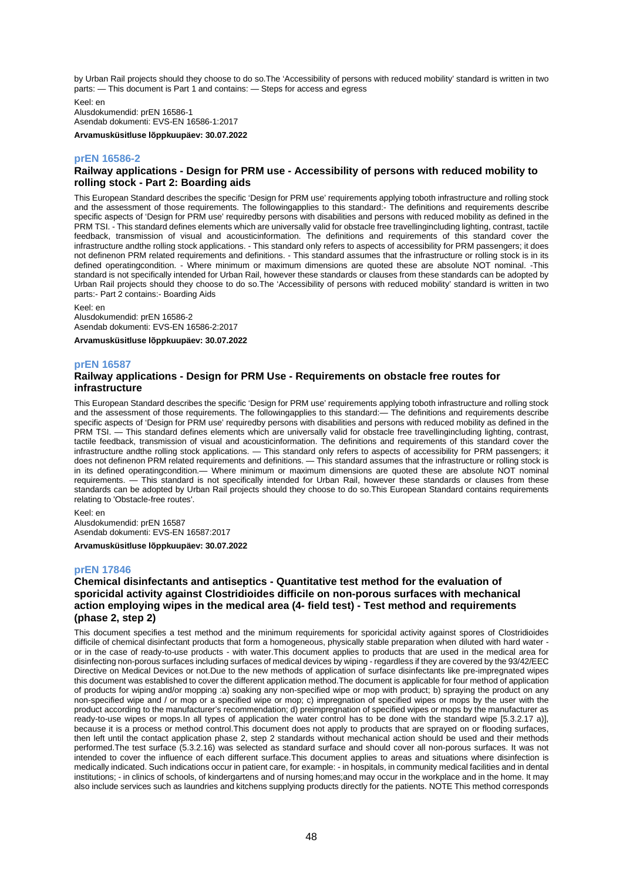by Urban Rail projects should they choose to do so.The 'Accessibility of persons with reduced mobility' standard is written in two parts: — This document is Part 1 and contains: — Steps for access and egress

Keel: en
Alusdokumendid: prEN 16586-1
Asendab dokumenti: EVS-EN 16586-1:2017

**Arvamusküsitluse lõppkuupäev: 30.07.2022**

### prEN 16586-2

### Railway applications - Design for PRM use - Accessibility of persons with reduced mobility to rolling stock - Part 2: Boarding aids

This European Standard describes the specific 'Design for PRM use' requirements applying toboth infrastructure and rolling stock and the assessment of those requirements. The followingapplies to this standard:- The definitions and requirements describe specific aspects of 'Design for PRM use' requiredby persons with disabilities and persons with reduced mobility as defined in the PRM TSI. - This standard defines elements which are universally valid for obstacle free travellingincluding lighting, contrast, tactile feedback, transmission of visual and acousticinformation. The definitions and requirements of this standard cover the infrastructure andthe rolling stock applications. - This standard only refers to aspects of accessibility for PRM passengers; it does not definenon PRM related requirements and definitions. - This standard assumes that the infrastructure or rolling stock is in its defined operatingcondition. - Where minimum or maximum dimensions are quoted these are absolute NOT nominal. -This standard is not specifically intended for Urban Rail, however these standards or clauses from these standards can be adopted by Urban Rail projects should they choose to do so.The 'Accessibility of persons with reduced mobility' standard is written in two parts:- Part 2 contains:- Boarding Aids

Keel: en
Alusdokumendid: prEN 16586-2
Asendab dokumenti: EVS-EN 16586-2:2017

**Arvamusküsitluse lõppkuupäev: 30.07.2022**

### prEN 16587

### Railway applications - Design for PRM Use - Requirements on obstacle free routes for infrastructure

This European Standard describes the specific 'Design for PRM use' requirements applying toboth infrastructure and rolling stock and the assessment of those requirements. The followingapplies to this standard:— The definitions and requirements describe specific aspects of 'Design for PRM use' requiredby persons with disabilities and persons with reduced mobility as defined in the PRM TSI. — This standard defines elements which are universally valid for obstacle free travellingincluding lighting, contrast, tactile feedback, transmission of visual and acousticinformation. The definitions and requirements of this standard cover the infrastructure andthe rolling stock applications. — This standard only refers to aspects of accessibility for PRM passengers; it does not definenon PRM related requirements and definitions. — This standard assumes that the infrastructure or rolling stock is in its defined operatingcondition.— Where minimum or maximum dimensions are quoted these are absolute NOT nominal requirements. — This standard is not specifically intended for Urban Rail, however these standards or clauses from these standards can be adopted by Urban Rail projects should they choose to do so.This European Standard contains requirements relating to 'Obstacle-free routes'.

Keel: en
Alusdokumendid: prEN 16587
Asendab dokumenti: EVS-EN 16587:2017

**Arvamusküsitluse lõppkuupäev: 30.07.2022**

### prEN 17846

### Chemical disinfectants and antiseptics - Quantitative test method for the evaluation of sporicidal activity against Clostridioides difficile on non-porous surfaces with mechanical action employing wipes in the medical area (4- field test) - Test method and requirements (phase 2, step 2)

This document specifies a test method and the minimum requirements for sporicidal activity against spores of Clostridioides difficile of chemical disinfectant products that form a homogeneous, physically stable preparation when diluted with hard water - or in the case of ready-to-use products - with water.This document applies to products that are used in the medical area for disinfecting non-porous surfaces including surfaces of medical devices by wiping - regardless if they are covered by the 93/42/EEC Directive on Medical Devices or not.Due to the new methods of application of surface disinfectants like pre-impregnated wipes this document was established to cover the different application method.The document is applicable for four method of application of products for wiping and/or mopping :a) soaking any non-specified wipe or mop with product; b) spraying the product on any non-specified wipe and / or mop or a specified wipe or mop; c) impregnation of specified wipes or mops by the user with the product according to the manufacturer's recommendation; d) preimpregnation of specified wipes or mops by the manufacturer as ready-to-use wipes or mops.In all types of application the water control has to be done with the standard wipe [5.3.2.17 a)], because it is a process or method control.This document does not apply to products that are sprayed on or flooding surfaces, then left until the contact application phase 2, step 2 standards without mechanical action should be used and their methods performed.The test surface (5.3.2.16) was selected as standard surface and should cover all non-porous surfaces. It was not intended to cover the influence of each different surface.This document applies to areas and situations where disinfection is medically indicated. Such indications occur in patient care, for example: - in hospitals, in community medical facilities and in dental institutions; - in clinics of schools, of kindergartens and of nursing homes;and may occur in the workplace and in the home. It may also include services such as laundries and kitchens supplying products directly for the patients. NOTE This method corresponds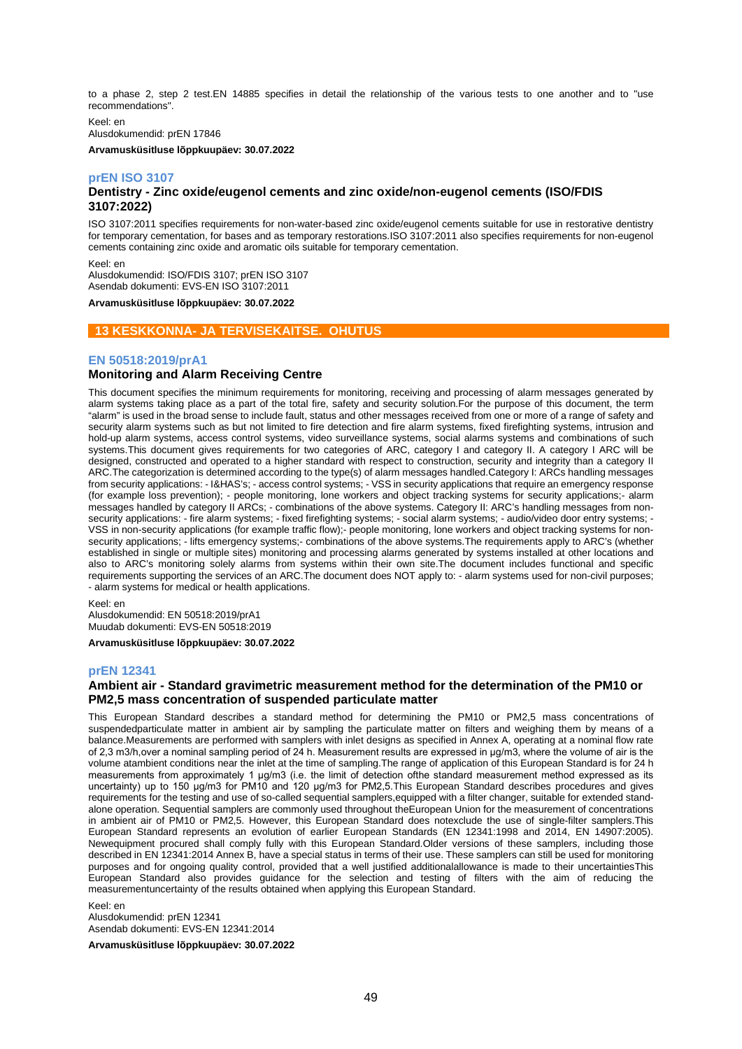to a phase 2, step 2 test.EN 14885 specifies in detail the relationship of the various tests to one another and to "use recommendations".

Keel: en
Alusdokumendid: prEN 17846

**Arvamusküsitluse lõppkuupäev: 30.07.2022**

## prEN ISO 3107

### Dentistry - Zinc oxide/eugenol cements and zinc oxide/non-eugenol cements (ISO/FDIS 3107:2022)

ISO 3107:2011 specifies requirements for non-water-based zinc oxide/eugenol cements suitable for use in restorative dentistry for temporary cementation, for bases and as temporary restorations.ISO 3107:2011 also specifies requirements for non-eugenol cements containing zinc oxide and aromatic oils suitable for temporary cementation.

Keel: en
Alusdokumendid: ISO/FDIS 3107; prEN ISO 3107
Asendab dokumenti: EVS-EN ISO 3107:2011

**Arvamusküsitluse lõppkuupäev: 30.07.2022**

# 13 KESKKONNA- JA TERVISEKAITSE. OHUTUS

## EN 50518:2019/prA1

### Monitoring and Alarm Receiving Centre

This document specifies the minimum requirements for monitoring, receiving and processing of alarm messages generated by alarm systems taking place as a part of the total fire, safety and security solution.For the purpose of this document, the term "alarm" is used in the broad sense to include fault, status and other messages received from one or more of a range of safety and security alarm systems such as but not limited to fire detection and fire alarm systems, fixed firefighting systems, intrusion and hold-up alarm systems, access control systems, video surveillance systems, social alarms systems and combinations of such systems.This document gives requirements for two categories of ARC, category I and category II. A category I ARC will be designed, constructed and operated to a higher standard with respect to construction, security and integrity than a category II ARC.The categorization is determined according to the type(s) of alarm messages handled.Category I: ARCs handling messages from security applications: - I&HAS's; - access control systems; - VSS in security applications that require an emergency response (for example loss prevention); - people monitoring, lone workers and object tracking systems for security applications;- alarm messages handled by category II ARCs; - combinations of the above systems. Category II: ARC's handling messages from non-security applications: - fire alarm systems; - fixed firefighting systems; - social alarm systems; - audio/video door entry systems; - VSS in non-security applications (for example traffic flow);- people monitoring, lone workers and object tracking systems for non-security applications; - lifts emergency systems;- combinations of the above systems.The requirements apply to ARC's (whether established in single or multiple sites) monitoring and processing alarms generated by systems installed at other locations and also to ARC's monitoring solely alarms from systems within their own site.The document includes functional and specific requirements supporting the services of an ARC.The document does NOT apply to: - alarm systems used for non-civil purposes; - alarm systems for medical or health applications.

Keel: en
Alusdokumendid: EN 50518:2019/prA1
Muudab dokumenti: EVS-EN 50518:2019

**Arvamusküsitluse lõppkuupäev: 30.07.2022**

## prEN 12341

### Ambient air - Standard gravimetric measurement method for the determination of the PM10 or PM2,5 mass concentration of suspended particulate matter

This European Standard describes a standard method for determining the PM10 or PM2,5 mass concentrations of suspendedparticulate matter in ambient air by sampling the particulate matter on filters and weighing them by means of a balance.Measurements are performed with samplers with inlet designs as specified in Annex A, operating at a nominal flow rate of 2,3 m3/h,over a nominal sampling period of 24 h. Measurement results are expressed in µg/m3, where the volume of air is the volume atambient conditions near the inlet at the time of sampling.The range of application of this European Standard is for 24 h measurements from approximately 1 µg/m3 (i.e. the limit of detection ofthe standard measurement method expressed as its uncertainty) up to 150 µg/m3 for PM10 and 120 µg/m3 for PM2,5.This European Standard describes procedures and gives requirements for the testing and use of so-called sequential samplers,equipped with a filter changer, suitable for extended stand-alone operation. Sequential samplers are commonly used throughout theEuropean Union for the measurement of concentrations in ambient air of PM10 or PM2,5. However, this European Standard does notexclude the use of single-filter samplers.This European Standard represents an evolution of earlier European Standards (EN 12341:1998 and 2014, EN 14907:2005). Newequipment procured shall comply fully with this European Standard.Older versions of these samplers, including those described in EN 12341:2014 Annex B, have a special status in terms of their use. These samplers can still be used for monitoring purposes and for ongoing quality control, provided that a well justified additionalallowance is made to their uncertaintiesThis European Standard also provides guidance for the selection and testing of filters with the aim of reducing the measurementuncertainty of the results obtained when applying this European Standard.

Keel: en
Alusdokumendid: prEN 12341
Asendab dokumenti: EVS-EN 12341:2014

**Arvamusküsitluse lõppkuupäev: 30.07.2022**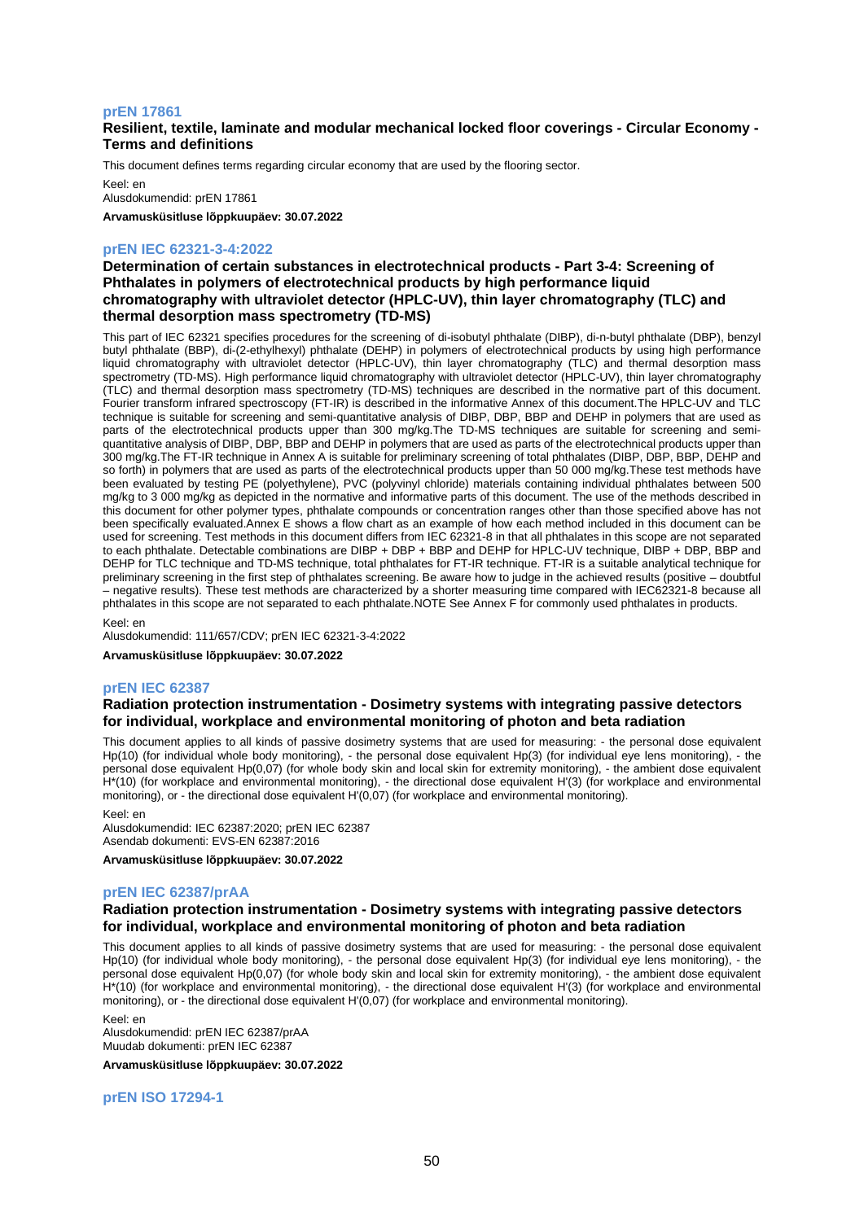### prEN 17861

**Resilient, textile, laminate and modular mechanical locked floor coverings - Circular Economy - Terms and definitions**

This document defines terms regarding circular economy that are used by the flooring sector.

Keel: en
Alusdokumendid: prEN 17861

**Arvamusküsitluse lõppkuupäev: 30.07.2022**

### prEN IEC 62321-3-4:2022

**Determination of certain substances in electrotechnical products - Part 3-4: Screening of Phthalates in polymers of electrotechnical products by high performance liquid chromatography with ultraviolet detector (HPLC-UV), thin layer chromatography (TLC) and thermal desorption mass spectrometry (TD-MS)**

This part of IEC 62321 specifies procedures for the screening of di-isobutyl phthalate (DIBP), di-n-butyl phthalate (DBP), benzyl butyl phthalate (BBP), di-(2-ethylhexyl) phthalate (DEHP) in polymers of electrotechnical products by using high performance liquid chromatography with ultraviolet detector (HPLC-UV), thin layer chromatography (TLC) and thermal desorption mass spectrometry (TD-MS). High performance liquid chromatography with ultraviolet detector (HPLC-UV), thin layer chromatography (TLC) and thermal desorption mass spectrometry (TD-MS) techniques are described in the normative part of this document. Fourier transform infrared spectroscopy (FT-IR) is described in the informative Annex of this document.The HPLC-UV and TLC technique is suitable for screening and semi-quantitative analysis of DIBP, DBP, BBP and DEHP in polymers that are used as parts of the electrotechnical products upper than 300 mg/kg.The TD-MS techniques are suitable for screening and semi-quantitative analysis of DIBP, DBP, BBP and DEHP in polymers that are used as parts of the electrotechnical products upper than 300 mg/kg.The FT-IR technique in Annex A is suitable for preliminary screening of total phthalates (DIBP, DBP, BBP, DEHP and so forth) in polymers that are used as parts of the electrotechnical products upper than 50 000 mg/kg.These test methods have been evaluated by testing PE (polyethylene), PVC (polyvinyl chloride) materials containing individual phthalates between 500 mg/kg to 3 000 mg/kg as depicted in the normative and informative parts of this document. The use of the methods described in this document for other polymer types, phthalate compounds or concentration ranges other than those specified above has not been specifically evaluated.Annex E shows a flow chart as an example of how each method included in this document can be used for screening. Test methods in this document differs from IEC 62321-8 in that all phthalates in this scope are not separated to each phthalate. Detectable combinations are DIBP + DBP + BBP and DEHP for HPLC-UV technique, DIBP + DBP, BBP and DEHP for TLC technique and TD-MS technique, total phthalates for FT-IR technique. FT-IR is a suitable analytical technique for preliminary screening in the first step of phthalates screening. Be aware how to judge in the achieved results (positive – doubtful – negative results). These test methods are characterized by a shorter measuring time compared with IEC62321-8 because all phthalates in this scope are not separated to each phthalate.NOTE See Annex F for commonly used phthalates in products.

Keel: en
Alusdokumendid: 111/657/CDV; prEN IEC 62321-3-4:2022

**Arvamusküsitluse lõppkuupäev: 30.07.2022**

### prEN IEC 62387

**Radiation protection instrumentation - Dosimetry systems with integrating passive detectors for individual, workplace and environmental monitoring of photon and beta radiation**

This document applies to all kinds of passive dosimetry systems that are used for measuring: - the personal dose equivalent Hp(10) (for individual whole body monitoring), - the personal dose equivalent Hp(3) (for individual eye lens monitoring), - the personal dose equivalent Hp(0,07) (for whole body skin and local skin for extremity monitoring), - the ambient dose equivalent H*(10) (for workplace and environmental monitoring), - the directional dose equivalent H'(3) (for workplace and environmental monitoring), or - the directional dose equivalent H'(0,07) (for workplace and environmental monitoring).

Keel: en
Alusdokumendid: IEC 62387:2020; prEN IEC 62387
Asendab dokumenti: EVS-EN 62387:2016

**Arvamusküsitluse lõppkuupäev: 30.07.2022**

### prEN IEC 62387/prAA

**Radiation protection instrumentation - Dosimetry systems with integrating passive detectors for individual, workplace and environmental monitoring of photon and beta radiation**

This document applies to all kinds of passive dosimetry systems that are used for measuring: - the personal dose equivalent Hp(10) (for individual whole body monitoring), - the personal dose equivalent Hp(3) (for individual eye lens monitoring), - the personal dose equivalent Hp(0,07) (for whole body skin and local skin for extremity monitoring), - the ambient dose equivalent H*(10) (for workplace and environmental monitoring), - the directional dose equivalent H'(3) (for workplace and environmental monitoring), or - the directional dose equivalent H'(0,07) (for workplace and environmental monitoring).

Keel: en
Alusdokumendid: prEN IEC 62387/prAA
Muudab dokumenti: prEN IEC 62387

**Arvamusküsitluse lõppkuupäev: 30.07.2022**

### prEN ISO 17294-1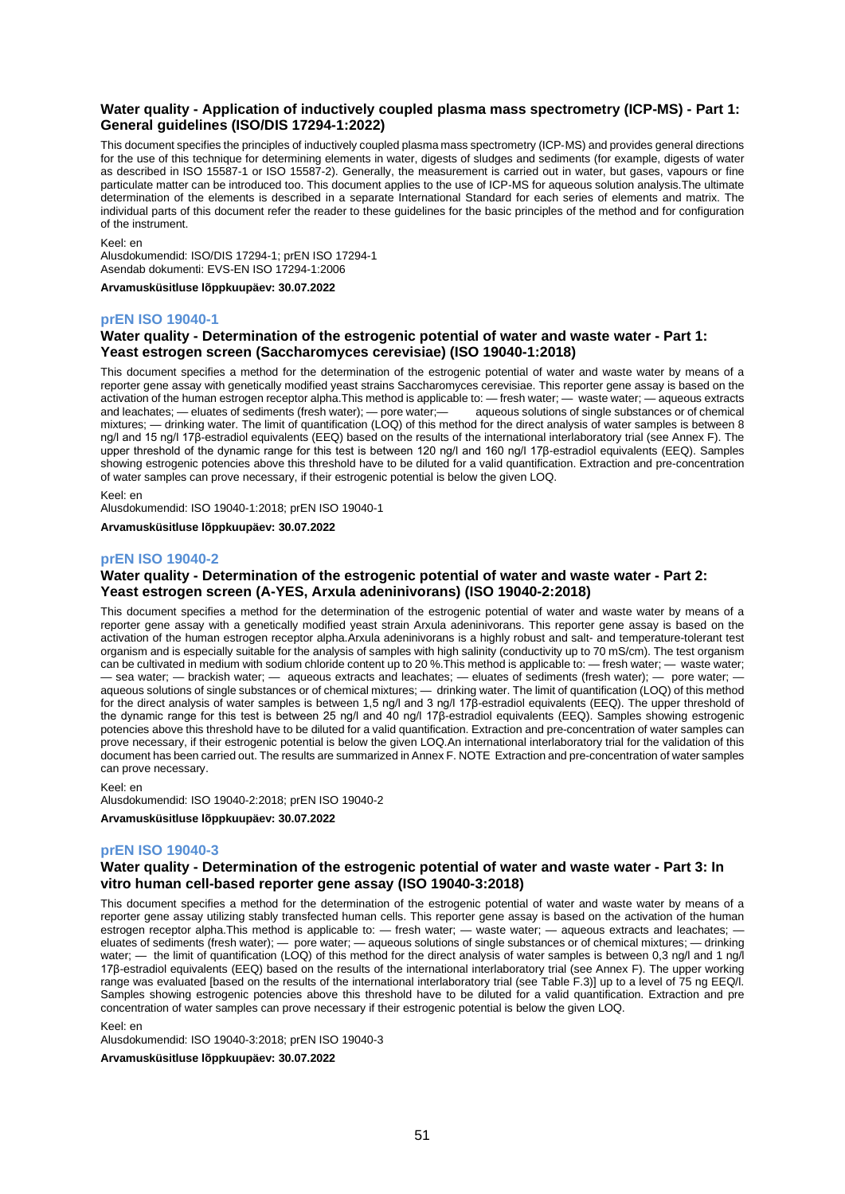### Water quality - Application of inductively coupled plasma mass spectrometry (ICP-MS) - Part 1: General guidelines (ISO/DIS 17294-1:2022)

This document specifies the principles of inductively coupled plasma mass spectrometry (ICP-MS) and provides general directions for the use of this technique for determining elements in water, digests of sludges and sediments (for example, digests of water as described in ISO 15587-1 or ISO 15587-2). Generally, the measurement is carried out in water, but gases, vapours or fine particulate matter can be introduced too. This document applies to the use of ICP-MS for aqueous solution analysis.The ultimate determination of the elements is described in a separate International Standard for each series of elements and matrix. The individual parts of this document refer the reader to these guidelines for the basic principles of the method and for configuration of the instrument.

Keel: en
Alusdokumendid: ISO/DIS 17294-1; prEN ISO 17294-1
Asendab dokumenti: EVS-EN ISO 17294-1:2006

**Arvamusküsitluse lõppkuupäev: 30.07.2022**

## prEN ISO 19040-1

### Water quality - Determination of the estrogenic potential of water and waste water - Part 1: Yeast estrogen screen (Saccharomyces cerevisiae) (ISO 19040-1:2018)

This document specifies a method for the determination of the estrogenic potential of water and waste water by means of a reporter gene assay with genetically modified yeast strains Saccharomyces cerevisiae. This reporter gene assay is based on the activation of the human estrogen receptor alpha.This method is applicable to: — fresh water; — waste water; — aqueous extracts and leachates; — eluates of sediments (fresh water); — pore water;— aqueous solutions of single substances or of chemical mixtures; — drinking water. The limit of quantification (LOQ) of this method for the direct analysis of water samples is between 8 ng/l and 15 ng/l 17β-estradiol equivalents (EEQ) based on the results of the international interlaboratory trial (see Annex F). The upper threshold of the dynamic range for this test is between 120 ng/l and 160 ng/l 17β-estradiol equivalents (EEQ). Samples showing estrogenic potencies above this threshold have to be diluted for a valid quantification. Extraction and pre-concentration of water samples can prove necessary, if their estrogenic potential is below the given LOQ.

Keel: en
Alusdokumendid: ISO 19040-1:2018; prEN ISO 19040-1

**Arvamusküsitluse lõppkuupäev: 30.07.2022**

## prEN ISO 19040-2

### Water quality - Determination of the estrogenic potential of water and waste water - Part 2: Yeast estrogen screen (A-YES, Arxula adeninivorans) (ISO 19040-2:2018)

This document specifies a method for the determination of the estrogenic potential of water and waste water by means of a reporter gene assay with a genetically modified yeast strain Arxula adeninivorans. This reporter gene assay is based on the activation of the human estrogen receptor alpha.Arxula adeninivorans is a highly robust and salt- and temperature-tolerant test organism and is especially suitable for the analysis of samples with high salinity (conductivity up to 70 mS/cm). The test organism can be cultivated in medium with sodium chloride content up to 20 %.This method is applicable to: — fresh water; — waste water; — sea water; — brackish water; — aqueous extracts and leachates; — eluates of sediments (fresh water); — pore water; — aqueous solutions of single substances or of chemical mixtures; — drinking water. The limit of quantification (LOQ) of this method for the direct analysis of water samples is between 1,5 ng/l and 3 ng/l 17β-estradiol equivalents (EEQ). The upper threshold of the dynamic range for this test is between 25 ng/l and 40 ng/l 17β-estradiol equivalents (EEQ). Samples showing estrogenic potencies above this threshold have to be diluted for a valid quantification. Extraction and pre-concentration of water samples can prove necessary, if their estrogenic potential is below the given LOQ.An international interlaboratory trial for the validation of this document has been carried out. The results are summarized in Annex F. NOTE Extraction and pre-concentration of water samples can prove necessary.

Keel: en
Alusdokumendid: ISO 19040-2:2018; prEN ISO 19040-2

**Arvamusküsitluse lõppkuupäev: 30.07.2022**

## prEN ISO 19040-3

### Water quality - Determination of the estrogenic potential of water and waste water - Part 3: In vitro human cell-based reporter gene assay (ISO 19040-3:2018)

This document specifies a method for the determination of the estrogenic potential of water and waste water by means of a reporter gene assay utilizing stably transfected human cells. This reporter gene assay is based on the activation of the human estrogen receptor alpha.This method is applicable to: — fresh water; — waste water; — aqueous extracts and leachates; — eluates of sediments (fresh water); — pore water; — aqueous solutions of single substances or of chemical mixtures; — drinking water; — the limit of quantification (LOQ) of this method for the direct analysis of water samples is between 0,3 ng/l and 1 ng/l 17β-estradiol equivalents (EEQ) based on the results of the international interlaboratory trial (see Annex F). The upper working range was evaluated [based on the results of the international interlaboratory trial (see Table F.3)] up to a level of 75 ng EEQ/l. Samples showing estrogenic potencies above this threshold have to be diluted for a valid quantification. Extraction and pre concentration of water samples can prove necessary if their estrogenic potential is below the given LOQ.

Keel: en
Alusdokumendid: ISO 19040-3:2018; prEN ISO 19040-3

**Arvamusküsitluse lõppkuupäev: 30.07.2022**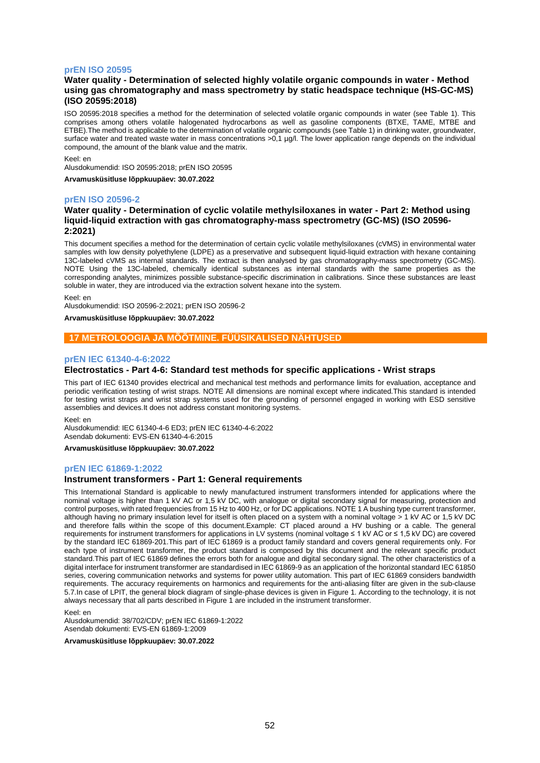### prEN ISO 20595

**Water quality - Determination of selected highly volatile organic compounds in water - Method using gas chromatography and mass spectrometry by static headspace technique (HS-GC-MS) (ISO 20595:2018)**

ISO 20595:2018 specifies a method for the determination of selected volatile organic compounds in water (see Table 1). This comprises among others volatile halogenated hydrocarbons as well as gasoline components (BTXE, TAME, MTBE and ETBE).The method is applicable to the determination of volatile organic compounds (see Table 1) in drinking water, groundwater, surface water and treated waste water in mass concentrations >0,1 µg/l. The lower application range depends on the individual compound, the amount of the blank value and the matrix.

Keel: en

Alusdokumendid: ISO 20595:2018; prEN ISO 20595

**Arvamusküsitluse lõppkuupäev: 30.07.2022**

### prEN ISO 20596-2

**Water quality - Determination of cyclic volatile methylsiloxanes in water - Part 2: Method using liquid-liquid extraction with gas chromatography-mass spectrometry (GC-MS) (ISO 20596-2:2021)**

This document specifies a method for the determination of certain cyclic volatile methylsiloxanes (cVMS) in environmental water samples with low density polyethylene (LDPE) as a preservative and subsequent liquid-liquid extraction with hexane containing 13C-labeled cVMS as internal standards. The extract is then analysed by gas chromatography-mass spectrometry (GC-MS). NOTE Using the 13C-labeled, chemically identical substances as internal standards with the same properties as the corresponding analytes, minimizes possible substance-specific discrimination in calibrations. Since these substances are least soluble in water, they are introduced via the extraction solvent hexane into the system.

Keel: en

Alusdokumendid: ISO 20596-2:2021; prEN ISO 20596-2

**Arvamusküsitluse lõppkuupäev: 30.07.2022**

## 17 METROLOOGIA JA MÕÕTMINE. FÜÜSIKALISED NÄHTUSED

### prEN IEC 61340-4-6:2022

**Electrostatics - Part 4-6: Standard test methods for specific applications - Wrist straps**

This part of IEC 61340 provides electrical and mechanical test methods and performance limits for evaluation, acceptance and periodic verification testing of wrist straps. NOTE All dimensions are nominal except where indicated.This standard is intended for testing wrist straps and wrist strap systems used for the grounding of personnel engaged in working with ESD sensitive assemblies and devices.It does not address constant monitoring systems.

Keel: en

Alusdokumendid: IEC 61340-4-6 ED3; prEN IEC 61340-4-6:2022

Asendab dokumenti: EVS-EN 61340-4-6:2015

**Arvamusküsitluse lõppkuupäev: 30.07.2022**

### prEN IEC 61869-1:2022

**Instrument transformers - Part 1: General requirements**

This International Standard is applicable to newly manufactured instrument transformers intended for applications where the nominal voltage is higher than 1 kV AC or 1,5 kV DC, with analogue or digital secondary signal for measuring, protection and control purposes, with rated frequencies from 15 Hz to 400 Hz, or for DC applications. NOTE 1 A bushing type current transformer, although having no primary insulation level for itself is often placed on a system with a nominal voltage > 1 kV AC or 1,5 kV DC and therefore falls within the scope of this document.Example: CT placed around a HV bushing or a cable. The general requirements for instrument transformers for applications in LV systems (nominal voltage ≤ 1 kV AC or ≤ 1,5 kV DC) are covered by the standard IEC 61869-201.This part of IEC 61869 is a product family standard and covers general requirements only. For each type of instrument transformer, the product standard is composed by this document and the relevant specific product standard.This part of IEC 61869 defines the errors both for analogue and digital secondary signal. The other characteristics of a digital interface for instrument transformer are standardised in IEC 61869-9 as an application of the horizontal standard IEC 61850 series, covering communication networks and systems for power utility automation. This part of IEC 61869 considers bandwidth requirements. The accuracy requirements on harmonics and requirements for the anti-aliasing filter are given in the sub-clause 5.7.In case of LPIT, the general block diagram of single-phase devices is given in Figure 1. According to the technology, it is not always necessary that all parts described in Figure 1 are included in the instrument transformer.

Keel: en

Alusdokumendid: 38/702/CDV; prEN IEC 61869-1:2022

Asendab dokumenti: EVS-EN 61869-1:2009

**Arvamusküsitluse lõppkuupäev: 30.07.2022**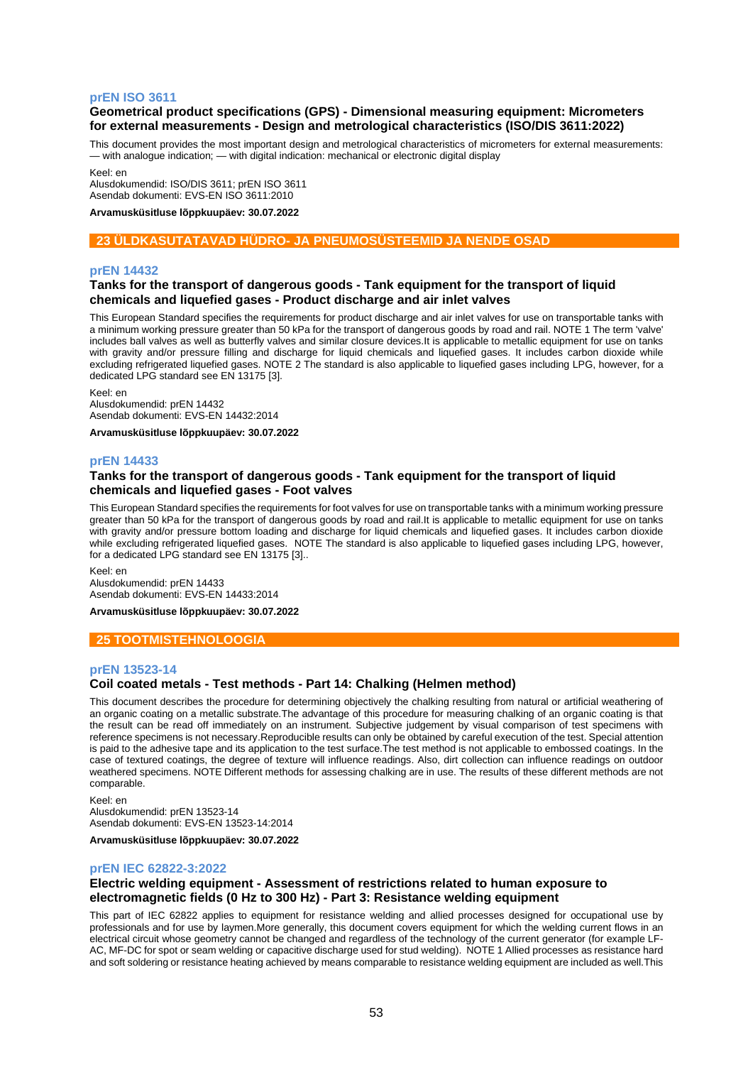### prEN ISO 3611

**Geometrical product specifications (GPS) - Dimensional measuring equipment: Micrometers for external measurements - Design and metrological characteristics (ISO/DIS 3611:2022)**

This document provides the most important design and metrological characteristics of micrometers for external measurements: — with analogue indication; — with digital indication: mechanical or electronic digital display

Keel: en
Alusdokumendid: ISO/DIS 3611; prEN ISO 3611
Asendab dokumenti: EVS-EN ISO 3611:2010

**Arvamusküsitluse lõppkuupäev: 30.07.2022**

## 23 ÜLDKASUTATAVAD HÜDRO- JA PNEUMOSÜSTEEMID JA NENDE OSAD

### prEN 14432

**Tanks for the transport of dangerous goods - Tank equipment for the transport of liquid chemicals and liquefied gases - Product discharge and air inlet valves**

This European Standard specifies the requirements for product discharge and air inlet valves for use on transportable tanks with a minimum working pressure greater than 50 kPa for the transport of dangerous goods by road and rail. NOTE 1 The term 'valve' includes ball valves as well as butterfly valves and similar closure devices.It is applicable to metallic equipment for use on tanks with gravity and/or pressure filling and discharge for liquid chemicals and liquefied gases. It includes carbon dioxide while excluding refrigerated liquefied gases. NOTE 2 The standard is also applicable to liquefied gases including LPG, however, for a dedicated LPG standard see EN 13175 [3].

Keel: en
Alusdokumendid: prEN 14432
Asendab dokumenti: EVS-EN 14432:2014

**Arvamusküsitluse lõppkuupäev: 30.07.2022**

### prEN 14433

**Tanks for the transport of dangerous goods - Tank equipment for the transport of liquid chemicals and liquefied gases - Foot valves**

This European Standard specifies the requirements for foot valves for use on transportable tanks with a minimum working pressure greater than 50 kPa for the transport of dangerous goods by road and rail.It is applicable to metallic equipment for use on tanks with gravity and/or pressure bottom loading and discharge for liquid chemicals and liquefied gases. It includes carbon dioxide while excluding refrigerated liquefied gases. NOTE The standard is also applicable to liquefied gases including LPG, however, for a dedicated LPG standard see EN 13175 [3]..

Keel: en
Alusdokumendid: prEN 14433
Asendab dokumenti: EVS-EN 14433:2014

**Arvamusküsitluse lõppkuupäev: 30.07.2022**

## 25 TOOTMISTEHNOLOOGIA

### prEN 13523-14

**Coil coated metals - Test methods - Part 14: Chalking (Helmen method)**

This document describes the procedure for determining objectively the chalking resulting from natural or artificial weathering of an organic coating on a metallic substrate.The advantage of this procedure for measuring chalking of an organic coating is that the result can be read off immediately on an instrument. Subjective judgement by visual comparison of test specimens with reference specimens is not necessary.Reproducible results can only be obtained by careful execution of the test. Special attention is paid to the adhesive tape and its application to the test surface.The test method is not applicable to embossed coatings. In the case of textured coatings, the degree of texture will influence readings. Also, dirt collection can influence readings on outdoor weathered specimens. NOTE Different methods for assessing chalking are in use. The results of these different methods are not comparable.

Keel: en
Alusdokumendid: prEN 13523-14
Asendab dokumenti: EVS-EN 13523-14:2014

**Arvamusküsitluse lõppkuupäev: 30.07.2022**

### prEN IEC 62822-3:2022

**Electric welding equipment - Assessment of restrictions related to human exposure to electromagnetic fields (0 Hz to 300 Hz) - Part 3: Resistance welding equipment**

This part of IEC 62822 applies to equipment for resistance welding and allied processes designed for occupational use by professionals and for use by laymen.More generally, this document covers equipment for which the welding current flows in an electrical circuit whose geometry cannot be changed and regardless of the technology of the current generator (for example LF-AC, MF-DC for spot or seam welding or capacitive discharge used for stud welding). NOTE 1 Allied processes as resistance hard and soft soldering or resistance heating achieved by means comparable to resistance welding equipment are included as well.This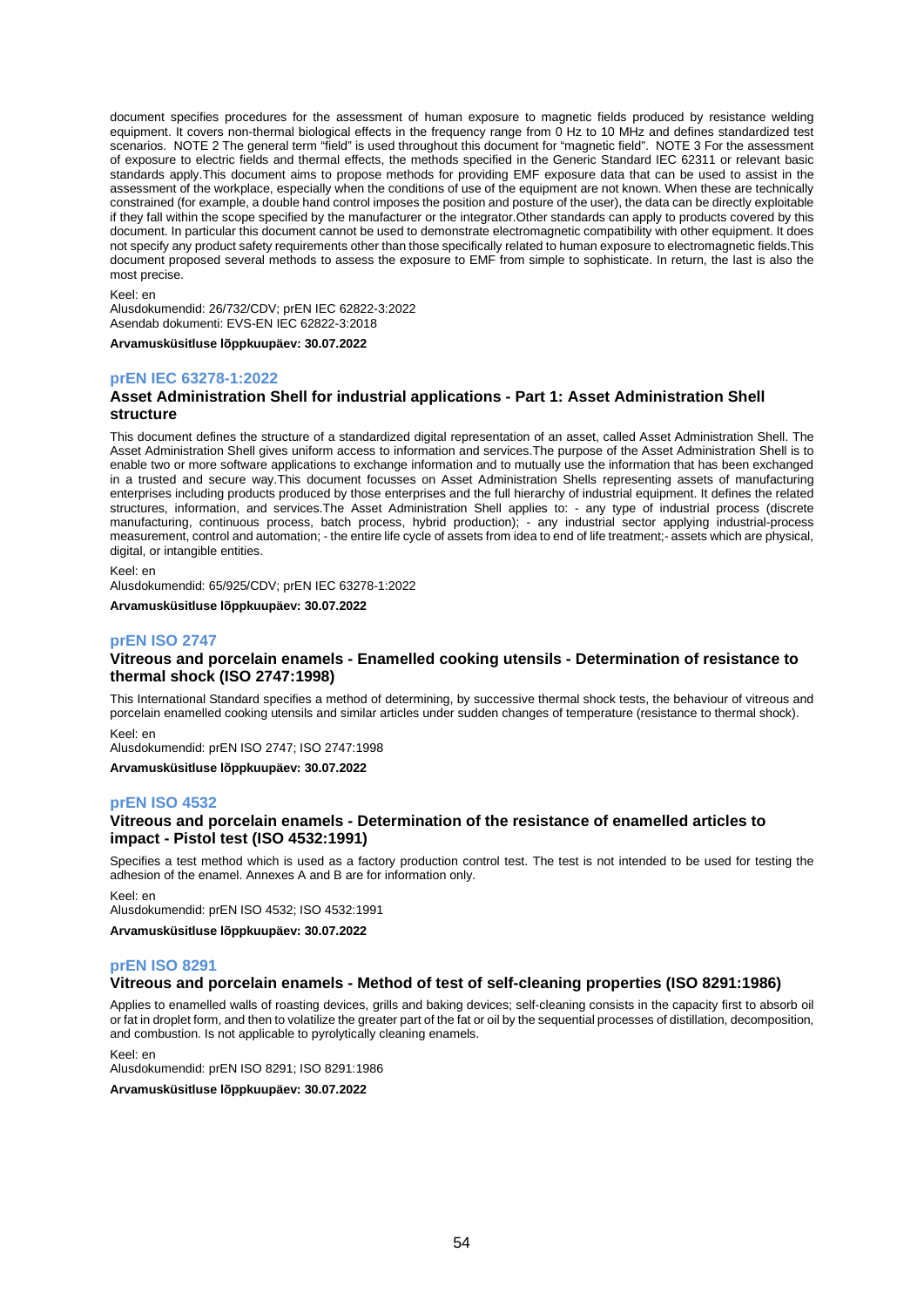document specifies procedures for the assessment of human exposure to magnetic fields produced by resistance welding equipment. It covers non-thermal biological effects in the frequency range from 0 Hz to 10 MHz and defines standardized test scenarios. NOTE 2 The general term "field" is used throughout this document for "magnetic field". NOTE 3 For the assessment of exposure to electric fields and thermal effects, the methods specified in the Generic Standard IEC 62311 or relevant basic standards apply.This document aims to propose methods for providing EMF exposure data that can be used to assist in the assessment of the workplace, especially when the conditions of use of the equipment are not known. When these are technically constrained (for example, a double hand control imposes the position and posture of the user), the data can be directly exploitable if they fall within the scope specified by the manufacturer or the integrator.Other standards can apply to products covered by this document. In particular this document cannot be used to demonstrate electromagnetic compatibility with other equipment. It does not specify any product safety requirements other than those specifically related to human exposure to electromagnetic fields.This document proposed several methods to assess the exposure to EMF from simple to sophisticate. In return, the last is also the most precise.

Keel: en
Alusdokumendid: 26/732/CDV; prEN IEC 62822-3:2022
Asendab dokumenti: EVS-EN IEC 62822-3:2018

**Arvamusküsitluse lõppkuupäev: 30.07.2022**

## prEN IEC 63278-1:2022

### Asset Administration Shell for industrial applications - Part 1: Asset Administration Shell structure

This document defines the structure of a standardized digital representation of an asset, called Asset Administration Shell. The Asset Administration Shell gives uniform access to information and services.The purpose of the Asset Administration Shell is to enable two or more software applications to exchange information and to mutually use the information that has been exchanged in a trusted and secure way.This document focusses on Asset Administration Shells representing assets of manufacturing enterprises including products produced by those enterprises and the full hierarchy of industrial equipment. It defines the related structures, information, and services.The Asset Administration Shell applies to: - any type of industrial process (discrete manufacturing, continuous process, batch process, hybrid production); - any industrial sector applying industrial-process measurement, control and automation; - the entire life cycle of assets from idea to end of life treatment;- assets which are physical, digital, or intangible entities.

Keel: en
Alusdokumendid: 65/925/CDV; prEN IEC 63278-1:2022

**Arvamusküsitluse lõppkuupäev: 30.07.2022**

## prEN ISO 2747

### Vitreous and porcelain enamels - Enamelled cooking utensils - Determination of resistance to thermal shock (ISO 2747:1998)

This International Standard specifies a method of determining, by successive thermal shock tests, the behaviour of vitreous and porcelain enamelled cooking utensils and similar articles under sudden changes of temperature (resistance to thermal shock).

Keel: en
Alusdokumendid: prEN ISO 2747; ISO 2747:1998

**Arvamusküsitluse lõppkuupäev: 30.07.2022**

## prEN ISO 4532

### Vitreous and porcelain enamels - Determination of the resistance of enamelled articles to impact - Pistol test (ISO 4532:1991)

Specifies a test method which is used as a factory production control test. The test is not intended to be used for testing the adhesion of the enamel. Annexes A and B are for information only.

Keel: en
Alusdokumendid: prEN ISO 4532; ISO 4532:1991

**Arvamusküsitluse lõppkuupäev: 30.07.2022**

## prEN ISO 8291

### Vitreous and porcelain enamels - Method of test of self-cleaning properties (ISO 8291:1986)

Applies to enamelled walls of roasting devices, grills and baking devices; self-cleaning consists in the capacity first to absorb oil or fat in droplet form, and then to volatilize the greater part of the fat or oil by the sequential processes of distillation, decomposition, and combustion. Is not applicable to pyrolytically cleaning enamels.

Keel: en
Alusdokumendid: prEN ISO 8291; ISO 8291:1986

**Arvamusküsitluse lõppkuupäev: 30.07.2022**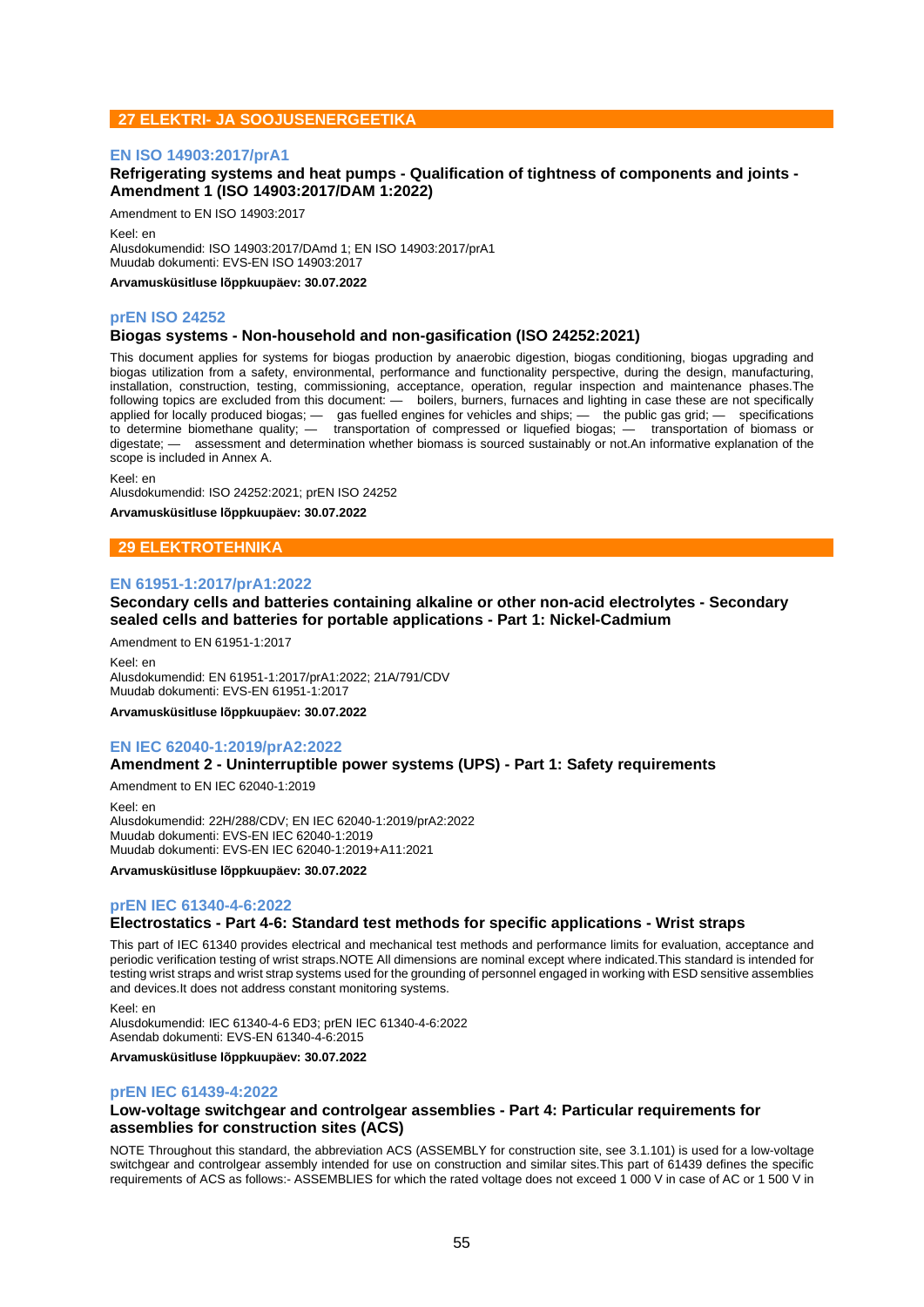## 27 ELEKTRI- JA SOOJUSENERGEETIKA

### EN ISO 14903:2017/prA1

**Refrigerating systems and heat pumps - Qualification of tightness of components and joints - Amendment 1 (ISO 14903:2017/DAM 1:2022)**

Amendment to EN ISO 14903:2017

Keel: en
Alusdokumendid: ISO 14903:2017/DAmd 1; EN ISO 14903:2017/prA1
Muudab dokumenti: EVS-EN ISO 14903:2017

**Arvamusküsitluse lõppkuupäev: 30.07.2022**

### prEN ISO 24252

**Biogas systems - Non-household and non-gasification (ISO 24252:2021)**

This document applies for systems for biogas production by anaerobic digestion, biogas conditioning, biogas upgrading and biogas utilization from a safety, environmental, performance and functionality perspective, during the design, manufacturing, installation, construction, testing, commissioning, acceptance, operation, regular inspection and maintenance phases.The following topics are excluded from this document: — boilers, burners, furnaces and lighting in case these are not specifically applied for locally produced biogas; — gas fuelled engines for vehicles and ships; — the public gas grid; — specifications to determine biomethane quality; — transportation of compressed or liquefied biogas; — transportation of biomass or digestate; — assessment and determination whether biomass is sourced sustainably or not.An informative explanation of the scope is included in Annex A.

Keel: en
Alusdokumendid: ISO 24252:2021; prEN ISO 24252

**Arvamusküsitluse lõppkuupäev: 30.07.2022**

## 29 ELEKTROTEHNIKA

### EN 61951-1:2017/prA1:2022

**Secondary cells and batteries containing alkaline or other non-acid electrolytes - Secondary sealed cells and batteries for portable applications - Part 1: Nickel-Cadmium**

Amendment to EN 61951-1:2017

Keel: en
Alusdokumendid: EN 61951-1:2017/prA1:2022; 21A/791/CDV
Muudab dokumenti: EVS-EN 61951-1:2017

**Arvamusküsitluse lõppkuupäev: 30.07.2022**

### EN IEC 62040-1:2019/prA2:2022

**Amendment 2 - Uninterruptible power systems (UPS) - Part 1: Safety requirements**

Amendment to EN IEC 62040-1:2019

Keel: en
Alusdokumendid: 22H/288/CDV; EN IEC 62040-1:2019/prA2:2022
Muudab dokumenti: EVS-EN IEC 62040-1:2019
Muudab dokumenti: EVS-EN IEC 62040-1:2019+A11:2021

**Arvamusküsitluse lõppkuupäev: 30.07.2022**

### prEN IEC 61340-4-6:2022

**Electrostatics - Part 4-6: Standard test methods for specific applications - Wrist straps**

This part of IEC 61340 provides electrical and mechanical test methods and performance limits for evaluation, acceptance and periodic verification testing of wrist straps.NOTE All dimensions are nominal except where indicated.This standard is intended for testing wrist straps and wrist strap systems used for the grounding of personnel engaged in working with ESD sensitive assemblies and devices.It does not address constant monitoring systems.

Keel: en
Alusdokumendid: IEC 61340-4-6 ED3; prEN IEC 61340-4-6:2022
Asendab dokumenti: EVS-EN 61340-4-6:2015

**Arvamusküsitluse lõppkuupäev: 30.07.2022**

### prEN IEC 61439-4:2022

**Low-voltage switchgear and controlgear assemblies - Part 4: Particular requirements for assemblies for construction sites (ACS)**

NOTE Throughout this standard, the abbreviation ACS (ASSEMBLY for construction site, see 3.1.101) is used for a low-voltage switchgear and controlgear assembly intended for use on construction and similar sites.This part of 61439 defines the specific requirements of ACS as follows:- ASSEMBLIES for which the rated voltage does not exceed 1 000 V in case of AC or 1 500 V in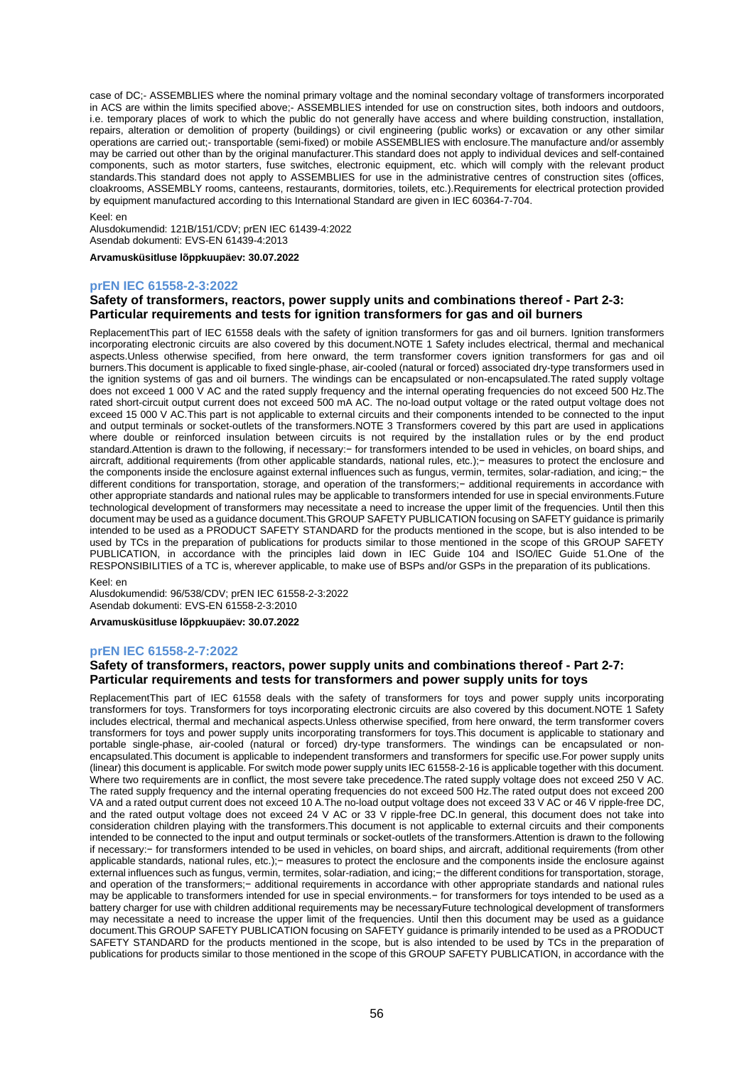case of DC;- ASSEMBLIES where the nominal primary voltage and the nominal secondary voltage of transformers incorporated in ACS are within the limits specified above;- ASSEMBLIES intended for use on construction sites, both indoors and outdoors, i.e. temporary places of work to which the public do not generally have access and where building construction, installation, repairs, alteration or demolition of property (buildings) or civil engineering (public works) or excavation or any other similar operations are carried out;- transportable (semi-fixed) or mobile ASSEMBLIES with enclosure.The manufacture and/or assembly may be carried out other than by the original manufacturer.This standard does not apply to individual devices and self-contained components, such as motor starters, fuse switches, electronic equipment, etc. which will comply with the relevant product standards.This standard does not apply to ASSEMBLIES for use in the administrative centres of construction sites (offices, cloakrooms, ASSEMBLY rooms, canteens, restaurants, dormitories, toilets, etc.).Requirements for electrical protection provided by equipment manufactured according to this International Standard are given in IEC 60364-7-704.

Keel: en

Alusdokumendid: 121B/151/CDV; prEN IEC 61439-4:2022

Asendab dokumenti: EVS-EN 61439-4:2013

**Arvamusküsitluse lõppkuupäev: 30.07.2022**

### prEN IEC 61558-2-3:2022

### Safety of transformers, reactors, power supply units and combinations thereof - Part 2-3: Particular requirements and tests for ignition transformers for gas and oil burners

ReplacementThis part of IEC 61558 deals with the safety of ignition transformers for gas and oil burners. Ignition transformers incorporating electronic circuits are also covered by this document.NOTE 1 Safety includes electrical, thermal and mechanical aspects.Unless otherwise specified, from here onward, the term transformer covers ignition transformers for gas and oil burners.This document is applicable to fixed single-phase, air-cooled (natural or forced) associated dry-type transformers used in the ignition systems of gas and oil burners. The windings can be encapsulated or non-encapsulated.The rated supply voltage does not exceed 1 000 V AC and the rated supply frequency and the internal operating frequencies do not exceed 500 Hz.The rated short-circuit output current does not exceed 500 mA AC. The no-load output voltage or the rated output voltage does not exceed 15 000 V AC.This part is not applicable to external circuits and their components intended to be connected to the input and output terminals or socket-outlets of the transformers.NOTE 3 Transformers covered by this part are used in applications where double or reinforced insulation between circuits is not required by the installation rules or by the end product standard.Attention is drawn to the following, if necessary:− for transformers intended to be used in vehicles, on board ships, and aircraft, additional requirements (from other applicable standards, national rules, etc.);− measures to protect the enclosure and the components inside the enclosure against external influences such as fungus, vermin, termites, solar-radiation, and icing;− the different conditions for transportation, storage, and operation of the transformers;− additional requirements in accordance with other appropriate standards and national rules may be applicable to transformers intended for use in special environments.Future technological development of transformers may necessitate a need to increase the upper limit of the frequencies. Until then this document may be used as a guidance document.This GROUP SAFETY PUBLICATION focusing on SAFETY guidance is primarily intended to be used as a PRODUCT SAFETY STANDARD for the products mentioned in the scope, but is also intended to be used by TCs in the preparation of publications for products similar to those mentioned in the scope of this GROUP SAFETY PUBLICATION, in accordance with the principles laid down in IEC Guide 104 and ISO/IEC Guide 51.One of the RESPONSIBILITIES of a TC is, wherever applicable, to make use of BSPs and/or GSPs in the preparation of its publications.

Keel: en

Alusdokumendid: 96/538/CDV; prEN IEC 61558-2-3:2022

Asendab dokumenti: EVS-EN 61558-2-3:2010

**Arvamusküsitluse lõppkuupäev: 30.07.2022**

### prEN IEC 61558-2-7:2022

### Safety of transformers, reactors, power supply units and combinations thereof - Part 2-7: Particular requirements and tests for transformers and power supply units for toys

ReplacementThis part of IEC 61558 deals with the safety of transformers for toys and power supply units incorporating transformers for toys. Transformers for toys incorporating electronic circuits are also covered by this document.NOTE 1 Safety includes electrical, thermal and mechanical aspects.Unless otherwise specified, from here onward, the term transformer covers transformers for toys and power supply units incorporating transformers for toys.This document is applicable to stationary and portable single-phase, air-cooled (natural or forced) dry-type transformers. The windings can be encapsulated or non-encapsulated.This document is applicable to independent transformers and transformers for specific use.For power supply units (linear) this document is applicable. For switch mode power supply units IEC 61558-2-16 is applicable together with this document. Where two requirements are in conflict, the most severe take precedence.The rated supply voltage does not exceed 250 V AC. The rated supply frequency and the internal operating frequencies do not exceed 500 Hz.The rated output does not exceed 200 VA and a rated output current does not exceed 10 A.The no-load output voltage does not exceed 33 V AC or 46 V ripple-free DC, and the rated output voltage does not exceed 24 V AC or 33 V ripple-free DC.In general, this document does not take into consideration children playing with the transformers.This document is not applicable to external circuits and their components intended to be connected to the input and output terminals or socket-outlets of the transformers.Attention is drawn to the following if necessary:− for transformers intended to be used in vehicles, on board ships, and aircraft, additional requirements (from other applicable standards, national rules, etc.);− measures to protect the enclosure and the components inside the enclosure against external influences such as fungus, vermin, termites, solar-radiation, and icing;− the different conditions for transportation, storage, and operation of the transformers;− additional requirements in accordance with other appropriate standards and national rules may be applicable to transformers intended for use in special environments.− for transformers for toys intended to be used as a battery charger for use with children additional requirements may be necessaryFuture technological development of transformers may necessitate a need to increase the upper limit of the frequencies. Until then this document may be used as a guidance document.This GROUP SAFETY PUBLICATION focusing on SAFETY guidance is primarily intended to be used as a PRODUCT SAFETY STANDARD for the products mentioned in the scope, but is also intended to be used by TCs in the preparation of publications for products similar to those mentioned in the scope of this GROUP SAFETY PUBLICATION, in accordance with the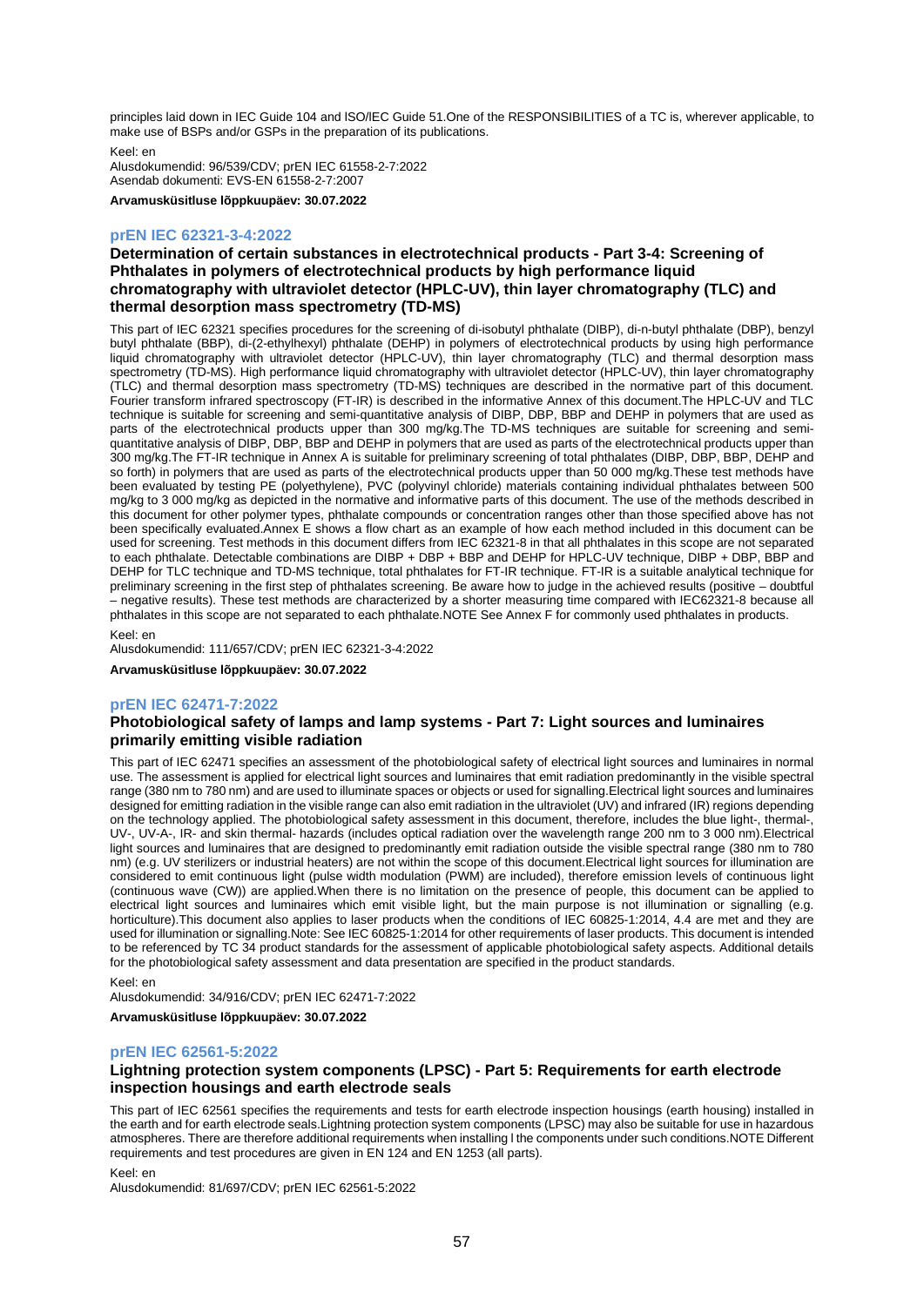principles laid down in IEC Guide 104 and ISO/IEC Guide 51.One of the RESPONSIBILITIES of a TC is, wherever applicable, to make use of BSPs and/or GSPs in the preparation of its publications.

Keel: en
Alusdokumendid: 96/539/CDV; prEN IEC 61558-2-7:2022
Asendab dokumenti: EVS-EN 61558-2-7:2007

**Arvamusküsitluse lõppkuupäev: 30.07.2022**

### prEN IEC 62321-3-4:2022

### Determination of certain substances in electrotechnical products - Part 3-4: Screening of Phthalates in polymers of electrotechnical products by high performance liquid chromatography with ultraviolet detector (HPLC-UV), thin layer chromatography (TLC) and thermal desorption mass spectrometry (TD-MS)

This part of IEC 62321 specifies procedures for the screening of di-isobutyl phthalate (DIBP), di-n-butyl phthalate (DBP), benzyl butyl phthalate (BBP), di-(2-ethylhexyl) phthalate (DEHP) in polymers of electrotechnical products by using high performance liquid chromatography with ultraviolet detector (HPLC-UV), thin layer chromatography (TLC) and thermal desorption mass spectrometry (TD-MS). High performance liquid chromatography with ultraviolet detector (HPLC-UV), thin layer chromatography (TLC) and thermal desorption mass spectrometry (TD-MS) techniques are described in the normative part of this document. Fourier transform infrared spectroscopy (FT-IR) is described in the informative Annex of this document.The HPLC-UV and TLC technique is suitable for screening and semi-quantitative analysis of DIBP, DBP, BBP and DEHP in polymers that are used as parts of the electrotechnical products upper than 300 mg/kg.The TD-MS techniques are suitable for screening and semi-quantitative analysis of DIBP, DBP, BBP and DEHP in polymers that are used as parts of the electrotechnical products upper than 300 mg/kg.The FT-IR technique in Annex A is suitable for preliminary screening of total phthalates (DIBP, DBP, BBP, DEHP and so forth) in polymers that are used as parts of the electrotechnical products upper than 50 000 mg/kg.These test methods have been evaluated by testing PE (polyethylene), PVC (polyvinyl chloride) materials containing individual phthalates between 500 mg/kg to 3 000 mg/kg as depicted in the normative and informative parts of this document. The use of the methods described in this document for other polymer types, phthalate compounds or concentration ranges other than those specified above has not been specifically evaluated.Annex E shows a flow chart as an example of how each method included in this document can be used for screening. Test methods in this document differs from IEC 62321-8 in that all phthalates in this scope are not separated to each phthalate. Detectable combinations are DIBP + DBP + BBP and DEHP for HPLC-UV technique, DIBP + DBP, BBP and DEHP for TLC technique and TD-MS technique, total phthalates for FT-IR technique. FT-IR is a suitable analytical technique for preliminary screening in the first step of phthalates screening. Be aware how to judge in the achieved results (positive – doubtful – negative results). These test methods are characterized by a shorter measuring time compared with IEC62321-8 because all phthalates in this scope are not separated to each phthalate.NOTE See Annex F for commonly used phthalates in products.

Keel: en
Alusdokumendid: 111/657/CDV; prEN IEC 62321-3-4:2022

**Arvamusküsitluse lõppkuupäev: 30.07.2022**

### prEN IEC 62471-7:2022

### Photobiological safety of lamps and lamp systems - Part 7: Light sources and luminaires primarily emitting visible radiation

This part of IEC 62471 specifies an assessment of the photobiological safety of electrical light sources and luminaires in normal use. The assessment is applied for electrical light sources and luminaires that emit radiation predominantly in the visible spectral range (380 nm to 780 nm) and are used to illuminate spaces or objects or used for signalling.Electrical light sources and luminaires designed for emitting radiation in the visible range can also emit radiation in the ultraviolet (UV) and infrared (IR) regions depending on the technology applied. The photobiological safety assessment in this document, therefore, includes the blue light-, thermal-, UV-, UV-A-, IR- and skin thermal- hazards (includes optical radiation over the wavelength range 200 nm to 3 000 nm).Electrical light sources and luminaires that are designed to predominantly emit radiation outside the visible spectral range (380 nm to 780 nm) (e.g. UV sterilizers or industrial heaters) are not within the scope of this document.Electrical light sources for illumination are considered to emit continuous light (pulse width modulation (PWM) are included), therefore emission levels of continuous light (continuous wave (CW)) are applied.When there is no limitation on the presence of people, this document can be applied to electrical light sources and luminaires which emit visible light, but the main purpose is not illumination or signalling (e.g. horticulture).This document also applies to laser products when the conditions of IEC 60825-1:2014, 4.4 are met and they are used for illumination or signalling.Note: See IEC 60825-1:2014 for other requirements of laser products. This document is intended to be referenced by TC 34 product standards for the assessment of applicable photobiological safety aspects. Additional details for the photobiological safety assessment and data presentation are specified in the product standards.

Keel: en
Alusdokumendid: 34/916/CDV; prEN IEC 62471-7:2022

**Arvamusküsitluse lõppkuupäev: 30.07.2022**

### prEN IEC 62561-5:2022

### Lightning protection system components (LPSC) - Part 5: Requirements for earth electrode inspection housings and earth electrode seals

This part of IEC 62561 specifies the requirements and tests for earth electrode inspection housings (earth housing) installed in the earth and for earth electrode seals.Lightning protection system components (LPSC) may also be suitable for use in hazardous atmospheres. There are therefore additional requirements when installing l the components under such conditions.NOTE Different requirements and test procedures are given in EN 124 and EN 1253 (all parts).

Keel: en
Alusdokumendid: 81/697/CDV; prEN IEC 62561-5:2022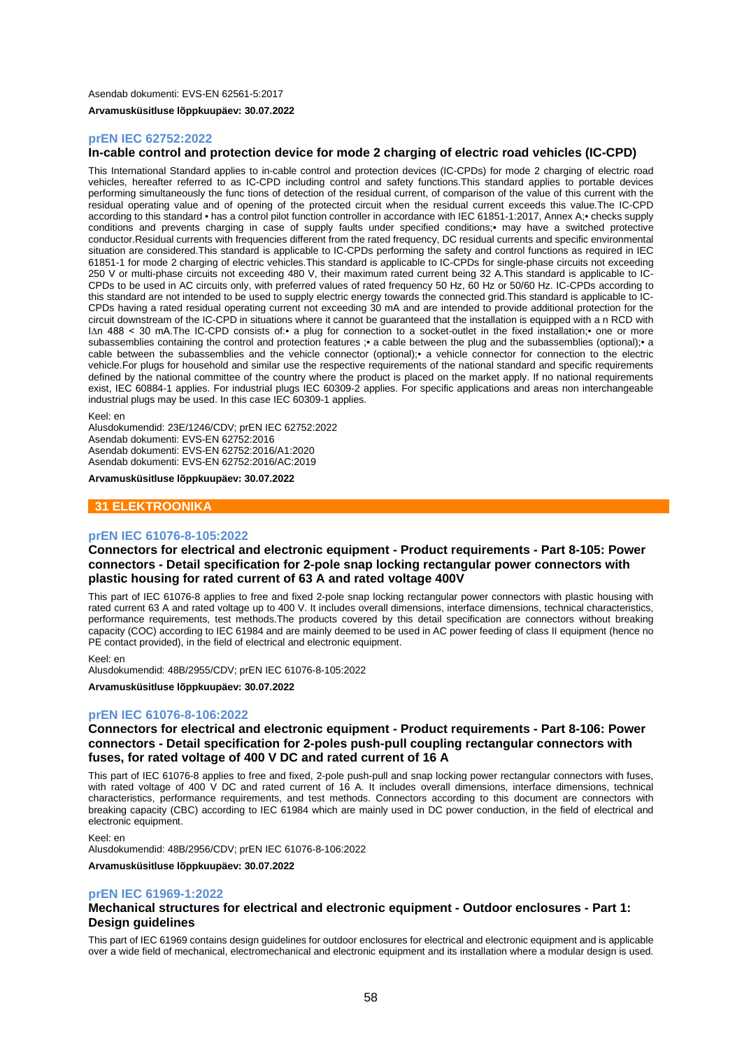Asendab dokumenti: EVS-EN 62561-5:2017

**Arvamusküsitluse lõppkuupäev: 30.07.2022**

### prEN IEC 62752:2022

**In-cable control and protection device for mode 2 charging of electric road vehicles (IC-CPD)**

This International Standard applies to in-cable control and protection devices (IC-CPDs) for mode 2 charging of electric road vehicles, hereafter referred to as IC-CPD including control and safety functions.This standard applies to portable devices performing simultaneously the func tions of detection of the residual current, of comparison of the value of this current with the residual operating value and of opening of the protected circuit when the residual current exceeds this value.The IC-CPD according to this standard • has a control pilot function controller in accordance with IEC 61851-1:2017, Annex A;• checks supply conditions and prevents charging in case of supply faults under specified conditions;• may have a switched protective conductor.Residual currents with frequencies different from the rated frequency, DC residual currents and specific environmental situation are considered.This standard is applicable to IC-CPDs performing the safety and control functions as required in IEC 61851-1 for mode 2 charging of electric vehicles.This standard is applicable to IC-CPDs for single-phase circuits not exceeding 250 V or multi-phase circuits not exceeding 480 V, their maximum rated current being 32 A.This standard is applicable to IC-CPDs to be used in AC circuits only, with preferred values of rated frequency 50 Hz, 60 Hz or 50/60 Hz. IC-CPDs according to this standard are not intended to be used to supply electric energy towards the connected grid.This standard is applicable to IC-CPDs having a rated residual operating current not exceeding 30 mA and are intended to provide additional protection for the circuit downstream of the IC-CPD in situations where it cannot be guaranteed that the installation is equipped with a n RCD with IΔn 488 < 30 mA.The IC-CPD consists of:• a plug for connection to a socket-outlet in the fixed installation;• one or more subassemblies containing the control and protection features ;• a cable between the plug and the subassemblies (optional);• a cable between the subassemblies and the vehicle connector (optional);• a vehicle connector for connection to the electric vehicle.For plugs for household and similar use the respective requirements of the national standard and specific requirements defined by the national committee of the country where the product is placed on the market apply. If no national requirements exist, IEC 60884-1 applies. For industrial plugs IEC 60309-2 applies. For specific applications and areas non interchangeable industrial plugs may be used. In this case IEC 60309-1 applies.

Keel: en
Alusdokumendid: 23E/1246/CDV; prEN IEC 62752:2022
Asendab dokumenti: EVS-EN 62752:2016
Asendab dokumenti: EVS-EN 62752:2016/A1:2020
Asendab dokumenti: EVS-EN 62752:2016/AC:2019

**Arvamusküsitluse lõppkuupäev: 30.07.2022**

## 31 ELEKTROONIKA

### prEN IEC 61076-8-105:2022

**Connectors for electrical and electronic equipment - Product requirements - Part 8-105: Power connectors - Detail specification for 2-pole snap locking rectangular power connectors with plastic housing for rated current of 63 A and rated voltage 400V**

This part of IEC 61076-8 applies to free and fixed 2-pole snap locking rectangular power connectors with plastic housing with rated current 63 A and rated voltage up to 400 V. It includes overall dimensions, interface dimensions, technical characteristics, performance requirements, test methods.The products covered by this detail specification are connectors without breaking capacity (COC) according to IEC 61984 and are mainly deemed to be used in AC power feeding of class II equipment (hence no PE contact provided), in the field of electrical and electronic equipment.

Keel: en
Alusdokumendid: 48B/2955/CDV; prEN IEC 61076-8-105:2022

**Arvamusküsitluse lõppkuupäev: 30.07.2022**

### prEN IEC 61076-8-106:2022

**Connectors for electrical and electronic equipment - Product requirements - Part 8-106: Power connectors - Detail specification for 2-poles push-pull coupling rectangular connectors with fuses, for rated voltage of 400 V DC and rated current of 16 A**

This part of IEC 61076-8 applies to free and fixed, 2-pole push-pull and snap locking power rectangular connectors with fuses, with rated voltage of 400 V DC and rated current of 16 A. It includes overall dimensions, interface dimensions, technical characteristics, performance requirements, and test methods. Connectors according to this document are connectors with breaking capacity (CBC) according to IEC 61984 which are mainly used in DC power conduction, in the field of electrical and electronic equipment.

Keel: en
Alusdokumendid: 48B/2956/CDV; prEN IEC 61076-8-106:2022

**Arvamusküsitluse lõppkuupäev: 30.07.2022**

### prEN IEC 61969-1:2022

**Mechanical structures for electrical and electronic equipment - Outdoor enclosures - Part 1: Design guidelines**

This part of IEC 61969 contains design guidelines for outdoor enclosures for electrical and electronic equipment and is applicable over a wide field of mechanical, electromechanical and electronic equipment and its installation where a modular design is used.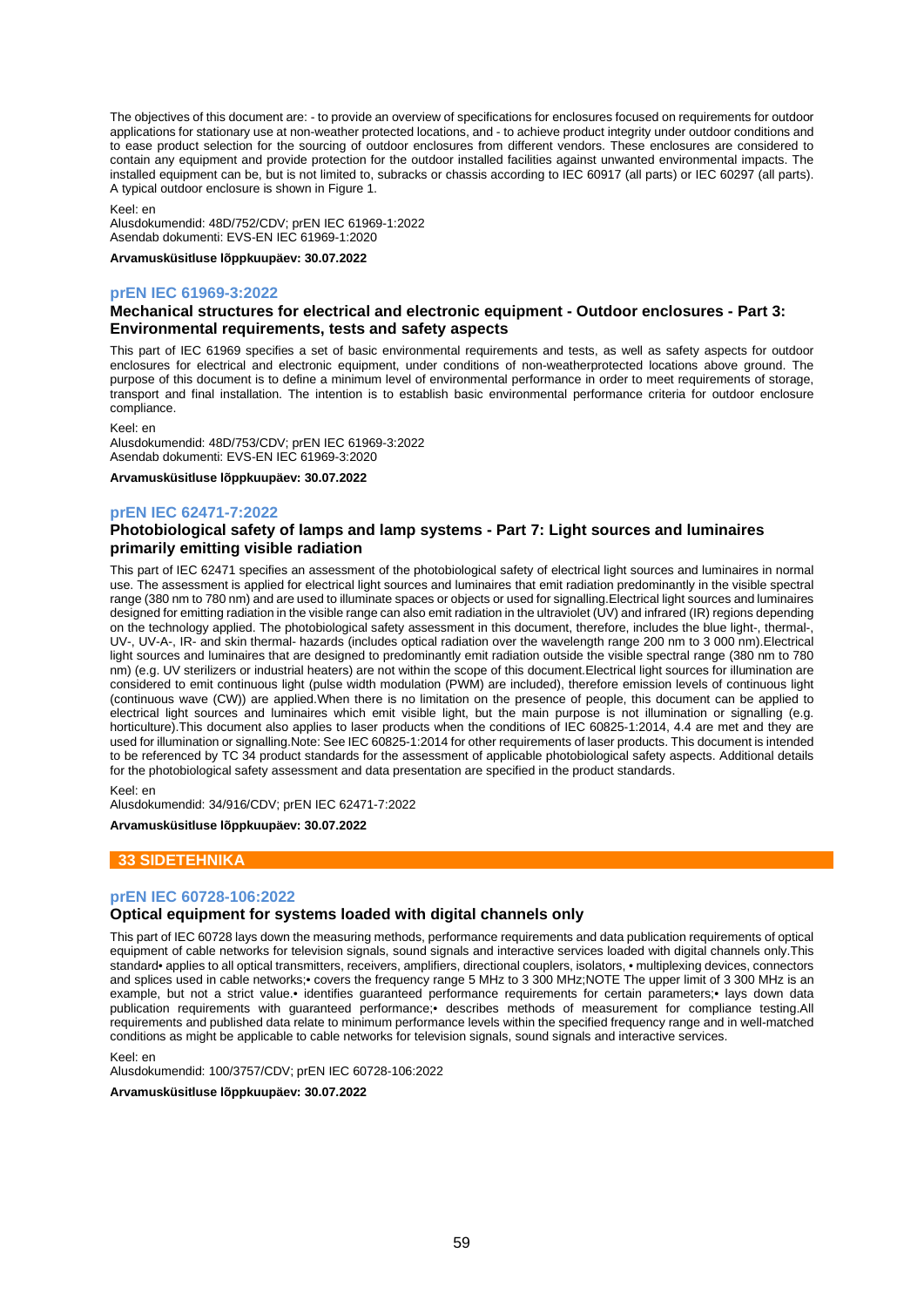The objectives of this document are: - to provide an overview of specifications for enclosures focused on requirements for outdoor applications for stationary use at non-weather protected locations, and - to achieve product integrity under outdoor conditions and to ease product selection for the sourcing of outdoor enclosures from different vendors. These enclosures are considered to contain any equipment and provide protection for the outdoor installed facilities against unwanted environmental impacts. The installed equipment can be, but is not limited to, subracks or chassis according to IEC 60917 (all parts) or IEC 60297 (all parts). A typical outdoor enclosure is shown in Figure 1.

Keel: en
Alusdokumendid: 48D/752/CDV; prEN IEC 61969-1:2022
Asendab dokumenti: EVS-EN IEC 61969-1:2020

**Arvamusküsitluse lõppkuupäev: 30.07.2022**

### prEN IEC 61969-3:2022

**Mechanical structures for electrical and electronic equipment - Outdoor enclosures - Part 3: Environmental requirements, tests and safety aspects**

This part of IEC 61969 specifies a set of basic environmental requirements and tests, as well as safety aspects for outdoor enclosures for electrical and electronic equipment, under conditions of non-weatherprotected locations above ground. The purpose of this document is to define a minimum level of environmental performance in order to meet requirements of storage, transport and final installation. The intention is to establish basic environmental performance criteria for outdoor enclosure compliance.

Keel: en
Alusdokumendid: 48D/753/CDV; prEN IEC 61969-3:2022
Asendab dokumenti: EVS-EN IEC 61969-3:2020

**Arvamusküsitluse lõppkuupäev: 30.07.2022**

### prEN IEC 62471-7:2022

**Photobiological safety of lamps and lamp systems - Part 7: Light sources and luminaires primarily emitting visible radiation**

This part of IEC 62471 specifies an assessment of the photobiological safety of electrical light sources and luminaires in normal use. The assessment is applied for electrical light sources and luminaires that emit radiation predominantly in the visible spectral range (380 nm to 780 nm) and are used to illuminate spaces or objects or used for signalling.Electrical light sources and luminaires designed for emitting radiation in the visible range can also emit radiation in the ultraviolet (UV) and infrared (IR) regions depending on the technology applied. The photobiological safety assessment in this document, therefore, includes the blue light-, thermal-, UV-, UV-A-, IR- and skin thermal- hazards (includes optical radiation over the wavelength range 200 nm to 3 000 nm).Electrical light sources and luminaires that are designed to predominantly emit radiation outside the visible spectral range (380 nm to 780 nm) (e.g. UV sterilizers or industrial heaters) are not within the scope of this document.Electrical light sources for illumination are considered to emit continuous light (pulse width modulation (PWM) are included), therefore emission levels of continuous light (continuous wave (CW)) are applied.When there is no limitation on the presence of people, this document can be applied to electrical light sources and luminaires which emit visible light, but the main purpose is not illumination or signalling (e.g. horticulture).This document also applies to laser products when the conditions of IEC 60825-1:2014, 4.4 are met and they are used for illumination or signalling.Note: See IEC 60825-1:2014 for other requirements of laser products. This document is intended to be referenced by TC 34 product standards for the assessment of applicable photobiological safety aspects. Additional details for the photobiological safety assessment and data presentation are specified in the product standards.

Keel: en
Alusdokumendid: 34/916/CDV; prEN IEC 62471-7:2022

**Arvamusküsitluse lõppkuupäev: 30.07.2022**

## 33 SIDETEHNIKA

### prEN IEC 60728-106:2022

**Optical equipment for systems loaded with digital channels only**

This part of IEC 60728 lays down the measuring methods, performance requirements and data publication requirements of optical equipment of cable networks for television signals, sound signals and interactive services loaded with digital channels only.This standard• applies to all optical transmitters, receivers, amplifiers, directional couplers, isolators, • multiplexing devices, connectors and splices used in cable networks;• covers the frequency range 5 MHz to 3 300 MHz;NOTE The upper limit of 3 300 MHz is an example, but not a strict value.• identifies guaranteed performance requirements for certain parameters;• lays down data publication requirements with guaranteed performance;• describes methods of measurement for compliance testing.All requirements and published data relate to minimum performance levels within the specified frequency range and in well-matched conditions as might be applicable to cable networks for television signals, sound signals and interactive services.

Keel: en
Alusdokumendid: 100/3757/CDV; prEN IEC 60728-106:2022

**Arvamusküsitluse lõppkuupäev: 30.07.2022**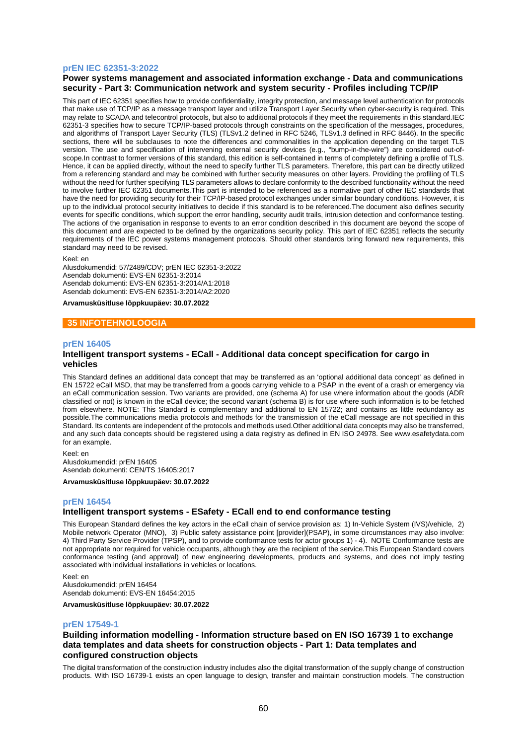### prEN IEC 62351-3:2022

**Power systems management and associated information exchange - Data and communications security - Part 3: Communication network and system security - Profiles including TCP/IP**

This part of IEC 62351 specifies how to provide confidentiality, integrity protection, and message level authentication for protocols that make use of TCP/IP as a message transport layer and utilize Transport Layer Security when cyber-security is required. This may relate to SCADA and telecontrol protocols, but also to additional protocols if they meet the requirements in this standard.IEC 62351-3 specifies how to secure TCP/IP-based protocols through constraints on the specification of the messages, procedures, and algorithms of Transport Layer Security (TLS) (TLSv1.2 defined in RFC 5246, TLSv1.3 defined in RFC 8446). In the specific sections, there will be subclauses to note the differences and commonalities in the application depending on the target TLS version. The use and specification of intervening external security devices (e.g., “bump-in-the-wire”) are considered out-of-scope.In contrast to former versions of this standard, this edition is self-contained in terms of completely defining a profile of TLS. Hence, it can be applied directly, without the need to specify further TLS parameters. Therefore, this part can be directly utilized from a referencing standard and may be combined with further security measures on other layers. Providing the profiling of TLS without the need for further specifying TLS parameters allows to declare conformity to the described functionality without the need to involve further IEC 62351 documents.This part is intended to be referenced as a normative part of other IEC standards that have the need for providing security for their TCP/IP-based protocol exchanges under similar boundary conditions. However, it is up to the individual protocol security initiatives to decide if this standard is to be referenced.The document also defines security events for specific conditions, which support the error handling, security audit trails, intrusion detection and conformance testing. The actions of the organisation in response to events to an error condition described in this document are beyond the scope of this document and are expected to be defined by the organizations security policy. This part of IEC 62351 reflects the security requirements of the IEC power systems management protocols. Should other standards bring forward new requirements, this standard may need to be revised.

Keel: en
Alusdokumendid: 57/2489/CDV; prEN IEC 62351-3:2022
Asendab dokumenti: EVS-EN 62351-3:2014
Asendab dokumenti: EVS-EN 62351-3:2014/A1:2018
Asendab dokumenti: EVS-EN 62351-3:2014/A2:2020

**Arvamusküsitluse lõppkuupäev: 30.07.2022**

## 35 INFOTEHNOLOOGIA

### prEN 16405

**Intelligent transport systems - ECall - Additional data concept specification for cargo in vehicles**

This Standard defines an additional data concept that may be transferred as an ‘optional additional data concept’ as defined in EN 15722 eCall MSD, that may be transferred from a goods carrying vehicle to a PSAP in the event of a crash or emergency via an eCall communication session. Two variants are provided, one (schema A) for use where information about the goods (ADR classified or not) is known in the eCall device; the second variant (schema B) is for use where such information is to be fetched from elsewhere. NOTE: This Standard is complementary and additional to EN 15722; and contains as little redundancy as possible.The communications media protocols and methods for the transmission of the eCall message are not specified in this Standard. Its contents are independent of the protocols and methods used.Other additional data concepts may also be transferred, and any such data concepts should be registered using a data registry as defined in EN ISO 24978. See www.esafetydata.com for an example.

Keel: en
Alusdokumendid: prEN 16405
Asendab dokumenti: CEN/TS 16405:2017

**Arvamusküsitluse lõppkuupäev: 30.07.2022**

### prEN 16454

**Intelligent transport systems - ESafety - ECall end to end conformance testing**

This European Standard defines the key actors in the eCall chain of service provision as: 1) In-Vehicle System (IVS)/vehicle, 2) Mobile network Operator (MNO), 3) Public safety assistance point [provider](PSAP), in some circumstances may also involve: 4) Third Party Service Provider (TPSP), and to provide conformance tests for actor groups 1) - 4). NOTE Conformance tests are not appropriate nor required for vehicle occupants, although they are the recipient of the service.This European Standard covers conformance testing (and approval) of new engineering developments, products and systems, and does not imply testing associated with individual installations in vehicles or locations.

Keel: en
Alusdokumendid: prEN 16454
Asendab dokumenti: EVS-EN 16454:2015

**Arvamusküsitluse lõppkuupäev: 30.07.2022**

### prEN 17549-1

**Building information modelling - Information structure based on EN ISO 16739 1 to exchange data templates and data sheets for construction objects - Part 1: Data templates and configured construction objects**

The digital transformation of the construction industry includes also the digital transformation of the supply change of construction products. With ISO 16739-1 exists an open language to design, transfer and maintain construction models. The construction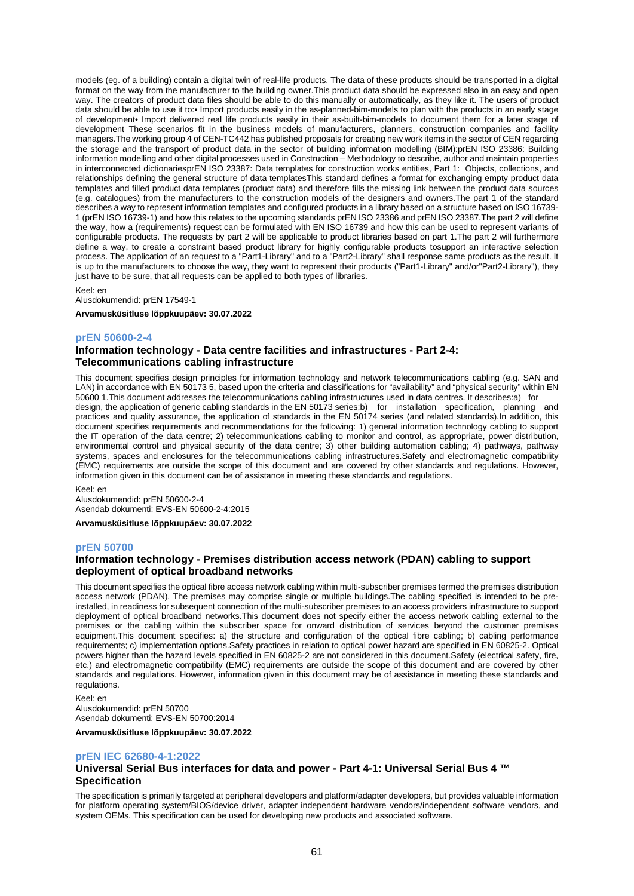models (eg. of a building) contain a digital twin of real-life products. The data of these products should be transported in a digital format on the way from the manufacturer to the building owner.This product data should be expressed also in an easy and open way. The creators of product data files should be able to do this manually or automatically, as they like it. The users of product data should be able to use it to:• Import products easily in the as-planned-bim-models to plan with the products in an early stage of development• Import delivered real life products easily in their as-built-bim-models to document them for a later stage of development These scenarios fit in the business models of manufacturers, planners, construction companies and facility managers.The working group 4 of CEN-TC442 has published proposals for creating new work items in the sector of CEN regarding the storage and the transport of product data in the sector of building information modelling (BIM):prEN ISO 23386: Building information modelling and other digital processes used in Construction – Methodology to describe, author and maintain properties in interconnected dictionariesprEN ISO 23387: Data templates for construction works entities, Part 1: Objects, collections, and relationships defining the general structure of data templatesThis standard defines a format for exchanging empty product data templates and filled product data templates (product data) and therefore fills the missing link between the product data sources (e.g. catalogues) from the manufacturers to the construction models of the designers and owners.The part 1 of the standard describes a way to represent information templates and configured products in a library based on a structure based on ISO 16739-1 (prEN ISO 16739-1) and how this relates to the upcoming standards prEN ISO 23386 and prEN ISO 23387.The part 2 will define the way, how a (requirements) request can be formulated with EN ISO 16739 and how this can be used to represent variants of configurable products. The requests by part 2 will be applicable to product libraries based on part 1.The part 2 will furthermore define a way, to create a constraint based product library for highly configurable products tosupport an interactive selection process. The application of an request to a "Part1-Library" and to a "Part2-Library" shall response same products as the result. It is up to the manufacturers to choose the way, they want to represent their products ("Part1-Library" and/or"Part2-Library"), they just have to be sure, that all requests can be applied to both types of libraries.

Keel: en
Alusdokumendid: prEN 17549-1

**Arvamusküsitluse lõppkuupäev: 30.07.2022**

### prEN 50600-2-4

### Information technology - Data centre facilities and infrastructures - Part 2-4: Telecommunications cabling infrastructure

This document specifies design principles for information technology and network telecommunications cabling (e.g. SAN and LAN) in accordance with EN 50173 5, based upon the criteria and classifications for "availability" and "physical security" within EN 50600 1.This document addresses the telecommunications cabling infrastructures used in data centres. It describes:a) for design, the application of generic cabling standards in the EN 50173 series;b) for installation specification, planning and practices and quality assurance, the application of standards in the EN 50174 series (and related standards).In addition, this document specifies requirements and recommendations for the following: 1) general information technology cabling to support the IT operation of the data centre; 2) telecommunications cabling to monitor and control, as appropriate, power distribution, environmental control and physical security of the data centre; 3) other building automation cabling; 4) pathways, pathway systems, spaces and enclosures for the telecommunications cabling infrastructures.Safety and electromagnetic compatibility (EMC) requirements are outside the scope of this document and are covered by other standards and regulations. However, information given in this document can be of assistance in meeting these standards and regulations.

Keel: en
Alusdokumendid: prEN 50600-2-4
Asendab dokumenti: EVS-EN 50600-2-4:2015

**Arvamusküsitluse lõppkuupäev: 30.07.2022**

### prEN 50700

### Information technology - Premises distribution access network (PDAN) cabling to support deployment of optical broadband networks

This document specifies the optical fibre access network cabling within multi-subscriber premises termed the premises distribution access network (PDAN). The premises may comprise single or multiple buildings.The cabling specified is intended to be pre-installed, in readiness for subsequent connection of the multi-subscriber premises to an access providers infrastructure to support deployment of optical broadband networks.This document does not specify either the access network cabling external to the premises or the cabling within the subscriber space for onward distribution of services beyond the customer premises equipment.This document specifies: a) the structure and configuration of the optical fibre cabling; b) cabling performance requirements; c) implementation options.Safety practices in relation to optical power hazard are specified in EN 60825-2. Optical powers higher than the hazard levels specified in EN 60825-2 are not considered in this document.Safety (electrical safety, fire, etc.) and electromagnetic compatibility (EMC) requirements are outside the scope of this document and are covered by other standards and regulations. However, information given in this document may be of assistance in meeting these standards and regulations.

Keel: en
Alusdokumendid: prEN 50700
Asendab dokumenti: EVS-EN 50700:2014

**Arvamusküsitluse lõppkuupäev: 30.07.2022**

### prEN IEC 62680-4-1:2022

### Universal Serial Bus interfaces for data and power - Part 4-1: Universal Serial Bus 4 ™ Specification

The specification is primarily targeted at peripheral developers and platform/adapter developers, but provides valuable information for platform operating system/BIOS/device driver, adapter independent hardware vendors/independent software vendors, and system OEMs. This specification can be used for developing new products and associated software.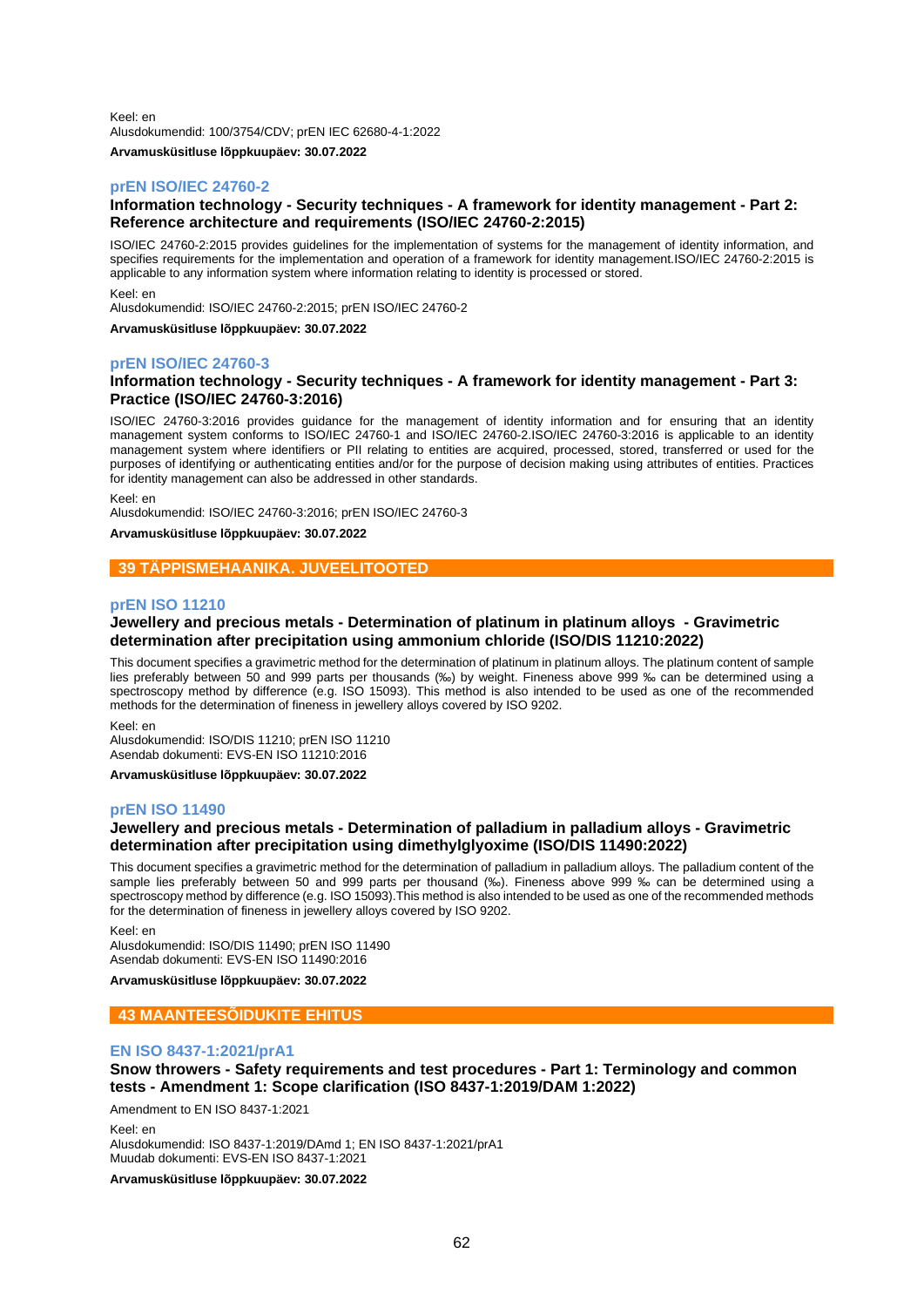Keel: en
Alusdokumendid: 100/3754/CDV; prEN IEC 62680-4-1:2022

**Arvamusküsitluse lõppkuupäev: 30.07.2022**

### prEN ISO/IEC 24760-2

**Information technology - Security techniques - A framework for identity management - Part 2: Reference architecture and requirements (ISO/IEC 24760-2:2015)**

ISO/IEC 24760-2:2015 provides guidelines for the implementation of systems for the management of identity information, and specifies requirements for the implementation and operation of a framework for identity management.ISO/IEC 24760-2:2015 is applicable to any information system where information relating to identity is processed or stored.

Keel: en
Alusdokumendid: ISO/IEC 24760-2:2015; prEN ISO/IEC 24760-2

**Arvamusküsitluse lõppkuupäev: 30.07.2022**

### prEN ISO/IEC 24760-3

**Information technology - Security techniques - A framework for identity management - Part 3: Practice (ISO/IEC 24760-3:2016)**

ISO/IEC 24760-3:2016 provides guidance for the management of identity information and for ensuring that an identity management system conforms to ISO/IEC 24760-1 and ISO/IEC 24760-2.ISO/IEC 24760-3:2016 is applicable to an identity management system where identifiers or PII relating to entities are acquired, processed, stored, transferred or used for the purposes of identifying or authenticating entities and/or for the purpose of decision making using attributes of entities. Practices for identity management can also be addressed in other standards.

Keel: en
Alusdokumendid: ISO/IEC 24760-3:2016; prEN ISO/IEC 24760-3

**Arvamusküsitluse lõppkuupäev: 30.07.2022**

## 39 TÄPPISMEHAANIKA. JUVEELITOOTED

### prEN ISO 11210

**Jewellery and precious metals - Determination of platinum in platinum alloys - Gravimetric determination after precipitation using ammonium chloride (ISO/DIS 11210:2022)**

This document specifies a gravimetric method for the determination of platinum in platinum alloys. The platinum content of sample lies preferably between 50 and 999 parts per thousands (‰) by weight. Fineness above 999 ‰ can be determined using a spectroscopy method by difference (e.g. ISO 15093). This method is also intended to be used as one of the recommended methods for the determination of fineness in jewellery alloys covered by ISO 9202.

Keel: en
Alusdokumendid: ISO/DIS 11210; prEN ISO 11210
Asendab dokumenti: EVS-EN ISO 11210:2016

**Arvamusküsitluse lõppkuupäev: 30.07.2022**

### prEN ISO 11490

**Jewellery and precious metals - Determination of palladium in palladium alloys - Gravimetric determination after precipitation using dimethylglyoxime (ISO/DIS 11490:2022)**

This document specifies a gravimetric method for the determination of palladium in palladium alloys. The palladium content of the sample lies preferably between 50 and 999 parts per thousand (‰). Fineness above 999 ‰ can be determined using a spectroscopy method by difference (e.g. ISO 15093).This method is also intended to be used as one of the recommended methods for the determination of fineness in jewellery alloys covered by ISO 9202.

Keel: en
Alusdokumendid: ISO/DIS 11490; prEN ISO 11490
Asendab dokumenti: EVS-EN ISO 11490:2016

**Arvamusküsitluse lõppkuupäev: 30.07.2022**

## 43 MAANTEESÕIDUKITE EHITUS

### EN ISO 8437-1:2021/prA1

**Snow throwers - Safety requirements and test procedures - Part 1: Terminology and common tests - Amendment 1: Scope clarification (ISO 8437-1:2019/DAM 1:2022)**

Amendment to EN ISO 8437-1:2021

Keel: en
Alusdokumendid: ISO 8437-1:2019/DAmd 1; EN ISO 8437-1:2021/prA1
Muudab dokumenti: EVS-EN ISO 8437-1:2021

**Arvamusküsitluse lõppkuupäev: 30.07.2022**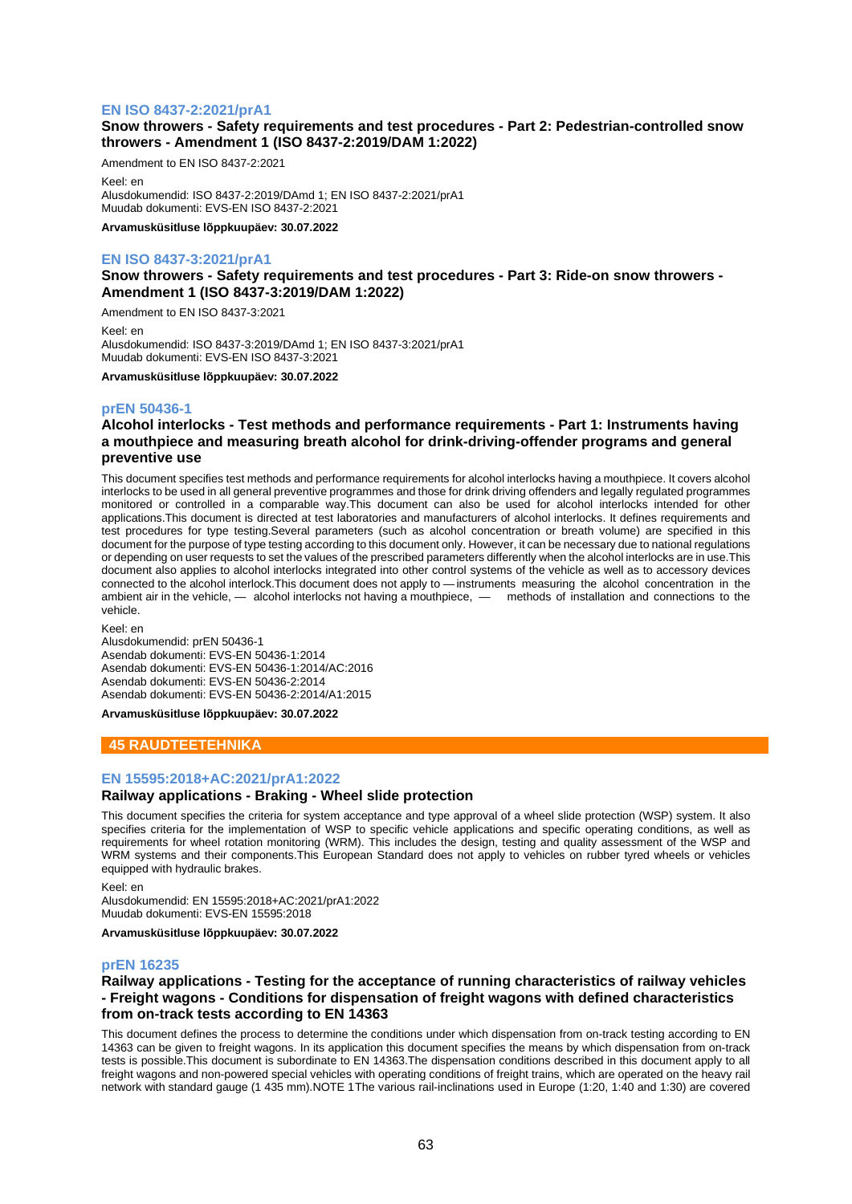### EN ISO 8437-2:2021/prA1

**Snow throwers - Safety requirements and test procedures - Part 2: Pedestrian-controlled snow throwers - Amendment 1 (ISO 8437-2:2019/DAM 1:2022)**

Amendment to EN ISO 8437-2:2021

Keel: en
Alusdokumendid: ISO 8437-2:2019/DAmd 1; EN ISO 8437-2:2021/prA1
Muudab dokumenti: EVS-EN ISO 8437-2:2021

**Arvamusküsitluse lõppkuupäev: 30.07.2022**

### EN ISO 8437-3:2021/prA1

**Snow throwers - Safety requirements and test procedures - Part 3: Ride-on snow throwers - Amendment 1 (ISO 8437-3:2019/DAM 1:2022)**

Amendment to EN ISO 8437-3:2021

Keel: en
Alusdokumendid: ISO 8437-3:2019/DAmd 1; EN ISO 8437-3:2021/prA1
Muudab dokumenti: EVS-EN ISO 8437-3:2021

**Arvamusküsitluse lõppkuupäev: 30.07.2022**

### prEN 50436-1

**Alcohol interlocks - Test methods and performance requirements - Part 1: Instruments having a mouthpiece and measuring breath alcohol for drink-driving-offender programs and general preventive use**

This document specifies test methods and performance requirements for alcohol interlocks having a mouthpiece. It covers alcohol interlocks to be used in all general preventive programmes and those for drink driving offenders and legally regulated programmes monitored or controlled in a comparable way.This document can also be used for alcohol interlocks intended for other applications.This document is directed at test laboratories and manufacturers of alcohol interlocks. It defines requirements and test procedures for type testing.Several parameters (such as alcohol concentration or breath volume) are specified in this document for the purpose of type testing according to this document only. However, it can be necessary due to national regulations or depending on user requests to set the values of the prescribed parameters differently when the alcohol interlocks are in use.This document also applies to alcohol interlocks integrated into other control systems of the vehicle as well as to accessory devices connected to the alcohol interlock.This document does not apply to — instruments measuring the alcohol concentration in the ambient air in the vehicle, — alcohol interlocks not having a mouthpiece, — methods of installation and connections to the vehicle.

Keel: en
Alusdokumendid: prEN 50436-1
Asendab dokumenti: EVS-EN 50436-1:2014
Asendab dokumenti: EVS-EN 50436-1:2014/AC:2016
Asendab dokumenti: EVS-EN 50436-2:2014
Asendab dokumenti: EVS-EN 50436-2:2014/A1:2015

**Arvamusküsitluse lõppkuupäev: 30.07.2022**

## 45 RAUDTEETEHNIKA

### EN 15595:2018+AC:2021/prA1:2022

**Railway applications - Braking - Wheel slide protection**

This document specifies the criteria for system acceptance and type approval of a wheel slide protection (WSP) system. It also specifies criteria for the implementation of WSP to specific vehicle applications and specific operating conditions, as well as requirements for wheel rotation monitoring (WRM). This includes the design, testing and quality assessment of the WSP and WRM systems and their components.This European Standard does not apply to vehicles on rubber tyred wheels or vehicles equipped with hydraulic brakes.

Keel: en
Alusdokumendid: EN 15595:2018+AC:2021/prA1:2022
Muudab dokumenti: EVS-EN 15595:2018

**Arvamusküsitluse lõppkuupäev: 30.07.2022**

### prEN 16235

**Railway applications - Testing for the acceptance of running characteristics of railway vehicles - Freight wagons - Conditions for dispensation of freight wagons with defined characteristics from on-track tests according to EN 14363**

This document defines the process to determine the conditions under which dispensation from on-track testing according to EN 14363 can be given to freight wagons. In its application this document specifies the means by which dispensation from on-track tests is possible.This document is subordinate to EN 14363.The dispensation conditions described in this document apply to all freight wagons and non-powered special vehicles with operating conditions of freight trains, which are operated on the heavy rail network with standard gauge (1 435 mm).NOTE 1The various rail-inclinations used in Europe (1:20, 1:40 and 1:30) are covered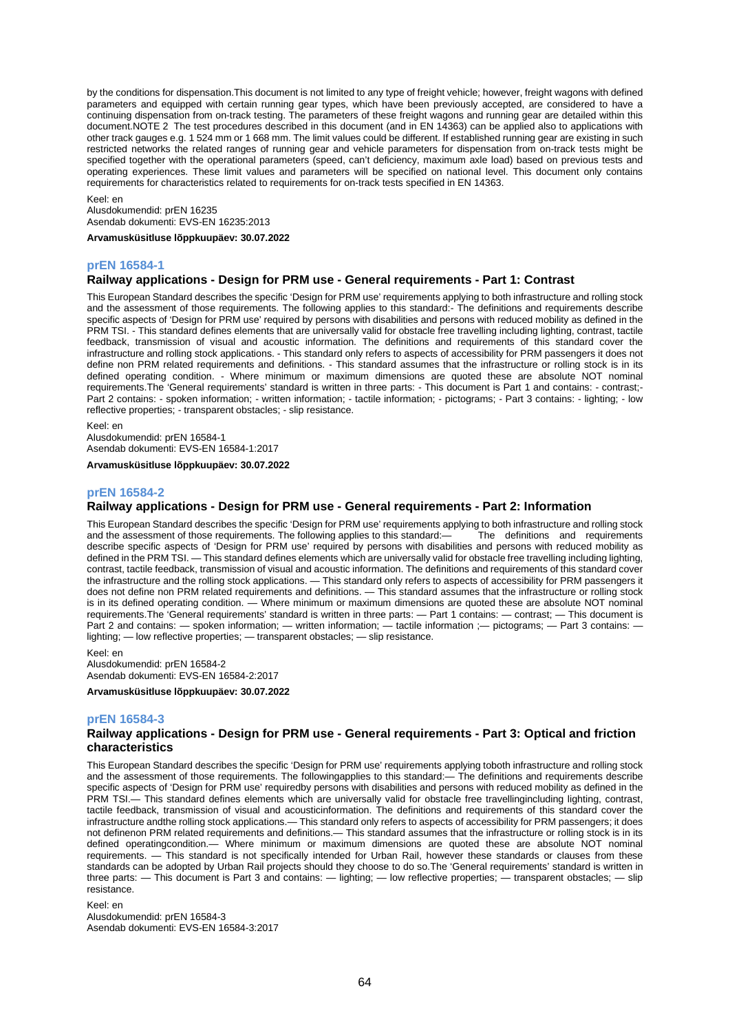by the conditions for dispensation.This document is not limited to any type of freight vehicle; however, freight wagons with defined parameters and equipped with certain running gear types, which have been previously accepted, are considered to have a continuing dispensation from on-track testing. The parameters of these freight wagons and running gear are detailed within this document.NOTE 2 The test procedures described in this document (and in EN 14363) can be applied also to applications with other track gauges e.g. 1 524 mm or 1 668 mm. The limit values could be different. If established running gear are existing in such restricted networks the related ranges of running gear and vehicle parameters for dispensation from on-track tests might be specified together with the operational parameters (speed, can't deficiency, maximum axle load) based on previous tests and operating experiences. These limit values and parameters will be specified on national level. This document only contains requirements for characteristics related to requirements for on-track tests specified in EN 14363.

Keel: en
Alusdokumendid: prEN 16235
Asendab dokumenti: EVS-EN 16235:2013

**Arvamusküsitluse lõppkuupäev: 30.07.2022**

## prEN 16584-1

### Railway applications - Design for PRM use - General requirements - Part 1: Contrast

This European Standard describes the specific 'Design for PRM use' requirements applying to both infrastructure and rolling stock and the assessment of those requirements. The following applies to this standard:- The definitions and requirements describe specific aspects of 'Design for PRM use' required by persons with disabilities and persons with reduced mobility as defined in the PRM TSI. - This standard defines elements that are universally valid for obstacle free travelling including lighting, contrast, tactile feedback, transmission of visual and acoustic information. The definitions and requirements of this standard cover the infrastructure and rolling stock applications. - This standard only refers to aspects of accessibility for PRM passengers it does not define non PRM related requirements and definitions. - This standard assumes that the infrastructure or rolling stock is in its defined operating condition. - Where minimum or maximum dimensions are quoted these are absolute NOT nominal requirements.The 'General requirements' standard is written in three parts: - This document is Part 1 and contains: - contrast;- Part 2 contains: - spoken information; - written information; - tactile information; - pictograms; - Part 3 contains: - lighting; - low reflective properties; - transparent obstacles; - slip resistance.

Keel: en
Alusdokumendid: prEN 16584-1
Asendab dokumenti: EVS-EN 16584-1:2017

**Arvamusküsitluse lõppkuupäev: 30.07.2022**

## prEN 16584-2

### Railway applications - Design for PRM use - General requirements - Part 2: Information

This European Standard describes the specific 'Design for PRM use' requirements applying to both infrastructure and rolling stock and the assessment of those requirements. The following applies to this standard:— The definitions and requirements describe specific aspects of 'Design for PRM use' required by persons with disabilities and persons with reduced mobility as defined in the PRM TSI. — This standard defines elements which are universally valid for obstacle free travelling including lighting, contrast, tactile feedback, transmission of visual and acoustic information. The definitions and requirements of this standard cover the infrastructure and the rolling stock applications. — This standard only refers to aspects of accessibility for PRM passengers it does not define non PRM related requirements and definitions. — This standard assumes that the infrastructure or rolling stock is in its defined operating condition. — Where minimum or maximum dimensions are quoted these are absolute NOT nominal requirements.The 'General requirements' standard is written in three parts: — Part 1 contains: — contrast; — This document is Part 2 and contains: — spoken information; — written information; — tactile information ;— pictograms; — Part 3 contains: — lighting; — low reflective properties; — transparent obstacles; — slip resistance.

Keel: en
Alusdokumendid: prEN 16584-2
Asendab dokumenti: EVS-EN 16584-2:2017

**Arvamusküsitluse lõppkuupäev: 30.07.2022**

## prEN 16584-3

### Railway applications - Design for PRM use - General requirements - Part 3: Optical and friction characteristics

This European Standard describes the specific 'Design for PRM use' requirements applying toboth infrastructure and rolling stock and the assessment of those requirements. The followingapplies to this standard:— The definitions and requirements describe specific aspects of 'Design for PRM use' requiredby persons with disabilities and persons with reduced mobility as defined in the PRM TSI.— This standard defines elements which are universally valid for obstacle free travellingincluding lighting, contrast, tactile feedback, transmission of visual and acousticinformation. The definitions and requirements of this standard cover the infrastructure andthe rolling stock applications.— This standard only refers to aspects of accessibility for PRM passengers; it does not definenon PRM related requirements and definitions.— This standard assumes that the infrastructure or rolling stock is in its defined operatingcondition.— Where minimum or maximum dimensions are quoted these are absolute NOT nominal requirements. — This standard is not specifically intended for Urban Rail, however these standards or clauses from these standards can be adopted by Urban Rail projects should they choose to do so.The 'General requirements' standard is written in three parts: — This document is Part 3 and contains: — lighting; — low reflective properties; — transparent obstacles; — slip resistance.

Keel: en
Alusdokumendid: prEN 16584-3
Asendab dokumenti: EVS-EN 16584-3:2017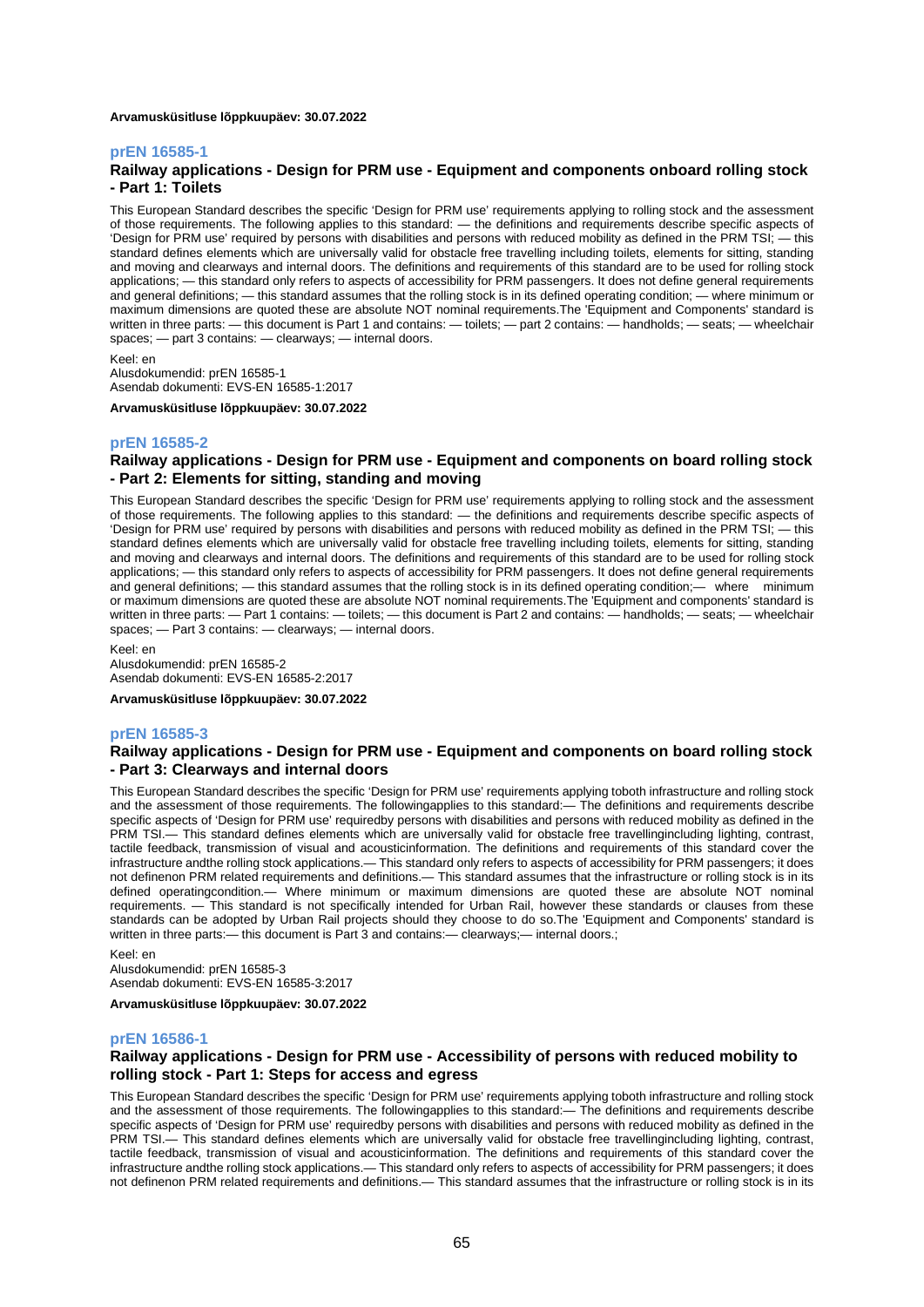**Arvamusküsitluse lõppkuupäev: 30.07.2022**

### prEN 16585-1

### Railway applications - Design for PRM use - Equipment and components onboard rolling stock - Part 1: Toilets

This European Standard describes the specific 'Design for PRM use' requirements applying to rolling stock and the assessment of those requirements. The following applies to this standard: — the definitions and requirements describe specific aspects of 'Design for PRM use' required by persons with disabilities and persons with reduced mobility as defined in the PRM TSI; — this standard defines elements which are universally valid for obstacle free travelling including toilets, elements for sitting, standing and moving and clearways and internal doors. The definitions and requirements of this standard are to be used for rolling stock applications; — this standard only refers to aspects of accessibility for PRM passengers. It does not define general requirements and general definitions; — this standard assumes that the rolling stock is in its defined operating condition; — where minimum or maximum dimensions are quoted these are absolute NOT nominal requirements.The 'Equipment and Components' standard is written in three parts: — this document is Part 1 and contains: — toilets; — part 2 contains: — handholds; — seats; — wheelchair spaces; — part 3 contains: — clearways; — internal doors.

Keel: en
Alusdokumendid: prEN 16585-1
Asendab dokumenti: EVS-EN 16585-1:2017

**Arvamusküsitluse lõppkuupäev: 30.07.2022**

### prEN 16585-2

### Railway applications - Design for PRM use - Equipment and components on board rolling stock - Part 2: Elements for sitting, standing and moving

This European Standard describes the specific 'Design for PRM use' requirements applying to rolling stock and the assessment of those requirements. The following applies to this standard: — the definitions and requirements describe specific aspects of 'Design for PRM use' required by persons with disabilities and persons with reduced mobility as defined in the PRM TSI; — this standard defines elements which are universally valid for obstacle free travelling including toilets, elements for sitting, standing and moving and clearways and internal doors. The definitions and requirements of this standard are to be used for rolling stock applications; — this standard only refers to aspects of accessibility for PRM passengers. It does not define general requirements and general definitions; — this standard assumes that the rolling stock is in its defined operating condition;— where minimum or maximum dimensions are quoted these are absolute NOT nominal requirements.The 'Equipment and components' standard is written in three parts: — Part 1 contains: — toilets; — this document is Part 2 and contains: — handholds; — seats; — wheelchair spaces; — Part 3 contains: — clearways; — internal doors.

Keel: en
Alusdokumendid: prEN 16585-2
Asendab dokumenti: EVS-EN 16585-2:2017

**Arvamusküsitluse lõppkuupäev: 30.07.2022**

### prEN 16585-3

### Railway applications - Design for PRM use - Equipment and components on board rolling stock - Part 3: Clearways and internal doors

This European Standard describes the specific 'Design for PRM use' requirements applying toboth infrastructure and rolling stock and the assessment of those requirements. The followingapplies to this standard:— The definitions and requirements describe specific aspects of 'Design for PRM use' requiredby persons with disabilities and persons with reduced mobility as defined in the PRM TSI.— This standard defines elements which are universally valid for obstacle free travellingincluding lighting, contrast, tactile feedback, transmission of visual and acousticinformation. The definitions and requirements of this standard cover the infrastructure andthe rolling stock applications.— This standard only refers to aspects of accessibility for PRM passengers; it does not definenon PRM related requirements and definitions.— This standard assumes that the infrastructure or rolling stock is in its defined operatingcondition.— Where minimum or maximum dimensions are quoted these are absolute NOT nominal requirements. — This standard is not specifically intended for Urban Rail, however these standards or clauses from these standards can be adopted by Urban Rail projects should they choose to do so.The 'Equipment and Components' standard is written in three parts:— this document is Part 3 and contains:— clearways;— internal doors.;

Keel: en
Alusdokumendid: prEN 16585-3
Asendab dokumenti: EVS-EN 16585-3:2017

**Arvamusküsitluse lõppkuupäev: 30.07.2022**

### prEN 16586-1

### Railway applications - Design for PRM use - Accessibility of persons with reduced mobility to rolling stock - Part 1: Steps for access and egress

This European Standard describes the specific 'Design for PRM use' requirements applying toboth infrastructure and rolling stock and the assessment of those requirements. The followingapplies to this standard:— The definitions and requirements describe specific aspects of 'Design for PRM use' requiredby persons with disabilities and persons with reduced mobility as defined in the PRM TSI.— This standard defines elements which are universally valid for obstacle free travellingincluding lighting, contrast, tactile feedback, transmission of visual and acousticinformation. The definitions and requirements of this standard cover the infrastructure andthe rolling stock applications.— This standard only refers to aspects of accessibility for PRM passengers; it does not definenon PRM related requirements and definitions.— This standard assumes that the infrastructure or rolling stock is in its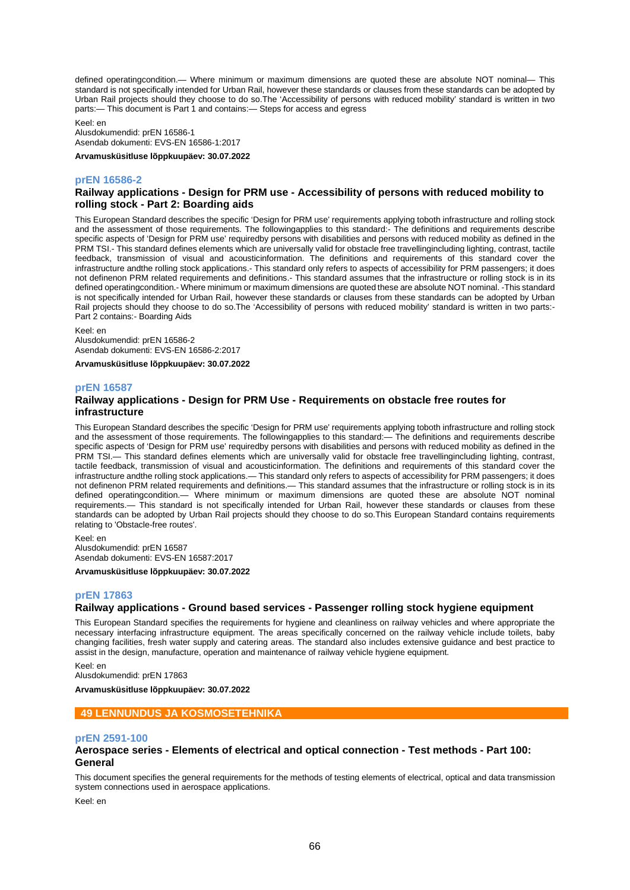defined operatingcondition.— Where minimum or maximum dimensions are quoted these are absolute NOT nominal— This standard is not specifically intended for Urban Rail, however these standards or clauses from these standards can be adopted by Urban Rail projects should they choose to do so.The 'Accessibility of persons with reduced mobility' standard is written in two parts:— This document is Part 1 and contains:— Steps for access and egress

Keel: en
Alusdokumendid: prEN 16586-1
Asendab dokumenti: EVS-EN 16586-1:2017

**Arvamusküsitluse lõppkuupäev: 30.07.2022**

### prEN 16586-2

### Railway applications - Design for PRM use - Accessibility of persons with reduced mobility to rolling stock - Part 2: Boarding aids

This European Standard describes the specific 'Design for PRM use' requirements applying toboth infrastructure and rolling stock and the assessment of those requirements. The followingapplies to this standard:- The definitions and requirements describe specific aspects of 'Design for PRM use' requiredby persons with disabilities and persons with reduced mobility as defined in the PRM TSI.- This standard defines elements which are universally valid for obstacle free travellingincluding lighting, contrast, tactile feedback, transmission of visual and acousticinformation. The definitions and requirements of this standard cover the infrastructure andthe rolling stock applications.- This standard only refers to aspects of accessibility for PRM passengers; it does not definenon PRM related requirements and definitions.- This standard assumes that the infrastructure or rolling stock is in its defined operatingcondition.- Where minimum or maximum dimensions are quoted these are absolute NOT nominal. -This standard is not specifically intended for Urban Rail, however these standards or clauses from these standards can be adopted by Urban Rail projects should they choose to do so.The 'Accessibility of persons with reduced mobility' standard is written in two parts:- Part 2 contains:- Boarding Aids

Keel: en
Alusdokumendid: prEN 16586-2
Asendab dokumenti: EVS-EN 16586-2:2017

**Arvamusküsitluse lõppkuupäev: 30.07.2022**

### prEN 16587

### Railway applications - Design for PRM Use - Requirements on obstacle free routes for infrastructure

This European Standard describes the specific 'Design for PRM use' requirements applying toboth infrastructure and rolling stock and the assessment of those requirements. The followingapplies to this standard:— The definitions and requirements describe specific aspects of 'Design for PRM use' requiredby persons with disabilities and persons with reduced mobility as defined in the PRM TSI.— This standard defines elements which are universally valid for obstacle free travellingincluding lighting, contrast, tactile feedback, transmission of visual and acousticinformation. The definitions and requirements of this standard cover the infrastructure andthe rolling stock applications.— This standard only refers to aspects of accessibility for PRM passengers; it does not definenon PRM related requirements and definitions.— This standard assumes that the infrastructure or rolling stock is in its defined operatingcondition.— Where minimum or maximum dimensions are quoted these are absolute NOT nominal requirements.— This standard is not specifically intended for Urban Rail, however these standards or clauses from these standards can be adopted by Urban Rail projects should they choose to do so.This European Standard contains requirements relating to 'Obstacle-free routes'.

Keel: en
Alusdokumendid: prEN 16587
Asendab dokumenti: EVS-EN 16587:2017

**Arvamusküsitluse lõppkuupäev: 30.07.2022**

### prEN 17863

### Railway applications - Ground based services - Passenger rolling stock hygiene equipment

This European Standard specifies the requirements for hygiene and cleanliness on railway vehicles and where appropriate the necessary interfacing infrastructure equipment. The areas specifically concerned on the railway vehicle include toilets, baby changing facilities, fresh water supply and catering areas. The standard also includes extensive guidance and best practice to assist in the design, manufacture, operation and maintenance of railway vehicle hygiene equipment.

Keel: en
Alusdokumendid: prEN 17863

**Arvamusküsitluse lõppkuupäev: 30.07.2022**

## 49 LENNUNDUS JA KOSMOSETEHNIKA

### prEN 2591-100

### Aerospace series - Elements of electrical and optical connection - Test methods - Part 100: General

This document specifies the general requirements for the methods of testing elements of electrical, optical and data transmission system connections used in aerospace applications.

Keel: en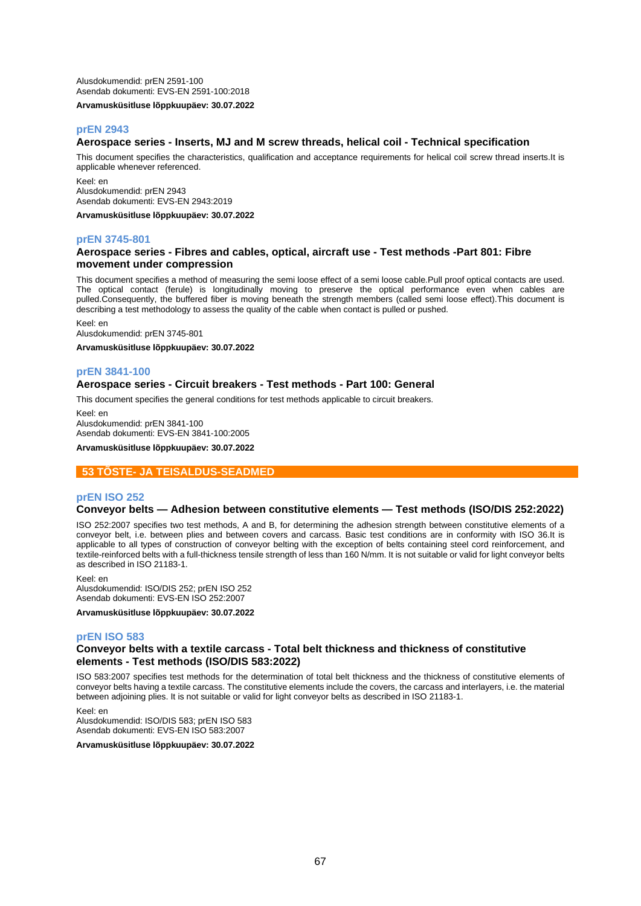Alusdokumendid: prEN 2591-100
Asendab dokumenti: EVS-EN 2591-100:2018

**Arvamusküsitluse lõppkuupäev: 30.07.2022**

### prEN 2943

**Aerospace series - Inserts, MJ and M screw threads, helical coil - Technical specification**

This document specifies the characteristics, qualification and acceptance requirements for helical coil screw thread inserts.It is applicable whenever referenced.

Keel: en
Alusdokumendid: prEN 2943
Asendab dokumenti: EVS-EN 2943:2019

**Arvamusküsitluse lõppkuupäev: 30.07.2022**

### prEN 3745-801

**Aerospace series - Fibres and cables, optical, aircraft use - Test methods -Part 801: Fibre movement under compression**

This document specifies a method of measuring the semi loose effect of a semi loose cable.Pull proof optical contacts are used. The optical contact (ferule) is longitudinally moving to preserve the optical performance even when cables are pulled.Consequently, the buffered fiber is moving beneath the strength members (called semi loose effect).This document is describing a test methodology to assess the quality of the cable when contact is pulled or pushed.

Keel: en
Alusdokumendid: prEN 3745-801

**Arvamusküsitluse lõppkuupäev: 30.07.2022**

### prEN 3841-100

**Aerospace series - Circuit breakers - Test methods - Part 100: General**

This document specifies the general conditions for test methods applicable to circuit breakers.

Keel: en
Alusdokumendid: prEN 3841-100
Asendab dokumenti: EVS-EN 3841-100:2005

**Arvamusküsitluse lõppkuupäev: 30.07.2022**

## 53 TÕSTE- JA TEISALDUS-SEADMED

### prEN ISO 252

**Conveyor belts — Adhesion between constitutive elements — Test methods (ISO/DIS 252:2022)**

ISO 252:2007 specifies two test methods, A and B, for determining the adhesion strength between constitutive elements of a conveyor belt, i.e. between plies and between covers and carcass. Basic test conditions are in conformity with ISO 36.It is applicable to all types of construction of conveyor belting with the exception of belts containing steel cord reinforcement, and textile-reinforced belts with a full-thickness tensile strength of less than 160 N/mm. It is not suitable or valid for light conveyor belts as described in ISO 21183-1.

Keel: en
Alusdokumendid: ISO/DIS 252; prEN ISO 252
Asendab dokumenti: EVS-EN ISO 252:2007

**Arvamusküsitluse lõppkuupäev: 30.07.2022**

### prEN ISO 583

**Conveyor belts with a textile carcass - Total belt thickness and thickness of constitutive elements - Test methods (ISO/DIS 583:2022)**

ISO 583:2007 specifies test methods for the determination of total belt thickness and the thickness of constitutive elements of conveyor belts having a textile carcass. The constitutive elements include the covers, the carcass and interlayers, i.e. the material between adjoining plies. It is not suitable or valid for light conveyor belts as described in ISO 21183-1.

Keel: en
Alusdokumendid: ISO/DIS 583; prEN ISO 583
Asendab dokumenti: EVS-EN ISO 583:2007

**Arvamusküsitluse lõppkuupäev: 30.07.2022**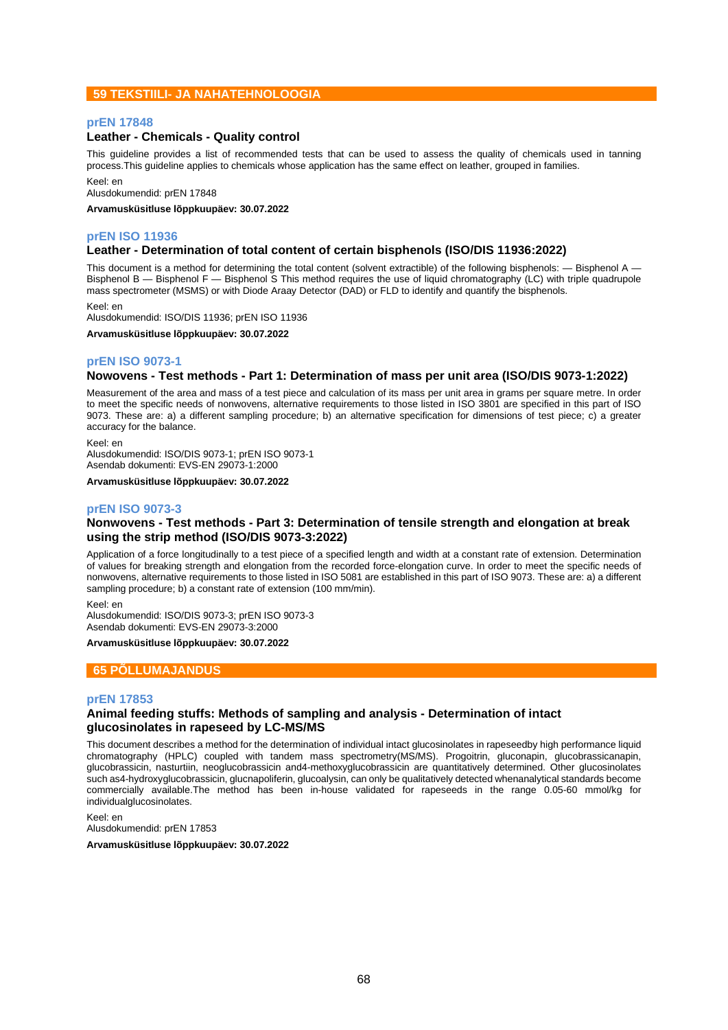## 59 TEKSTIILI- JA NAHATEHNOLOOGIA

### prEN 17848

**Leather - Chemicals - Quality control**

This guideline provides a list of recommended tests that can be used to assess the quality of chemicals used in tanning process.This guideline applies to chemicals whose application has the same effect on leather, grouped in families.

Keel: en
Alusdokumendid: prEN 17848

**Arvamusküsitluse lõppkuupäev: 30.07.2022**

### prEN ISO 11936

**Leather - Determination of total content of certain bisphenols (ISO/DIS 11936:2022)**

This document is a method for determining the total content (solvent extractible) of the following bisphenols: — Bisphenol A — Bisphenol B — Bisphenol F — Bisphenol S This method requires the use of liquid chromatography (LC) with triple quadrupole mass spectrometer (MSMS) or with Diode Araay Detector (DAD) or FLD to identify and quantify the bisphenols.

Keel: en
Alusdokumendid: ISO/DIS 11936; prEN ISO 11936

**Arvamusküsitluse lõppkuupäev: 30.07.2022**

### prEN ISO 9073-1

**Nowovens - Test methods - Part 1: Determination of mass per unit area (ISO/DIS 9073-1:2022)**

Measurement of the area and mass of a test piece and calculation of its mass per unit area in grams per square metre. In order to meet the specific needs of nonwovens, alternative requirements to those listed in ISO 3801 are specified in this part of ISO 9073. These are: a) a different sampling procedure; b) an alternative specification for dimensions of test piece; c) a greater accuracy for the balance.

Keel: en
Alusdokumendid: ISO/DIS 9073-1; prEN ISO 9073-1
Asendab dokumenti: EVS-EN 29073-1:2000

**Arvamusküsitluse lõppkuupäev: 30.07.2022**

### prEN ISO 9073-3

**Nonwovens - Test methods - Part 3: Determination of tensile strength and elongation at break using the strip method (ISO/DIS 9073-3:2022)**

Application of a force longitudinally to a test piece of a specified length and width at a constant rate of extension. Determination of values for breaking strength and elongation from the recorded force-elongation curve. In order to meet the specific needs of nonwovens, alternative requirements to those listed in ISO 5081 are established in this part of ISO 9073. These are: a) a different sampling procedure; b) a constant rate of extension (100 mm/min).

Keel: en
Alusdokumendid: ISO/DIS 9073-3; prEN ISO 9073-3
Asendab dokumenti: EVS-EN 29073-3:2000

**Arvamusküsitluse lõppkuupäev: 30.07.2022**

## 65 PÕLLUMAJANDUS

### prEN 17853

**Animal feeding stuffs: Methods of sampling and analysis - Determination of intact glucosinolates in rapeseed by LC-MS/MS**

This document describes a method for the determination of individual intact glucosinolates in rapeseedby high performance liquid chromatography (HPLC) coupled with tandem mass spectrometry(MS/MS). Progoitrin, gluconapin, glucobrassicanapin, glucobrassicin, nasturtiin, neoglucobrassicin and4-methoxyglucobrassicin are quantitatively determined. Other glucosinolates such as4-hydroxyglucobrassicin, glucnapoliferin, glucoalysin, can only be qualitatively detected whenanalytical standards become commercially available.The method has been in-house validated for rapeseeds in the range 0.05-60 mmol/kg for individualglucosinolates.

Keel: en
Alusdokumendid: prEN 17853

**Arvamusküsitluse lõppkuupäev: 30.07.2022**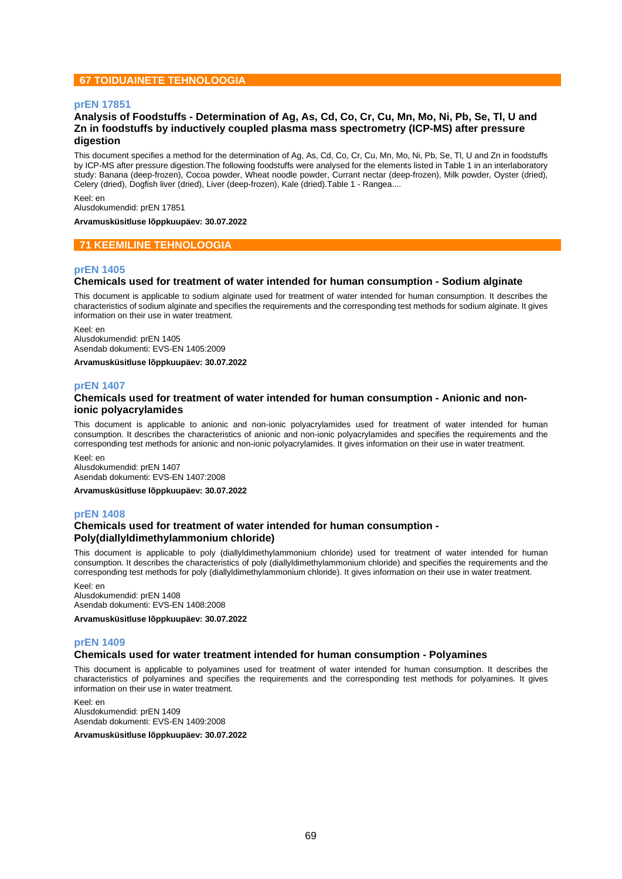## 67 TOIDUAINETE TEHNOLOOGIA

### prEN 17851

**Analysis of Foodstuffs - Determination of Ag, As, Cd, Co, Cr, Cu, Mn, Mo, Ni, Pb, Se, Tl, U and Zn in foodstuffs by inductively coupled plasma mass spectrometry (ICP-MS) after pressure digestion**

This document specifies a method for the determination of Ag, As, Cd, Co, Cr, Cu, Mn, Mo, Ni, Pb, Se, Tl, U and Zn in foodstuffs by ICP-MS after pressure digestion.The following foodstuffs were analysed for the elements listed in Table 1 in an interlaboratory study: Banana (deep-frozen), Cocoa powder, Wheat noodle powder, Currant nectar (deep-frozen), Milk powder, Oyster (dried), Celery (dried), Dogfish liver (dried), Liver (deep-frozen), Kale (dried).Table 1 - Rangea....

Keel: en
Alusdokumendid: prEN 17851

**Arvamusküsitluse lõppkuupäev: 30.07.2022**

## 71 KEEMILINE TEHNOLOOGIA

### prEN 1405

**Chemicals used for treatment of water intended for human consumption - Sodium alginate**

This document is applicable to sodium alginate used for treatment of water intended for human consumption. It describes the characteristics of sodium alginate and specifies the requirements and the corresponding test methods for sodium alginate. It gives information on their use in water treatment.

Keel: en
Alusdokumendid: prEN 1405
Asendab dokumenti: EVS-EN 1405:2009

**Arvamusküsitluse lõppkuupäev: 30.07.2022**

### prEN 1407

**Chemicals used for treatment of water intended for human consumption - Anionic and non-ionic polyacrylamides**

This document is applicable to anionic and non-ionic polyacrylamides used for treatment of water intended for human consumption. It describes the characteristics of anionic and non-ionic polyacrylamides and specifies the requirements and the corresponding test methods for anionic and non-ionic polyacrylamides. It gives information on their use in water treatment.

Keel: en
Alusdokumendid: prEN 1407
Asendab dokumenti: EVS-EN 1407:2008

**Arvamusküsitluse lõppkuupäev: 30.07.2022**

### prEN 1408

**Chemicals used for treatment of water intended for human consumption - Poly(diallyldimethylammonium chloride)**

This document is applicable to poly (diallyldimethylammonium chloride) used for treatment of water intended for human consumption. It describes the characteristics of poly (diallyldimethylammonium chloride) and specifies the requirements and the corresponding test methods for poly (diallyldimethylammonium chloride). It gives information on their use in water treatment.

Keel: en
Alusdokumendid: prEN 1408
Asendab dokumenti: EVS-EN 1408:2008

**Arvamusküsitluse lõppkuupäev: 30.07.2022**

### prEN 1409

**Chemicals used for water treatment intended for human consumption - Polyamines**

This document is applicable to polyamines used for treatment of water intended for human consumption. It describes the characteristics of polyamines and specifies the requirements and the corresponding test methods for polyamines. It gives information on their use in water treatment.

Keel: en
Alusdokumendid: prEN 1409
Asendab dokumenti: EVS-EN 1409:2008

**Arvamusküsitluse lõppkuupäev: 30.07.2022**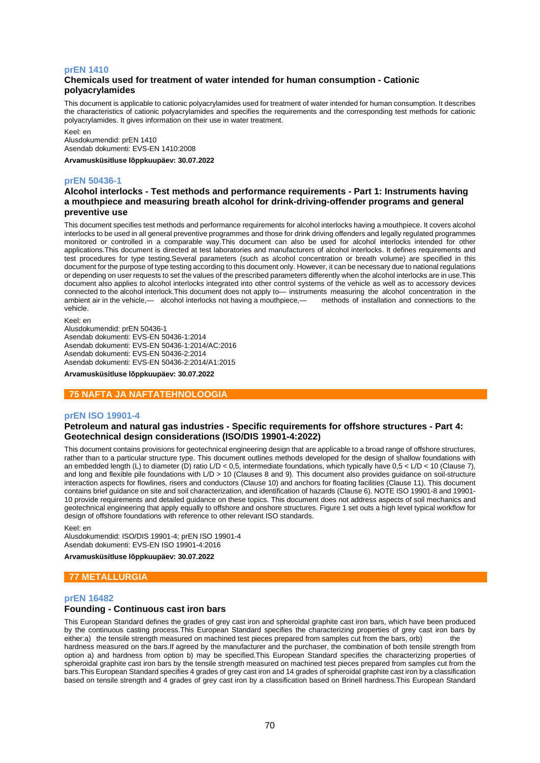### prEN 1410

**Chemicals used for treatment of water intended for human consumption - Cationic polyacrylamides**

This document is applicable to cationic polyacrylamides used for treatment of water intended for human consumption. It describes the characteristics of cationic polyacrylamides and specifies the requirements and the corresponding test methods for cationic polyacrylamides. It gives information on their use in water treatment.

Keel: en
Alusdokumendid: prEN 1410
Asendab dokumenti: EVS-EN 1410:2008

**Arvamusküsitluse lõppkuupäev: 30.07.2022**

### prEN 50436-1

**Alcohol interlocks - Test methods and performance requirements - Part 1: Instruments having a mouthpiece and measuring breath alcohol for drink-driving-offender programs and general preventive use**

This document specifies test methods and performance requirements for alcohol interlocks having a mouthpiece. It covers alcohol interlocks to be used in all general preventive programmes and those for drink driving offenders and legally regulated programmes monitored or controlled in a comparable way.This document can also be used for alcohol interlocks intended for other applications.This document is directed at test laboratories and manufacturers of alcohol interlocks. It defines requirements and test procedures for type testing.Several parameters (such as alcohol concentration or breath volume) are specified in this document for the purpose of type testing according to this document only. However, it can be necessary due to national regulations or depending on user requests to set the values of the prescribed parameters differently when the alcohol interlocks are in use.This document also applies to alcohol interlocks integrated into other control systems of the vehicle as well as to accessory devices connected to the alcohol interlock.This document does not apply to— instruments measuring the alcohol concentration in the ambient air in the vehicle,— alcohol interlocks not having a mouthpiece,— methods of installation and connections to the vehicle.

Keel: en
Alusdokumendid: prEN 50436-1
Asendab dokumenti: EVS-EN 50436-1:2014
Asendab dokumenti: EVS-EN 50436-1:2014/AC:2016
Asendab dokumenti: EVS-EN 50436-2:2014
Asendab dokumenti: EVS-EN 50436-2:2014/A1:2015

**Arvamusküsitluse lõppkuupäev: 30.07.2022**

## 75 NAFTA JA NAFTATEHNOLOOGIA

### prEN ISO 19901-4

**Petroleum and natural gas industries - Specific requirements for offshore structures - Part 4: Geotechnical design considerations (ISO/DIS 19901-4:2022)**

This document contains provisions for geotechnical engineering design that are applicable to a broad range of offshore structures, rather than to a particular structure type. This document outlines methods developed for the design of shallow foundations with an embedded length (L) to diameter (D) ratio L/D < 0,5, intermediate foundations, which typically have 0,5 < L/D < 10 (Clause 7), and long and flexible pile foundations with L/D > 10 (Clauses 8 and 9). This document also provides guidance on soil-structure interaction aspects for flowlines, risers and conductors (Clause 10) and anchors for floating facilities (Clause 11). This document contains brief guidance on site and soil characterization, and identification of hazards (Clause 6). NOTE ISO 19901-8 and 19901-10 provide requirements and detailed guidance on these topics. This document does not address aspects of soil mechanics and geotechnical engineering that apply equally to offshore and onshore structures. Figure 1 set outs a high level typical workflow for design of offshore foundations with reference to other relevant ISO standards.

Keel: en
Alusdokumendid: ISO/DIS 19901-4; prEN ISO 19901-4
Asendab dokumenti: EVS-EN ISO 19901-4:2016

**Arvamusküsitluse lõppkuupäev: 30.07.2022**

## 77 METALLURGIA

### prEN 16482

**Founding - Continuous cast iron bars**

This European Standard defines the grades of grey cast iron and spheroidal graphite cast iron bars, which have been produced by the continuous casting process.This European Standard specifies the characterizing properties of grey cast iron bars by either:a) the tensile strength measured on machined test pieces prepared from samples cut from the bars, orb) the hardness measured on the bars.If agreed by the manufacturer and the purchaser, the combination of both tensile strength from option a) and hardness from option b) may be specified.This European Standard specifies the characterizing properties of spheroidal graphite cast iron bars by the tensile strength measured on machined test pieces prepared from samples cut from the bars.This European Standard specifies 4 grades of grey cast iron and 14 grades of spheroidal graphite cast iron by a classification based on tensile strength and 4 grades of grey cast iron by a classification based on Brinell hardness.This European Standard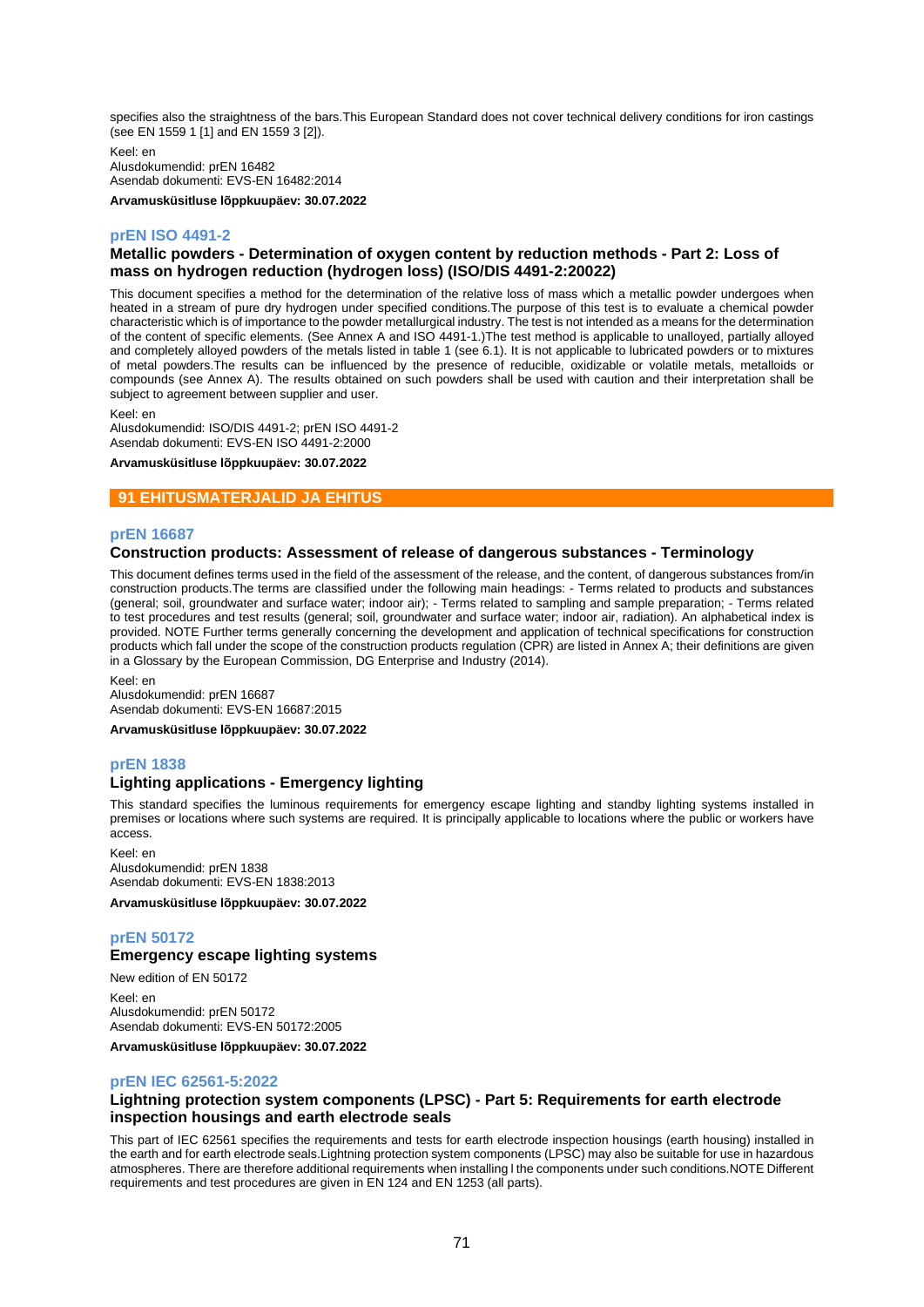specifies also the straightness of the bars.This European Standard does not cover technical delivery conditions for iron castings (see EN 1559 1 [1] and EN 1559 3 [2]).

Keel: en
Alusdokumendid: prEN 16482
Asendab dokumenti: EVS-EN 16482:2014

**Arvamusküsitluse lõppkuupäev: 30.07.2022**

### prEN ISO 4491-2

**Metallic powders - Determination of oxygen content by reduction methods - Part 2: Loss of mass on hydrogen reduction (hydrogen loss) (ISO/DIS 4491-2:20022)**

This document specifies a method for the determination of the relative loss of mass which a metallic powder undergoes when heated in a stream of pure dry hydrogen under specified conditions.The purpose of this test is to evaluate a chemical powder characteristic which is of importance to the powder metallurgical industry. The test is not intended as a means for the determination of the content of specific elements. (See Annex A and ISO 4491-1.)The test method is applicable to unalloyed, partially alloyed and completely alloyed powders of the metals listed in table 1 (see 6.1). It is not applicable to lubricated powders or to mixtures of metal powders.The results can be influenced by the presence of reducible, oxidizable or volatile metals, metalloids or compounds (see Annex A). The results obtained on such powders shall be used with caution and their interpretation shall be subject to agreement between supplier and user.

Keel: en
Alusdokumendid: ISO/DIS 4491-2; prEN ISO 4491-2
Asendab dokumenti: EVS-EN ISO 4491-2:2000

**Arvamusküsitluse lõppkuupäev: 30.07.2022**

## 91 EHITUSMATERJALID JA EHITUS

### prEN 16687

**Construction products: Assessment of release of dangerous substances - Terminology**

This document defines terms used in the field of the assessment of the release, and the content, of dangerous substances from/in construction products.The terms are classified under the following main headings: - Terms related to products and substances (general; soil, groundwater and surface water; indoor air); - Terms related to sampling and sample preparation; - Terms related to test procedures and test results (general; soil, groundwater and surface water; indoor air, radiation). An alphabetical index is provided. NOTE Further terms generally concerning the development and application of technical specifications for construction products which fall under the scope of the construction products regulation (CPR) are listed in Annex A; their definitions are given in a Glossary by the European Commission, DG Enterprise and Industry (2014).

Keel: en
Alusdokumendid: prEN 16687
Asendab dokumenti: EVS-EN 16687:2015

**Arvamusküsitluse lõppkuupäev: 30.07.2022**

### prEN 1838

**Lighting applications - Emergency lighting**

This standard specifies the luminous requirements for emergency escape lighting and standby lighting systems installed in premises or locations where such systems are required. It is principally applicable to locations where the public or workers have access.

Keel: en
Alusdokumendid: prEN 1838
Asendab dokumenti: EVS-EN 1838:2013

**Arvamusküsitluse lõppkuupäev: 30.07.2022**

### prEN 50172

**Emergency escape lighting systems**

New edition of EN 50172

Keel: en
Alusdokumendid: prEN 50172
Asendab dokumenti: EVS-EN 50172:2005

**Arvamusküsitluse lõppkuupäev: 30.07.2022**

### prEN IEC 62561-5:2022

**Lightning protection system components (LPSC) - Part 5: Requirements for earth electrode inspection housings and earth electrode seals**

This part of IEC 62561 specifies the requirements and tests for earth electrode inspection housings (earth housing) installed in the earth and for earth electrode seals.Lightning protection system components (LPSC) may also be suitable for use in hazardous atmospheres. There are therefore additional requirements when installing l the components under such conditions.NOTE Different requirements and test procedures are given in EN 124 and EN 1253 (all parts).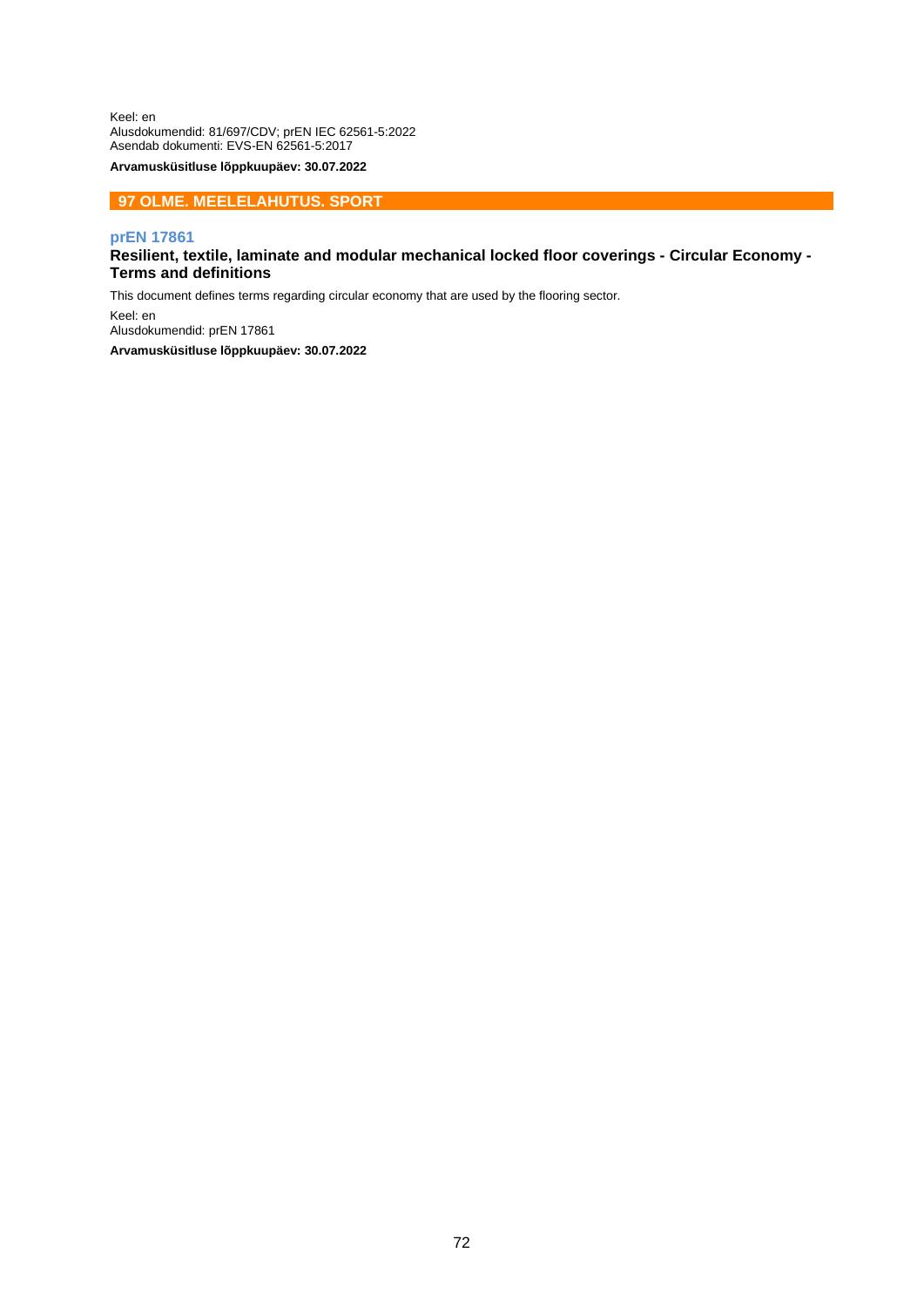Keel: en
Alusdokumendid: 81/697/CDV; prEN IEC 62561-5:2022
Asendab dokumenti: EVS-EN 62561-5:2017

**Arvamusküsitluse lõppkuupäev: 30.07.2022**

## 97 OLME. MEELELAHUTUS. SPORT

### prEN 17861

**Resilient, textile, laminate and modular mechanical locked floor coverings - Circular Economy - Terms and definitions**

This document defines terms regarding circular economy that are used by the flooring sector.

Keel: en
Alusdokumendid: prEN 17861

**Arvamusküsitluse lõppkuupäev: 30.07.2022**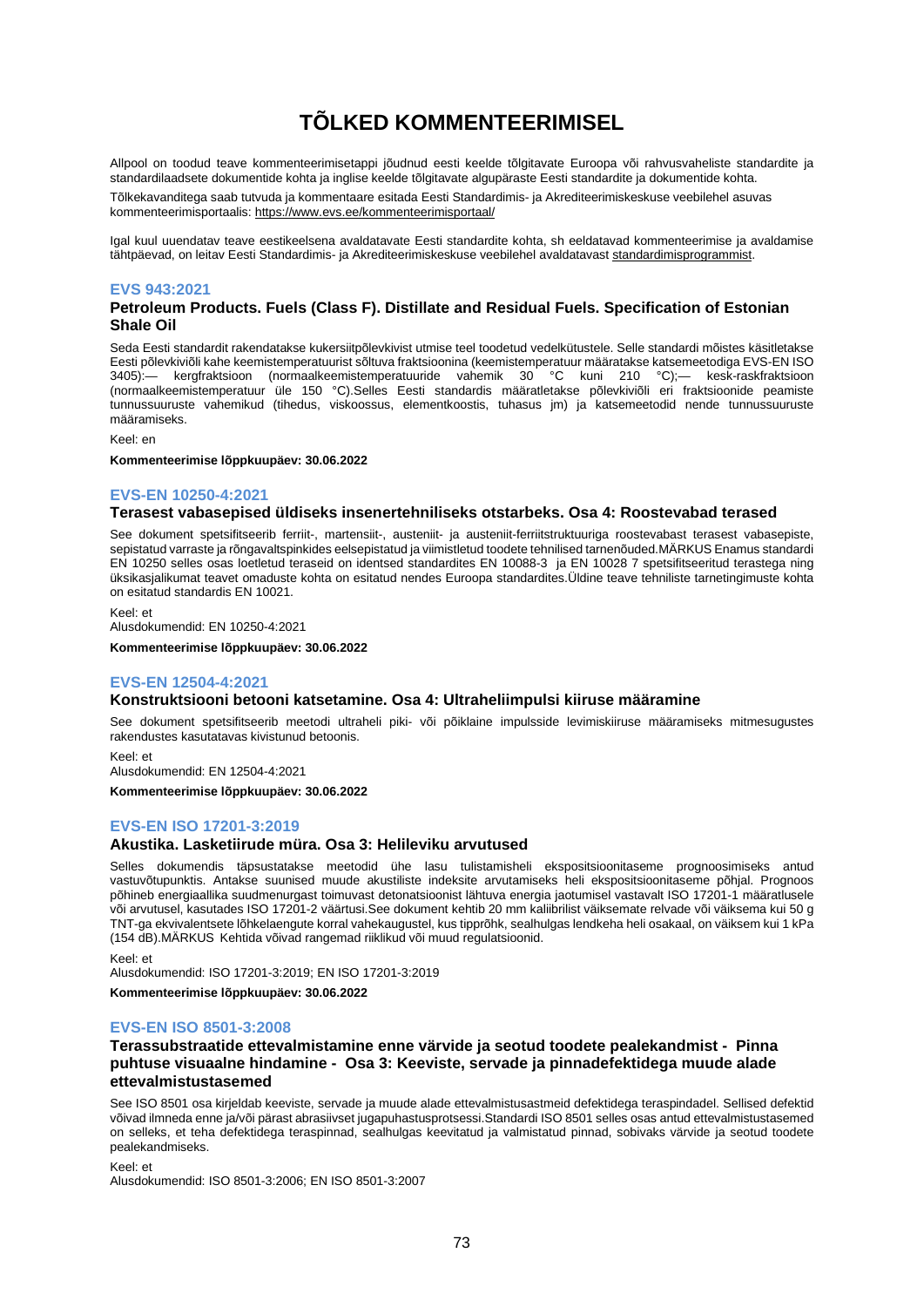# TÕLKED KOMMENTEERIMISEL

Allpool on toodud teave kommenteerimisetappi jõudnud eesti keelde tõlgitavate Euroopa või rahvusvaheliste standardite ja standardilaadsete dokumentide kohta ja inglise keelde tõlgitavate algupäraste Eesti standardite ja dokumentide kohta.

Tõlkekavanditega saab tutvuda ja kommentaare esitada Eesti Standardimis- ja Akrediteerimiskeskuse veebilehel asuvas kommenteerimisportaalis: https://www.evs.ee/kommenteerimisportaal/

Igal kuul uuendatav teave eestikeelsena avaldatavate Eesti standardite kohta, sh eeldatavad kommenteerimise ja avaldamise tähtpäevad, on leitav Eesti Standardimis- ja Akrediteerimiskeskuse veebilehel avaldatavast standardimisprogrammist.

### EVS 943:2021

#### Petroleum Products. Fuels (Class F). Distillate and Residual Fuels. Specification of Estonian Shale Oil

Seda Eesti standardit rakendatakse kukersiitpõlevkivist utmise teel toodetud vedelkütustele. Selle standardi mõistes käsitletakse Eesti põlevkiviõli kahe keemistemperatuurist sõltuva fraktsioonina (keemistemperatuur määratakse katsemeetodiga EVS-EN ISO 3405):— kergfraktsioon (normaalkeemistemperatuuride vahemik 30 °C kuni 210 °C);— kesk-raskfraktsioon (normaalkeemistemperatuur üle 150 °C).Selles Eesti standardis määratletakse põlevkiviõli eri fraktsioonide peamiste tunnussuuruste vahemikud (tihedus, viskoossus, elementkoostis, tuhasus jm) ja katsemeetodid nende tunnussuuruste määramiseks.

Keel: en

**Kommenteerimise lõppkuupäev: 30.06.2022**

### EVS-EN 10250-4:2021

#### Terasest vabasepised üldiseks insenertehniliseks otstarbeks. Osa 4: Roostevabad terased

See dokument spetsifitseerib ferriit-, martensiit-, austeniit- ja austeniit-ferriitstruktuuriga roostevabast terasest vabasepiste, sepistatud varraste ja rõngavaltspinkides eelsepistatud ja viimistletud toodete tehnilised tarnenõuded.MÄRKUS Enamus standardi EN 10250 selles osas loetletud teraseid on identsed standardites EN 10088-3 ja EN 10028 7 spetsifitseeritud terastega ning üksikasjalikumat teavet omaduste kohta on esitatud nendes Euroopa standardites.Üldine teave tehniliste tarnetingimuste kohta on esitatud standardis EN 10021.

Keel: et
Alusdokumendid: EN 10250-4:2021

**Kommenteerimise lõppkuupäev: 30.06.2022**

### EVS-EN 12504-4:2021

#### Konstruktsiooni betooni katsetamine. Osa 4: Ultraheliimpulsi kiiruse määramine

See dokument spetsifitseerib meetodi ultraheli piki- või põiklaine impulsside levimiskiiruse määramiseks mitmesugustes rakendustes kasutatavas kivistunud betoonis.

Keel: et
Alusdokumendid: EN 12504-4:2021

**Kommenteerimise lõppkuupäev: 30.06.2022**

### EVS-EN ISO 17201-3:2019

#### Akustika. Lasketiirude müra. Osa 3: Helileviku arvutused

Selles dokumendis täpsustatakse meetodid ühe lasu tulistamisheli ekspositsioonitaseme prognoosimiseks antud vastuvõtupunktis. Antakse suunised muude akustiliste indeksite arvutamiseks heli eksposit­sioonitaseme põhjal. Prognoos põhineb energiaallika suudmenurgast toimuvast detonatsioonist lähtuva energia jaotumisel vastavalt ISO 17201-1 määratlusele või arvutusel, kasutades ISO 17201-2 väärtusi.See dokument kehtib 20 mm kaliibrilist väiksemate relvade või väiksema kui 50 g TNT-ga ekvivalentsete lõhkelaengute korral vahekaugustel, kus tipprõhk, sealhulgas lendkeha heli osakaal, on väiksem kui 1 kPa (154 dB).MÄRKUS Kehtida võivad rangemad riiklikud või muud regulatsioonid.

Keel: et
Alusdokumendid: ISO 17201-3:2019; EN ISO 17201-3:2019

**Kommenteerimise lõppkuupäev: 30.06.2022**

### EVS-EN ISO 8501-3:2008

#### Terassubstraatide ettevalmistamine enne värvide ja seotud toodete pealekandmist - Pinna puhtuse visuaalne hindamine - Osa 3: Keeviste, servade ja pinnadefektidega muude alade ettevalmistustasemed

See ISO 8501 osa kirjeldab keeviste, servade ja muude alade ettevalmistusastmeid defektidega teraspindadel. Sellised defektid võivad ilmneda enne ja/või pärast abrasiivset jugapuhastusprotsessi.Standardi ISO 8501 selles osas antud ettevalmistustasemed on selleks, et teha defektidega teraspinnad, sealhulgas keevitatud ja valmistatud pinnad, sobivaks värvide ja seotud toodete pealekandmiseks.

Keel: et
Alusdokumendid: ISO 8501-3:2006; EN ISO 8501-3:2007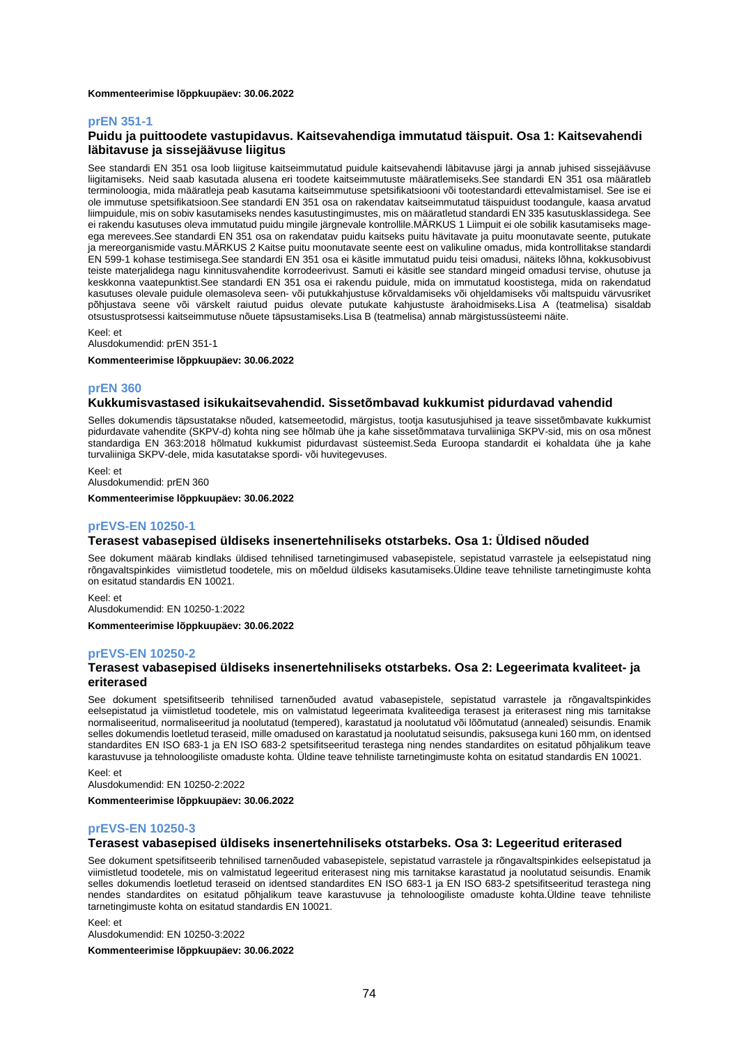**Kommenteerimise lõppkuupäev: 30.06.2022**

## prEN 351-1

### Puidu ja puittoodete vastupidavus. Kaitsevahendiga immutatud täispuit. Osa 1: Kaitsevahendi läbitavuse ja sissejäävuse liigitus

See standardi EN 351 osa loob liigituse kaitseimmutatud puidule kaitsevahendi läbitavuse järgi ja annab juhised sissejäävuse liigitamiseks. Neid saab kasutada alusena eri toodete kaitseimmutuste määratlemiseks.See standardi EN 351 osa määratleb terminoloogia, mida määratleja peab kasutama kaitseimmutuse spetsifikatsiooni või tootestandardi ettevalmistamisel. See ise ei ole immutuse spetsifikatsioon.See standardi EN 351 osa on rakendatav kaitseimmutatud täispuidust toodangule, kaasa arvatud liimpuidule, mis on sobiv kasutamiseks nendes kasutustingimustes, mis on määratletud standardi EN 335 kasutusklassidega. See ei rakendu kasutuses oleva immutatud puidu mingile järgnevale kontrollile.MÄRKUS 1 Liimpuit ei ole sobilik kasutamiseks mage- ega merevees.See standardi EN 351 osa on rakendatav puidu kaitseks puitu hävitavate ja puitu moonutavate seente, putukate ja mereorganismide vastu.MÄRKUS 2 Kaitse puitu moonutavate seente eest on valikuline omadus, mida kontrollitakse standardi EN 599-1 kohase testimisega.See standardi EN 351 osa ei käsitle immutatud puidu teisi omadusi, näiteks lõhna, kokkusobivust teiste materjalidega nagu kinnitusvahendite korrodeerivust. Samuti ei käsitle see standard mingeid omadusi tervise, ohutuse ja keskkonna vaatepunktist.See standardi EN 351 osa ei rakendu puidule, mida on immutatud koostistega, mida on rakendatud kasutuses olevale puidule olemasoleva seen- või putukkahjustuse kõrvaldamiseks või ohjeldamiseks või maltspuidu värvusriket põhjustava seene või värskelt raiutud puidus olevate putukate kahjustuste ärahoidmiseks.Lisa A (teatmelisa) sisaldab otsustusprotsessi kaitseimmutuse nõuete täpsustamiseks.Lisa B (teatmelisa) annab märgistussüsteemi näite.

Keel: et  
Alusdokumendid: prEN 351-1

**Kommenteerimise lõppkuupäev: 30.06.2022**

## prEN 360

### Kukkumisvastased isikukaitsevahendid. Sissetõmbavad kukkumist pidurdavad vahendid

Selles dokumendis täpsustatakse nõuded, katsemeetodid, märgistus, tootja kasutusjuhised ja teave sissetõmbavate kukkumist pidurdavate vahendite (SKPV-d) kohta ning see hõlmab ühe ja kahe sissetõmmatava turvaliiniga SKPV-sid, mis on osa mõnest standardiga EN 363:2018 hõlmatud kukkumist pidurdavast süsteemist.Seda Euroopa standardit ei kohaldata ühe ja kahe turvaliiniga SKPV-dele, mida kasutatakse spordi- või huvitegevuses.

Keel: et  
Alusdokumendid: prEN 360

**Kommenteerimise lõppkuupäev: 30.06.2022**

## prEVS-EN 10250-1

### Terasest vabasepised üldiseks insenertehniliseks otstarbeks. Osa 1: Üldised nõuded

See dokument määrab kindlaks üldised tehnilised tarnetingimused vabasepistele, sepistatud varrastele ja eelsepistatud ning rõngavaltspinkides viimistletud toodetele, mis on mõeldud üldiseks kasutamiseks.Üldine teave tehniliste tarnetingimuste kohta on esitatud standardis EN 10021.

Keel: et  
Alusdokumendid: EN 10250-1:2022

**Kommenteerimise lõppkuupäev: 30.06.2022**

## prEVS-EN 10250-2

### Terasest vabasepised üldiseks insenertehniliseks otstarbeks. Osa 2: Legeerimata kvaliteet- ja eriterased

See dokument spetsifitseerib tehnilised tarnenõuded avatud vabasepistele, sepistatud varrastele ja rõngavaltspinkides eelsepistatud ja viimistletud toodetele, mis on valmistatud legeerimata kvaliteediga terasest ja eriterasest ning mis tarnitakse normaliseeritud, normaliseeritud ja noolutatud (tempered), karastatud ja noolutatud või lõõmutatud (annealed) seisundis. Enamik selles dokumendis loetletud teraseid, mille omadused on karastatud ja noolutatud seisundis, paksusega kuni 160 mm, on identsed standardites EN ISO 683-1 ja EN ISO 683-2 spetsifitseeritud terastega ning nendes standardites on esitatud põhjalikum teave karastuvuse ja tehnoloogiliste omaduste kohta. Üldine teave tehniliste tarnetingimuste kohta on esitatud standardis EN 10021.

Keel: et  
Alusdokumendid: EN 10250-2:2022

**Kommenteerimise lõppkuupäev: 30.06.2022**

## prEVS-EN 10250-3

### Terasest vabasepised üldiseks insenertehniliseks otstarbeks. Osa 3: Legeeritud eriterased

See dokument spetsifitseerib tehnilised tarnenõuded vabasepistele, sepistatud varrastele ja rõngavaltspinkides eelsepistatud ja viimistletud toodetele, mis on valmistatud legeeritud eriterasest ning mis tarnitakse karastatud ja noolutatud seisundis. Enamik selles dokumendis loetletud teraseid on identsed standardites EN ISO 683-1 ja EN ISO 683-2 spetsifitseeritud terastega ning nendes standardites on esitatud põhjalikum teave karastuvuse ja tehnoloogiliste omaduste kohta.Üldine teave tehniliste tarnetingimuste kohta on esitatud standardis EN 10021.

Keel: et  
Alusdokumendid: EN 10250-3:2022

**Kommenteerimise lõppkuupäev: 30.06.2022**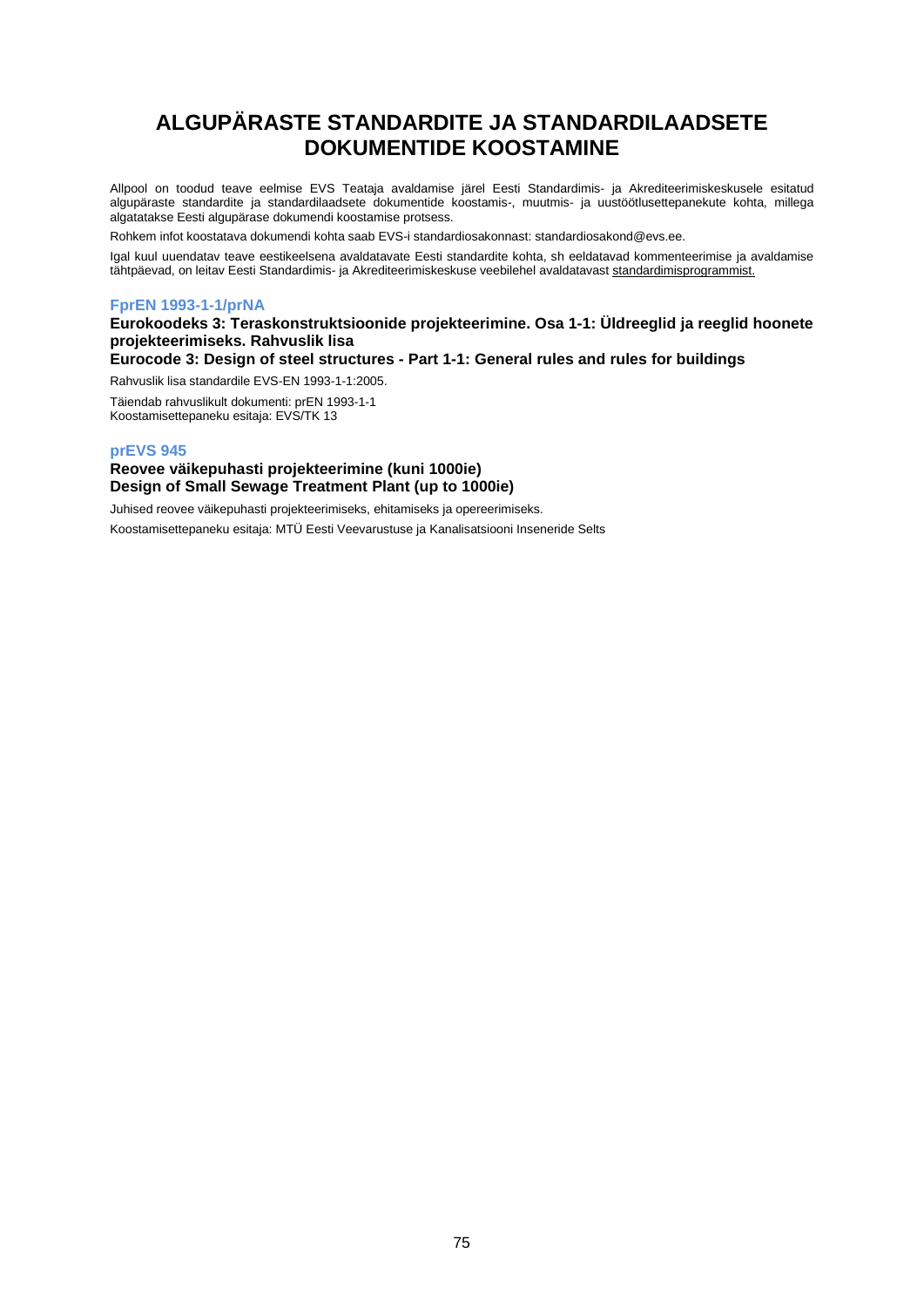# ALGUPÄRASTE STANDARDITE JA STANDARDILAADSETE DOKUMENTIDE KOOSTAMINE

Allpool on toodud teave eelmise EVS Teataja avaldamise järel Eesti Standardimis- ja Akrediteerimiskeskusele esitatud algupäraste standardite ja standardilaadsete dokumentide koostamis-, muutmis- ja uustöötlusettepanekute kohta, millega algatatakse Eesti algupärase dokumendi koostamise protsess.

Rohkem infot koostatava dokumendi kohta saab EVS-i standardiosakonnast: standardiosakond@evs.ee.

Igal kuul uuendatav teave eestikeelsena avaldatavate Eesti standardite kohta, sh eeldatavad kommenteerimise ja avaldamise tähtpäevad, on leitav Eesti Standardimis- ja Akrediteerimiskeskuse veebilehel avaldatavast standardimisprogrammist.

### FprEN 1993-1-1/prNA

**Eurokoodeks 3: Teraskonstruktsioonide projekteerimine. Osa 1-1: Üldreeglid ja reeglid hoonete projekteerimiseks. Rahvuslik lisa**

**Eurocode 3: Design of steel structures - Part 1-1: General rules and rules for buildings**

Rahvuslik lisa standardile EVS-EN 1993-1-1:2005.

Täiendab rahvuslikult dokumenti: prEN 1993-1-1
Koostamisettepaneku esitaja: EVS/TK 13

### prEVS 945

**Reovee väikepuhasti projekteerimine (kuni 1000ie)**
**Design of Small Sewage Treatment Plant (up to 1000ie)**

Juhised reovee väikepuhasti projekteerimiseks, ehitamiseks ja opereerimiseks.

Koostamisettepaneku esitaja: MTÜ Eesti Veevarustuse ja Kanalisatsiooni Inseneride Selts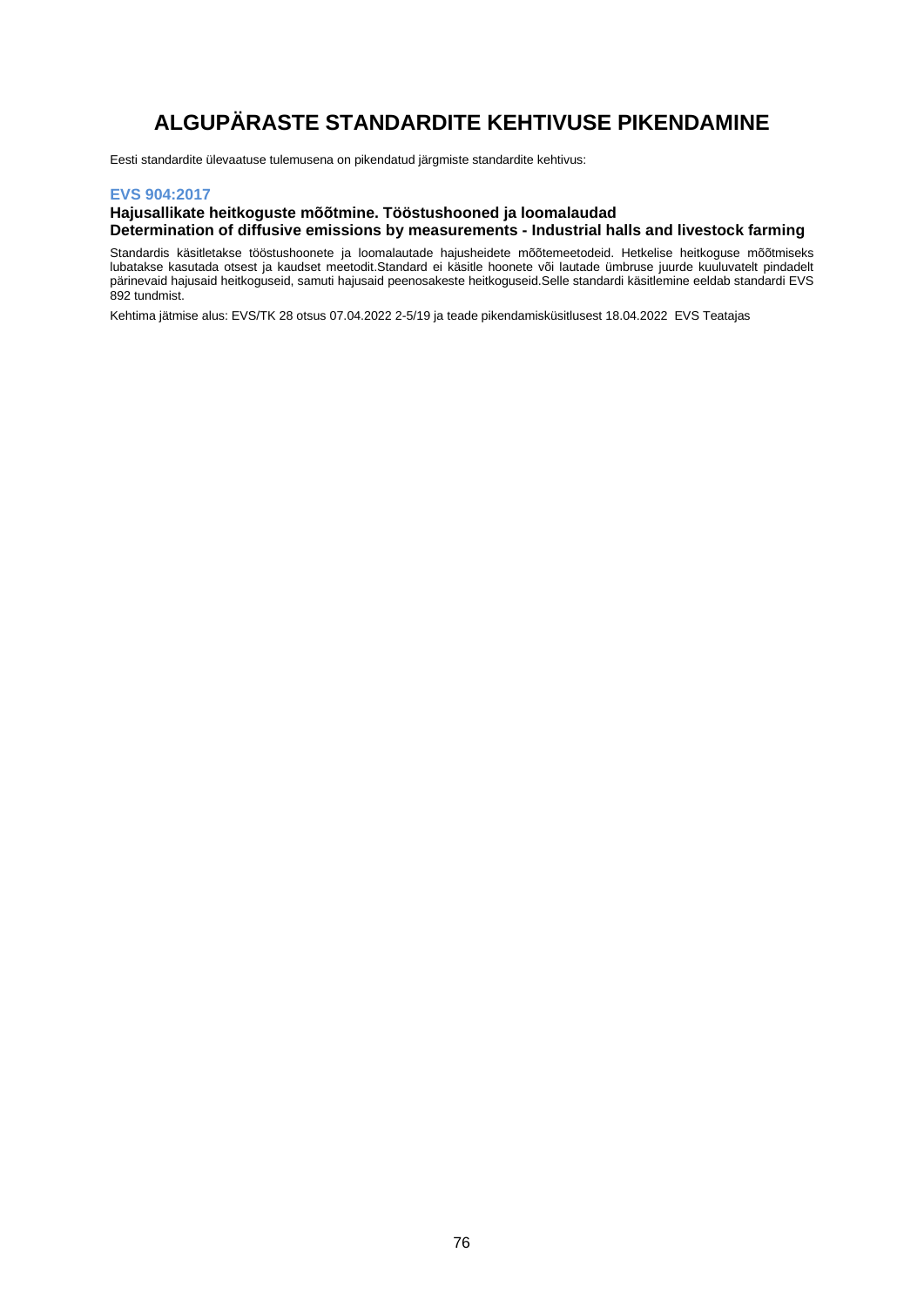# ALGUPÄRASTE STANDARDITE KEHTIVUSE PIKENDAMINE

Eesti standardite ülevaatuse tulemusena on pikendatud järgmiste standardite kehtivus:

### EVS 904:2017

**Hajusallikate heitkoguste mõõtmine. Tööstushooned ja loomalaudad**
**Determination of diffusive emissions by measurements - Industrial halls and livestock farming**

Standardis käsitletakse tööstushoonete ja loomalautade hajusheidete mõõtemeetodeid. Hetkelise heitkoguse mõõtmiseks lubatakse kasutada otsest ja kaudset meetodit.Standard ei käsitle hoonete või lautade ümbruse juurde kuuluvatelt pindadelt pärinevaid hajusaid heitkoguseid, samuti hajusaid peenosakeste heitkoguseid.Selle standardi käsitlemine eeldab standardi EVS 892 tundmist.

Kehtima jätmise alus: EVS/TK 28 otsus 07.04.2022 2-5/19 ja teade pikendamisküsitlusest 18.04.2022 EVS Teatajas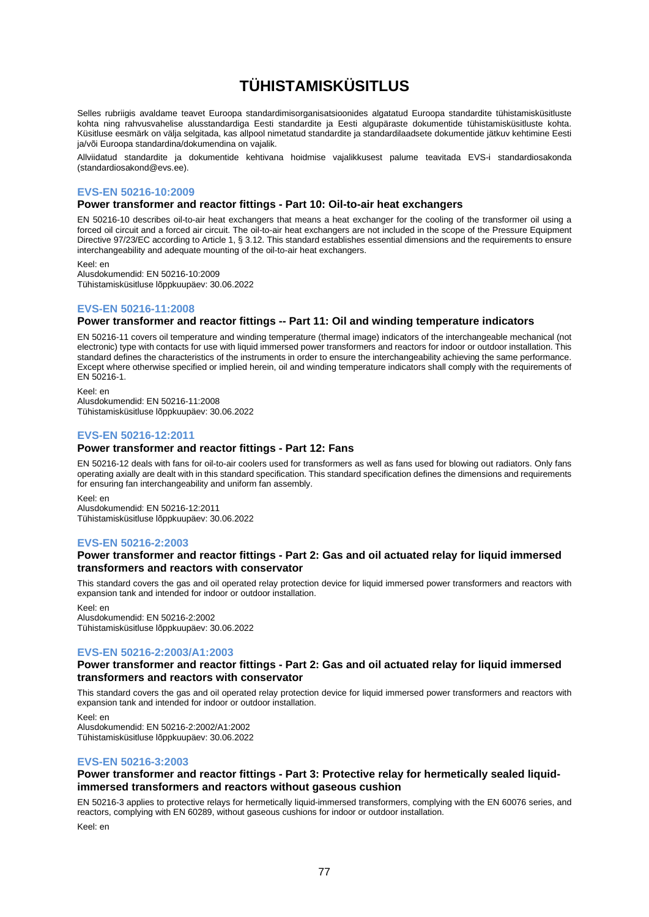# TÜHISTAMISKÜSITLUS

Selles rubriigis avaldame teavet Euroopa standardimisorganisatsioonides algatatud Euroopa standardite tühistamisküsitluste kohta ning rahvusvahelise alusstandardiga Eesti standardite ja Eesti algupäraste dokumentide tühistamisküsitluste kohta. Küsitluse eesmärk on välja selgitada, kas allpool nimetatud standardite ja standardilaadsete dokumentide jätkuv kehtimine Eesti ja/või Euroopa standardina/dokumendina on vajalik.

Allviidatud standardite ja dokumentide kehtivana hoidmise vajalikkusest palume teavitada EVS-i standardiosakonda (standardiosakond@evs.ee).

### EVS-EN 50216-10:2009

#### Power transformer and reactor fittings - Part 10: Oil-to-air heat exchangers

EN 50216-10 describes oil-to-air heat exchangers that means a heat exchanger for the cooling of the transformer oil using a forced oil circuit and a forced air circuit. The oil-to-air heat exchangers are not included in the scope of the Pressure Equipment Directive 97/23/EC according to Article 1, § 3.12. This standard establishes essential dimensions and the requirements to ensure interchangeability and adequate mounting of the oil-to-air heat exchangers.

Keel: en
Alusdokumendid: EN 50216-10:2009
Tühistamisküsitluse lõppkuupäev: 30.06.2022

### EVS-EN 50216-11:2008

#### Power transformer and reactor fittings -- Part 11: Oil and winding temperature indicators

EN 50216-11 covers oil temperature and winding temperature (thermal image) indicators of the interchangeable mechanical (not electronic) type with contacts for use with liquid immersed power transformers and reactors for indoor or outdoor installation. This standard defines the characteristics of the instruments in order to ensure the interchangeability achieving the same performance. Except where otherwise specified or implied herein, oil and winding temperature indicators shall comply with the requirements of EN 50216-1.

Keel: en
Alusdokumendid: EN 50216-11:2008
Tühistamisküsitluse lõppkuupäev: 30.06.2022

### EVS-EN 50216-12:2011

#### Power transformer and reactor fittings - Part 12: Fans

EN 50216-12 deals with fans for oil-to-air coolers used for transformers as well as fans used for blowing out radiators. Only fans operating axially are dealt with in this standard specification. This standard specification defines the dimensions and requirements for ensuring fan interchangeability and uniform fan assembly.

Keel: en
Alusdokumendid: EN 50216-12:2011
Tühistamisküsitluse lõppkuupäev: 30.06.2022

### EVS-EN 50216-2:2003

#### Power transformer and reactor fittings - Part 2: Gas and oil actuated relay for liquid immersed transformers and reactors with conservator

This standard covers the gas and oil operated relay protection device for liquid immersed power transformers and reactors with expansion tank and intended for indoor or outdoor installation.

Keel: en
Alusdokumendid: EN 50216-2:2002
Tühistamisküsitluse lõppkuupäev: 30.06.2022

### EVS-EN 50216-2:2003/A1:2003

#### Power transformer and reactor fittings - Part 2: Gas and oil actuated relay for liquid immersed transformers and reactors with conservator

This standard covers the gas and oil operated relay protection device for liquid immersed power transformers and reactors with expansion tank and intended for indoor or outdoor installation.

Keel: en
Alusdokumendid: EN 50216-2:2002/A1:2002
Tühistamisküsitluse lõppkuupäev: 30.06.2022

### EVS-EN 50216-3:2003

#### Power transformer and reactor fittings - Part 3: Protective relay for hermetically sealed liquid-immersed transformers and reactors without gaseous cushion

EN 50216-3 applies to protective relays for hermetically liquid-immersed transformers, complying with the EN 60076 series, and reactors, complying with EN 60289, without gaseous cushions for indoor or outdoor installation.

Keel: en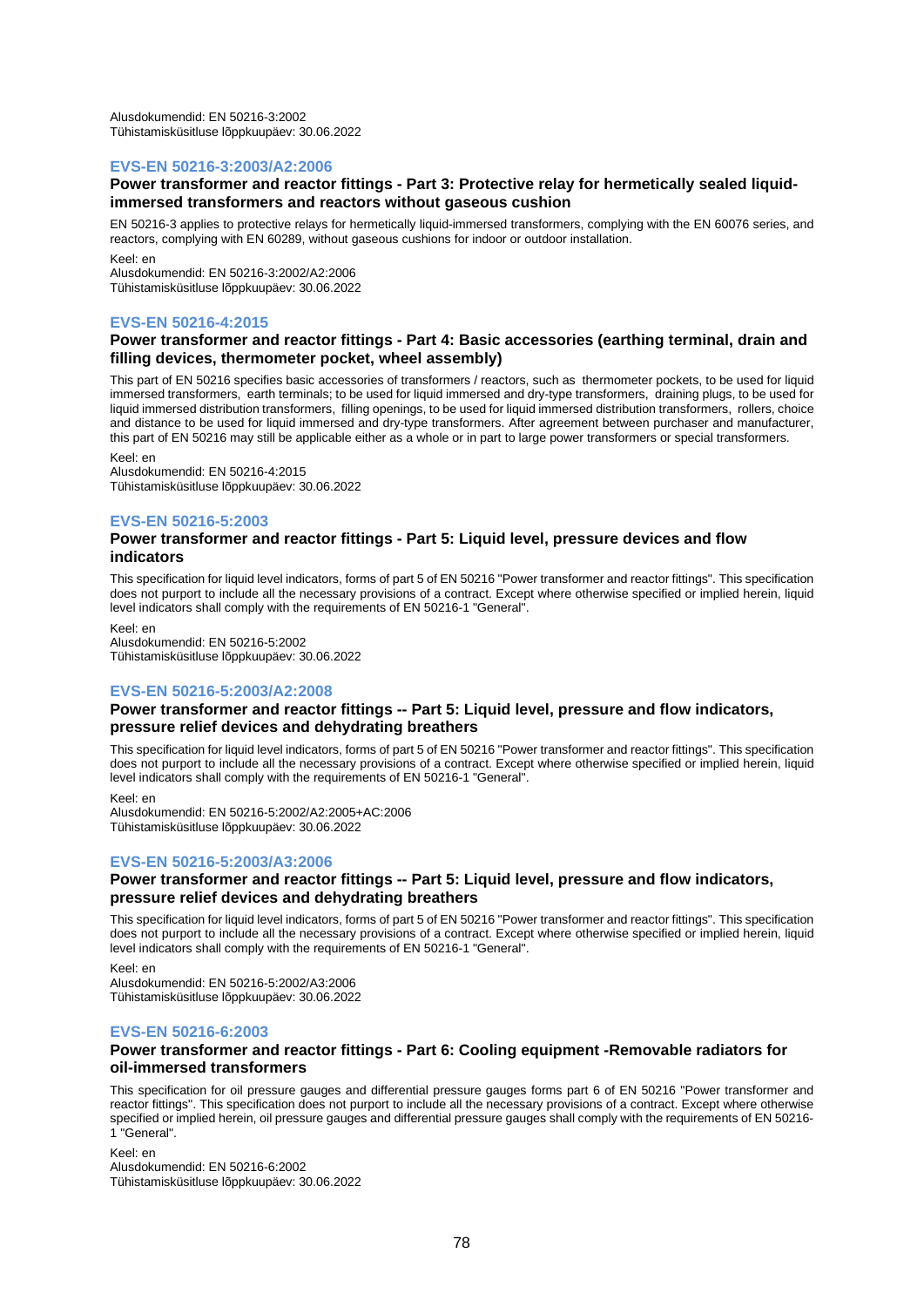Alusdokumendid: EN 50216-3:2002
Tühistamisküsitluse lõppkuupäev: 30.06.2022

### EVS-EN 50216-3:2003/A2:2006

**Power transformer and reactor fittings - Part 3: Protective relay for hermetically sealed liquid-immersed transformers and reactors without gaseous cushion**

EN 50216-3 applies to protective relays for hermetically liquid-immersed transformers, complying with the EN 60076 series, and reactors, complying with EN 60289, without gaseous cushions for indoor or outdoor installation.

Keel: en
Alusdokumendid: EN 50216-3:2002/A2:2006
Tühistamisküsitluse lõppkuupäev: 30.06.2022

### EVS-EN 50216-4:2015

**Power transformer and reactor fittings - Part 4: Basic accessories (earthing terminal, drain and filling devices, thermometer pocket, wheel assembly)**

This part of EN 50216 specifies basic accessories of transformers / reactors, such as thermometer pockets, to be used for liquid immersed transformers, earth terminals; to be used for liquid immersed and dry-type transformers, draining plugs, to be used for liquid immersed distribution transformers, filling openings, to be used for liquid immersed distribution transformers, rollers, choice and distance to be used for liquid immersed and dry-type transformers. After agreement between purchaser and manufacturer, this part of EN 50216 may still be applicable either as a whole or in part to large power transformers or special transformers.

Keel: en
Alusdokumendid: EN 50216-4:2015
Tühistamisküsitluse lõppkuupäev: 30.06.2022

### EVS-EN 50216-5:2003

**Power transformer and reactor fittings - Part 5: Liquid level, pressure devices and flow indicators**

This specification for liquid level indicators, forms of part 5 of EN 50216 "Power transformer and reactor fittings". This specification does not purport to include all the necessary provisions of a contract. Except where otherwise specified or implied herein, liquid level indicators shall comply with the requirements of EN 50216-1 "General".

Keel: en
Alusdokumendid: EN 50216-5:2002
Tühistamisküsitluse lõppkuupäev: 30.06.2022

### EVS-EN 50216-5:2003/A2:2008

**Power transformer and reactor fittings -- Part 5: Liquid level, pressure and flow indicators, pressure relief devices and dehydrating breathers**

This specification for liquid level indicators, forms of part 5 of EN 50216 "Power transformer and reactor fittings". This specification does not purport to include all the necessary provisions of a contract. Except where otherwise specified or implied herein, liquid level indicators shall comply with the requirements of EN 50216-1 "General".

Keel: en
Alusdokumendid: EN 50216-5:2002/A2:2005+AC:2006
Tühistamisküsitluse lõppkuupäev: 30.06.2022

### EVS-EN 50216-5:2003/A3:2006

**Power transformer and reactor fittings -- Part 5: Liquid level, pressure and flow indicators, pressure relief devices and dehydrating breathers**

This specification for liquid level indicators, forms of part 5 of EN 50216 "Power transformer and reactor fittings". This specification does not purport to include all the necessary provisions of a contract. Except where otherwise specified or implied herein, liquid level indicators shall comply with the requirements of EN 50216-1 "General".

Keel: en
Alusdokumendid: EN 50216-5:2002/A3:2006
Tühistamisküsitluse lõppkuupäev: 30.06.2022

### EVS-EN 50216-6:2003

**Power transformer and reactor fittings - Part 6: Cooling equipment -Removable radiators for oil-immersed transformers**

This specification for oil pressure gauges and differential pressure gauges forms part 6 of EN 50216 "Power transformer and reactor fittings". This specification does not purport to include all the necessary provisions of a contract. Except where otherwise specified or implied herein, oil pressure gauges and differential pressure gauges shall comply with the requirements of EN 50216-1 "General".

Keel: en
Alusdokumendid: EN 50216-6:2002
Tühistamisküsitluse lõppkuupäev: 30.06.2022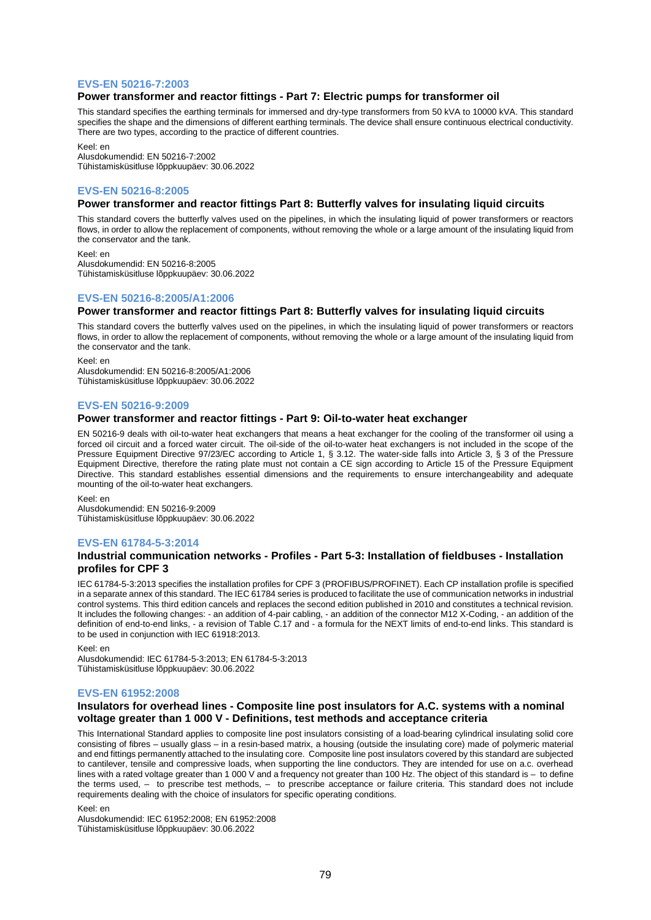### EVS-EN 50216-7:2003

**Power transformer and reactor fittings - Part 7: Electric pumps for transformer oil**

This standard specifies the earthing terminals for immersed and dry-type transformers from 50 kVA to 10000 kVA. This standard specifies the shape and the dimensions of different earthing terminals. The device shall ensure continuous electrical conductivity. There are two types, according to the practice of different countries.

Keel: en
Alusdokumendid: EN 50216-7:2002
Tühistamisküsitluse lõppkuupäev: 30.06.2022

### EVS-EN 50216-8:2005

**Power transformer and reactor fittings Part 8: Butterfly valves for insulating liquid circuits**

This standard covers the butterfly valves used on the pipelines, in which the insulating liquid of power transformers or reactors flows, in order to allow the replacement of components, without removing the whole or a large amount of the insulating liquid from the conservator and the tank.

Keel: en
Alusdokumendid: EN 50216-8:2005
Tühistamisküsitluse lõppkuupäev: 30.06.2022

### EVS-EN 50216-8:2005/A1:2006

**Power transformer and reactor fittings Part 8: Butterfly valves for insulating liquid circuits**

This standard covers the butterfly valves used on the pipelines, in which the insulating liquid of power transformers or reactors flows, in order to allow the replacement of components, without removing the whole or a large amount of the insulating liquid from the conservator and the tank.

Keel: en
Alusdokumendid: EN 50216-8:2005/A1:2006
Tühistamisküsitluse lõppkuupäev: 30.06.2022

### EVS-EN 50216-9:2009

**Power transformer and reactor fittings - Part 9: Oil-to-water heat exchanger**

EN 50216-9 deals with oil-to-water heat exchangers that means a heat exchanger for the cooling of the transformer oil using a forced oil circuit and a forced water circuit. The oil-side of the oil-to-water heat exchangers is not included in the scope of the Pressure Equipment Directive 97/23/EC according to Article 1, § 3.12. The water-side falls into Article 3, § 3 of the Pressure Equipment Directive, therefore the rating plate must not contain a CE sign according to Article 15 of the Pressure Equipment Directive. This standard establishes essential dimensions and the requirements to ensure interchangeability and adequate mounting of the oil-to-water heat exchangers.

Keel: en
Alusdokumendid: EN 50216-9:2009
Tühistamisküsitluse lõppkuupäev: 30.06.2022

### EVS-EN 61784-5-3:2014

**Industrial communication networks - Profiles - Part 5-3: Installation of fieldbuses - Installation profiles for CPF 3**

IEC 61784-5-3:2013 specifies the installation profiles for CPF 3 (PROFIBUS/PROFINET). Each CP installation profile is specified in a separate annex of this standard. The IEC 61784 series is produced to facilitate the use of communication networks in industrial control systems. This third edition cancels and replaces the second edition published in 2010 and constitutes a technical revision. It includes the following changes: - an addition of 4-pair cabling, - an addition of the connector M12 X-Coding, - an addition of the definition of end-to-end links, - a revision of Table C.17 and - a formula for the NEXT limits of end-to-end links. This standard is to be used in conjunction with IEC 61918:2013.

Keel: en
Alusdokumendid: IEC 61784-5-3:2013; EN 61784-5-3:2013
Tühistamisküsitluse lõppkuupäev: 30.06.2022

### EVS-EN 61952:2008

**Insulators for overhead lines - Composite line post insulators for A.C. systems with a nominal voltage greater than 1 000 V - Definitions, test methods and acceptance criteria**

This International Standard applies to composite line post insulators consisting of a load-bearing cylindrical insulating solid core consisting of fibres – usually glass – in a resin-based matrix, a housing (outside the insulating core) made of polymeric material and end fittings permanently attached to the insulating core. Composite line post insulators covered by this standard are subjected to cantilever, tensile and compressive loads, when supporting the line conductors. They are intended for use on a.c. overhead lines with a rated voltage greater than 1 000 V and a frequency not greater than 100 Hz. The object of this standard is – to define the terms used, – to prescribe test methods, – to prescribe acceptance or failure criteria. This standard does not include requirements dealing with the choice of insulators for specific operating conditions.

Keel: en
Alusdokumendid: IEC 61952:2008; EN 61952:2008
Tühistamisküsitluse lõppkuupäev: 30.06.2022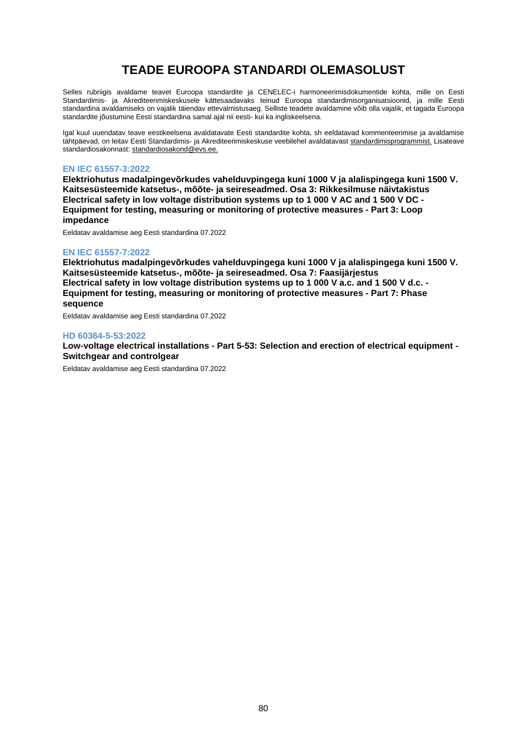# TEADE EUROOPA STANDARDI OLEMASOLUST

Selles rubriigis avaldame teavet Euroopa standardite ja CENELEC-i harmoneerimisdokumentide kohta, mille on Eesti Standardimis- ja Akrediteerimiskeskusele kättesaadavaks teinud Euroopa standardimisorganisatsioonid, ja mille Eesti standardina avaldamiseks on vajalik täiendav ettevalmistusaeg. Selliste teadete avaldamine võib olla vajalik, et tagada Euroopa standardite jõustumine Eesti standardina samal ajal nii eesti- kui ka ingliskeelsena.

Igal kuul uuendatav teave eestikeelsena avaldatavate Eesti standardite kohta, sh eeldatavad kommenteerimise ja avaldamise tähtpäevad, on leitav Eesti Standardimis- ja Akrediteerimiskeskuse veebilehel avaldatavast standardimisprogrammist. Lisateave standardiosakonnast: standardiosakond@evs.ee.

### EN IEC 61557-3:2022

**Elektriohutus madalpingevõrkudes vahelduvpingega kuni 1000 V ja alalispingega kuni 1500 V. Kaitsesüsteemide katsetus-, mõõte- ja seireseadmed. Osa 3: Rikkesilmuse näivtakistus**
**Electrical safety in low voltage distribution systems up to 1 000 V AC and 1 500 V DC - Equipment for testing, measuring or monitoring of protective measures - Part 3: Loop impedance**

Eeldatav avaldamise aeg Eesti standardina 07.2022

### EN IEC 61557-7:2022

**Elektriohutus madalpingevõrkudes vahelduvpingega kuni 1000 V ja alalispingega kuni 1500 V. Kaitsesüsteemide katsetus-, mõõte- ja seireseadmed. Osa 7: Faasijärjestus**
**Electrical safety in low voltage distribution systems up to 1 000 V a.c. and 1 500 V d.c. - Equipment for testing, measuring or monitoring of protective measures - Part 7: Phase sequence**

Eeldatav avaldamise aeg Eesti standardina 07.2022

### HD 60364-5-53:2022

**Low-voltage electrical installations - Part 5-53: Selection and erection of electrical equipment - Switchgear and controlgear**

Eeldatav avaldamise aeg Eesti standardina 07.2022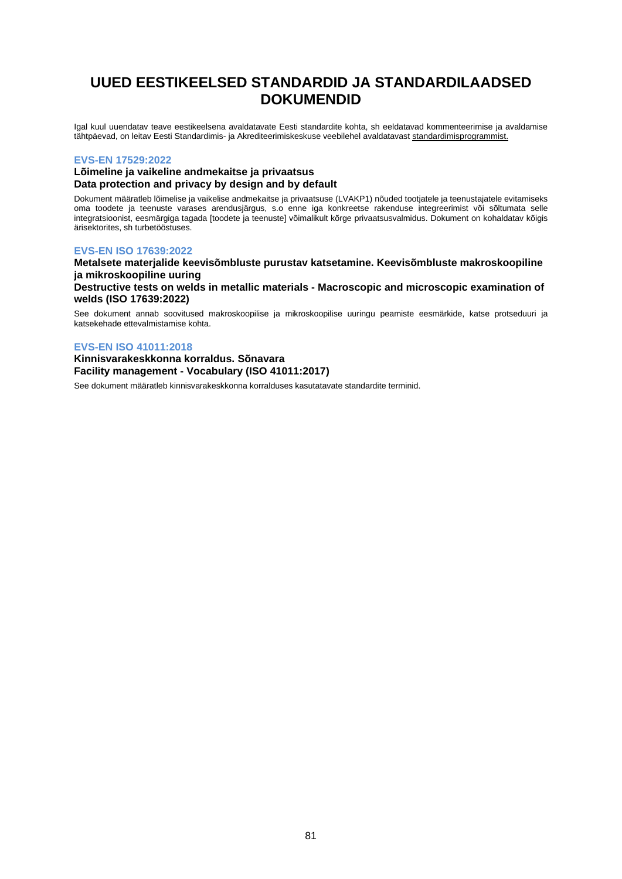# UUED EESTIKEELSED STANDARDID JA STANDARDILAADSED DOKUMENDID

Igal kuul uuendatav teave eestikeelsena avaldatavate Eesti standardite kohta, sh eeldatavad kommenteerimise ja avaldamise tähtpäevad, on leitav Eesti Standardimis- ja Akrediteerimiskeskuse veebilehel avaldatavast standardimisprogrammist.

### EVS-EN 17529:2022

**Lõimeline ja vaikeline andmekaitse ja privaatsus**
**Data protection and privacy by design and by default**

Dokument määratleb lõimelise ja vaikelise andmekaitse ja privaatsuse (LVAKP1) nõuded tootjatele ja teenustajatele evitamiseks oma toodete ja teenuste varases arendusjärgus, s.o enne iga konkreetse rakenduse integreerimist või sõltumata selle integratsioonist, eesmärgiga tagada [toodete ja teenuste] võimalikult kõrge privaatsusvalmidus. Dokument on kohaldatav kõigis ärisektorites, sh turbetööstuses.

### EVS-EN ISO 17639:2022

**Metalsete materjalide keevisõmbluste purustav katsetamine. Keevisõmbluste makroskoopiline ja mikroskoopiline uuring**
**Destructive tests on welds in metallic materials - Macroscopic and microscopic examination of welds (ISO 17639:2022)**

See dokument annab soovitused makroskoopilise ja mikroskoopilise uuringu peamiste eesmärkide, katse protseduuri ja katsekehade ettevalmistamise kohta.

### EVS-EN ISO 41011:2018

**Kinnisvarakeskkonna korraldus. Sõnavara**
**Facility management - Vocabulary (ISO 41011:2017)**

See dokument määratleb kinnisvarakeskkonna korralduses kasutatavate standardite terminid.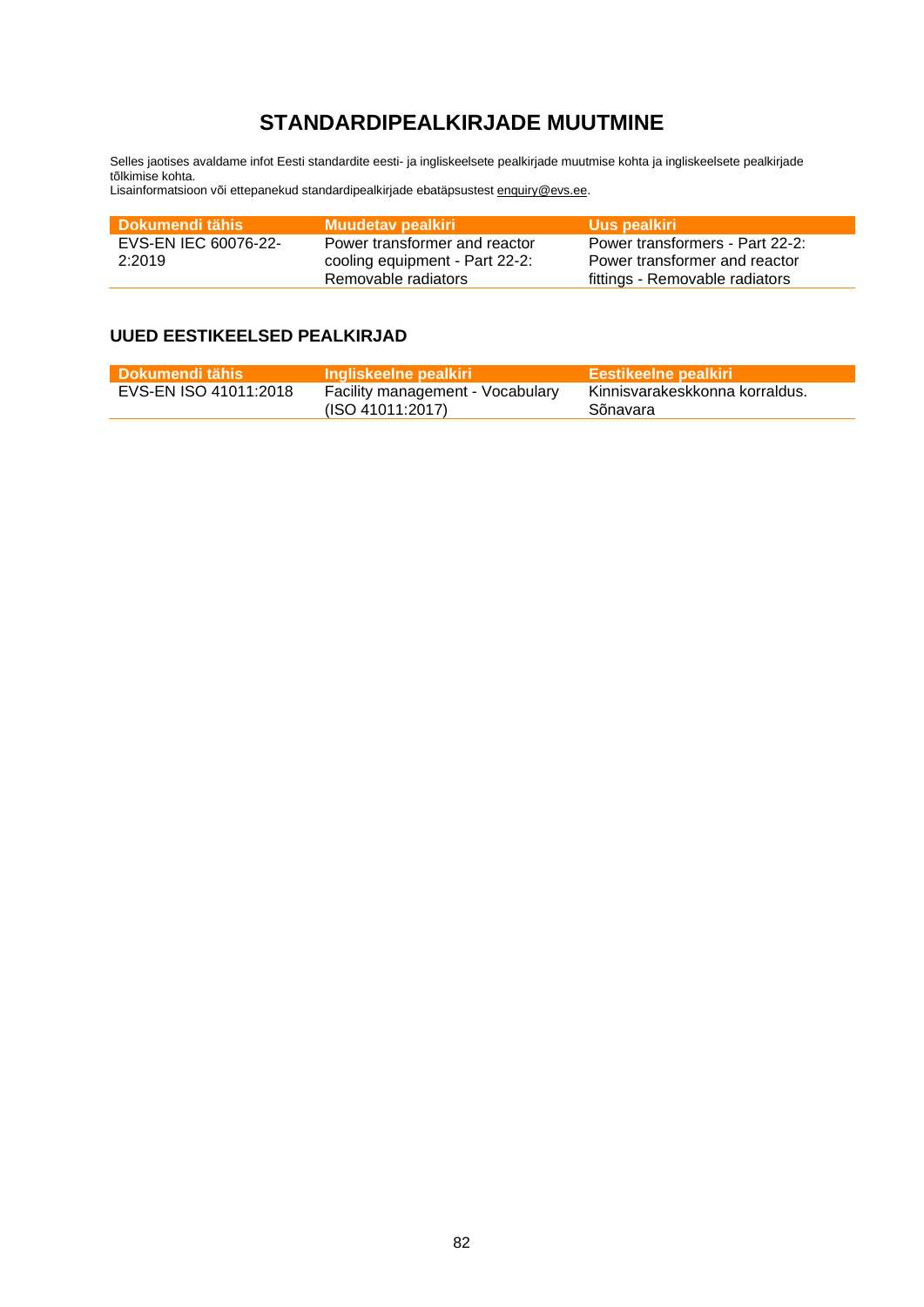# STANDARDIPEALKIRJADE MUUTMINE

Selles jaotises avaldame infot Eesti standardite eesti- ja ingliskeelsete pealkirjade muutmise kohta ja ingliskeelsete pealkirjade tõlkimise kohta.
Lisainformatsioon või ettepanekud standardipealkirjade ebatäpsustest enquiry@evs.ee.

| Dokumendi tähis | Muudetav pealkiri | Uus pealkiri |
|---|---|---|
| EVS-EN IEC 60076-22-2:2019 | Power transformer and reactor cooling equipment - Part 22-2: Removable radiators | Power transformers - Part 22-2: Power transformer and reactor fittings - Removable radiators |

## UUED EESTIKEELSED PEALKIRJAD

| Dokumendi tähis | Ingliskeelne pealkiri | Eestikeelne pealkiri |
|---|---|---|
| EVS-EN ISO 41011:2018 | Facility management - Vocabulary (ISO 41011:2017) | Kinnisvarakeskkonna korraldus. Sõnavara |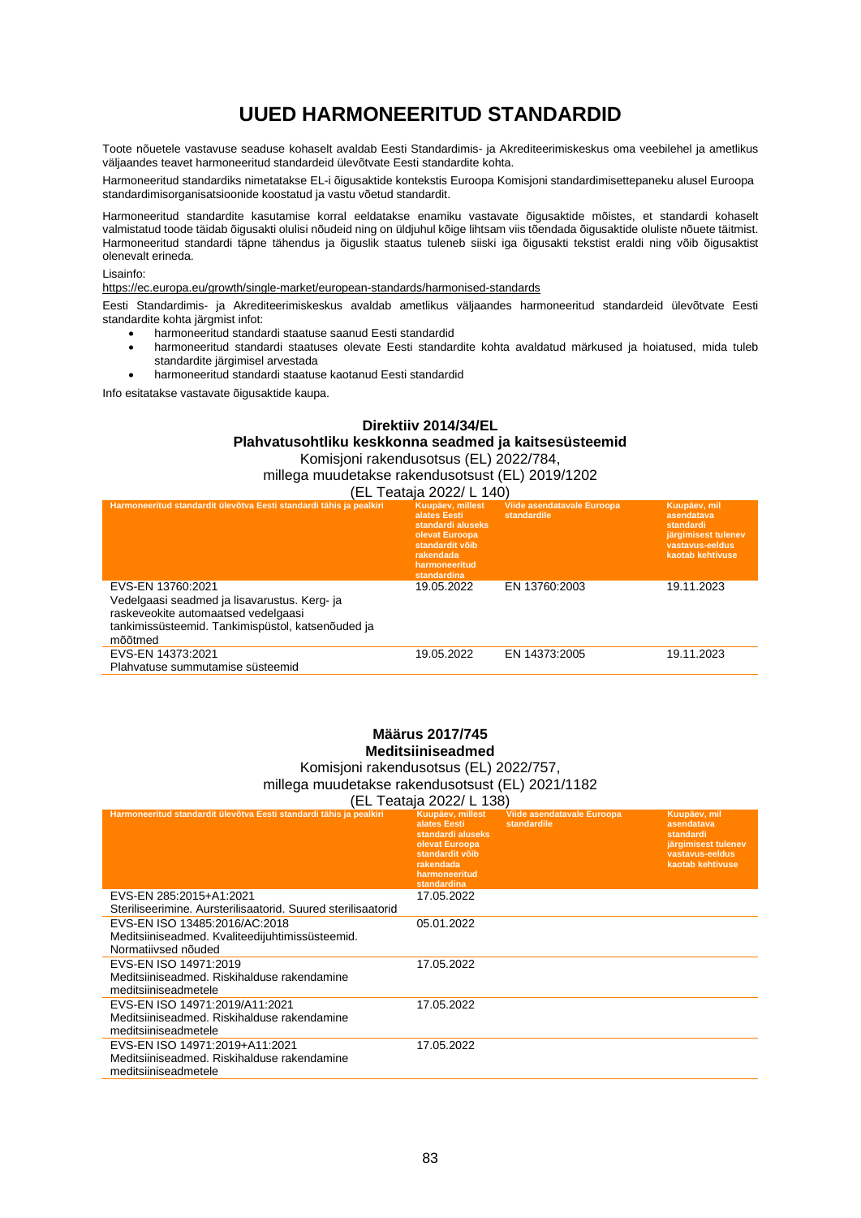# UUED HARMONEERITUD STANDARDID

Toote nõuetele vastavuse seaduse kohaselt avaldab Eesti Standardimis- ja Akrediteerimiskeskus oma veebilehel ja ametlikus väljaandes teavet harmoneeritud standardeid ülevõtvate Eesti standardite kohta.

Harmoneeritud standardiks nimetatakse EL-i õigusaktide kontekstis Euroopa Komisjoni standardimisettepaneku alusel Euroopa standardimisorganisatsioonide koostatud ja vastu võetud standardit.

Harmoneeritud standardite kasutamise korral eeldatakse enamiku vastavate õigusaktide mõistes, et standardi kohaselt valmistatud toode täidab õigusakti olulisi nõudeid ning on üldjuhul kõige lihtsam viis tõendada õigusaktide oluliste nõuete täitmist. Harmoneeritud standardi täpne tähendus ja õiguslik staatus tuleneb siiski iga õigusakti tekstist eraldi ning võib õigusaktist olenevalt erineda.

Lisainfo:
https://ec.europa.eu/growth/single-market/european-standards/harmonised-standards

Eesti Standardimis- ja Akrediteerimiskeskus avaldab ametlikus väljaandes harmoneeritud standardeid ülevõtvate Eesti standardite kohta järgmist infot:

- harmoneeritud standardi staatuse saanud Eesti standardid
- harmoneeritud standardi staatuses olevate Eesti standardite kohta avaldatud märkused ja hoiatused, mida tuleb standardite järgimisel arvestada
- harmoneeritud standardi staatuse kaotanud Eesti standardid

Info esitatakse vastavate õigusaktide kaupa.

**Direktiiv 2014/34/EL**
**Plahvatusohtliku keskkonna seadmed ja kaitsesüsteemid**
Komisjoni rakendusotsus (EL) 2022/784,
millega muudetakse rakendusotsust (EL) 2019/1202
(EL Teataja 2022/ L 140)

| Harmoneeritud standardit ülevõtva Eesti standardi tähis ja pealkiri | Kuupäev, millest alates Eesti standardi aluseks olevat Euroopa standardit võib rakendada harmoneeritud standardina | Viide asendatavale Euroopa standardile | Kuupäev, mil asendatava standardi järgimisest tulenev vastavus-eeldus kaotab kehtivuse |
|---|---|---|---|
| EVS-EN 13760:2021<br>Vedelgaasi seadmed ja lisavarustus. Kerg- ja raskeveokite automaatsed vedelgaasi tankimissüsteemid. Tankimispüstol, katsenõuded ja mõõtmed | 19.05.2022 | EN 13760:2003 | 19.11.2023 |
| EVS-EN 14373:2021<br>Plahvatuse summutamise süsteemid | 19.05.2022 | EN 14373:2005 | 19.11.2023 |

**Määrus 2017/745**
**Meditsiiniseadmed**
Komisjoni rakendusotsus (EL) 2022/757,
millega muudetakse rakendusotsust (EL) 2021/1182
(EL Teataja 2022/ L 138)

| Harmoneeritud standardit ülevõtva Eesti standardi tähis ja pealkiri | Kuupäev, millest alates Eesti standardi aluseks olevat Euroopa standardit võib rakendada harmoneeritud standardina | Viide asendatavale Euroopa standardile | Kuupäev, mil asendatava standardi järgimisest tulenev vastavus-eeldus kaotab kehtivuse |
|---|---|---|---|
| EVS-EN 285:2015+A1:2021<br>Steriliseerimine. Aursterilisaatorid. Suured sterilisaatorid | 17.05.2022 | | |
| EVS-EN ISO 13485:2016/AC:2018<br>Meditsiiniseadmed. Kvaliteedijuhtimissüsteemid. Normatiivsed nõuded | 05.01.2022 | | |
| EVS-EN ISO 14971:2019<br>Meditsiiniseadmed. Riskihalduse rakendamine meditsiiniseadmetele | 17.05.2022 | | |
| EVS-EN ISO 14971:2019/A11:2021<br>Meditsiiniseadmed. Riskihalduse rakendamine meditsiiniseadmetele | 17.05.2022 | | |
| EVS-EN ISO 14971:2019+A11:2021<br>Meditsiiniseadmed. Riskihalduse rakendamine meditsiiniseadmetele | 17.05.2022 | | |